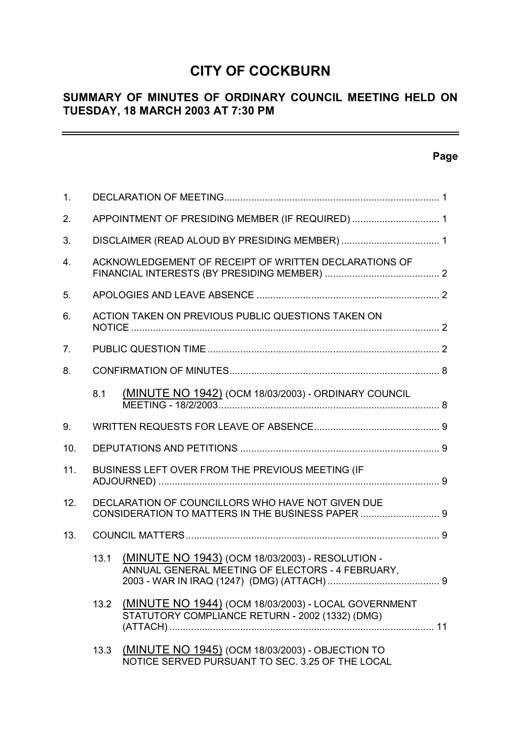# CITY OF COCKBURN

## SUMMARY OF MINUTES OF ORDINARY COUNCIL MEETING HELD ON TUESDAY, 18 MARCH 2003 AT 7:30 PM

**Page**

1. DECLARATION OF MEETING ........................................................................ 1

2. APPOINTMENT OF PRESIDING MEMBER (IF REQUIRED) ................................ 1

3. DISCLAIMER (READ ALOUD BY PRESIDING MEMBER) .................................... 1

4. ACKNOWLEDGEMENT OF RECEIPT OF WRITTEN DECLARATIONS OF FINANCIAL INTERESTS (BY PRESIDING MEMBER) .......................................... 2

5. APOLOGIES AND LEAVE ABSENCE .................................................................. 2

6. ACTION TAKEN ON PREVIOUS PUBLIC QUESTIONS TAKEN ON NOTICE ................................................................................................................ 2

7. PUBLIC QUESTION TIME .................................................................................... 2

8. CONFIRMATION OF MINUTES............................................................................ 8

   8.1 (MINUTE NO 1942) (OCM 18/03/2003) - ORDINARY COUNCIL MEETING - 18/2/2003................................................................................ 8

9. WRITTEN REQUESTS FOR LEAVE OF ABSENCE.............................................. 9

10. DEPUTATIONS AND PETITIONS ........................................................................ 9

11. BUSINESS LEFT OVER FROM THE PREVIOUS MEETING (IF ADJOURNED) ....................................................................................................... 9

12. DECLARATION OF COUNCILLORS WHO HAVE NOT GIVEN DUE CONSIDERATION TO MATTERS IN THE BUSINESS PAPER ............................. 9

13. COUNCIL MATTERS............................................................................................ 9

    13.1 (MINUTE NO 1943) (OCM 18/03/2003) - RESOLUTION - ANNUAL GENERAL MEETING OF ELECTORS - 4 FEBRUARY, 2003 - WAR IN IRAQ (1247) (DMG) (ATTACH) ......................................... 9

    13.2 (MINUTE NO 1944) (OCM 18/03/2003) - LOCAL GOVERNMENT STATUTORY COMPLIANCE RETURN - 2002 (1332) (DMG) (ATTACH) ................................................................................................ 11

    13.3 (MINUTE NO 1945) (OCM 18/03/2003) - OBJECTION TO NOTICE SERVED PURSUANT TO SEC. 3.25 OF THE LOCAL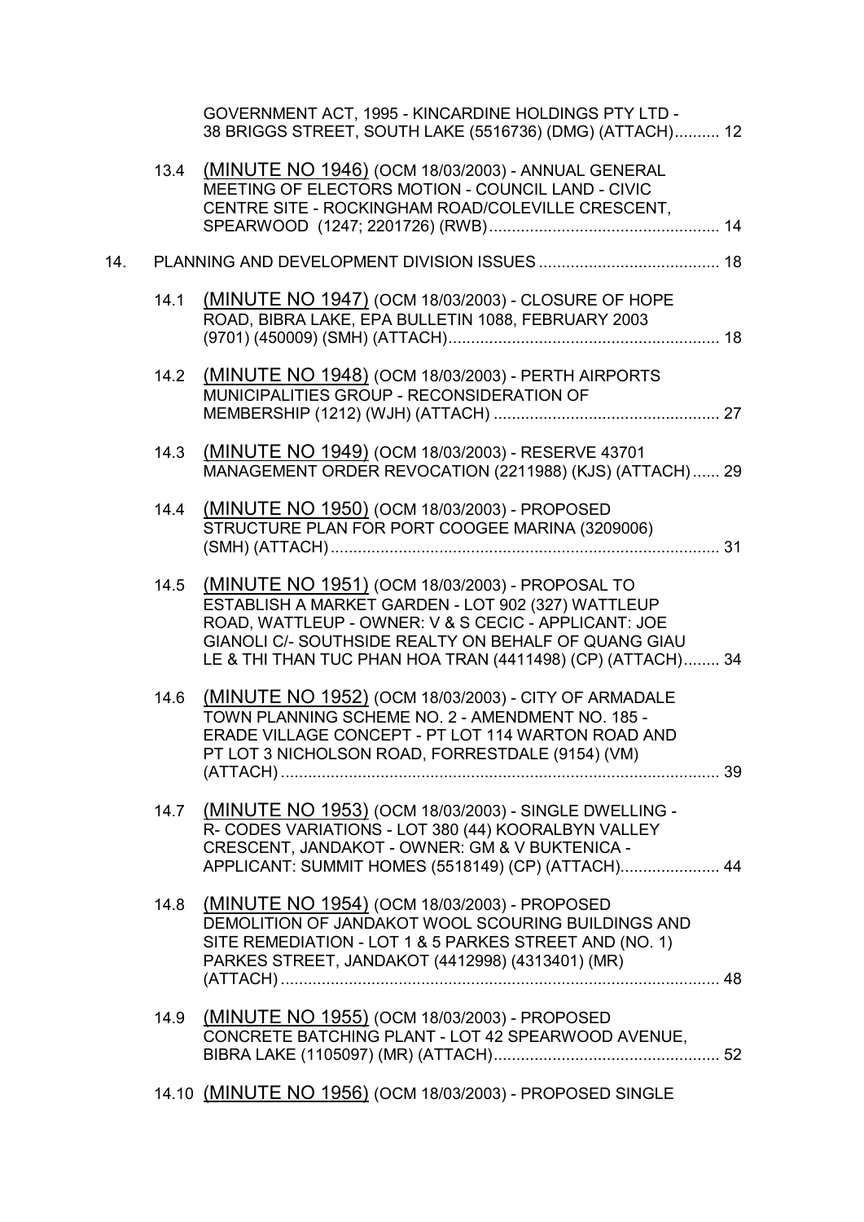GOVERNMENT ACT, 1995 - KINCARDINE HOLDINGS PTY LTD - 38 BRIGGS STREET, SOUTH LAKE (5516736) (DMG) (ATTACH).......... 12

13.4 (MINUTE NO 1946) (OCM 18/03/2003) - ANNUAL GENERAL MEETING OF ELECTORS MOTION - COUNCIL LAND - CIVIC CENTRE SITE - ROCKINGHAM ROAD/COLEVILLE CRESCENT, SPEARWOOD (1247; 2201726) (RWB)................................................... 14

14. PLANNING AND DEVELOPMENT DIVISION ISSUES ........................................ 18

14.1 (MINUTE NO 1947) (OCM 18/03/2003) - CLOSURE OF HOPE ROAD, BIBRA LAKE, EPA BULLETIN 1088, FEBRUARY 2003 (9701) (450009) (SMH) (ATTACH)............................................................ 18

14.2 (MINUTE NO 1948) (OCM 18/03/2003) - PERTH AIRPORTS MUNICIPALITIES GROUP - RECONSIDERATION OF MEMBERSHIP (1212) (WJH) (ATTACH) .................................................. 27

14.3 (MINUTE NO 1949) (OCM 18/03/2003) - RESERVE 43701 MANAGEMENT ORDER REVOCATION (2211988) (KJS) (ATTACH)...... 29

14.4 (MINUTE NO 1950) (OCM 18/03/2003) - PROPOSED STRUCTURE PLAN FOR PORT COOGEE MARINA (3209006) (SMH) (ATTACH)...................................................................................... 31

14.5 (MINUTE NO 1951) (OCM 18/03/2003) - PROPOSAL TO ESTABLISH A MARKET GARDEN - LOT 902 (327) WATTLEUP ROAD, WATTLEUP - OWNER: V & S CECIC - APPLICANT: JOE GIANOLI C/- SOUTHSIDE REALTY ON BEHALF OF QUANG GIAU LE & THI THAN TUC PHAN HOA TRAN (4411498) (CP) (ATTACH)........ 34

14.6 (MINUTE NO 1952) (OCM 18/03/2003) - CITY OF ARMADALE TOWN PLANNING SCHEME NO. 2 - AMENDMENT NO. 185 - ERADE VILLAGE CONCEPT - PT LOT 114 WARTON ROAD AND PT LOT 3 NICHOLSON ROAD, FORRESTDALE (9154) (VM) (ATTACH)................................................................................................. 39

14.7 (MINUTE NO 1953) (OCM 18/03/2003) - SINGLE DWELLING - R- CODES VARIATIONS - LOT 380 (44) KOORALBYN VALLEY CRESCENT, JANDAKOT - OWNER: GM & V BUKTENICA - APPLICANT: SUMMIT HOMES (5518149) (CP) (ATTACH)...................... 44

14.8 (MINUTE NO 1954) (OCM 18/03/2003) - PROPOSED DEMOLITION OF JANDAKOT WOOL SCOURING BUILDINGS AND SITE REMEDIATION - LOT 1 & 5 PARKES STREET AND (NO. 1) PARKES STREET, JANDAKOT (4412998) (4313401) (MR) (ATTACH)................................................................................................. 48

14.9 (MINUTE NO 1955) (OCM 18/03/2003) - PROPOSED CONCRETE BATCHING PLANT - LOT 42 SPEARWOOD AVENUE, BIBRA LAKE (1105097) (MR) (ATTACH).................................................. 52

14.10 (MINUTE NO 1956) (OCM 18/03/2003) - PROPOSED SINGLE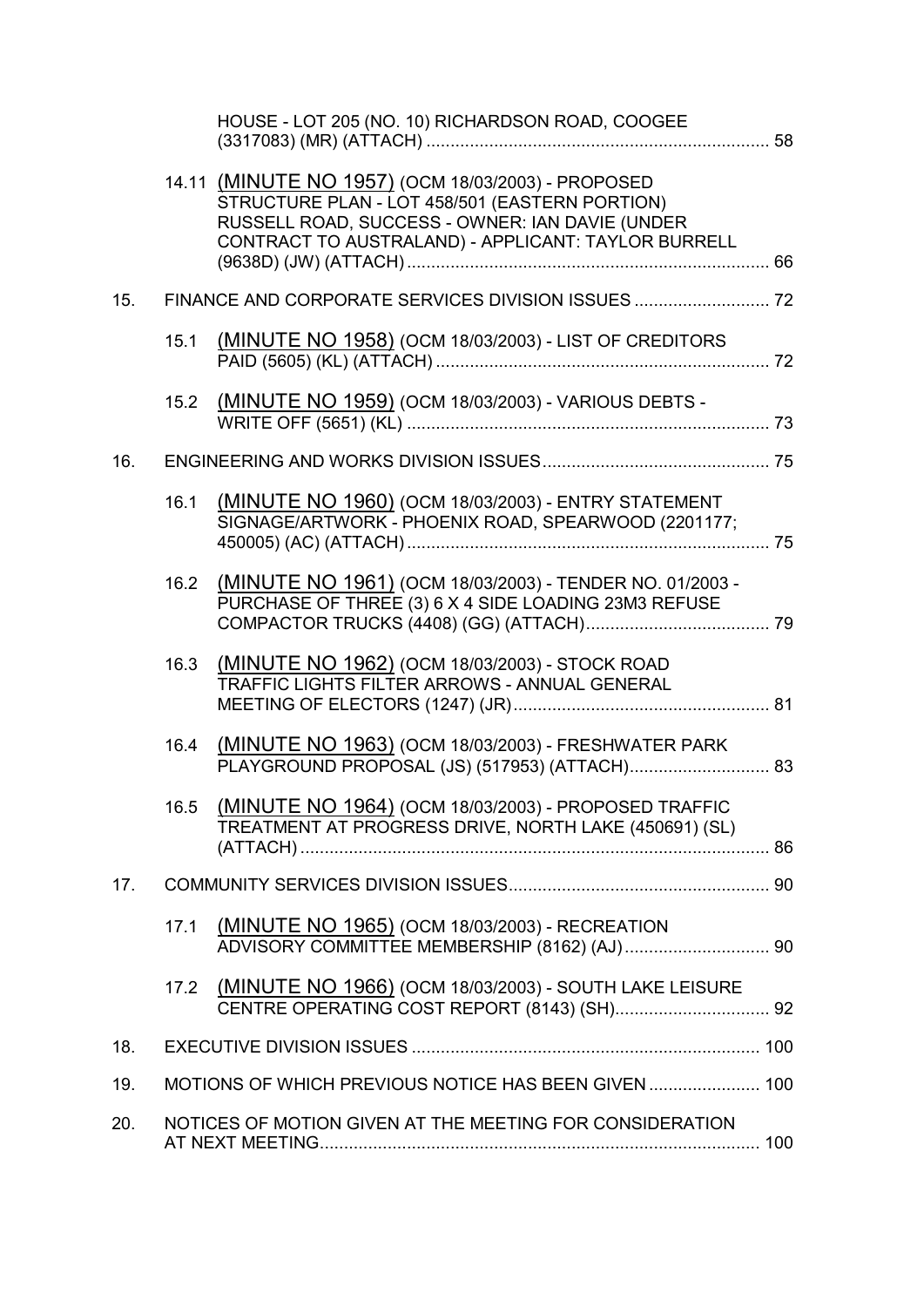HOUSE - LOT 205 (NO. 10) RICHARDSON ROAD, COOGEE (3317083) (MR) (ATTACH) ........................................................................ 58

14.11 (MINUTE NO 1957) (OCM 18/03/2003) - PROPOSED STRUCTURE PLAN - LOT 458/501 (EASTERN PORTION) RUSSELL ROAD, SUCCESS - OWNER: IAN DAVIE (UNDER CONTRACT TO AUSTRALAND) - APPLICANT: TAYLOR BURRELL (9638D) (JW) (ATTACH) ........................................................................... 66

15. FINANCE AND CORPORATE SERVICES DIVISION ISSUES ............................ 72

15.1 (MINUTE NO 1958) (OCM 18/03/2003) - LIST OF CREDITORS PAID (5605) (KL) (ATTACH) ..................................................................... 72

15.2 (MINUTE NO 1959) (OCM 18/03/2003) - VARIOUS DEBTS - WRITE OFF (5651) (KL) ........................................................................... 73

16. ENGINEERING AND WORKS DIVISION ISSUES............................................... 75

16.1 (MINUTE NO 1960) (OCM 18/03/2003) - ENTRY STATEMENT SIGNAGE/ARTWORK - PHOENIX ROAD, SPEARWOOD (2201177; 450005) (AC) (ATTACH) ........................................................................... 75

16.2 (MINUTE NO 1961) (OCM 18/03/2003) - TENDER NO. 01/2003 - PURCHASE OF THREE (3) 6 X 4 SIDE LOADING 23M3 REFUSE COMPACTOR TRUCKS (4408) (GG) (ATTACH)...................................... 79

16.3 (MINUTE NO 1962) (OCM 18/03/2003) - STOCK ROAD TRAFFIC LIGHTS FILTER ARROWS - ANNUAL GENERAL MEETING OF ELECTORS (1247) (JR)..................................................... 81

16.4 (MINUTE NO 1963) (OCM 18/03/2003) - FRESHWATER PARK PLAYGROUND PROPOSAL (JS) (517953) (ATTACH)............................. 83

16.5 (MINUTE NO 1964) (OCM 18/03/2003) - PROPOSED TRAFFIC TREATMENT AT PROGRESS DRIVE, NORTH LAKE (450691) (SL) (ATTACH) ................................................................................................. 86

17. COMMUNITY SERVICES DIVISION ISSUES...................................................... 90

17.1 (MINUTE NO 1965) (OCM 18/03/2003) - RECREATION ADVISORY COMMITTEE MEMBERSHIP (8162) (AJ).............................. 90

17.2 (MINUTE NO 1966) (OCM 18/03/2003) - SOUTH LAKE LEISURE CENTRE OPERATING COST REPORT (8143) (SH)................................ 92

18. EXECUTIVE DIVISION ISSUES ........................................................................ 100

19. MOTIONS OF WHICH PREVIOUS NOTICE HAS BEEN GIVEN ....................... 100

20. NOTICES OF MOTION GIVEN AT THE MEETING FOR CONSIDERATION AT NEXT MEETING........................................................................................... 100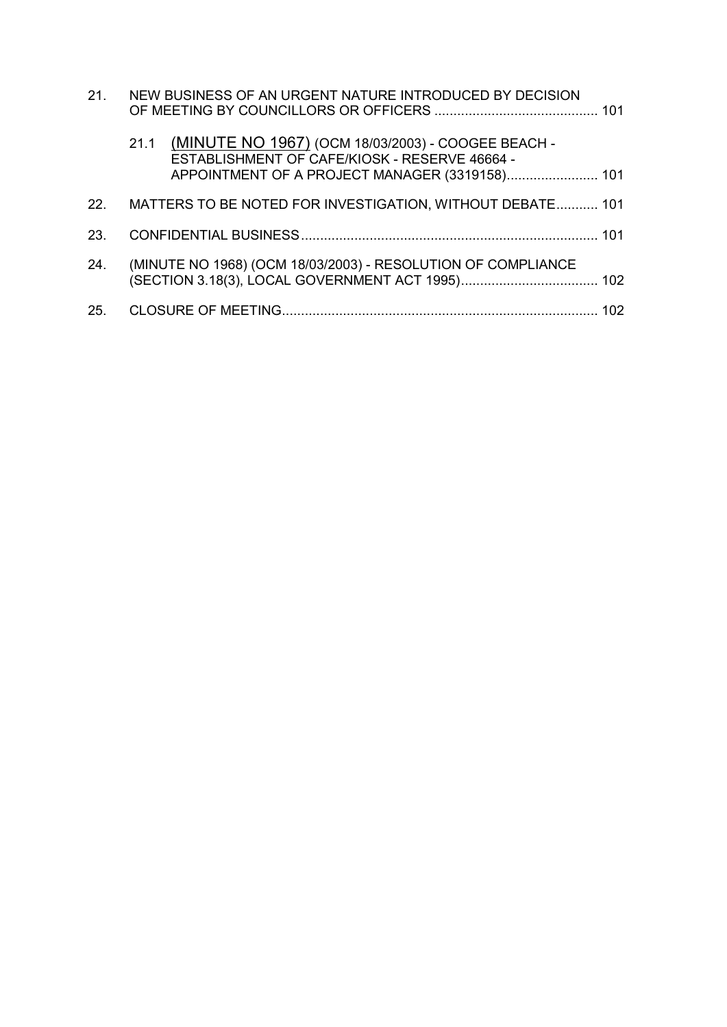21. NEW BUSINESS OF AN URGENT NATURE INTRODUCED BY DECISION OF MEETING BY COUNCILLORS OR OFFICERS ........................................... 101

    21.1 (MINUTE NO 1967) (OCM 18/03/2003) - COOGEE BEACH - ESTABLISHMENT OF CAFE/KIOSK - RESERVE 46664 - APPOINTMENT OF A PROJECT MANAGER (3319158)........................ 101

22. MATTERS TO BE NOTED FOR INVESTIGATION, WITHOUT DEBATE........... 101

23. CONFIDENTIAL BUSINESS............................................................................. 101

24. (MINUTE NO 1968) (OCM 18/03/2003) - RESOLUTION OF COMPLIANCE (SECTION 3.18(3), LOCAL GOVERNMENT ACT 1995).................................... 102

25. CLOSURE OF MEETING.................................................................................. 102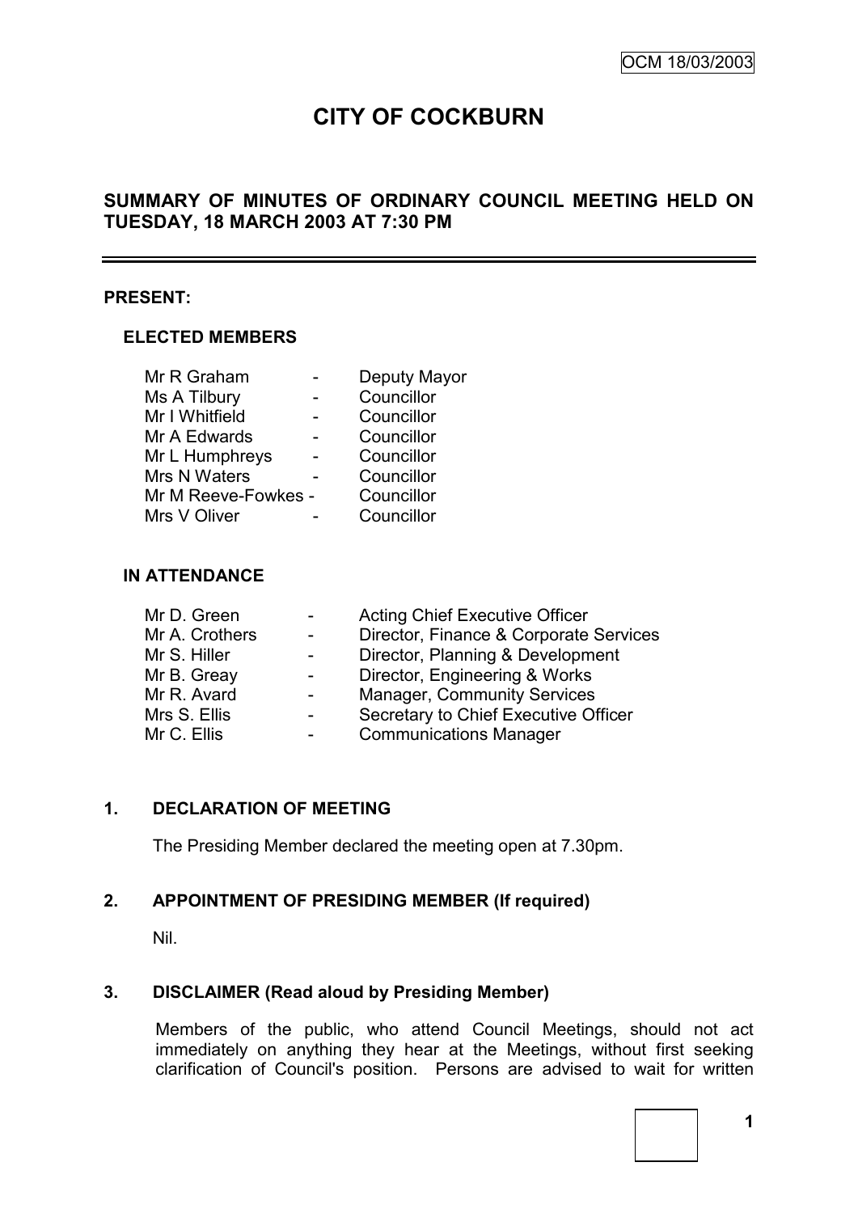OCM 18/03/2003

# CITY OF COCKBURN

## SUMMARY OF MINUTES OF ORDINARY COUNCIL MEETING HELD ON TUESDAY, 18 MARCH 2003 AT 7:30 PM

---

### PRESENT:

#### ELECTED MEMBERS

| | | |
|---|---|---|
| Mr R Graham | - | Deputy Mayor |
| Ms A Tilbury | - | Councillor |
| Mr I Whitfield | - | Councillor |
| Mr A Edwards | - | Councillor |
| Mr L Humphreys | - | Councillor |
| Mrs N Waters | - | Councillor |
| Mr M Reeve-Fowkes | - | Councillor |
| Mrs V Oliver | - | Councillor |

#### IN ATTENDANCE

| | | |
|---|---|---|
| Mr D. Green | - | Acting Chief Executive Officer |
| Mr A. Crothers | - | Director, Finance & Corporate Services |
| Mr S. Hiller | - | Director, Planning & Development |
| Mr B. Greay | - | Director, Engineering & Works |
| Mr R. Avard | - | Manager, Community Services |
| Mrs S. Ellis | - | Secretary to Chief Executive Officer |
| Mr C. Ellis | - | Communications Manager |

### 1. DECLARATION OF MEETING

The Presiding Member declared the meeting open at 7.30pm.

### 2. APPOINTMENT OF PRESIDING MEMBER (If required)

Nil.

### 3. DISCLAIMER (Read aloud by Presiding Member)

Members of the public, who attend Council Meetings, should not act immediately on anything they hear at the Meetings, without first seeking clarification of Council's position. Persons are advised to wait for written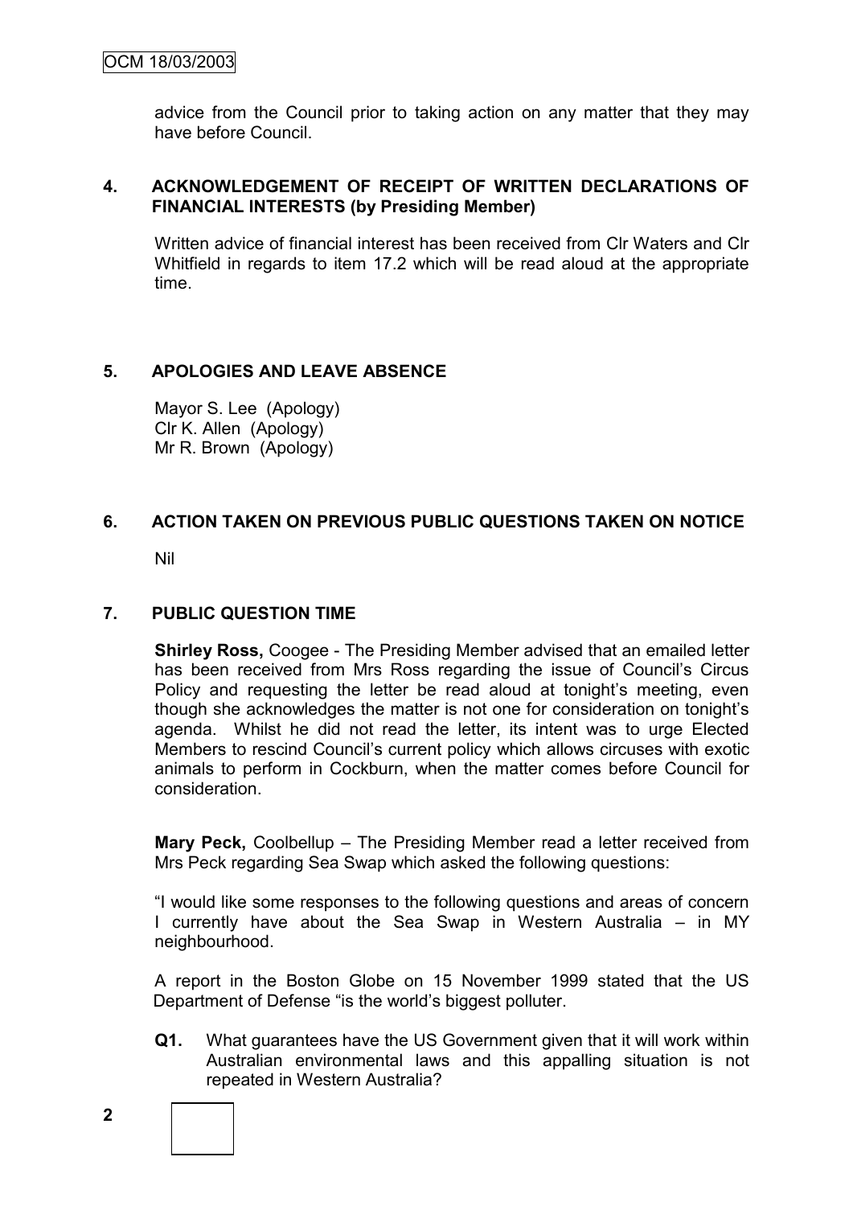advice from the Council prior to taking action on any matter that they may have before Council.

## 4. ACKNOWLEDGEMENT OF RECEIPT OF WRITTEN DECLARATIONS OF FINANCIAL INTERESTS (by Presiding Member)

Written advice of financial interest has been received from Clr Waters and Clr Whitfield in regards to item 17.2 which will be read aloud at the appropriate time.

## 5. APOLOGIES AND LEAVE ABSENCE

Mayor S. Lee (Apology)
Clr K. Allen (Apology)
Mr R. Brown (Apology)

## 6. ACTION TAKEN ON PREVIOUS PUBLIC QUESTIONS TAKEN ON NOTICE

Nil

## 7. PUBLIC QUESTION TIME

**Shirley Ross,** Coogee - The Presiding Member advised that an emailed letter has been received from Mrs Ross regarding the issue of Council's Circus Policy and requesting the letter be read aloud at tonight's meeting, even though she acknowledges the matter is not one for consideration on tonight's agenda. Whilst he did not read the letter, its intent was to urge Elected Members to rescind Council's current policy which allows circuses with exotic animals to perform in Cockburn, when the matter comes before Council for consideration.

**Mary Peck,** Coolbellup – The Presiding Member read a letter received from Mrs Peck regarding Sea Swap which asked the following questions:

"I would like some responses to the following questions and areas of concern I currently have about the Sea Swap in Western Australia – in MY neighbourhood.

A report in the Boston Globe on 15 November 1999 stated that the US Department of Defense "is the world's biggest polluter.

**Q1.** What guarantees have the US Government given that it will work within Australian environmental laws and this appalling situation is not repeated in Western Australia?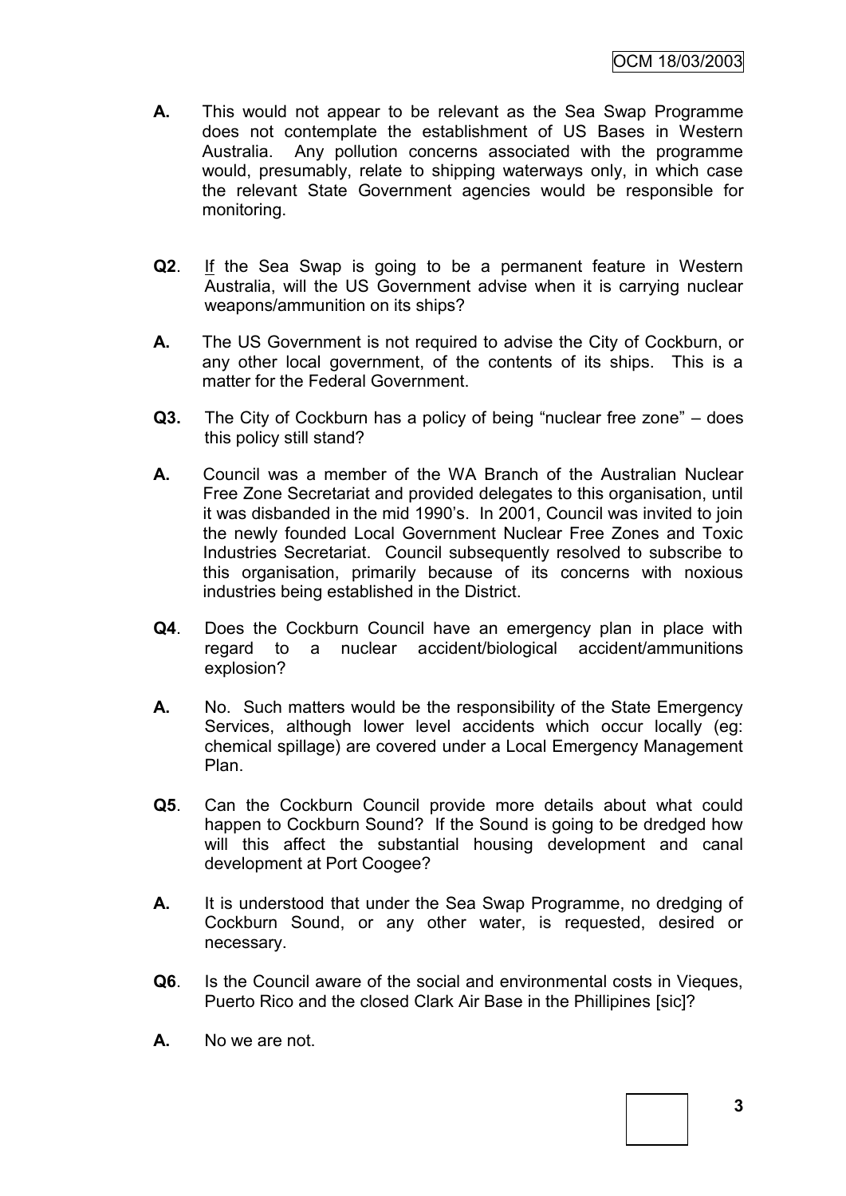**A.** This would not appear to be relevant as the Sea Swap Programme does not contemplate the establishment of US Bases in Western Australia. Any pollution concerns associated with the programme would, presumably, relate to shipping waterways only, in which case the relevant State Government agencies would be responsible for monitoring.

**Q2**. If the Sea Swap is going to be a permanent feature in Western Australia, will the US Government advise when it is carrying nuclear weapons/ammunition on its ships?

**A.** The US Government is not required to advise the City of Cockburn, or any other local government, of the contents of its ships. This is a matter for the Federal Government.

**Q3.** The City of Cockburn has a policy of being "nuclear free zone" – does this policy still stand?

**A.** Council was a member of the WA Branch of the Australian Nuclear Free Zone Secretariat and provided delegates to this organisation, until it was disbanded in the mid 1990's. In 2001, Council was invited to join the newly founded Local Government Nuclear Free Zones and Toxic Industries Secretariat. Council subsequently resolved to subscribe to this organisation, primarily because of its concerns with noxious industries being established in the District.

**Q4**. Does the Cockburn Council have an emergency plan in place with regard to a nuclear accident/biological accident/ammunitions explosion?

**A.** No. Such matters would be the responsibility of the State Emergency Services, although lower level accidents which occur locally (eg: chemical spillage) are covered under a Local Emergency Management Plan.

**Q5**. Can the Cockburn Council provide more details about what could happen to Cockburn Sound? If the Sound is going to be dredged how will this affect the substantial housing development and canal development at Port Coogee?

**A.** It is understood that under the Sea Swap Programme, no dredging of Cockburn Sound, or any other water, is requested, desired or necessary.

**Q6**. Is the Council aware of the social and environmental costs in Vieques, Puerto Rico and the closed Clark Air Base in the Phillipines [sic]?

**A.** No we are not.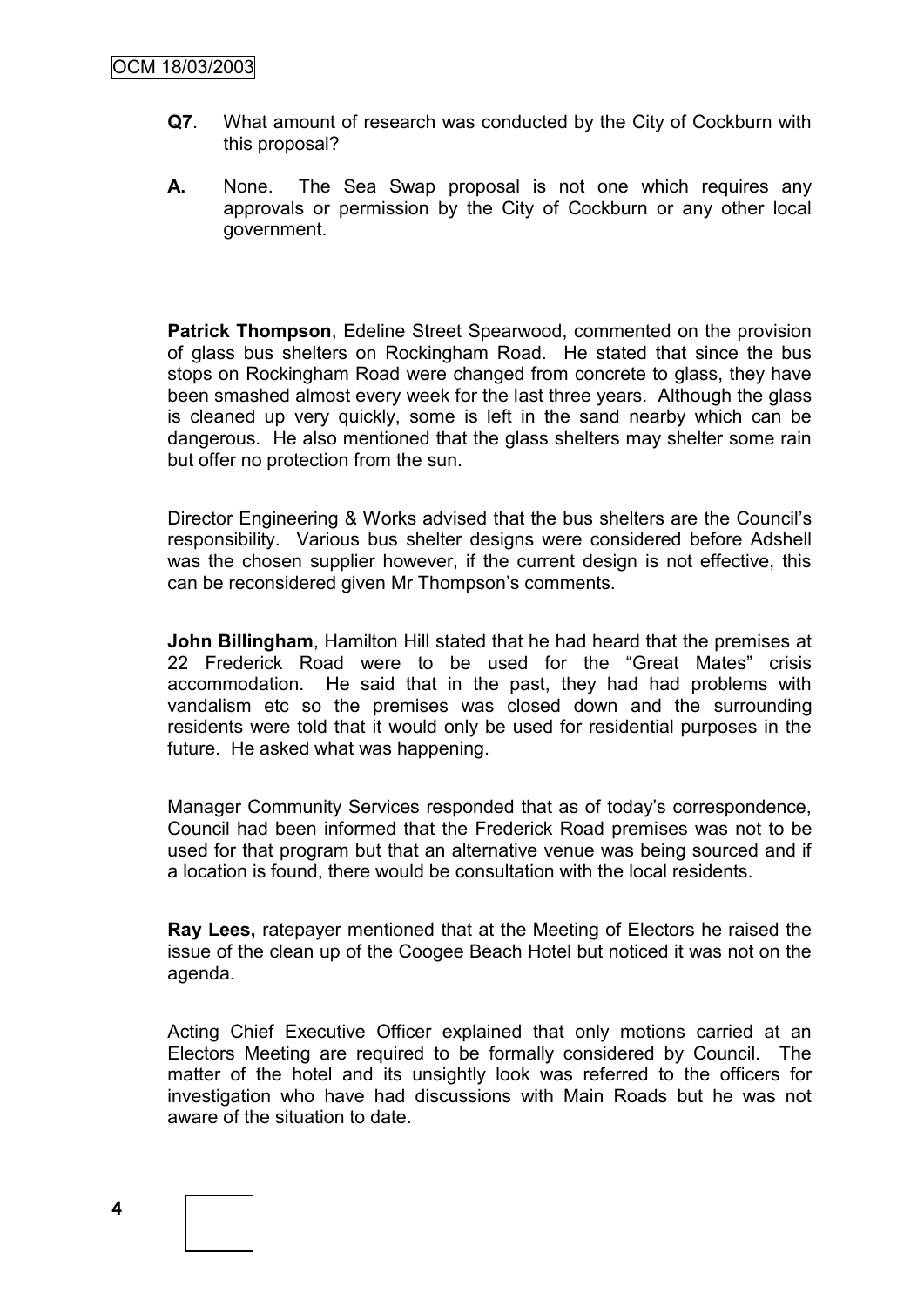**Q7**. What amount of research was conducted by the City of Cockburn with this proposal?

**A.** None. The Sea Swap proposal is not one which requires any approvals or permission by the City of Cockburn or any other local government.

**Patrick Thompson**, Edeline Street Spearwood, commented on the provision of glass bus shelters on Rockingham Road. He stated that since the bus stops on Rockingham Road were changed from concrete to glass, they have been smashed almost every week for the last three years. Although the glass is cleaned up very quickly, some is left in the sand nearby which can be dangerous. He also mentioned that the glass shelters may shelter some rain but offer no protection from the sun.

Director Engineering & Works advised that the bus shelters are the Council's responsibility. Various bus shelter designs were considered before Adshell was the chosen supplier however, if the current design is not effective, this can be reconsidered given Mr Thompson's comments.

**John Billingham**, Hamilton Hill stated that he had heard that the premises at 22 Frederick Road were to be used for the "Great Mates" crisis accommodation. He said that in the past, they had had problems with vandalism etc so the premises was closed down and the surrounding residents were told that it would only be used for residential purposes in the future. He asked what was happening.

Manager Community Services responded that as of today's correspondence, Council had been informed that the Frederick Road premises was not to be used for that program but that an alternative venue was being sourced and if a location is found, there would be consultation with the local residents.

**Ray Lees,** ratepayer mentioned that at the Meeting of Electors he raised the issue of the clean up of the Coogee Beach Hotel but noticed it was not on the agenda.

Acting Chief Executive Officer explained that only motions carried at an Electors Meeting are required to be formally considered by Council. The matter of the hotel and its unsightly look was referred to the officers for investigation who have had discussions with Main Roads but he was not aware of the situation to date.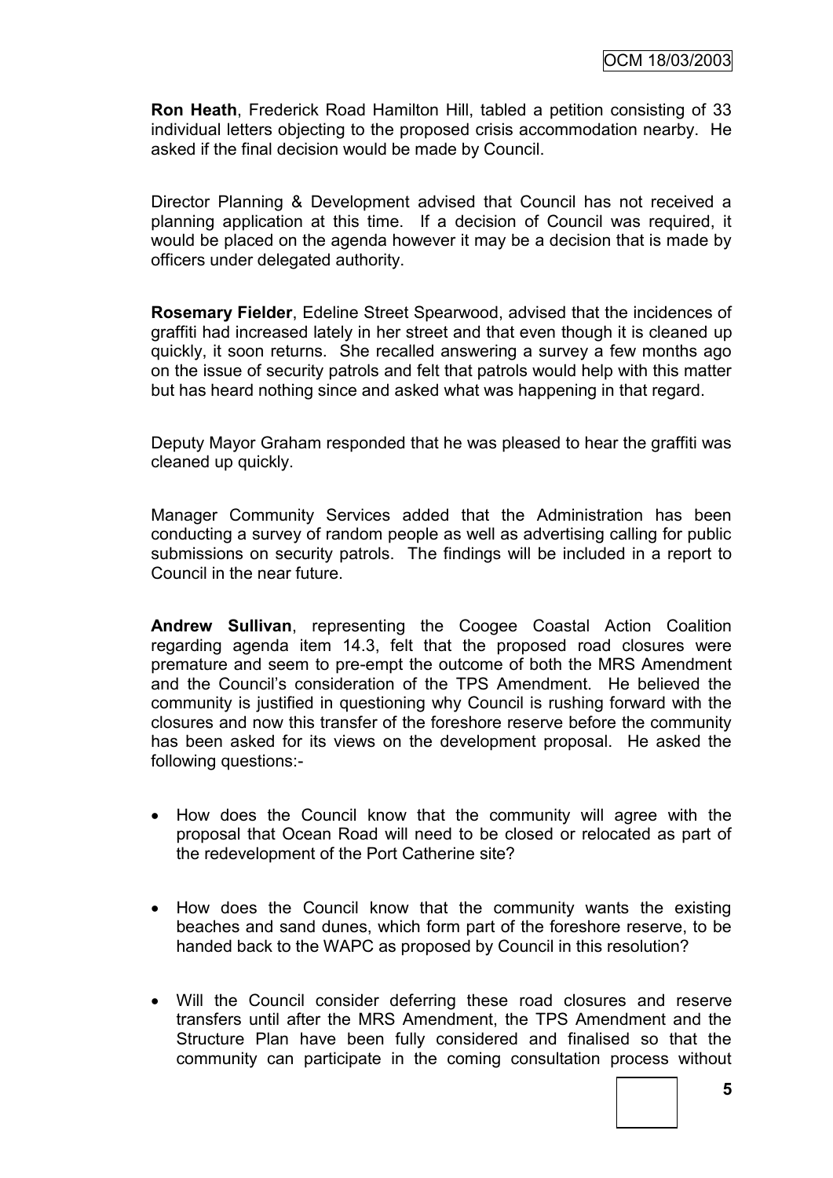**Ron Heath**, Frederick Road Hamilton Hill, tabled a petition consisting of 33 individual letters objecting to the proposed crisis accommodation nearby. He asked if the final decision would be made by Council.

Director Planning & Development advised that Council has not received a planning application at this time. If a decision of Council was required, it would be placed on the agenda however it may be a decision that is made by officers under delegated authority.

**Rosemary Fielder**, Edeline Street Spearwood, advised that the incidences of graffiti had increased lately in her street and that even though it is cleaned up quickly, it soon returns. She recalled answering a survey a few months ago on the issue of security patrols and felt that patrols would help with this matter but has heard nothing since and asked what was happening in that regard.

Deputy Mayor Graham responded that he was pleased to hear the graffiti was cleaned up quickly.

Manager Community Services added that the Administration has been conducting a survey of random people as well as advertising calling for public submissions on security patrols. The findings will be included in a report to Council in the near future.

**Andrew Sullivan**, representing the Coogee Coastal Action Coalition regarding agenda item 14.3, felt that the proposed road closures were premature and seem to pre-empt the outcome of both the MRS Amendment and the Council's consideration of the TPS Amendment. He believed the community is justified in questioning why Council is rushing forward with the closures and now this transfer of the foreshore reserve before the community has been asked for its views on the development proposal. He asked the following questions:-

- How does the Council know that the community will agree with the proposal that Ocean Road will need to be closed or relocated as part of the redevelopment of the Port Catherine site?
- How does the Council know that the community wants the existing beaches and sand dunes, which form part of the foreshore reserve, to be handed back to the WAPC as proposed by Council in this resolution?
- Will the Council consider deferring these road closures and reserve transfers until after the MRS Amendment, the TPS Amendment and the Structure Plan have been fully considered and finalised so that the community can participate in the coming consultation process without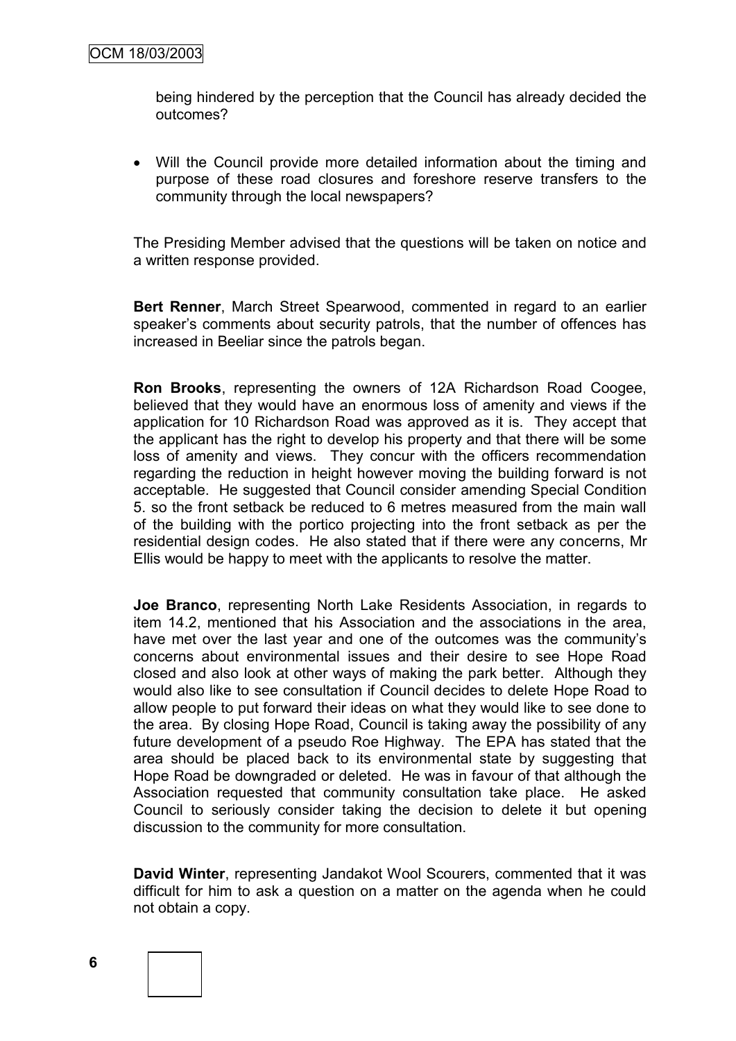being hindered by the perception that the Council has already decided the outcomes?

- Will the Council provide more detailed information about the timing and purpose of these road closures and foreshore reserve transfers to the community through the local newspapers?

The Presiding Member advised that the questions will be taken on notice and a written response provided.

**Bert Renner**, March Street Spearwood, commented in regard to an earlier speaker's comments about security patrols, that the number of offences has increased in Beeliar since the patrols began.

**Ron Brooks**, representing the owners of 12A Richardson Road Coogee, believed that they would have an enormous loss of amenity and views if the application for 10 Richardson Road was approved as it is. They accept that the applicant has the right to develop his property and that there will be some loss of amenity and views. They concur with the officers recommendation regarding the reduction in height however moving the building forward is not acceptable. He suggested that Council consider amending Special Condition 5. so the front setback be reduced to 6 metres measured from the main wall of the building with the portico projecting into the front setback as per the residential design codes. He also stated that if there were any concerns, Mr Ellis would be happy to meet with the applicants to resolve the matter.

**Joe Branco**, representing North Lake Residents Association, in regards to item 14.2, mentioned that his Association and the associations in the area, have met over the last year and one of the outcomes was the community's concerns about environmental issues and their desire to see Hope Road closed and also look at other ways of making the park better. Although they would also like to see consultation if Council decides to delete Hope Road to allow people to put forward their ideas on what they would like to see done to the area. By closing Hope Road, Council is taking away the possibility of any future development of a pseudo Roe Highway. The EPA has stated that the area should be placed back to its environmental state by suggesting that Hope Road be downgraded or deleted. He was in favour of that although the Association requested that community consultation take place. He asked Council to seriously consider taking the decision to delete it but opening discussion to the community for more consultation.

**David Winter**, representing Jandakot Wool Scourers, commented that it was difficult for him to ask a question on a matter on the agenda when he could not obtain a copy.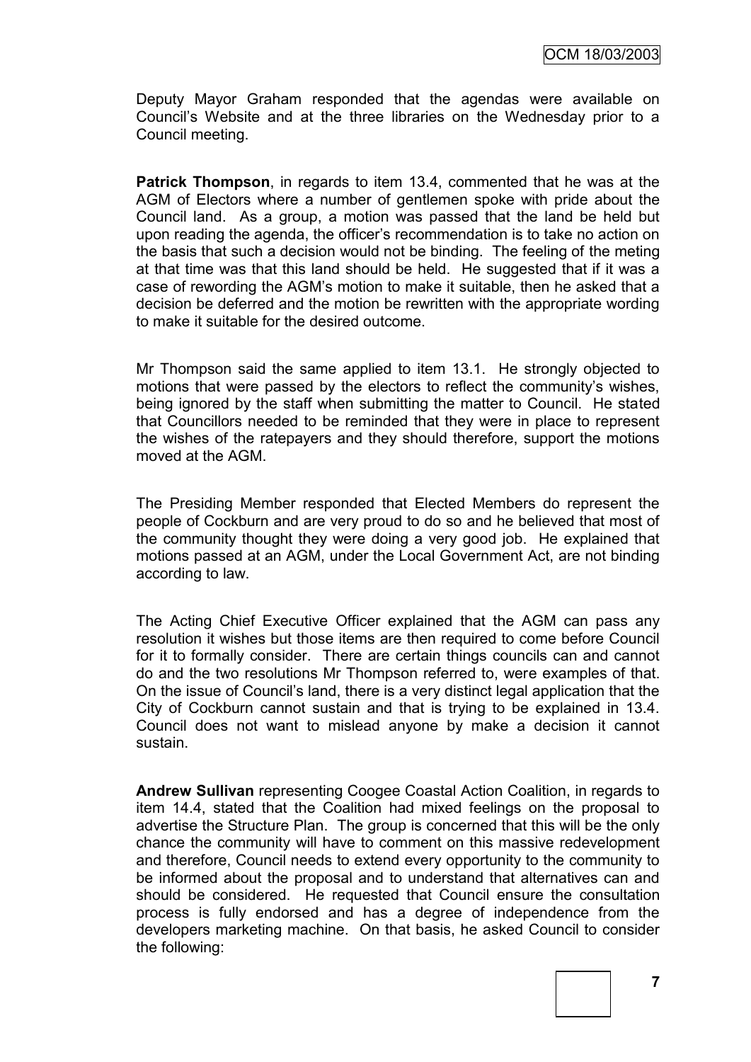Deputy Mayor Graham responded that the agendas were available on Council's Website and at the three libraries on the Wednesday prior to a Council meeting.

**Patrick Thompson**, in regards to item 13.4, commented that he was at the AGM of Electors where a number of gentlemen spoke with pride about the Council land. As a group, a motion was passed that the land be held but upon reading the agenda, the officer's recommendation is to take no action on the basis that such a decision would not be binding. The feeling of the meting at that time was that this land should be held. He suggested that if it was a case of rewording the AGM's motion to make it suitable, then he asked that a decision be deferred and the motion be rewritten with the appropriate wording to make it suitable for the desired outcome.

Mr Thompson said the same applied to item 13.1. He strongly objected to motions that were passed by the electors to reflect the community's wishes, being ignored by the staff when submitting the matter to Council. He stated that Councillors needed to be reminded that they were in place to represent the wishes of the ratepayers and they should therefore, support the motions moved at the AGM.

The Presiding Member responded that Elected Members do represent the people of Cockburn and are very proud to do so and he believed that most of the community thought they were doing a very good job. He explained that motions passed at an AGM, under the Local Government Act, are not binding according to law.

The Acting Chief Executive Officer explained that the AGM can pass any resolution it wishes but those items are then required to come before Council for it to formally consider. There are certain things councils can and cannot do and the two resolutions Mr Thompson referred to, were examples of that. On the issue of Council's land, there is a very distinct legal application that the City of Cockburn cannot sustain and that is trying to be explained in 13.4. Council does not want to mislead anyone by make a decision it cannot sustain.

**Andrew Sullivan** representing Coogee Coastal Action Coalition, in regards to item 14.4, stated that the Coalition had mixed feelings on the proposal to advertise the Structure Plan. The group is concerned that this will be the only chance the community will have to comment on this massive redevelopment and therefore, Council needs to extend every opportunity to the community to be informed about the proposal and to understand that alternatives can and should be considered. He requested that Council ensure the consultation process is fully endorsed and has a degree of independence from the developers marketing machine. On that basis, he asked Council to consider the following: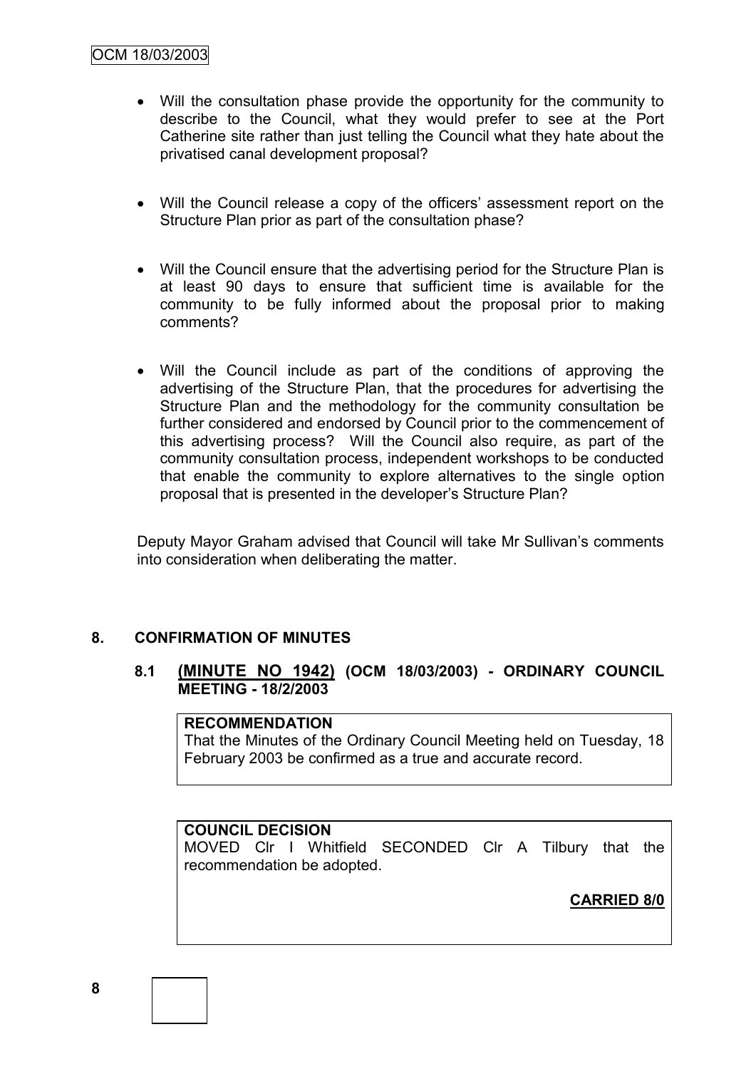- Will the consultation phase provide the opportunity for the community to describe to the Council, what they would prefer to see at the Port Catherine site rather than just telling the Council what they hate about the privatised canal development proposal?

- Will the Council release a copy of the officers' assessment report on the Structure Plan prior as part of the consultation phase?

- Will the Council ensure that the advertising period for the Structure Plan is at least 90 days to ensure that sufficient time is available for the community to be fully informed about the proposal prior to making comments?

- Will the Council include as part of the conditions of approving the advertising of the Structure Plan, that the procedures for advertising the Structure Plan and the methodology for the community consultation be further considered and endorsed by Council prior to the commencement of this advertising process? Will the Council also require, as part of the community consultation process, independent workshops to be conducted that enable the community to explore alternatives to the single option proposal that is presented in the developer's Structure Plan?

Deputy Mayor Graham advised that Council will take Mr Sullivan's comments into consideration when deliberating the matter.

## 8. CONFIRMATION OF MINUTES

### 8.1 (MINUTE NO 1942) (OCM 18/03/2003) - ORDINARY COUNCIL MEETING - 18/2/2003

**RECOMMENDATION**

That the Minutes of the Ordinary Council Meeting held on Tuesday, 18 February 2003 be confirmed as a true and accurate record.

**COUNCIL DECISION**

MOVED Clr I Whitfield SECONDED Clr A Tilbury that the recommendation be adopted.

**CARRIED 8/0**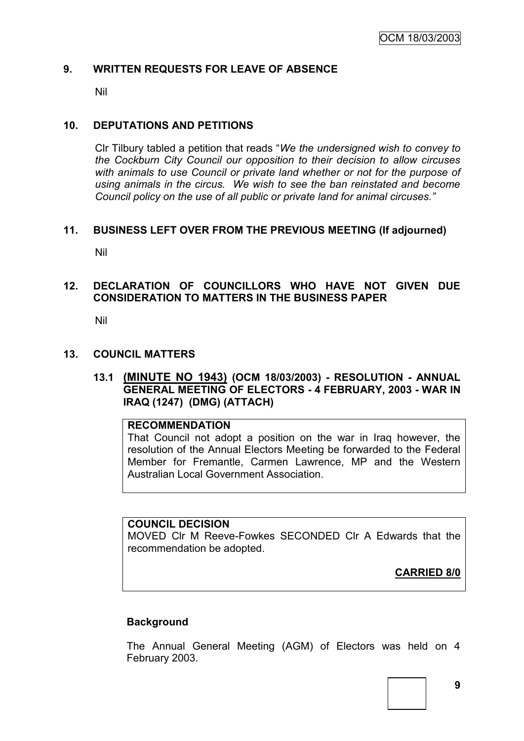## 9. WRITTEN REQUESTS FOR LEAVE OF ABSENCE

Nil

## 10. DEPUTATIONS AND PETITIONS

Clr Tilbury tabled a petition that reads "*We the undersigned wish to convey to the Cockburn City Council our opposition to their decision to allow circuses with animals to use Council or private land whether or not for the purpose of using animals in the circus. We wish to see the ban reinstated and become Council policy on the use of all public or private land for animal circuses.*"

## 11. BUSINESS LEFT OVER FROM THE PREVIOUS MEETING (If adjourned)

Nil

## 12. DECLARATION OF COUNCILLORS WHO HAVE NOT GIVEN DUE CONSIDERATION TO MATTERS IN THE BUSINESS PAPER

Nil

## 13. COUNCIL MATTERS

### 13.1 (MINUTE NO 1943) (OCM 18/03/2003) - RESOLUTION - ANNUAL GENERAL MEETING OF ELECTORS - 4 FEBRUARY, 2003 - WAR IN IRAQ (1247) (DMG) (ATTACH)

**RECOMMENDATION**

That Council not adopt a position on the war in Iraq however, the resolution of the Annual Electors Meeting be forwarded to the Federal Member for Fremantle, Carmen Lawrence, MP and the Western Australian Local Government Association.

**COUNCIL DECISION**

MOVED Clr M Reeve-Fowkes SECONDED Clr A Edwards that the recommendation be adopted.

**CARRIED 8/0**

**Background**

The Annual General Meeting (AGM) of Electors was held on 4 February 2003.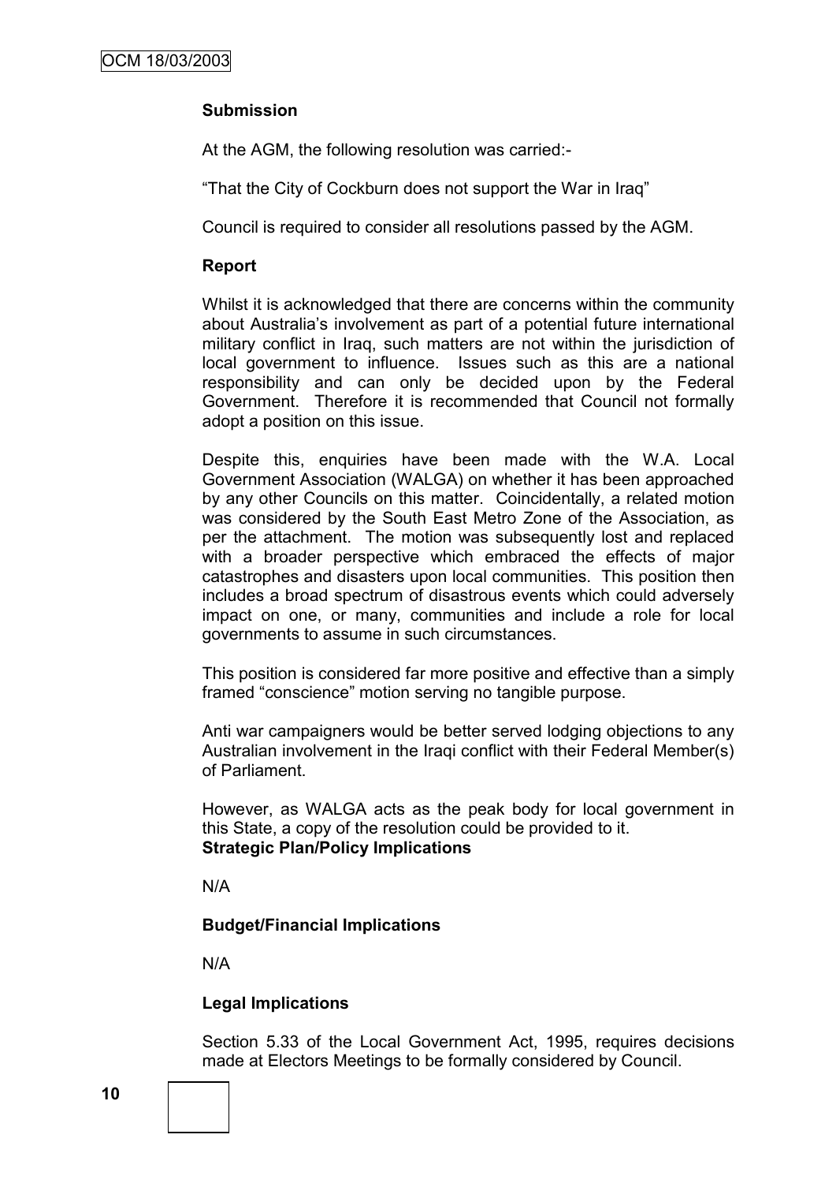**Submission**

At the AGM, the following resolution was carried:-

"That the City of Cockburn does not support the War in Iraq"

Council is required to consider all resolutions passed by the AGM.

**Report**

Whilst it is acknowledged that there are concerns within the community about Australia's involvement as part of a potential future international military conflict in Iraq, such matters are not within the jurisdiction of local government to influence. Issues such as this are a national responsibility and can only be decided upon by the Federal Government. Therefore it is recommended that Council not formally adopt a position on this issue.

Despite this, enquiries have been made with the W.A. Local Government Association (WALGA) on whether it has been approached by any other Councils on this matter. Coincidentally, a related motion was considered by the South East Metro Zone of the Association, as per the attachment. The motion was subsequently lost and replaced with a broader perspective which embraced the effects of major catastrophes and disasters upon local communities. This position then includes a broad spectrum of disastrous events which could adversely impact on one, or many, communities and include a role for local governments to assume in such circumstances.

This position is considered far more positive and effective than a simply framed "conscience" motion serving no tangible purpose.

Anti war campaigners would be better served lodging objections to any Australian involvement in the Iraqi conflict with their Federal Member(s) of Parliament.

However, as WALGA acts as the peak body for local government in this State, a copy of the resolution could be provided to it.

**Strategic Plan/Policy Implications**

N/A

**Budget/Financial Implications**

N/A

**Legal Implications**

Section 5.33 of the Local Government Act, 1995, requires decisions made at Electors Meetings to be formally considered by Council.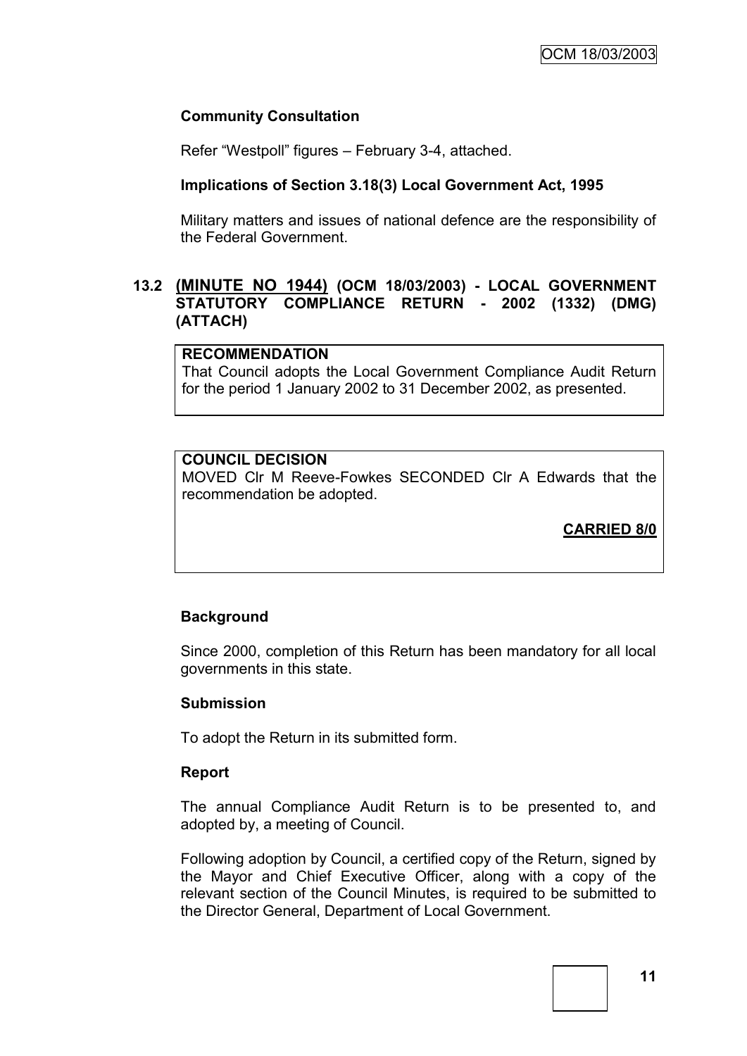**Community Consultation**

Refer "Westpoll" figures – February 3-4, attached.

**Implications of Section 3.18(3) Local Government Act, 1995**

Military matters and issues of national defence are the responsibility of the Federal Government.

### 13.2 (MINUTE NO 1944) (OCM 18/03/2003) - LOCAL GOVERNMENT STATUTORY COMPLIANCE RETURN - 2002 (1332) (DMG) (ATTACH)

**RECOMMENDATION**

That Council adopts the Local Government Compliance Audit Return for the period 1 January 2002 to 31 December 2002, as presented.

**COUNCIL DECISION**

MOVED Clr M Reeve-Fowkes SECONDED Clr A Edwards that the recommendation be adopted.

**CARRIED 8/0**

**Background**

Since 2000, completion of this Return has been mandatory for all local governments in this state.

**Submission**

To adopt the Return in its submitted form.

**Report**

The annual Compliance Audit Return is to be presented to, and adopted by, a meeting of Council.

Following adoption by Council, a certified copy of the Return, signed by the Mayor and Chief Executive Officer, along with a copy of the relevant section of the Council Minutes, is required to be submitted to the Director General, Department of Local Government.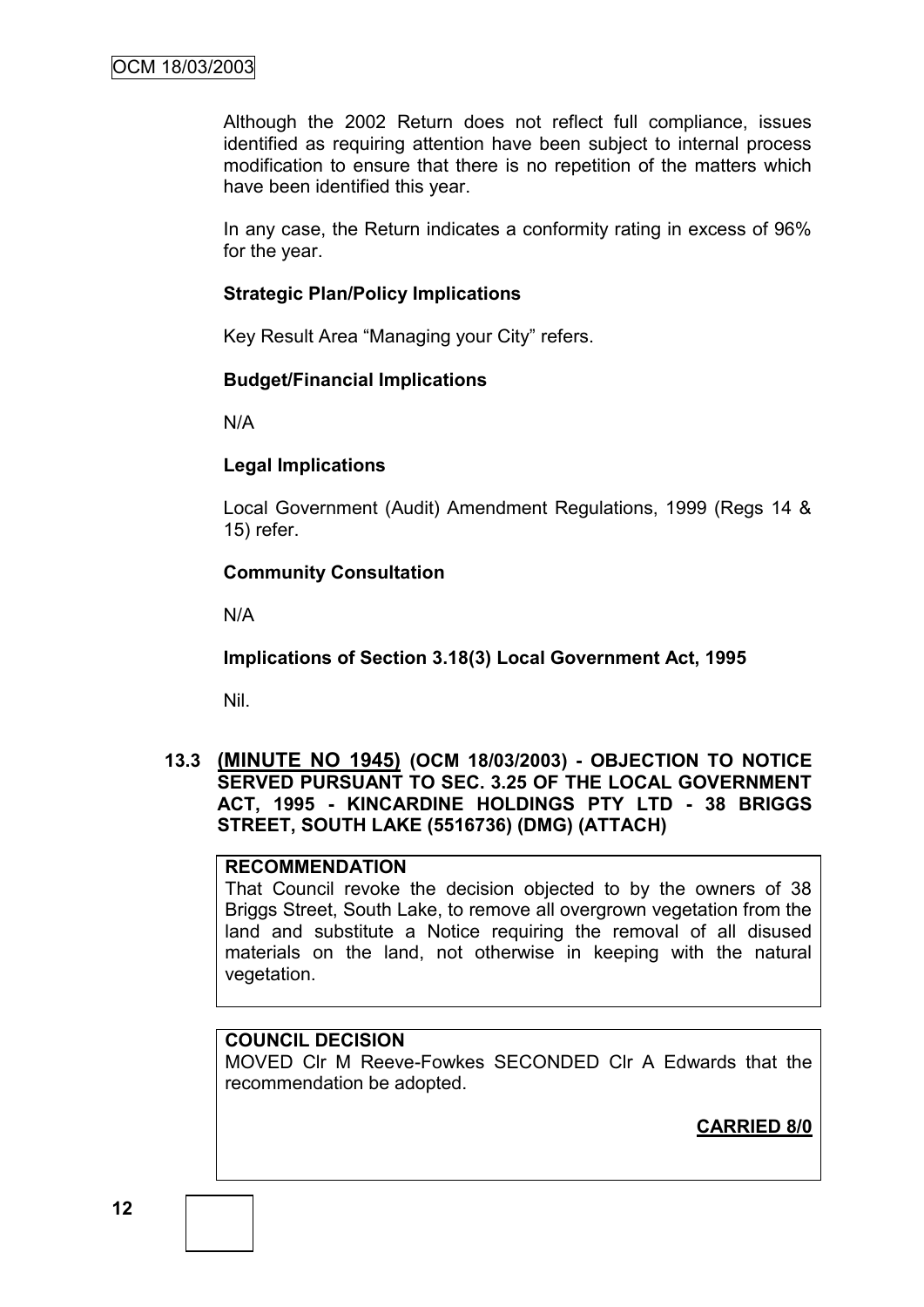Although the 2002 Return does not reflect full compliance, issues identified as requiring attention have been subject to internal process modification to ensure that there is no repetition of the matters which have been identified this year.

In any case, the Return indicates a conformity rating in excess of 96% for the year.

**Strategic Plan/Policy Implications**

Key Result Area "Managing your City" refers.

**Budget/Financial Implications**

N/A

**Legal Implications**

Local Government (Audit) Amendment Regulations, 1999 (Regs 14 & 15) refer.

**Community Consultation**

N/A

**Implications of Section 3.18(3) Local Government Act, 1995**

Nil.

### 13.3 (MINUTE NO 1945) (OCM 18/03/2003) - OBJECTION TO NOTICE SERVED PURSUANT TO SEC. 3.25 OF THE LOCAL GOVERNMENT ACT, 1995 - KINCARDINE HOLDINGS PTY LTD - 38 BRIGGS STREET, SOUTH LAKE (5516736) (DMG) (ATTACH)

**RECOMMENDATION**

That Council revoke the decision objected to by the owners of 38 Briggs Street, South Lake, to remove all overgrown vegetation from the land and substitute a Notice requiring the removal of all disused materials on the land, not otherwise in keeping with the natural vegetation.

**COUNCIL DECISION**

MOVED Clr M Reeve-Fowkes SECONDED Clr A Edwards that the recommendation be adopted.

**CARRIED 8/0**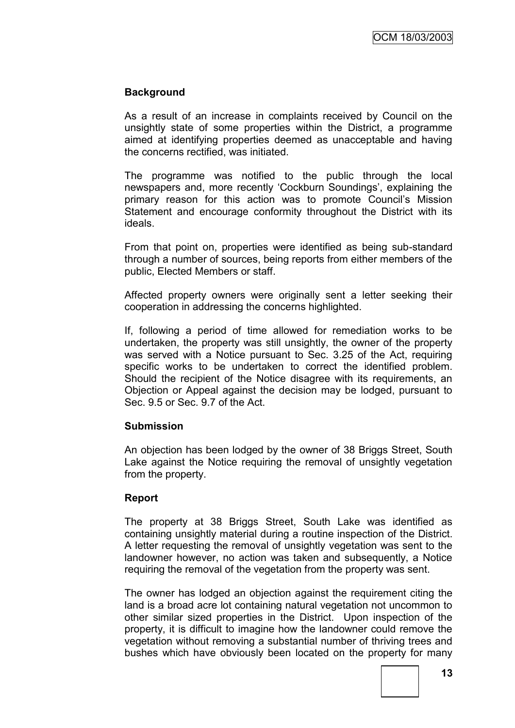**Background**

As a result of an increase in complaints received by Council on the unsightly state of some properties within the District, a programme aimed at identifying properties deemed as unacceptable and having the concerns rectified, was initiated.

The programme was notified to the public through the local newspapers and, more recently 'Cockburn Soundings', explaining the primary reason for this action was to promote Council's Mission Statement and encourage conformity throughout the District with its ideals.

From that point on, properties were identified as being sub-standard through a number of sources, being reports from either members of the public, Elected Members or staff.

Affected property owners were originally sent a letter seeking their cooperation in addressing the concerns highlighted.

If, following a period of time allowed for remediation works to be undertaken, the property was still unsightly, the owner of the property was served with a Notice pursuant to Sec. 3.25 of the Act, requiring specific works to be undertaken to correct the identified problem. Should the recipient of the Notice disagree with its requirements, an Objection or Appeal against the decision may be lodged, pursuant to Sec. 9.5 or Sec. 9.7 of the Act.

**Submission**

An objection has been lodged by the owner of 38 Briggs Street, South Lake against the Notice requiring the removal of unsightly vegetation from the property.

**Report**

The property at 38 Briggs Street, South Lake was identified as containing unsightly material during a routine inspection of the District. A letter requesting the removal of unsightly vegetation was sent to the landowner however, no action was taken and subsequently, a Notice requiring the removal of the vegetation from the property was sent.

The owner has lodged an objection against the requirement citing the land is a broad acre lot containing natural vegetation not uncommon to other similar sized properties in the District. Upon inspection of the property, it is difficult to imagine how the landowner could remove the vegetation without removing a substantial number of thriving trees and bushes which have obviously been located on the property for many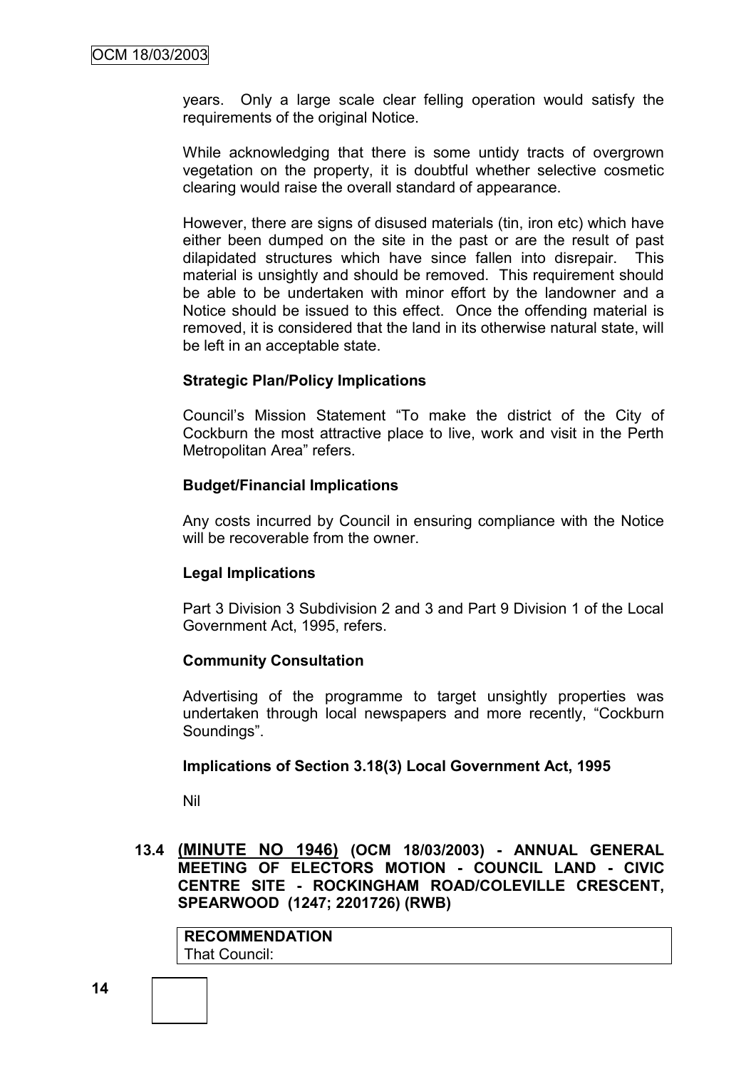years. Only a large scale clear felling operation would satisfy the requirements of the original Notice.

While acknowledging that there is some untidy tracts of overgrown vegetation on the property, it is doubtful whether selective cosmetic clearing would raise the overall standard of appearance.

However, there are signs of disused materials (tin, iron etc) which have either been dumped on the site in the past or are the result of past dilapidated structures which have since fallen into disrepair. This material is unsightly and should be removed. This requirement should be able to be undertaken with minor effort by the landowner and a Notice should be issued to this effect. Once the offending material is removed, it is considered that the land in its otherwise natural state, will be left in an acceptable state.

**Strategic Plan/Policy Implications**

Council's Mission Statement "To make the district of the City of Cockburn the most attractive place to live, work and visit in the Perth Metropolitan Area" refers.

**Budget/Financial Implications**

Any costs incurred by Council in ensuring compliance with the Notice will be recoverable from the owner.

**Legal Implications**

Part 3 Division 3 Subdivision 2 and 3 and Part 9 Division 1 of the Local Government Act, 1995, refers.

**Community Consultation**

Advertising of the programme to target unsightly properties was undertaken through local newspapers and more recently, "Cockburn Soundings".

**Implications of Section 3.18(3) Local Government Act, 1995**

Nil

**13.4 (MINUTE NO 1946) (OCM 18/03/2003) - ANNUAL GENERAL MEETING OF ELECTORS MOTION - COUNCIL LAND - CIVIC CENTRE SITE - ROCKINGHAM ROAD/COLEVILLE CRESCENT, SPEARWOOD (1247; 2201726) (RWB)**

**RECOMMENDATION**
That Council: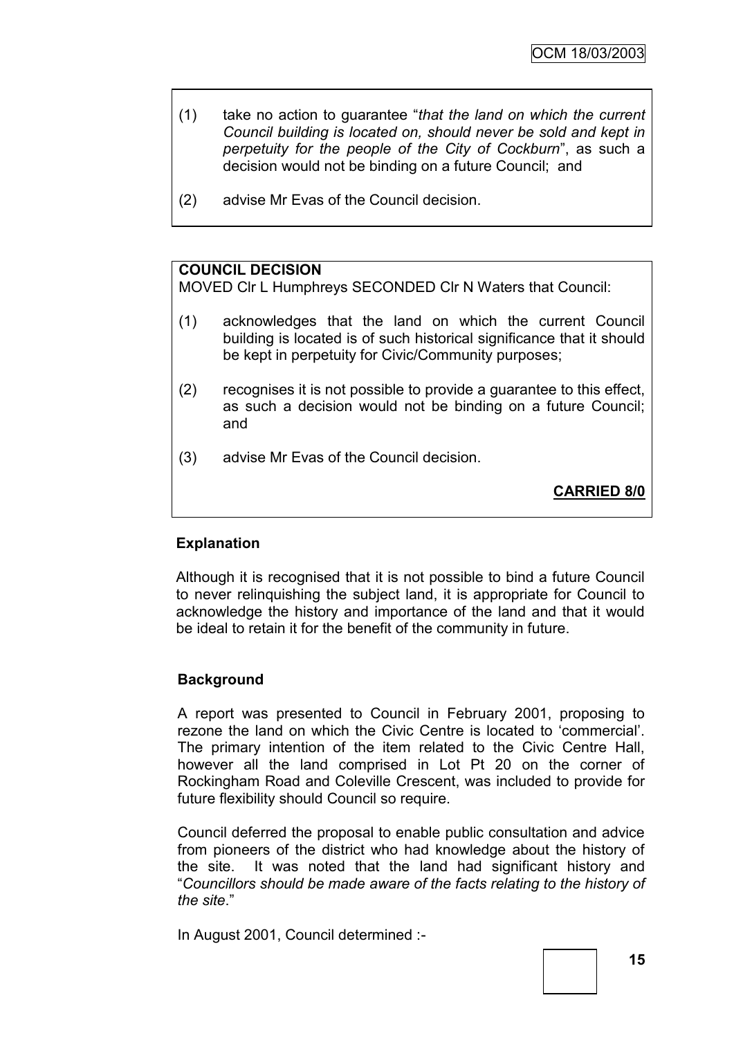(1) take no action to guarantee "*that the land on which the current Council building is located on, should never be sold and kept in perpetuity for the people of the City of Cockburn*", as such a decision would not be binding on a future Council; and

(2) advise Mr Evas of the Council decision.

**COUNCIL DECISION**

MOVED Clr L Humphreys SECONDED Clr N Waters that Council:

(1) acknowledges that the land on which the current Council building is located is of such historical significance that it should be kept in perpetuity for Civic/Community purposes;

(2) recognises it is not possible to provide a guarantee to this effect, as such a decision would not be binding on a future Council; and

(3) advise Mr Evas of the Council decision.

**CARRIED 8/0**

**Explanation**

Although it is recognised that it is not possible to bind a future Council to never relinquishing the subject land, it is appropriate for Council to acknowledge the history and importance of the land and that it would be ideal to retain it for the benefit of the community in future.

**Background**

A report was presented to Council in February 2001, proposing to rezone the land on which the Civic Centre is located to 'commercial'. The primary intention of the item related to the Civic Centre Hall, however all the land comprised in Lot Pt 20 on the corner of Rockingham Road and Coleville Crescent, was included to provide for future flexibility should Council so require.

Council deferred the proposal to enable public consultation and advice from pioneers of the district who had knowledge about the history of the site. It was noted that the land had significant history and "*Councillors should be made aware of the facts relating to the history of the site*."

In August 2001, Council determined :-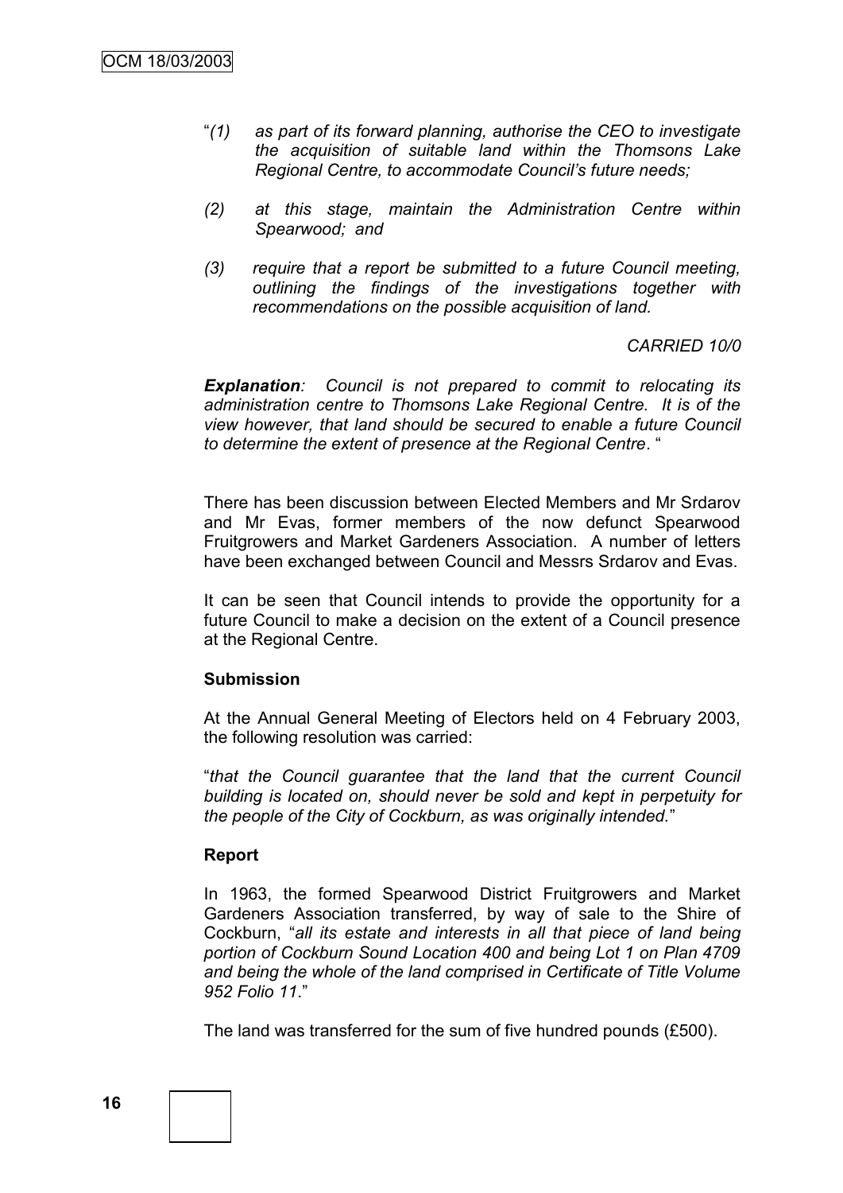"*(1) as part of its forward planning, authorise the CEO to investigate the acquisition of suitable land within the Thomsons Lake Regional Centre, to accommodate Council's future needs;*

*(2) at this stage, maintain the Administration Centre within Spearwood; and*

*(3) require that a report be submitted to a future Council meeting, outlining the findings of the investigations together with recommendations on the possible acquisition of land.*

*CARRIED 10/0*

***Explanation****: Council is not prepared to commit to relocating its administration centre to Thomsons Lake Regional Centre. It is of the view however, that land should be secured to enable a future Council to determine the extent of presence at the Regional Centre*. "

There has been discussion between Elected Members and Mr Srdarov and Mr Evas, former members of the now defunct Spearwood Fruitgrowers and Market Gardeners Association. A number of letters have been exchanged between Council and Messrs Srdarov and Evas.

It can be seen that Council intends to provide the opportunity for a future Council to make a decision on the extent of a Council presence at the Regional Centre.

**Submission**

At the Annual General Meeting of Electors held on 4 February 2003, the following resolution was carried:

"*that the Council guarantee that the land that the current Council building is located on, should never be sold and kept in perpetuity for the people of the City of Cockburn, as was originally intended.*"

**Report**

In 1963, the formed Spearwood District Fruitgrowers and Market Gardeners Association transferred, by way of sale to the Shire of Cockburn, "*all its estate and interests in all that piece of land being portion of Cockburn Sound Location 400 and being Lot 1 on Plan 4709 and being the whole of the land comprised in Certificate of Title Volume 952 Folio 11*."

The land was transferred for the sum of five hundred pounds (£500).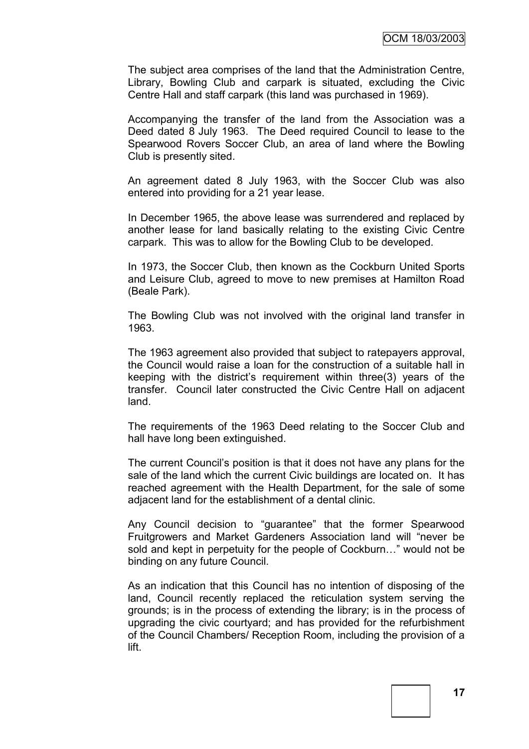The subject area comprises of the land that the Administration Centre, Library, Bowling Club and carpark is situated, excluding the Civic Centre Hall and staff carpark (this land was purchased in 1969).

Accompanying the transfer of the land from the Association was a Deed dated 8 July 1963. The Deed required Council to lease to the Spearwood Rovers Soccer Club, an area of land where the Bowling Club is presently sited.

An agreement dated 8 July 1963, with the Soccer Club was also entered into providing for a 21 year lease.

In December 1965, the above lease was surrendered and replaced by another lease for land basically relating to the existing Civic Centre carpark. This was to allow for the Bowling Club to be developed.

In 1973, the Soccer Club, then known as the Cockburn United Sports and Leisure Club, agreed to move to new premises at Hamilton Road (Beale Park).

The Bowling Club was not involved with the original land transfer in 1963.

The 1963 agreement also provided that subject to ratepayers approval, the Council would raise a loan for the construction of a suitable hall in keeping with the district's requirement within three(3) years of the transfer. Council later constructed the Civic Centre Hall on adjacent land.

The requirements of the 1963 Deed relating to the Soccer Club and hall have long been extinguished.

The current Council's position is that it does not have any plans for the sale of the land which the current Civic buildings are located on. It has reached agreement with the Health Department, for the sale of some adjacent land for the establishment of a dental clinic.

Any Council decision to "guarantee" that the former Spearwood Fruitgrowers and Market Gardeners Association land will "never be sold and kept in perpetuity for the people of Cockburn…" would not be binding on any future Council.

As an indication that this Council has no intention of disposing of the land, Council recently replaced the reticulation system serving the grounds; is in the process of extending the library; is in the process of upgrading the civic courtyard; and has provided for the refurbishment of the Council Chambers/ Reception Room, including the provision of a lift.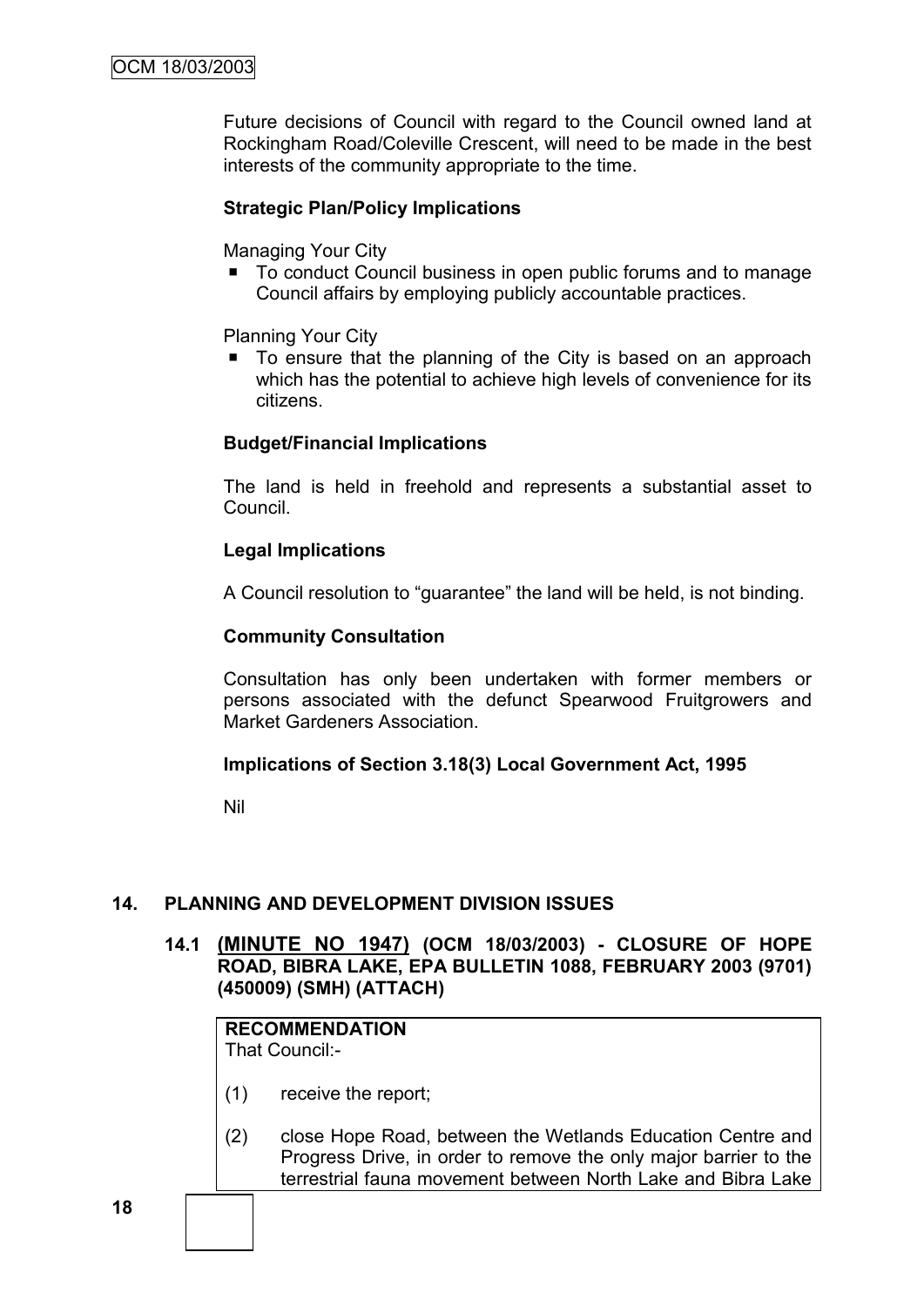Future decisions of Council with regard to the Council owned land at Rockingham Road/Coleville Crescent, will need to be made in the best interests of the community appropriate to the time.

**Strategic Plan/Policy Implications**

Managing Your City

- To conduct Council business in open public forums and to manage Council affairs by employing publicly accountable practices.

Planning Your City

- To ensure that the planning of the City is based on an approach which has the potential to achieve high levels of convenience for its citizens.

**Budget/Financial Implications**

The land is held in freehold and represents a substantial asset to Council.

**Legal Implications**

A Council resolution to "guarantee" the land will be held, is not binding.

**Community Consultation**

Consultation has only been undertaken with former members or persons associated with the defunct Spearwood Fruitgrowers and Market Gardeners Association.

**Implications of Section 3.18(3) Local Government Act, 1995**

Nil

## 14. PLANNING AND DEVELOPMENT DIVISION ISSUES

### 14.1 (MINUTE NO 1947) (OCM 18/03/2003) - CLOSURE OF HOPE ROAD, BIBRA LAKE, EPA BULLETIN 1088, FEBRUARY 2003 (9701) (450009) (SMH) (ATTACH)

**RECOMMENDATION**
That Council:-

(1) receive the report;

(2) close Hope Road, between the Wetlands Education Centre and Progress Drive, in order to remove the only major barrier to the terrestrial fauna movement between North Lake and Bibra Lake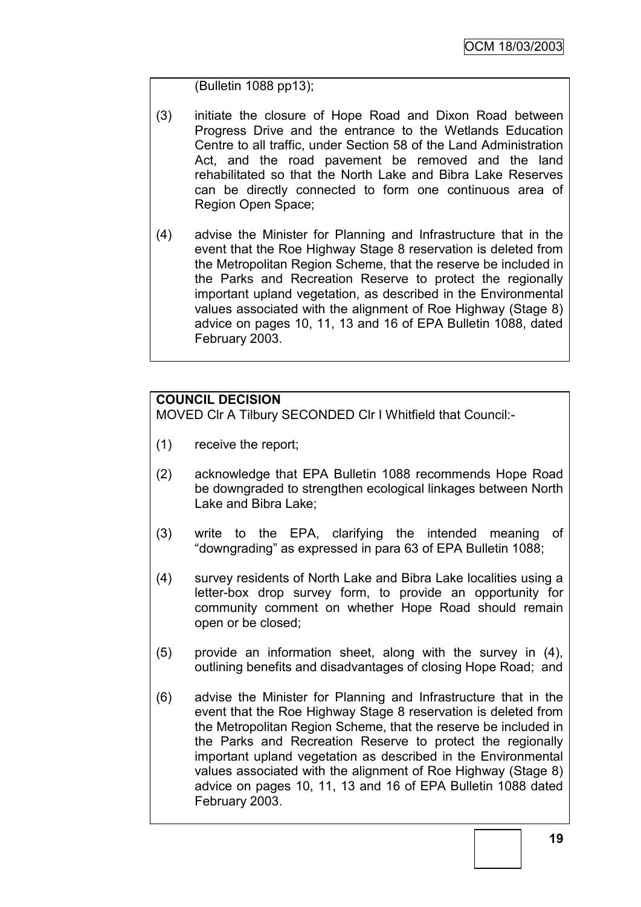(Bulletin 1088 pp13);

(3) initiate the closure of Hope Road and Dixon Road between Progress Drive and the entrance to the Wetlands Education Centre to all traffic, under Section 58 of the Land Administration Act, and the road pavement be removed and the land rehabilitated so that the North Lake and Bibra Lake Reserves can be directly connected to form one continuous area of Region Open Space;

(4) advise the Minister for Planning and Infrastructure that in the event that the Roe Highway Stage 8 reservation is deleted from the Metropolitan Region Scheme, that the reserve be included in the Parks and Recreation Reserve to protect the regionally important upland vegetation, as described in the Environmental values associated with the alignment of Roe Highway (Stage 8) advice on pages 10, 11, 13 and 16 of EPA Bulletin 1088, dated February 2003.

**COUNCIL DECISION**

MOVED Clr A Tilbury SECONDED Clr I Whitfield that Council:-

(1) receive the report;

(2) acknowledge that EPA Bulletin 1088 recommends Hope Road be downgraded to strengthen ecological linkages between North Lake and Bibra Lake;

(3) write to the EPA, clarifying the intended meaning of "downgrading" as expressed in para 63 of EPA Bulletin 1088;

(4) survey residents of North Lake and Bibra Lake localities using a letter-box drop survey form, to provide an opportunity for community comment on whether Hope Road should remain open or be closed;

(5) provide an information sheet, along with the survey in (4), outlining benefits and disadvantages of closing Hope Road; and

(6) advise the Minister for Planning and Infrastructure that in the event that the Roe Highway Stage 8 reservation is deleted from the Metropolitan Region Scheme, that the reserve be included in the Parks and Recreation Reserve to protect the regionally important upland vegetation as described in the Environmental values associated with the alignment of Roe Highway (Stage 8) advice on pages 10, 11, 13 and 16 of EPA Bulletin 1088 dated February 2003.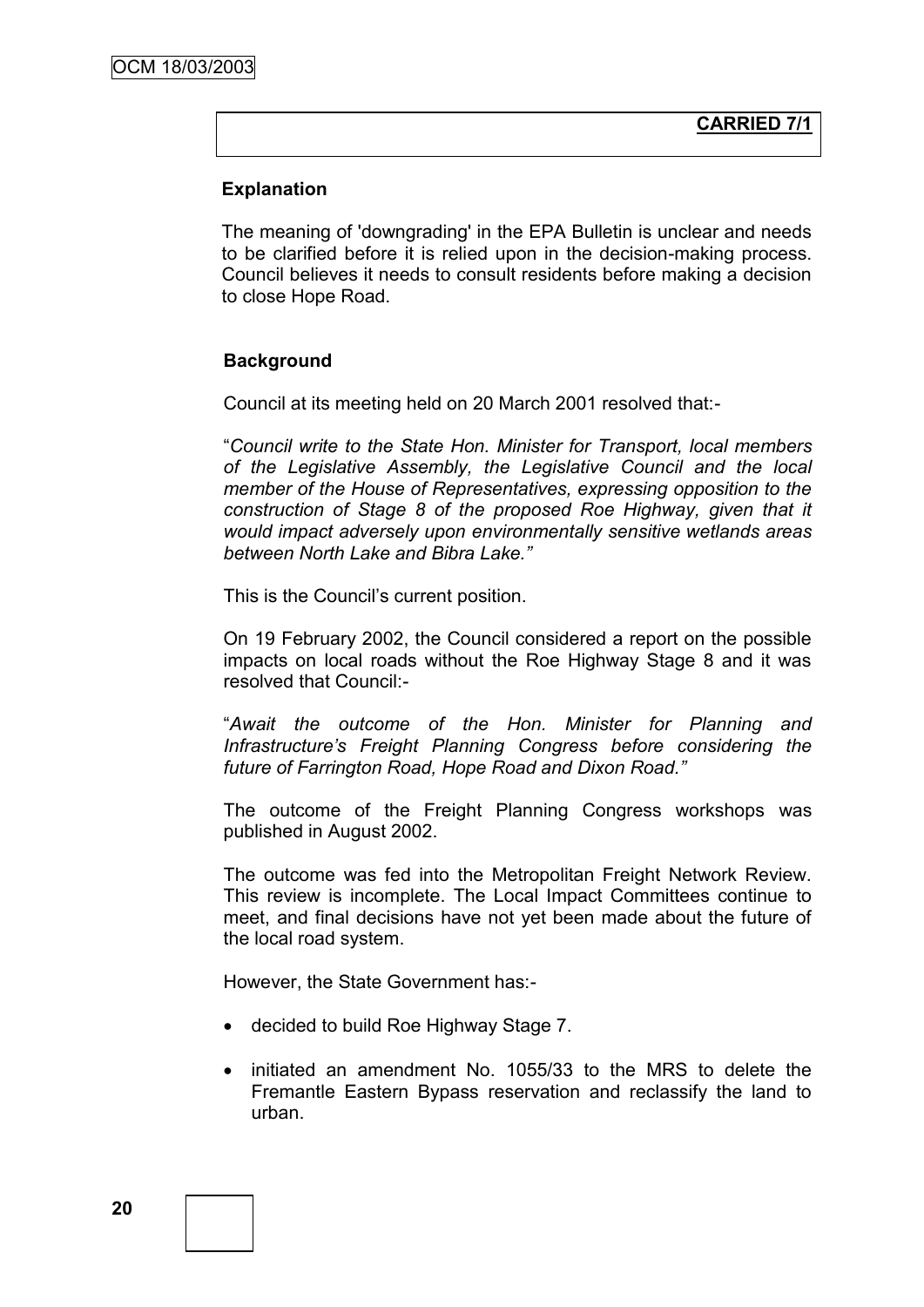**CARRIED 7/1**

**Explanation**

The meaning of 'downgrading' in the EPA Bulletin is unclear and needs to be clarified before it is relied upon in the decision-making process. Council believes it needs to consult residents before making a decision to close Hope Road.

**Background**

Council at its meeting held on 20 March 2001 resolved that:-

"*Council write to the State Hon. Minister for Transport, local members of the Legislative Assembly, the Legislative Council and the local member of the House of Representatives, expressing opposition to the construction of Stage 8 of the proposed Roe Highway, given that it would impact adversely upon environmentally sensitive wetlands areas between North Lake and Bibra Lake.*"

This is the Council's current position.

On 19 February 2002, the Council considered a report on the possible impacts on local roads without the Roe Highway Stage 8 and it was resolved that Council:-

"*Await the outcome of the Hon. Minister for Planning and Infrastructure's Freight Planning Congress before considering the future of Farrington Road, Hope Road and Dixon Road.*"

The outcome of the Freight Planning Congress workshops was published in August 2002.

The outcome was fed into the Metropolitan Freight Network Review. This review is incomplete. The Local Impact Committees continue to meet, and final decisions have not yet been made about the future of the local road system.

However, the State Government has:-

- decided to build Roe Highway Stage 7.
- initiated an amendment No. 1055/33 to the MRS to delete the Fremantle Eastern Bypass reservation and reclassify the land to urban.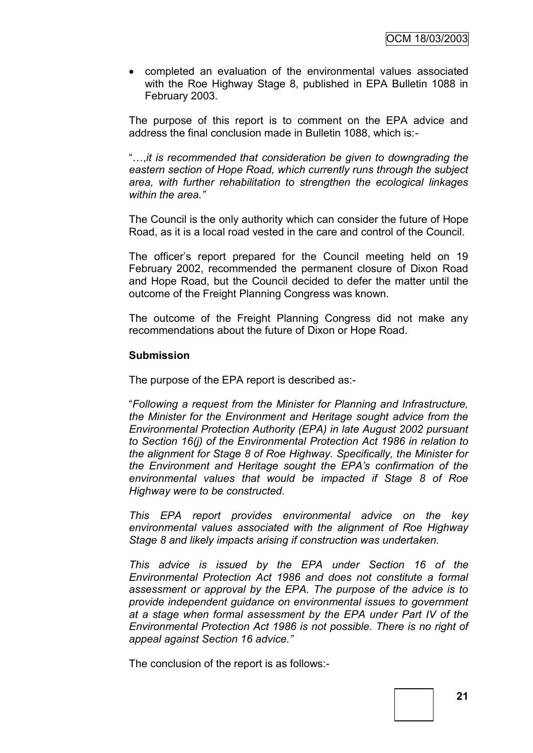- completed an evaluation of the environmental values associated with the Roe Highway Stage 8, published in EPA Bulletin 1088 in February 2003.

The purpose of this report is to comment on the EPA advice and address the final conclusion made in Bulletin 1088, which is:-

"…,*it is recommended that consideration be given to downgrading the eastern section of Hope Road, which currently runs through the subject area, with further rehabilitation to strengthen the ecological linkages within the area."*

The Council is the only authority which can consider the future of Hope Road, as it is a local road vested in the care and control of the Council.

The officer's report prepared for the Council meeting held on 19 February 2002, recommended the permanent closure of Dixon Road and Hope Road, but the Council decided to defer the matter until the outcome of the Freight Planning Congress was known.

The outcome of the Freight Planning Congress did not make any recommendations about the future of Dixon or Hope Road.

**Submission**

The purpose of the EPA report is described as:-

"*Following a request from the Minister for Planning and Infrastructure, the Minister for the Environment and Heritage sought advice from the Environmental Protection Authority (EPA) in late August 2002 pursuant to Section 16(j) of the Environmental Protection Act 1986 in relation to the alignment for Stage 8 of Roe Highway. Specifically, the Minister for the Environment and Heritage sought the EPA's confirmation of the environmental values that would be impacted if Stage 8 of Roe Highway were to be constructed.*

*This EPA report provides environmental advice on the key environmental values associated with the alignment of Roe Highway Stage 8 and likely impacts arising if construction was undertaken.*

*This advice is issued by the EPA under Section 16 of the Environmental Protection Act 1986 and does not constitute a formal assessment or approval by the EPA. The purpose of the advice is to provide independent guidance on environmental issues to government at a stage when formal assessment by the EPA under Part IV of the Environmental Protection Act 1986 is not possible. There is no right of appeal against Section 16 advice."*

The conclusion of the report is as follows:-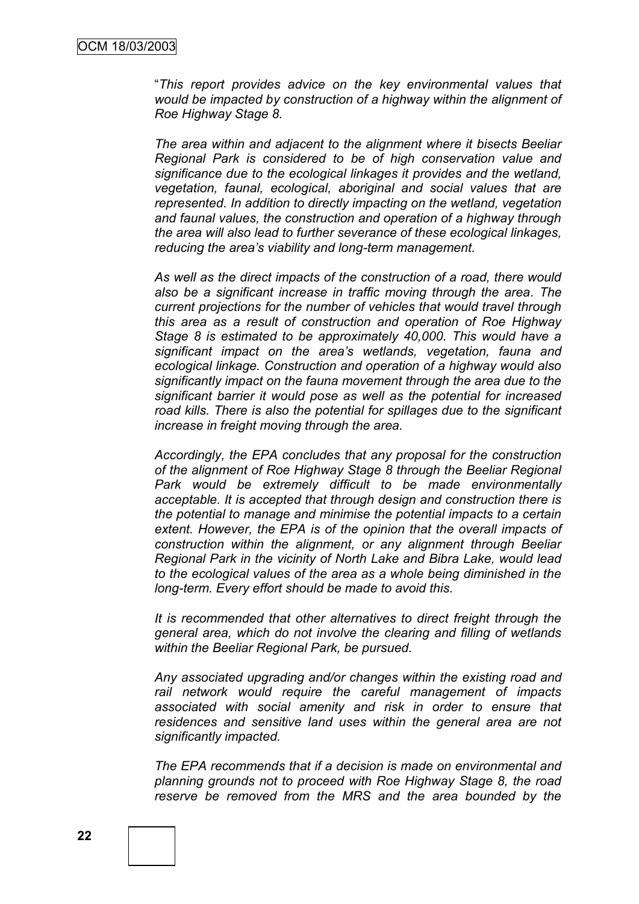"*This report provides advice on the key environmental values that would be impacted by construction of a highway within the alignment of Roe Highway Stage 8.*

*The area within and adjacent to the alignment where it bisects Beeliar Regional Park is considered to be of high conservation value and significance due to the ecological linkages it provides and the wetland, vegetation, faunal, ecological, aboriginal and social values that are represented. In addition to directly impacting on the wetland, vegetation and faunal values, the construction and operation of a highway through the area will also lead to further severance of these ecological linkages, reducing the area's viability and long-term management.*

*As well as the direct impacts of the construction of a road, there would also be a significant increase in traffic moving through the area. The current projections for the number of vehicles that would travel through this area as a result of construction and operation of Roe Highway Stage 8 is estimated to be approximately 40,000. This would have a significant impact on the area's wetlands, vegetation, fauna and ecological linkage. Construction and operation of a highway would also significantly impact on the fauna movement through the area due to the significant barrier it would pose as well as the potential for increased road kills. There is also the potential for spillages due to the significant increase in freight moving through the area.*

*Accordingly, the EPA concludes that any proposal for the construction of the alignment of Roe Highway Stage 8 through the Beeliar Regional Park would be extremely difficult to be made environmentally acceptable. It is accepted that through design and construction there is the potential to manage and minimise the potential impacts to a certain extent. However, the EPA is of the opinion that the overall impacts of construction within the alignment, or any alignment through Beeliar Regional Park in the vicinity of North Lake and Bibra Lake, would lead to the ecological values of the area as a whole being diminished in the long-term. Every effort should be made to avoid this.*

*It is recommended that other alternatives to direct freight through the general area, which do not involve the clearing and filling of wetlands within the Beeliar Regional Park, be pursued.*

*Any associated upgrading and/or changes within the existing road and rail network would require the careful management of impacts associated with social amenity and risk in order to ensure that residences and sensitive land uses within the general area are not significantly impacted.*

*The EPA recommends that if a decision is made on environmental and planning grounds not to proceed with Roe Highway Stage 8, the road reserve be removed from the MRS and the area bounded by the*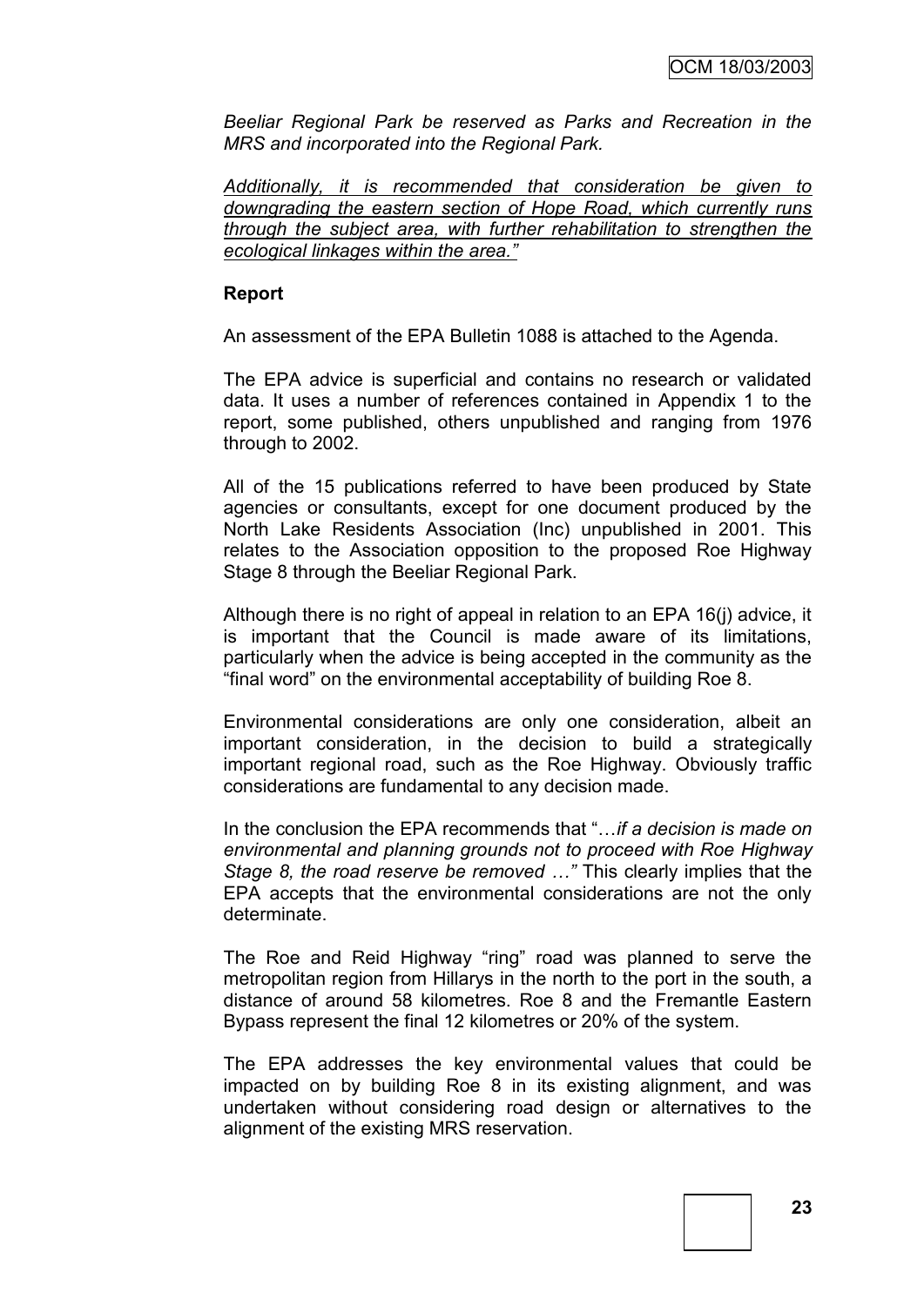*Beeliar Regional Park be reserved as Parks and Recreation in the MRS and incorporated into the Regional Park.*

*Additionally, it is recommended that consideration be given to downgrading the eastern section of Hope Road, which currently runs through the subject area, with further rehabilitation to strengthen the ecological linkages within the area."*

**Report**

An assessment of the EPA Bulletin 1088 is attached to the Agenda.

The EPA advice is superficial and contains no research or validated data. It uses a number of references contained in Appendix 1 to the report, some published, others unpublished and ranging from 1976 through to 2002.

All of the 15 publications referred to have been produced by State agencies or consultants, except for one document produced by the North Lake Residents Association (Inc) unpublished in 2001. This relates to the Association opposition to the proposed Roe Highway Stage 8 through the Beeliar Regional Park.

Although there is no right of appeal in relation to an EPA 16(j) advice, it is important that the Council is made aware of its limitations, particularly when the advice is being accepted in the community as the "final word" on the environmental acceptability of building Roe 8.

Environmental considerations are only one consideration, albeit an important consideration, in the decision to build a strategically important regional road, such as the Roe Highway. Obviously traffic considerations are fundamental to any decision made.

In the conclusion the EPA recommends that "…*if a decision is made on environmental and planning grounds not to proceed with Roe Highway Stage 8, the road reserve be removed …"* This clearly implies that the EPA accepts that the environmental considerations are not the only determinate.

The Roe and Reid Highway "ring" road was planned to serve the metropolitan region from Hillarys in the north to the port in the south, a distance of around 58 kilometres. Roe 8 and the Fremantle Eastern Bypass represent the final 12 kilometres or 20% of the system.

The EPA addresses the key environmental values that could be impacted on by building Roe 8 in its existing alignment, and was undertaken without considering road design or alternatives to the alignment of the existing MRS reservation.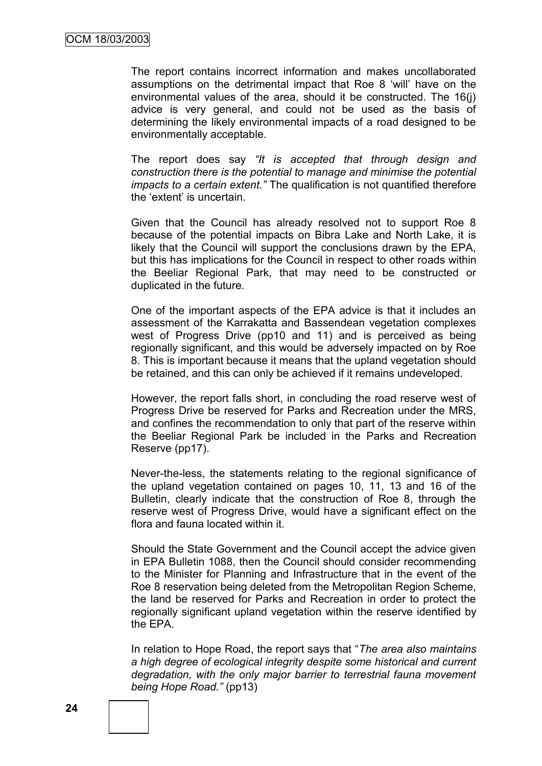The report contains incorrect information and makes uncollaborated assumptions on the detrimental impact that Roe 8 'will' have on the environmental values of the area, should it be constructed. The 16(j) advice is very general, and could not be used as the basis of determining the likely environmental impacts of a road designed to be environmentally acceptable.

The report does say *"It is accepted that through design and construction there is the potential to manage and minimise the potential impacts to a certain extent."* The qualification is not quantified therefore the 'extent' is uncertain.

Given that the Council has already resolved not to support Roe 8 because of the potential impacts on Bibra Lake and North Lake, it is likely that the Council will support the conclusions drawn by the EPA, but this has implications for the Council in respect to other roads within the Beeliar Regional Park, that may need to be constructed or duplicated in the future.

One of the important aspects of the EPA advice is that it includes an assessment of the Karrakatta and Bassendean vegetation complexes west of Progress Drive (pp10 and 11) and is perceived as being regionally significant, and this would be adversely impacted on by Roe 8. This is important because it means that the upland vegetation should be retained, and this can only be achieved if it remains undeveloped.

However, the report falls short, in concluding the road reserve west of Progress Drive be reserved for Parks and Recreation under the MRS, and confines the recommendation to only that part of the reserve within the Beeliar Regional Park be included in the Parks and Recreation Reserve (pp17).

Never-the-less, the statements relating to the regional significance of the upland vegetation contained on pages 10, 11, 13 and 16 of the Bulletin, clearly indicate that the construction of Roe 8, through the reserve west of Progress Drive, would have a significant effect on the flora and fauna located within it.

Should the State Government and the Council accept the advice given in EPA Bulletin 1088, then the Council should consider recommending to the Minister for Planning and Infrastructure that in the event of the Roe 8 reservation being deleted from the Metropolitan Region Scheme, the land be reserved for Parks and Recreation in order to protect the regionally significant upland vegetation within the reserve identified by the EPA.

In relation to Hope Road, the report says that "*The area also maintains a high degree of ecological integrity despite some historical and current degradation, with the only major barrier to terrestrial fauna movement being Hope Road."* (pp13)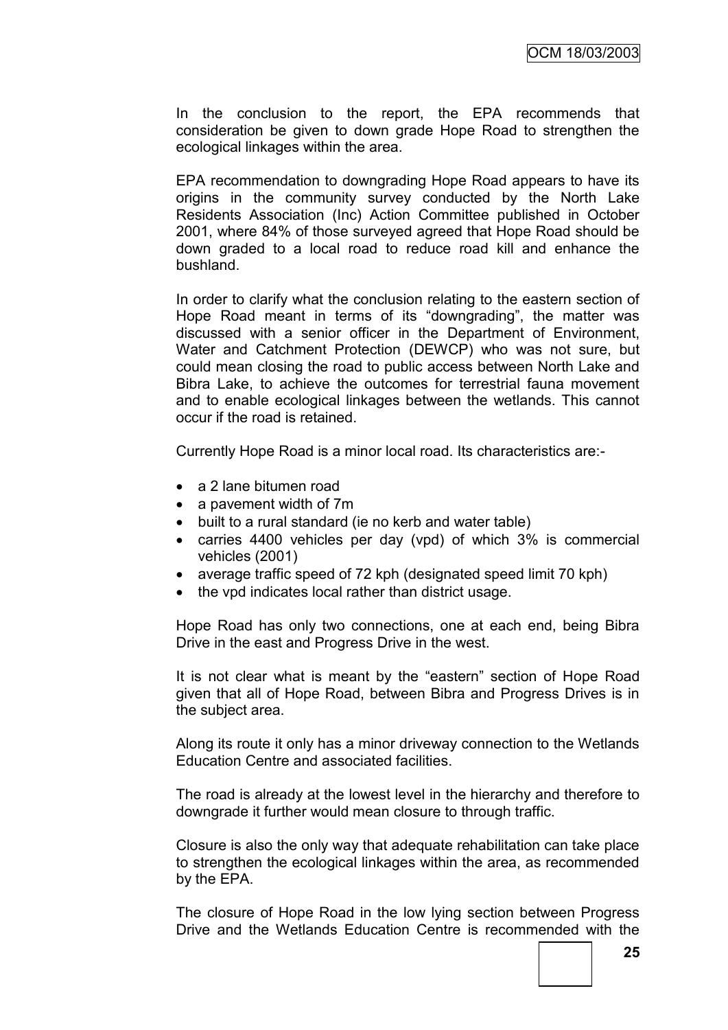In the conclusion to the report, the EPA recommends that consideration be given to down grade Hope Road to strengthen the ecological linkages within the area.

EPA recommendation to downgrading Hope Road appears to have its origins in the community survey conducted by the North Lake Residents Association (Inc) Action Committee published in October 2001, where 84% of those surveyed agreed that Hope Road should be down graded to a local road to reduce road kill and enhance the bushland.

In order to clarify what the conclusion relating to the eastern section of Hope Road meant in terms of its "downgrading", the matter was discussed with a senior officer in the Department of Environment, Water and Catchment Protection (DEWCP) who was not sure, but could mean closing the road to public access between North Lake and Bibra Lake, to achieve the outcomes for terrestrial fauna movement and to enable ecological linkages between the wetlands. This cannot occur if the road is retained.

Currently Hope Road is a minor local road. Its characteristics are:-

- a 2 lane bitumen road
- a pavement width of 7m
- built to a rural standard (ie no kerb and water table)
- carries 4400 vehicles per day (vpd) of which 3% is commercial vehicles (2001)
- average traffic speed of 72 kph (designated speed limit 70 kph)
- the vpd indicates local rather than district usage.

Hope Road has only two connections, one at each end, being Bibra Drive in the east and Progress Drive in the west.

It is not clear what is meant by the "eastern" section of Hope Road given that all of Hope Road, between Bibra and Progress Drives is in the subject area.

Along its route it only has a minor driveway connection to the Wetlands Education Centre and associated facilities.

The road is already at the lowest level in the hierarchy and therefore to downgrade it further would mean closure to through traffic.

Closure is also the only way that adequate rehabilitation can take place to strengthen the ecological linkages within the area, as recommended by the EPA.

The closure of Hope Road in the low lying section between Progress Drive and the Wetlands Education Centre is recommended with the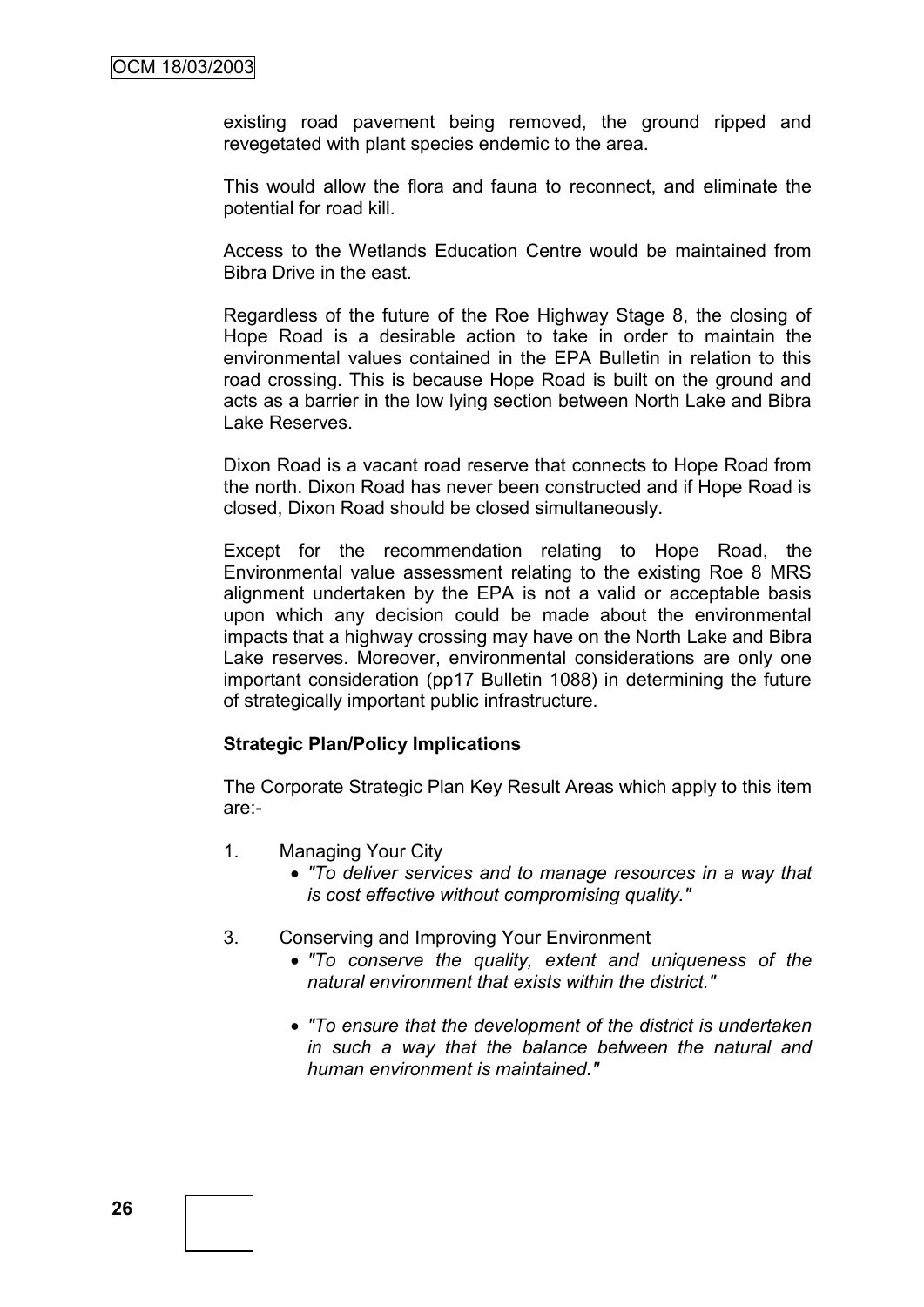existing road pavement being removed, the ground ripped and revegetated with plant species endemic to the area.

This would allow the flora and fauna to reconnect, and eliminate the potential for road kill.

Access to the Wetlands Education Centre would be maintained from Bibra Drive in the east.

Regardless of the future of the Roe Highway Stage 8, the closing of Hope Road is a desirable action to take in order to maintain the environmental values contained in the EPA Bulletin in relation to this road crossing. This is because Hope Road is built on the ground and acts as a barrier in the low lying section between North Lake and Bibra Lake Reserves.

Dixon Road is a vacant road reserve that connects to Hope Road from the north. Dixon Road has never been constructed and if Hope Road is closed, Dixon Road should be closed simultaneously.

Except for the recommendation relating to Hope Road, the Environmental value assessment relating to the existing Roe 8 MRS alignment undertaken by the EPA is not a valid or acceptable basis upon which any decision could be made about the environmental impacts that a highway crossing may have on the North Lake and Bibra Lake reserves. Moreover, environmental considerations are only one important consideration (pp17 Bulletin 1088) in determining the future of strategically important public infrastructure.

**Strategic Plan/Policy Implications**

The Corporate Strategic Plan Key Result Areas which apply to this item are:-

1. Managing Your City
   - *"To deliver services and to manage resources in a way that is cost effective without compromising quality."*

3. Conserving and Improving Your Environment
   - *"To conserve the quality, extent and uniqueness of the natural environment that exists within the district."*
   - *"To ensure that the development of the district is undertaken in such a way that the balance between the natural and human environment is maintained."*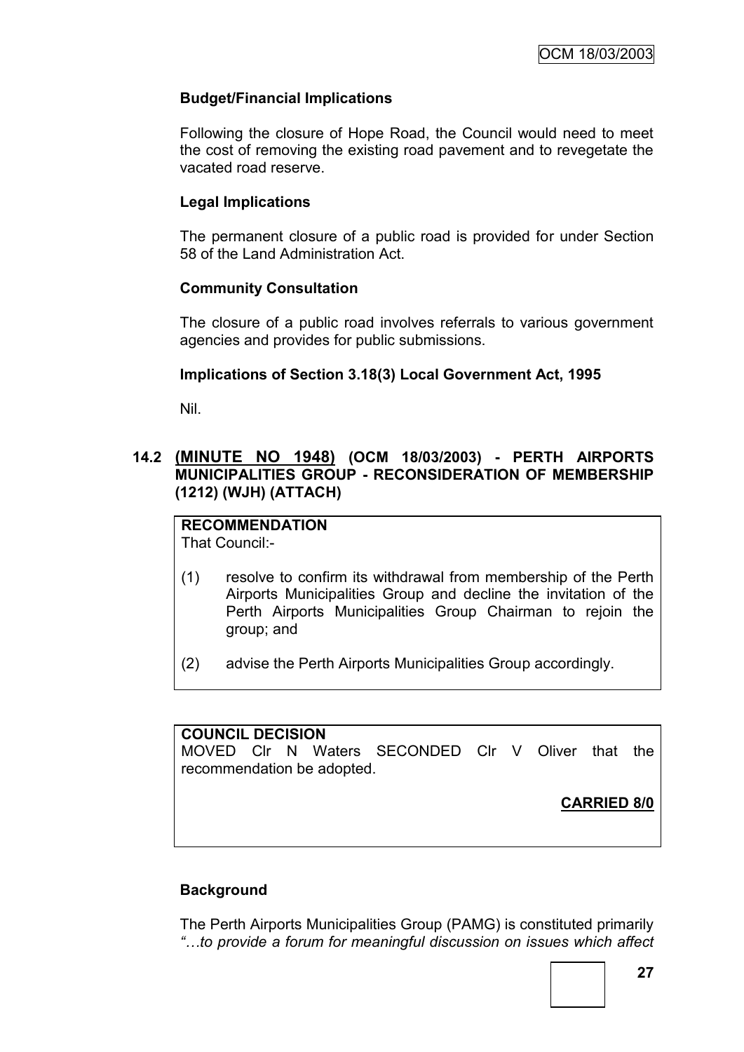### Budget/Financial Implications

Following the closure of Hope Road, the Council would need to meet the cost of removing the existing road pavement and to revegetate the vacated road reserve.

### Legal Implications

The permanent closure of a public road is provided for under Section 58 of the Land Administration Act.

### Community Consultation

The closure of a public road involves referrals to various government agencies and provides for public submissions.

### Implications of Section 3.18(3) Local Government Act, 1995

Nil.

## 14.2 (MINUTE NO 1948) (OCM 18/03/2003) - PERTH AIRPORTS MUNICIPALITIES GROUP - RECONSIDERATION OF MEMBERSHIP (1212) (WJH) (ATTACH)

**RECOMMENDATION**

That Council:-

(1) resolve to confirm its withdrawal from membership of the Perth Airports Municipalities Group and decline the invitation of the Perth Airports Municipalities Group Chairman to rejoin the group; and

(2) advise the Perth Airports Municipalities Group accordingly.

**COUNCIL DECISION**

MOVED Clr N Waters SECONDED Clr V Oliver that the recommendation be adopted.

**CARRIED 8/0**

### Background

The Perth Airports Municipalities Group (PAMG) is constituted primarily *"…to provide a forum for meaningful discussion on issues which affect*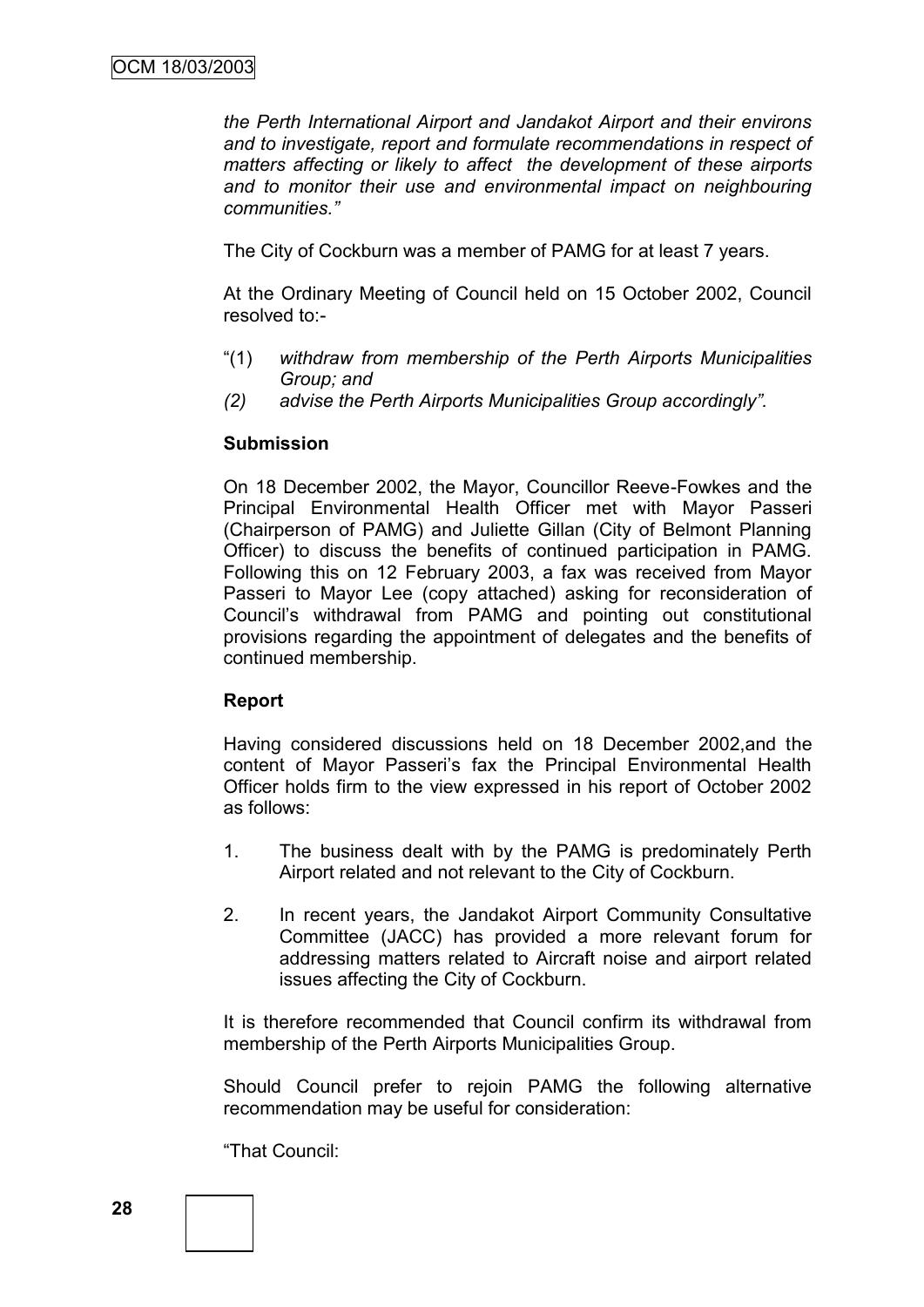*the Perth International Airport and Jandakot Airport and their environs and to investigate, report and formulate recommendations in respect of matters affecting or likely to affect the development of these airports and to monitor their use and environmental impact on neighbouring communities."*

The City of Cockburn was a member of PAMG for at least 7 years.

At the Ordinary Meeting of Council held on 15 October 2002, Council resolved to:-

"(1) *withdraw from membership of the Perth Airports Municipalities Group; and*

*(2) advise the Perth Airports Municipalities Group accordingly".*

**Submission**

On 18 December 2002, the Mayor, Councillor Reeve-Fowkes and the Principal Environmental Health Officer met with Mayor Passeri (Chairperson of PAMG) and Juliette Gillan (City of Belmont Planning Officer) to discuss the benefits of continued participation in PAMG. Following this on 12 February 2003, a fax was received from Mayor Passeri to Mayor Lee (copy attached) asking for reconsideration of Council's withdrawal from PAMG and pointing out constitutional provisions regarding the appointment of delegates and the benefits of continued membership.

**Report**

Having considered discussions held on 18 December 2002,and the content of Mayor Passeri's fax the Principal Environmental Health Officer holds firm to the view expressed in his report of October 2002 as follows:

1. The business dealt with by the PAMG is predominately Perth Airport related and not relevant to the City of Cockburn.

2. In recent years, the Jandakot Airport Community Consultative Committee (JACC) has provided a more relevant forum for addressing matters related to Aircraft noise and airport related issues affecting the City of Cockburn.

It is therefore recommended that Council confirm its withdrawal from membership of the Perth Airports Municipalities Group.

Should Council prefer to rejoin PAMG the following alternative recommendation may be useful for consideration:

"That Council: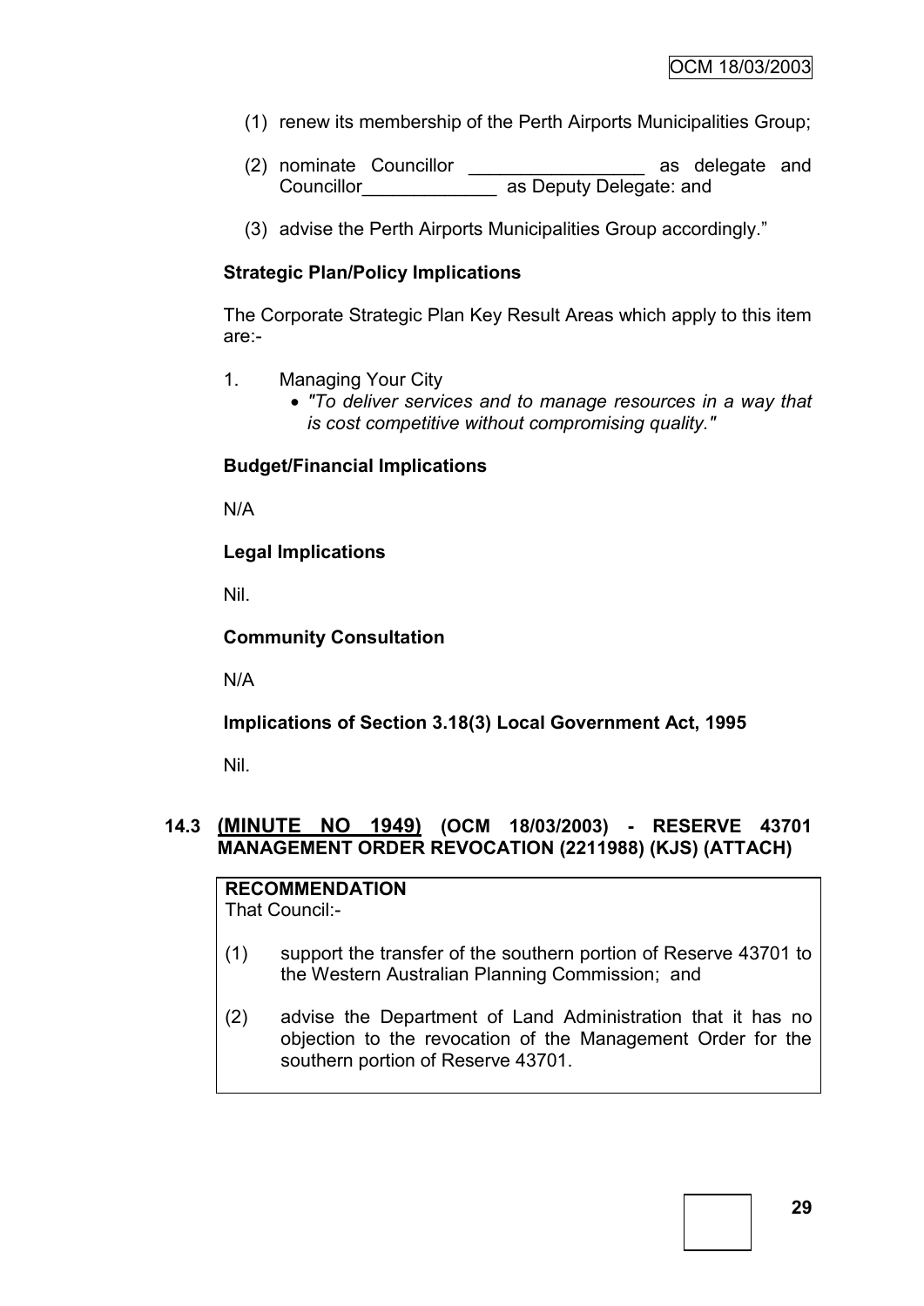(1) renew its membership of the Perth Airports Municipalities Group;

(2) nominate Councillor _________________ as delegate and Councillor_____________ as Deputy Delegate: and

(3) advise the Perth Airports Municipalities Group accordingly."

**Strategic Plan/Policy Implications**

The Corporate Strategic Plan Key Result Areas which apply to this item are:-

1. Managing Your City
   - *"To deliver services and to manage resources in a way that is cost competitive without compromising quality."*

**Budget/Financial Implications**

N/A

**Legal Implications**

Nil.

**Community Consultation**

N/A

**Implications of Section 3.18(3) Local Government Act, 1995**

Nil.

### 14.3 (MINUTE NO 1949) (OCM 18/03/2003) - RESERVE 43701 MANAGEMENT ORDER REVOCATION (2211988) (KJS) (ATTACH)

**RECOMMENDATION**
That Council:-

(1) support the transfer of the southern portion of Reserve 43701 to the Western Australian Planning Commission; and

(2) advise the Department of Land Administration that it has no objection to the revocation of the Management Order for the southern portion of Reserve 43701.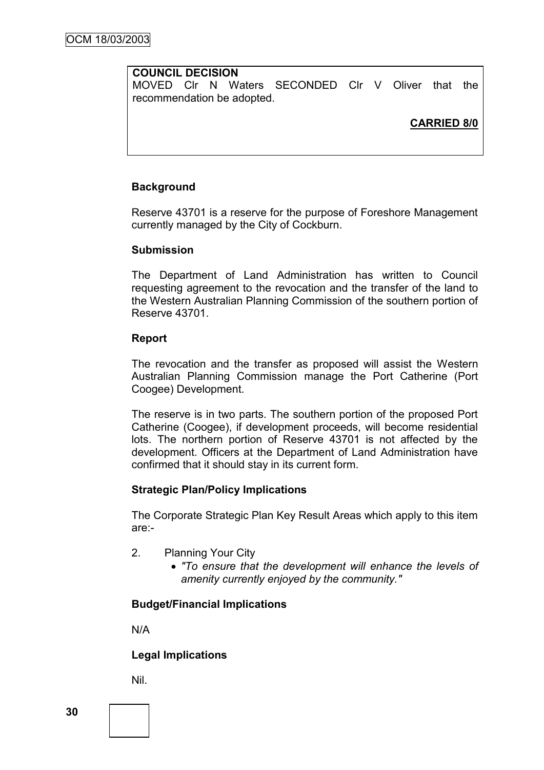**COUNCIL DECISION**

MOVED Clr N Waters SECONDED Clr V Oliver that the recommendation be adopted.

**CARRIED 8/0**

**Background**

Reserve 43701 is a reserve for the purpose of Foreshore Management currently managed by the City of Cockburn.

**Submission**

The Department of Land Administration has written to Council requesting agreement to the revocation and the transfer of the land to the Western Australian Planning Commission of the southern portion of Reserve 43701.

**Report**

The revocation and the transfer as proposed will assist the Western Australian Planning Commission manage the Port Catherine (Port Coogee) Development.

The reserve is in two parts. The southern portion of the proposed Port Catherine (Coogee), if development proceeds, will become residential lots. The northern portion of Reserve 43701 is not affected by the development. Officers at the Department of Land Administration have confirmed that it should stay in its current form.

**Strategic Plan/Policy Implications**

The Corporate Strategic Plan Key Result Areas which apply to this item are:-

2. Planning Your City
   - *"To ensure that the development will enhance the levels of amenity currently enjoyed by the community."*

**Budget/Financial Implications**

N/A

**Legal Implications**

Nil.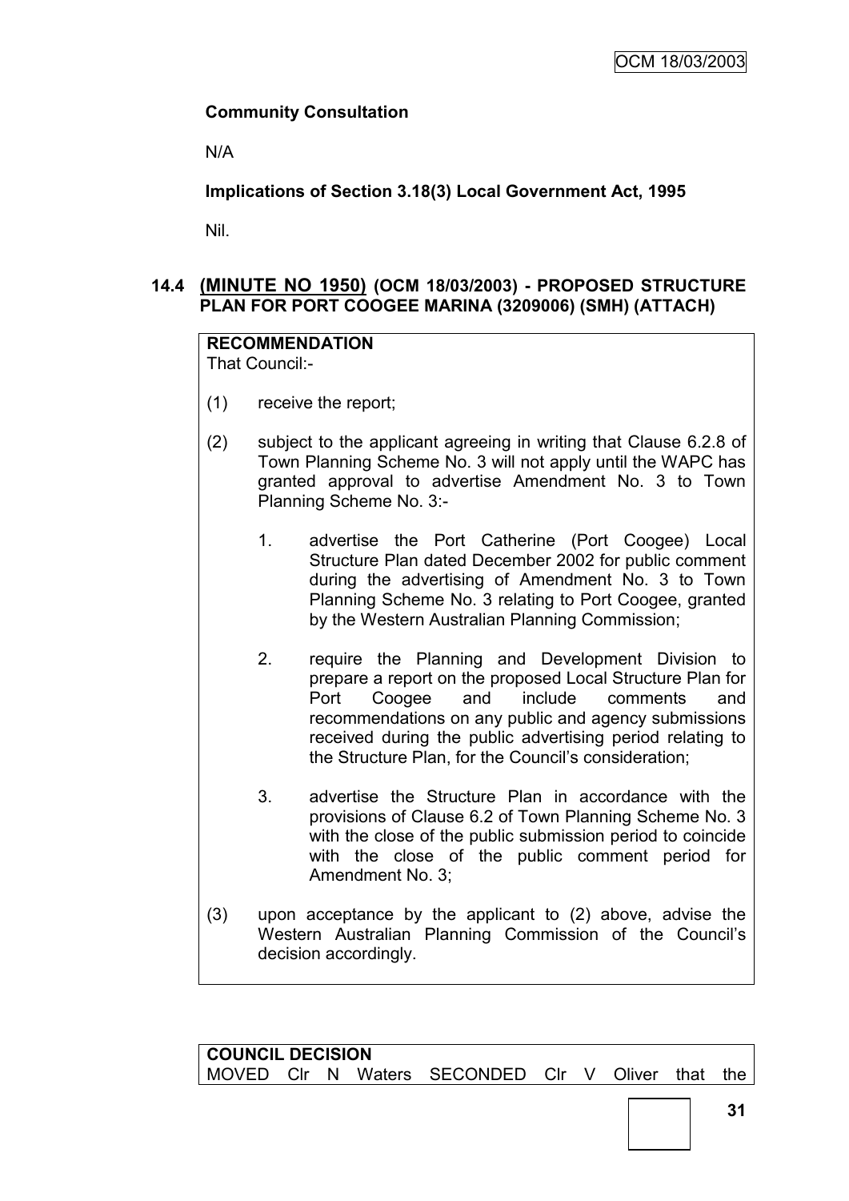**Community Consultation**

N/A

**Implications of Section 3.18(3) Local Government Act, 1995**

Nil.

### 14.4 (MINUTE NO 1950) (OCM 18/03/2003) - PROPOSED STRUCTURE PLAN FOR PORT COOGEE MARINA (3209006) (SMH) (ATTACH)

**RECOMMENDATION**
That Council:-

(1) receive the report;

(2) subject to the applicant agreeing in writing that Clause 6.2.8 of Town Planning Scheme No. 3 will not apply until the WAPC has granted approval to advertise Amendment No. 3 to Town Planning Scheme No. 3:-

   1. advertise the Port Catherine (Port Coogee) Local Structure Plan dated December 2002 for public comment during the advertising of Amendment No. 3 to Town Planning Scheme No. 3 relating to Port Coogee, granted by the Western Australian Planning Commission;

   2. require the Planning and Development Division to prepare a report on the proposed Local Structure Plan for Port Coogee and include comments and recommendations on any public and agency submissions received during the public advertising period relating to the Structure Plan, for the Council's consideration;

   3. advertise the Structure Plan in accordance with the provisions of Clause 6.2 of Town Planning Scheme No. 3 with the close of the public submission period to coincide with the close of the public comment period for Amendment No. 3;

(3) upon acceptance by the applicant to (2) above, advise the Western Australian Planning Commission of the Council's decision accordingly.

**COUNCIL DECISION**
MOVED Clr N Waters SECONDED Clr V Oliver that the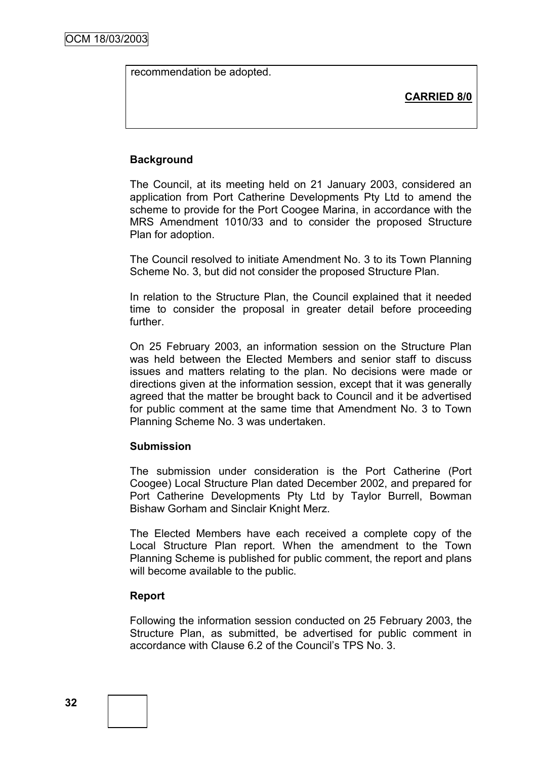recommendation be adopted.

**CARRIED 8/0**

**Background**

The Council, at its meeting held on 21 January 2003, considered an application from Port Catherine Developments Pty Ltd to amend the scheme to provide for the Port Coogee Marina, in accordance with the MRS Amendment 1010/33 and to consider the proposed Structure Plan for adoption.

The Council resolved to initiate Amendment No. 3 to its Town Planning Scheme No. 3, but did not consider the proposed Structure Plan.

In relation to the Structure Plan, the Council explained that it needed time to consider the proposal in greater detail before proceeding further.

On 25 February 2003, an information session on the Structure Plan was held between the Elected Members and senior staff to discuss issues and matters relating to the plan. No decisions were made or directions given at the information session, except that it was generally agreed that the matter be brought back to Council and it be advertised for public comment at the same time that Amendment No. 3 to Town Planning Scheme No. 3 was undertaken.

**Submission**

The submission under consideration is the Port Catherine (Port Coogee) Local Structure Plan dated December 2002, and prepared for Port Catherine Developments Pty Ltd by Taylor Burrell, Bowman Bishaw Gorham and Sinclair Knight Merz.

The Elected Members have each received a complete copy of the Local Structure Plan report. When the amendment to the Town Planning Scheme is published for public comment, the report and plans will become available to the public.

**Report**

Following the information session conducted on 25 February 2003, the Structure Plan, as submitted, be advertised for public comment in accordance with Clause 6.2 of the Council's TPS No. 3.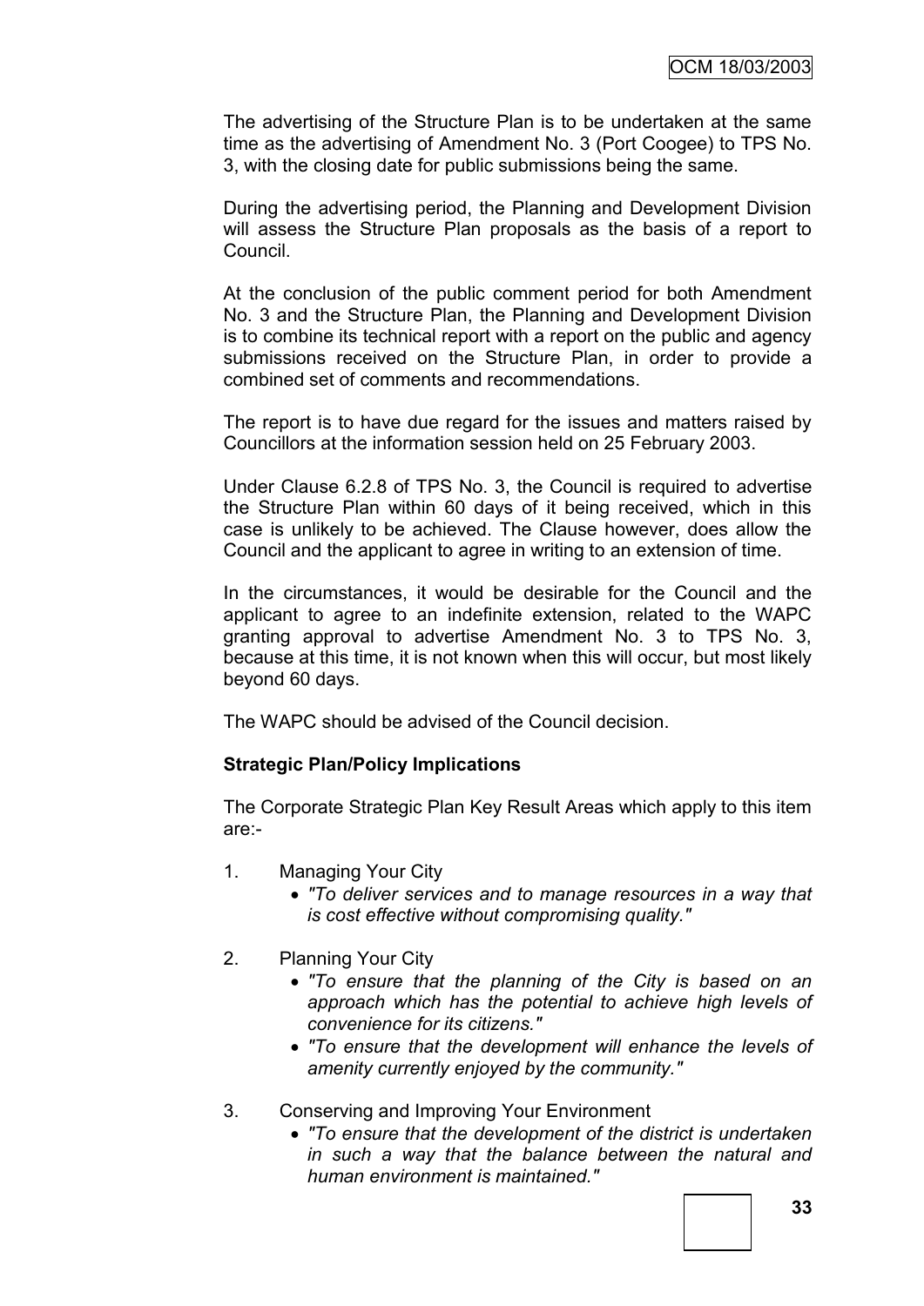The advertising of the Structure Plan is to be undertaken at the same time as the advertising of Amendment No. 3 (Port Coogee) to TPS No. 3, with the closing date for public submissions being the same.

During the advertising period, the Planning and Development Division will assess the Structure Plan proposals as the basis of a report to Council.

At the conclusion of the public comment period for both Amendment No. 3 and the Structure Plan, the Planning and Development Division is to combine its technical report with a report on the public and agency submissions received on the Structure Plan, in order to provide a combined set of comments and recommendations.

The report is to have due regard for the issues and matters raised by Councillors at the information session held on 25 February 2003.

Under Clause 6.2.8 of TPS No. 3, the Council is required to advertise the Structure Plan within 60 days of it being received, which in this case is unlikely to be achieved. The Clause however, does allow the Council and the applicant to agree in writing to an extension of time.

In the circumstances, it would be desirable for the Council and the applicant to agree to an indefinite extension, related to the WAPC granting approval to advertise Amendment No. 3 to TPS No. 3, because at this time, it is not known when this will occur, but most likely beyond 60 days.

The WAPC should be advised of the Council decision.

**Strategic Plan/Policy Implications**

The Corporate Strategic Plan Key Result Areas which apply to this item are:-

1. Managing Your City
   - *"To deliver services and to manage resources in a way that is cost effective without compromising quality."*

2. Planning Your City
   - *"To ensure that the planning of the City is based on an approach which has the potential to achieve high levels of convenience for its citizens."*
   - *"To ensure that the development will enhance the levels of amenity currently enjoyed by the community."*

3. Conserving and Improving Your Environment
   - *"To ensure that the development of the district is undertaken in such a way that the balance between the natural and human environment is maintained."*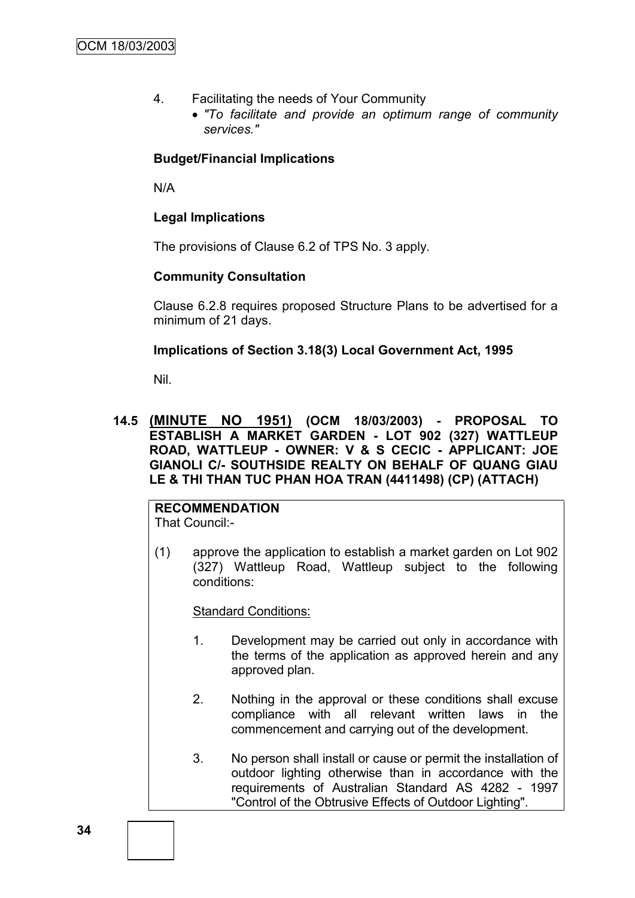4. Facilitating the needs of Your Community
   - *"To facilitate and provide an optimum range of community services."*

**Budget/Financial Implications**

N/A

**Legal Implications**

The provisions of Clause 6.2 of TPS No. 3 apply.

**Community Consultation**

Clause 6.2.8 requires proposed Structure Plans to be advertised for a minimum of 21 days.

**Implications of Section 3.18(3) Local Government Act, 1995**

Nil.

## 14.5 (MINUTE NO 1951) (OCM 18/03/2003) - PROPOSAL TO ESTABLISH A MARKET GARDEN - LOT 902 (327) WATTLEUP ROAD, WATTLEUP - OWNER: V & S CECIC - APPLICANT: JOE GIANOLI C/- SOUTHSIDE REALTY ON BEHALF OF QUANG GIAU LE & THI THAN TUC PHAN HOA TRAN (4411498) (CP) (ATTACH)

**RECOMMENDATION**

That Council:-

(1) approve the application to establish a market garden on Lot 902 (327) Wattleup Road, Wattleup subject to the following conditions:

   Standard Conditions:

   1. Development may be carried out only in accordance with the terms of the application as approved herein and any approved plan.

   2. Nothing in the approval or these conditions shall excuse compliance with all relevant written laws in the commencement and carrying out of the development.

   3. No person shall install or cause or permit the installation of outdoor lighting otherwise than in accordance with the requirements of Australian Standard AS 4282 - 1997 "Control of the Obtrusive Effects of Outdoor Lighting".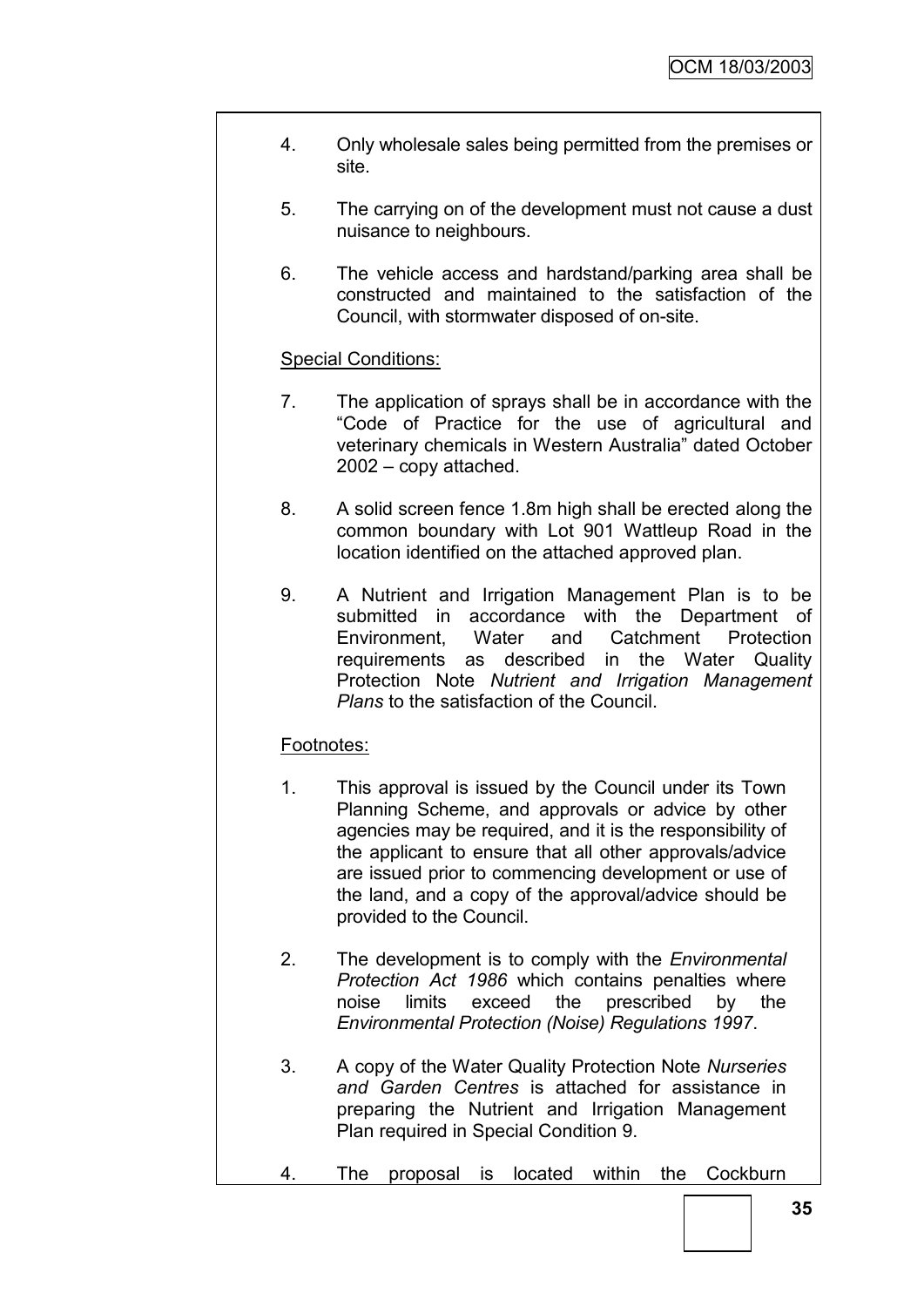4. Only wholesale sales being permitted from the premises or site.

5. The carrying on of the development must not cause a dust nuisance to neighbours.

6. The vehicle access and hardstand/parking area shall be constructed and maintained to the satisfaction of the Council, with stormwater disposed of on-site.

Special Conditions:

7. The application of sprays shall be in accordance with the "Code of Practice for the use of agricultural and veterinary chemicals in Western Australia" dated October 2002 – copy attached.

8. A solid screen fence 1.8m high shall be erected along the common boundary with Lot 901 Wattleup Road in the location identified on the attached approved plan.

9. A Nutrient and Irrigation Management Plan is to be submitted in accordance with the Department of Environment, Water and Catchment Protection requirements as described in the Water Quality Protection Note *Nutrient and Irrigation Management Plans* to the satisfaction of the Council.

Footnotes:

1. This approval is issued by the Council under its Town Planning Scheme, and approvals or advice by other agencies may be required, and it is the responsibility of the applicant to ensure that all other approvals/advice are issued prior to commencing development or use of the land, and a copy of the approval/advice should be provided to the Council.

2. The development is to comply with the *Environmental Protection Act 1986* which contains penalties where noise limits exceed the prescribed by the *Environmental Protection (Noise) Regulations 1997*.

3. A copy of the Water Quality Protection Note *Nurseries and Garden Centres* is attached for assistance in preparing the Nutrient and Irrigation Management Plan required in Special Condition 9.

4. The proposal is located within the Cockburn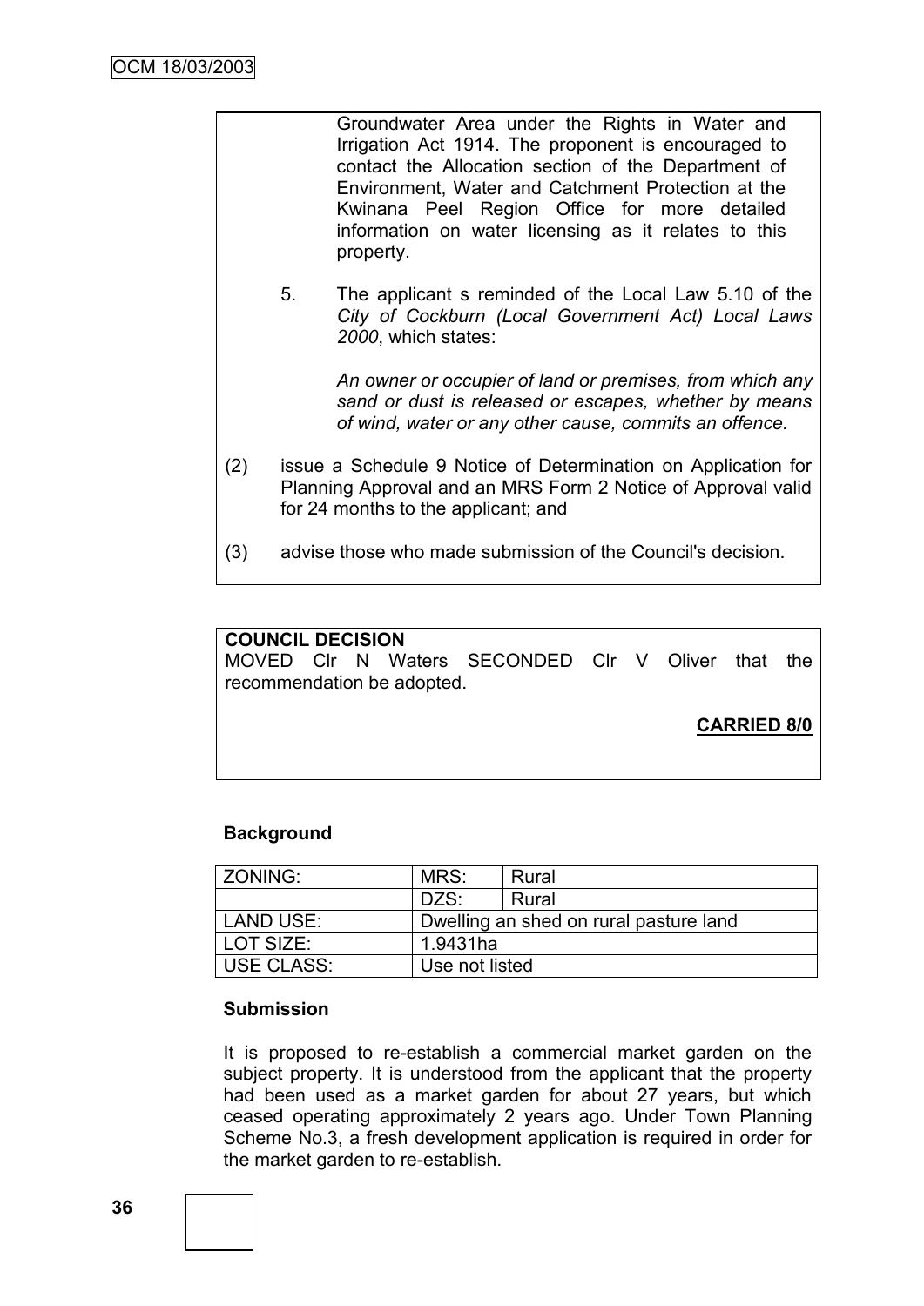Groundwater Area under the Rights in Water and Irrigation Act 1914. The proponent is encouraged to contact the Allocation section of the Department of Environment, Water and Catchment Protection at the Kwinana Peel Region Office for more detailed information on water licensing as it relates to this property.

5. The applicant s reminded of the Local Law 5.10 of the *City of Cockburn (Local Government Act) Local Laws 2000*, which states:

   *An owner or occupier of land or premises, from which any sand or dust is released or escapes, whether by means of wind, water or any other cause, commits an offence.*

(2) issue a Schedule 9 Notice of Determination on Application for Planning Approval and an MRS Form 2 Notice of Approval valid for 24 months to the applicant; and

(3) advise those who made submission of the Council's decision.

**COUNCIL DECISION**
MOVED Clr N Waters SECONDED Clr V Oliver that the recommendation be adopted.

**CARRIED 8/0**

**Background**

| ZONING: | MRS: | Rural |
|---|---|---|
| | DZS: | Rural |
| LAND USE: | Dwelling an shed on rural pasture land | |
| LOT SIZE: | 1.9431ha | |
| USE CLASS: | Use not listed | |

**Submission**

It is proposed to re-establish a commercial market garden on the subject property. It is understood from the applicant that the property had been used as a market garden for about 27 years, but which ceased operating approximately 2 years ago. Under Town Planning Scheme No.3, a fresh development application is required in order for the market garden to re-establish.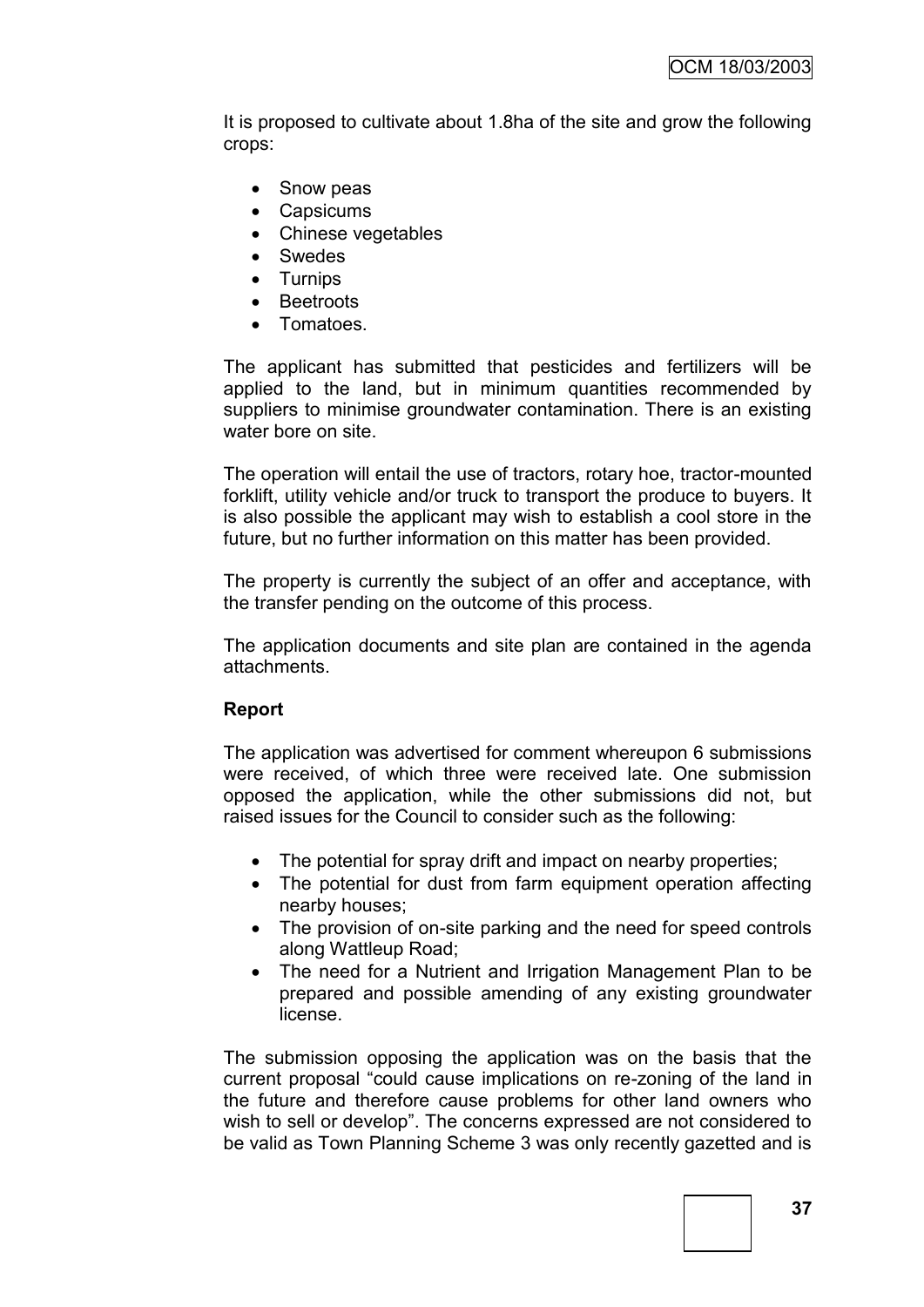It is proposed to cultivate about 1.8ha of the site and grow the following crops:

- Snow peas
- Capsicums
- Chinese vegetables
- Swedes
- Turnips
- Beetroots
- Tomatoes.

The applicant has submitted that pesticides and fertilizers will be applied to the land, but in minimum quantities recommended by suppliers to minimise groundwater contamination. There is an existing water bore on site.

The operation will entail the use of tractors, rotary hoe, tractor-mounted forklift, utility vehicle and/or truck to transport the produce to buyers. It is also possible the applicant may wish to establish a cool store in the future, but no further information on this matter has been provided.

The property is currently the subject of an offer and acceptance, with the transfer pending on the outcome of this process.

The application documents and site plan are contained in the agenda attachments.

**Report**

The application was advertised for comment whereupon 6 submissions were received, of which three were received late. One submission opposed the application, while the other submissions did not, but raised issues for the Council to consider such as the following:

- The potential for spray drift and impact on nearby properties;
- The potential for dust from farm equipment operation affecting nearby houses;
- The provision of on-site parking and the need for speed controls along Wattleup Road;
- The need for a Nutrient and Irrigation Management Plan to be prepared and possible amending of any existing groundwater license.

The submission opposing the application was on the basis that the current proposal "could cause implications on re-zoning of the land in the future and therefore cause problems for other land owners who wish to sell or develop". The concerns expressed are not considered to be valid as Town Planning Scheme 3 was only recently gazetted and is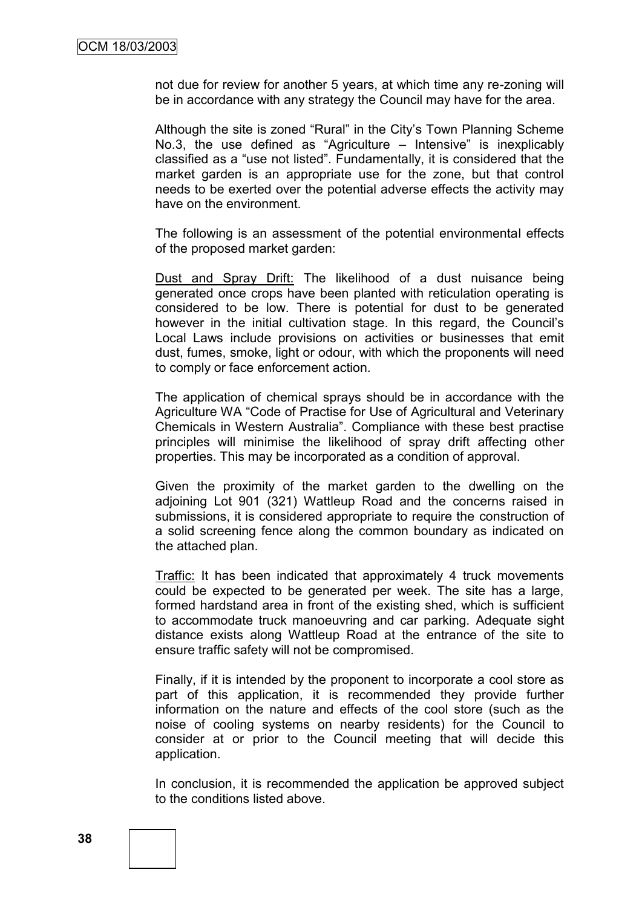not due for review for another 5 years, at which time any re-zoning will be in accordance with any strategy the Council may have for the area.

Although the site is zoned "Rural" in the City's Town Planning Scheme No.3, the use defined as "Agriculture – Intensive" is inexplicably classified as a "use not listed". Fundamentally, it is considered that the market garden is an appropriate use for the zone, but that control needs to be exerted over the potential adverse effects the activity may have on the environment.

The following is an assessment of the potential environmental effects of the proposed market garden:

Dust and Spray Drift: The likelihood of a dust nuisance being generated once crops have been planted with reticulation operating is considered to be low. There is potential for dust to be generated however in the initial cultivation stage. In this regard, the Council's Local Laws include provisions on activities or businesses that emit dust, fumes, smoke, light or odour, with which the proponents will need to comply or face enforcement action.

The application of chemical sprays should be in accordance with the Agriculture WA "Code of Practise for Use of Agricultural and Veterinary Chemicals in Western Australia". Compliance with these best practise principles will minimise the likelihood of spray drift affecting other properties. This may be incorporated as a condition of approval.

Given the proximity of the market garden to the dwelling on the adjoining Lot 901 (321) Wattleup Road and the concerns raised in submissions, it is considered appropriate to require the construction of a solid screening fence along the common boundary as indicated on the attached plan.

Traffic: It has been indicated that approximately 4 truck movements could be expected to be generated per week. The site has a large, formed hardstand area in front of the existing shed, which is sufficient to accommodate truck manoeuvring and car parking. Adequate sight distance exists along Wattleup Road at the entrance of the site to ensure traffic safety will not be compromised.

Finally, if it is intended by the proponent to incorporate a cool store as part of this application, it is recommended they provide further information on the nature and effects of the cool store (such as the noise of cooling systems on nearby residents) for the Council to consider at or prior to the Council meeting that will decide this application.

In conclusion, it is recommended the application be approved subject to the conditions listed above.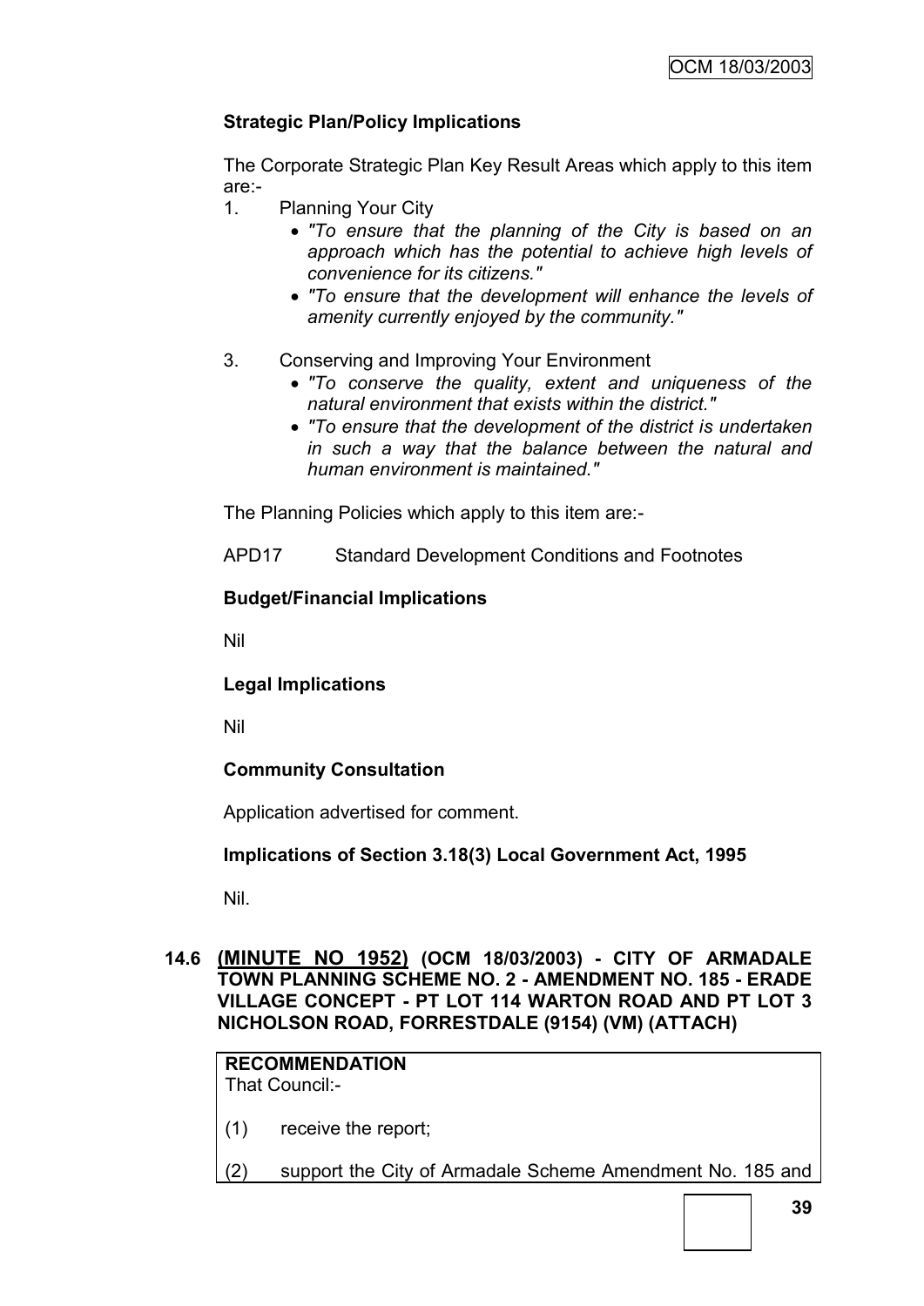**Strategic Plan/Policy Implications**

The Corporate Strategic Plan Key Result Areas which apply to this item are:-

1. Planning Your City
   - *"To ensure that the planning of the City is based on an approach which has the potential to achieve high levels of convenience for its citizens."*
   - *"To ensure that the development will enhance the levels of amenity currently enjoyed by the community."*

3. Conserving and Improving Your Environment
   - *"To conserve the quality, extent and uniqueness of the natural environment that exists within the district."*
   - *"To ensure that the development of the district is undertaken in such a way that the balance between the natural and human environment is maintained."*

The Planning Policies which apply to this item are:-

APD17 Standard Development Conditions and Footnotes

**Budget/Financial Implications**

Nil

**Legal Implications**

Nil

**Community Consultation**

Application advertised for comment.

**Implications of Section 3.18(3) Local Government Act, 1995**

Nil.

## 14.6 (MINUTE NO 1952) (OCM 18/03/2003) - CITY OF ARMADALE TOWN PLANNING SCHEME NO. 2 - AMENDMENT NO. 185 - ERADE VILLAGE CONCEPT - PT LOT 114 WARTON ROAD AND PT LOT 3 NICHOLSON ROAD, FORRESTDALE (9154) (VM) (ATTACH)

**RECOMMENDATION**

That Council:-

(1) receive the report;

(2) support the City of Armadale Scheme Amendment No. 185 and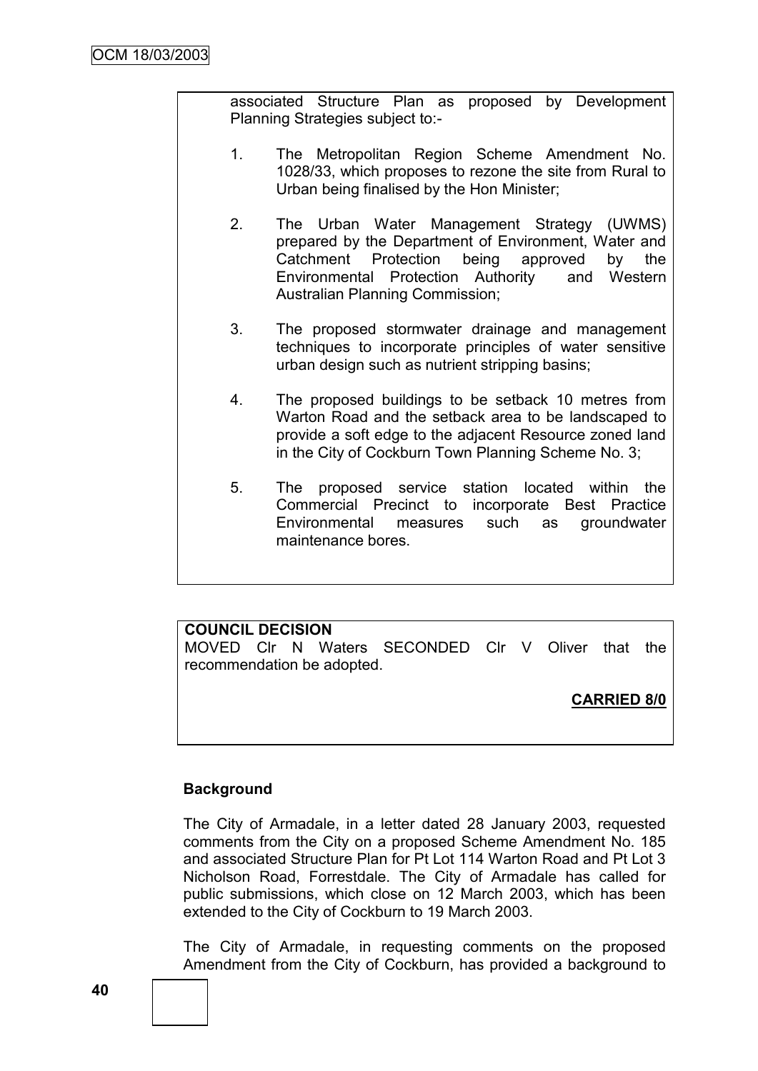associated Structure Plan as proposed by Development Planning Strategies subject to:-

1. The Metropolitan Region Scheme Amendment No. 1028/33, which proposes to rezone the site from Rural to Urban being finalised by the Hon Minister;

2. The Urban Water Management Strategy (UWMS) prepared by the Department of Environment, Water and Catchment Protection being approved by the Environmental Protection Authority and Western Australian Planning Commission;

3. The proposed stormwater drainage and management techniques to incorporate principles of water sensitive urban design such as nutrient stripping basins;

4. The proposed buildings to be setback 10 metres from Warton Road and the setback area to be landscaped to provide a soft edge to the adjacent Resource zoned land in the City of Cockburn Town Planning Scheme No. 3;

5. The proposed service station located within the Commercial Precinct to incorporate Best Practice Environmental measures such as groundwater maintenance bores.

**COUNCIL DECISION**

MOVED Clr N Waters SECONDED Clr V Oliver that the recommendation be adopted.

**CARRIED 8/0**

**Background**

The City of Armadale, in a letter dated 28 January 2003, requested comments from the City on a proposed Scheme Amendment No. 185 and associated Structure Plan for Pt Lot 114 Warton Road and Pt Lot 3 Nicholson Road, Forrestdale. The City of Armadale has called for public submissions, which close on 12 March 2003, which has been extended to the City of Cockburn to 19 March 2003.

The City of Armadale, in requesting comments on the proposed Amendment from the City of Cockburn, has provided a background to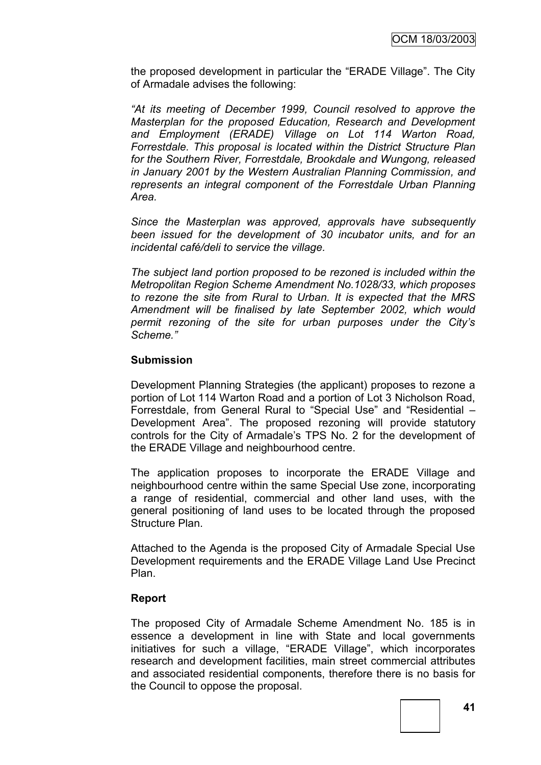the proposed development in particular the "ERADE Village". The City of Armadale advises the following:

*"At its meeting of December 1999, Council resolved to approve the Masterplan for the proposed Education, Research and Development and Employment (ERADE) Village on Lot 114 Warton Road, Forrestdale. This proposal is located within the District Structure Plan for the Southern River, Forrestdale, Brookdale and Wungong, released in January 2001 by the Western Australian Planning Commission, and represents an integral component of the Forrestdale Urban Planning Area.*

*Since the Masterplan was approved, approvals have subsequently been issued for the development of 30 incubator units, and for an incidental café/deli to service the village.*

*The subject land portion proposed to be rezoned is included within the Metropolitan Region Scheme Amendment No.1028/33, which proposes to rezone the site from Rural to Urban. It is expected that the MRS Amendment will be finalised by late September 2002, which would permit rezoning of the site for urban purposes under the City's Scheme."*

**Submission**

Development Planning Strategies (the applicant) proposes to rezone a portion of Lot 114 Warton Road and a portion of Lot 3 Nicholson Road, Forrestdale, from General Rural to "Special Use" and "Residential – Development Area". The proposed rezoning will provide statutory controls for the City of Armadale's TPS No. 2 for the development of the ERADE Village and neighbourhood centre.

The application proposes to incorporate the ERADE Village and neighbourhood centre within the same Special Use zone, incorporating a range of residential, commercial and other land uses, with the general positioning of land uses to be located through the proposed Structure Plan.

Attached to the Agenda is the proposed City of Armadale Special Use Development requirements and the ERADE Village Land Use Precinct Plan.

**Report**

The proposed City of Armadale Scheme Amendment No. 185 is in essence a development in line with State and local governments initiatives for such a village, "ERADE Village", which incorporates research and development facilities, main street commercial attributes and associated residential components, therefore there is no basis for the Council to oppose the proposal.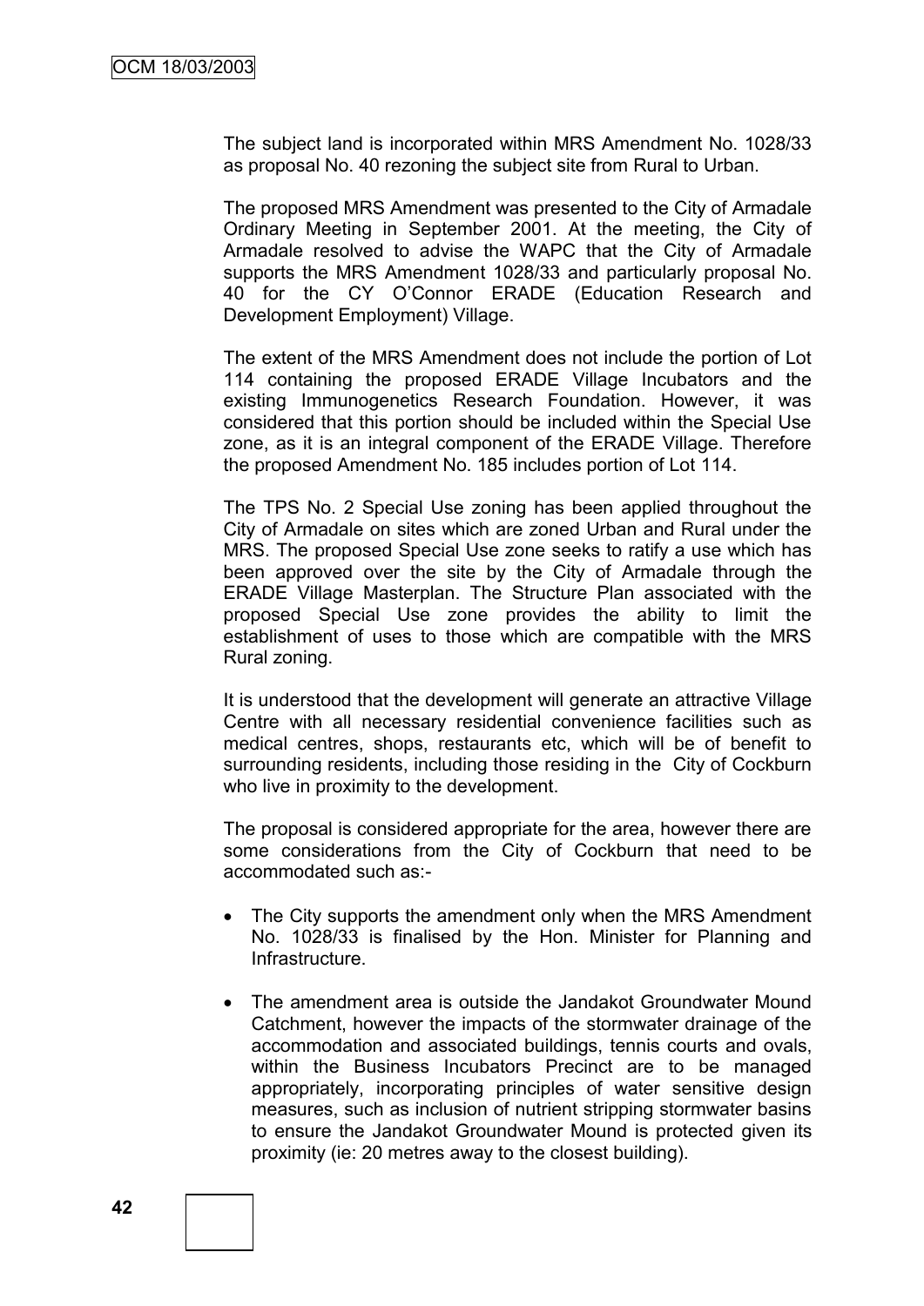The subject land is incorporated within MRS Amendment No. 1028/33 as proposal No. 40 rezoning the subject site from Rural to Urban.

The proposed MRS Amendment was presented to the City of Armadale Ordinary Meeting in September 2001. At the meeting, the City of Armadale resolved to advise the WAPC that the City of Armadale supports the MRS Amendment 1028/33 and particularly proposal No. 40 for the CY O'Connor ERADE (Education Research and Development Employment) Village.

The extent of the MRS Amendment does not include the portion of Lot 114 containing the proposed ERADE Village Incubators and the existing Immunogenetics Research Foundation. However, it was considered that this portion should be included within the Special Use zone, as it is an integral component of the ERADE Village. Therefore the proposed Amendment No. 185 includes portion of Lot 114.

The TPS No. 2 Special Use zoning has been applied throughout the City of Armadale on sites which are zoned Urban and Rural under the MRS. The proposed Special Use zone seeks to ratify a use which has been approved over the site by the City of Armadale through the ERADE Village Masterplan. The Structure Plan associated with the proposed Special Use zone provides the ability to limit the establishment of uses to those which are compatible with the MRS Rural zoning.

It is understood that the development will generate an attractive Village Centre with all necessary residential convenience facilities such as medical centres, shops, restaurants etc, which will be of benefit to surrounding residents, including those residing in the City of Cockburn who live in proximity to the development.

The proposal is considered appropriate for the area, however there are some considerations from the City of Cockburn that need to be accommodated such as:-

- The City supports the amendment only when the MRS Amendment No. 1028/33 is finalised by the Hon. Minister for Planning and Infrastructure.
- The amendment area is outside the Jandakot Groundwater Mound Catchment, however the impacts of the stormwater drainage of the accommodation and associated buildings, tennis courts and ovals, within the Business Incubators Precinct are to be managed appropriately, incorporating principles of water sensitive design measures, such as inclusion of nutrient stripping stormwater basins to ensure the Jandakot Groundwater Mound is protected given its proximity (ie: 20 metres away to the closest building).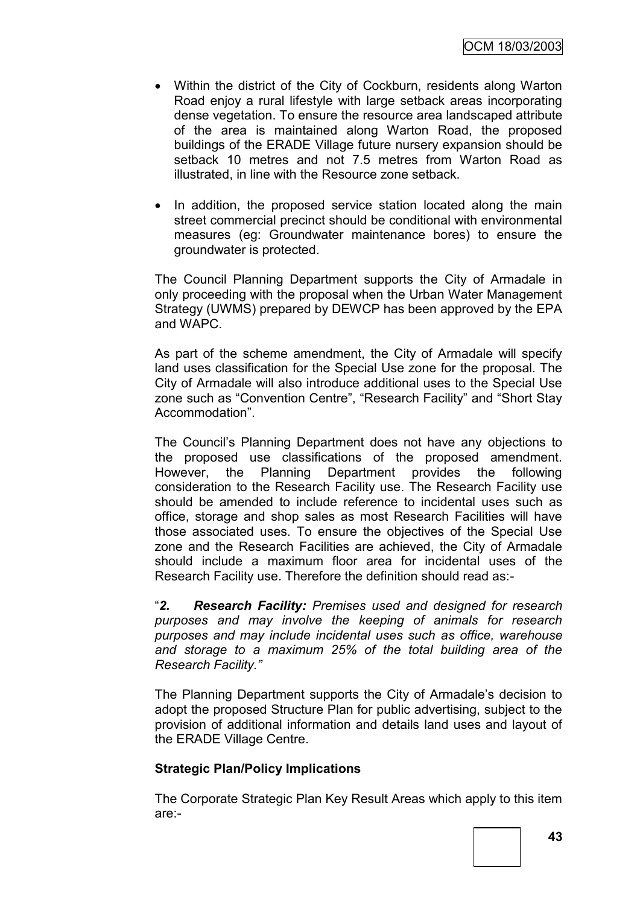- Within the district of the City of Cockburn, residents along Warton Road enjoy a rural lifestyle with large setback areas incorporating dense vegetation. To ensure the resource area landscaped attribute of the area is maintained along Warton Road, the proposed buildings of the ERADE Village future nursery expansion should be setback 10 metres and not 7.5 metres from Warton Road as illustrated, in line with the Resource zone setback.

- In addition, the proposed service station located along the main street commercial precinct should be conditional with environmental measures (eg: Groundwater maintenance bores) to ensure the groundwater is protected.

The Council Planning Department supports the City of Armadale in only proceeding with the proposal when the Urban Water Management Strategy (UWMS) prepared by DEWCP has been approved by the EPA and WAPC.

As part of the scheme amendment, the City of Armadale will specify land uses classification for the Special Use zone for the proposal. The City of Armadale will also introduce additional uses to the Special Use zone such as "Convention Centre", "Research Facility" and "Short Stay Accommodation".

The Council's Planning Department does not have any objections to the proposed use classifications of the proposed amendment. However, the Planning Department provides the following consideration to the Research Facility use. The Research Facility use should be amended to include reference to incidental uses such as office, storage and shop sales as most Research Facilities will have those associated uses. To ensure the objectives of the Special Use zone and the Research Facilities are achieved, the City of Armadale should include a maximum floor area for incidental uses of the Research Facility use. Therefore the definition should read as:-

"***2. Research Facility:*** *Premises used and designed for research purposes and may involve the keeping of animals for research purposes and may include incidental uses such as office, warehouse and storage to a maximum 25% of the total building area of the Research Facility."*

The Planning Department supports the City of Armadale's decision to adopt the proposed Structure Plan for public advertising, subject to the provision of additional information and details land uses and layout of the ERADE Village Centre.

**Strategic Plan/Policy Implications**

The Corporate Strategic Plan Key Result Areas which apply to this item are:-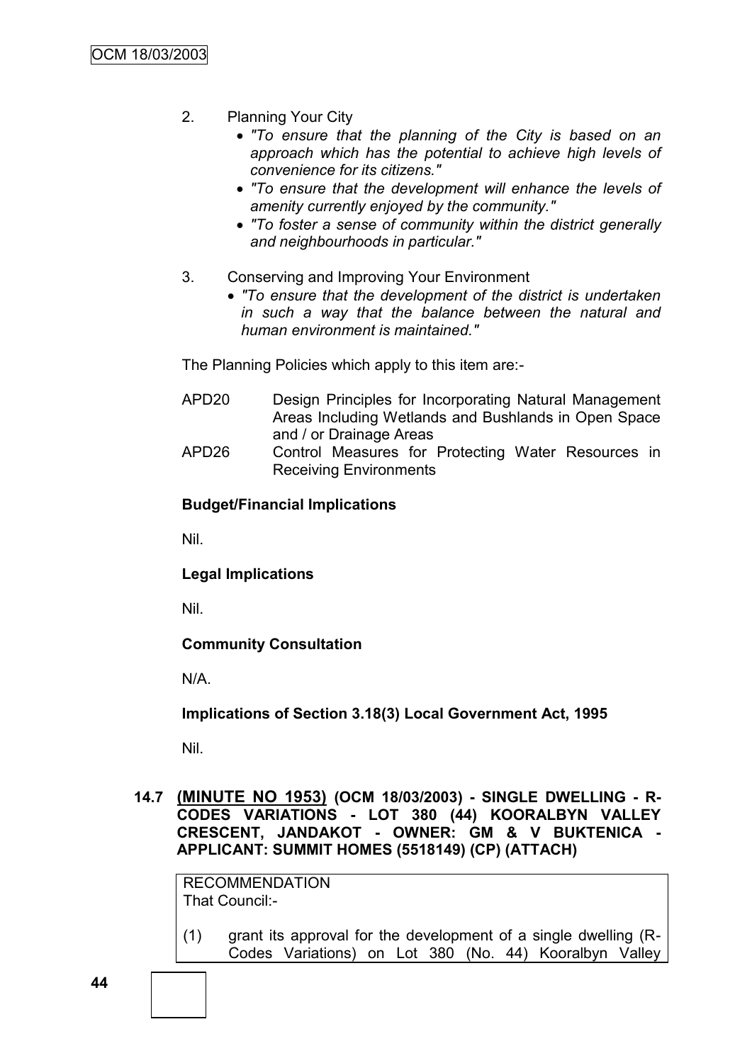2. Planning Your City
   - *"To ensure that the planning of the City is based on an approach which has the potential to achieve high levels of convenience for its citizens."*
   - *"To ensure that the development will enhance the levels of amenity currently enjoyed by the community."*
   - *"To foster a sense of community within the district generally and neighbourhoods in particular."*

3. Conserving and Improving Your Environment
   - *"To ensure that the development of the district is undertaken in such a way that the balance between the natural and human environment is maintained."*

The Planning Policies which apply to this item are:-

| | |
|---|---|
| APD20 | Design Principles for Incorporating Natural Management Areas Including Wetlands and Bushlands in Open Space and / or Drainage Areas |
| APD26 | Control Measures for Protecting Water Resources in Receiving Environments |

**Budget/Financial Implications**

Nil.

**Legal Implications**

Nil.

**Community Consultation**

N/A.

**Implications of Section 3.18(3) Local Government Act, 1995**

Nil.

### 14.7 (MINUTE NO 1953) (OCM 18/03/2003) - SINGLE DWELLING - R-CODES VARIATIONS - LOT 380 (44) KOORALBYN VALLEY CRESCENT, JANDAKOT - OWNER: GM & V BUKTENICA - APPLICANT: SUMMIT HOMES (5518149) (CP) (ATTACH)

RECOMMENDATION
That Council:-

(1) grant its approval for the development of a single dwelling (R-Codes Variations) on Lot 380 (No. 44) Kooralbyn Valley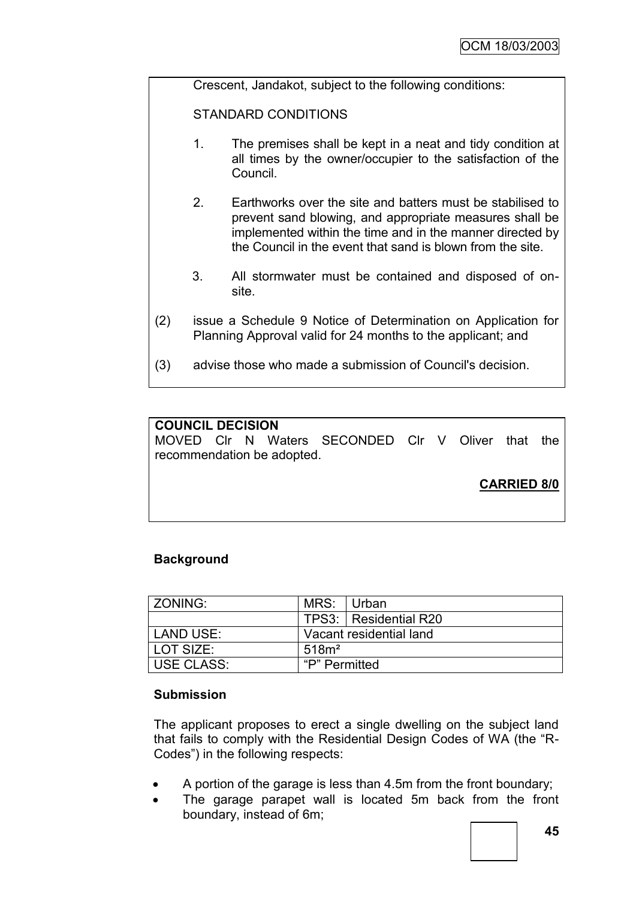Crescent, Jandakot, subject to the following conditions:

STANDARD CONDITIONS

1. The premises shall be kept in a neat and tidy condition at all times by the owner/occupier to the satisfaction of the Council.

2. Earthworks over the site and batters must be stabilised to prevent sand blowing, and appropriate measures shall be implemented within the time and in the manner directed by the Council in the event that sand is blown from the site.

3. All stormwater must be contained and disposed of on-site.

(2) issue a Schedule 9 Notice of Determination on Application for Planning Approval valid for 24 months to the applicant; and

(3) advise those who made a submission of Council's decision.

**COUNCIL DECISION**
MOVED Clr N Waters SECONDED Clr V Oliver that the recommendation be adopted.

**CARRIED 8/0**

### Background

| ZONING: | MRS: | Urban |
|---|---|---|
| | TPS3: | Residential R20 |
| LAND USE: | Vacant residential land | |
| LOT SIZE: | 518m² | |
| USE CLASS: | "P" Permitted | |

### Submission

The applicant proposes to erect a single dwelling on the subject land that fails to comply with the Residential Design Codes of WA (the "R-Codes") in the following respects:

- A portion of the garage is less than 4.5m from the front boundary;
- The garage parapet wall is located 5m back from the front boundary, instead of 6m;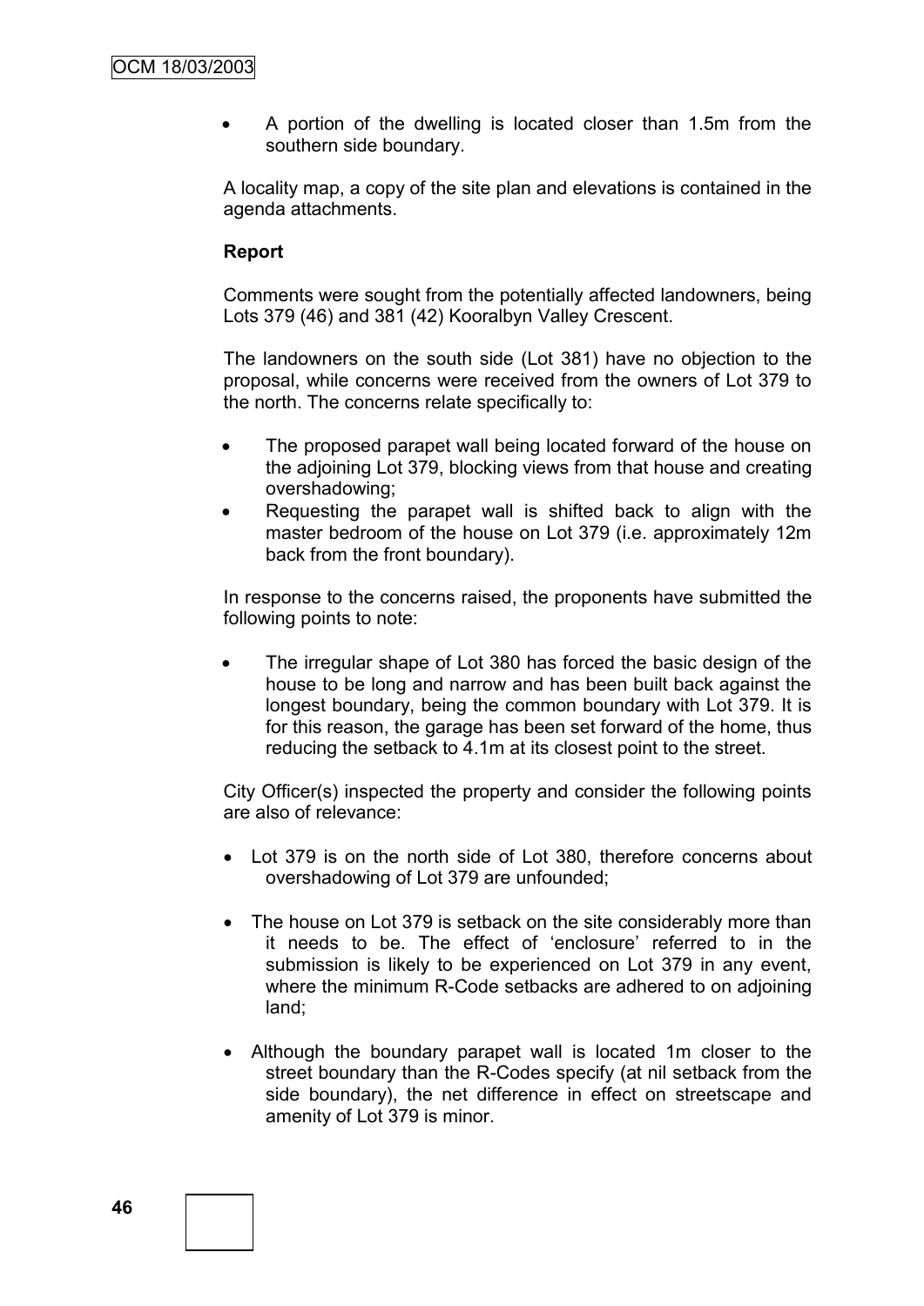- A portion of the dwelling is located closer than 1.5m from the southern side boundary.

A locality map, a copy of the site plan and elevations is contained in the agenda attachments.

**Report**

Comments were sought from the potentially affected landowners, being Lots 379 (46) and 381 (42) Kooralbyn Valley Crescent.

The landowners on the south side (Lot 381) have no objection to the proposal, while concerns were received from the owners of Lot 379 to the north. The concerns relate specifically to:

- The proposed parapet wall being located forward of the house on the adjoining Lot 379, blocking views from that house and creating overshadowing;
- Requesting the parapet wall is shifted back to align with the master bedroom of the house on Lot 379 (i.e. approximately 12m back from the front boundary).

In response to the concerns raised, the proponents have submitted the following points to note:

- The irregular shape of Lot 380 has forced the basic design of the house to be long and narrow and has been built back against the longest boundary, being the common boundary with Lot 379. It is for this reason, the garage has been set forward of the home, thus reducing the setback to 4.1m at its closest point to the street.

City Officer(s) inspected the property and consider the following points are also of relevance:

- Lot 379 is on the north side of Lot 380, therefore concerns about overshadowing of Lot 379 are unfounded;
- The house on Lot 379 is setback on the site considerably more than it needs to be. The effect of 'enclosure' referred to in the submission is likely to be experienced on Lot 379 in any event, where the minimum R-Code setbacks are adhered to on adjoining land;
- Although the boundary parapet wall is located 1m closer to the street boundary than the R-Codes specify (at nil setback from the side boundary), the net difference in effect on streetscape and amenity of Lot 379 is minor.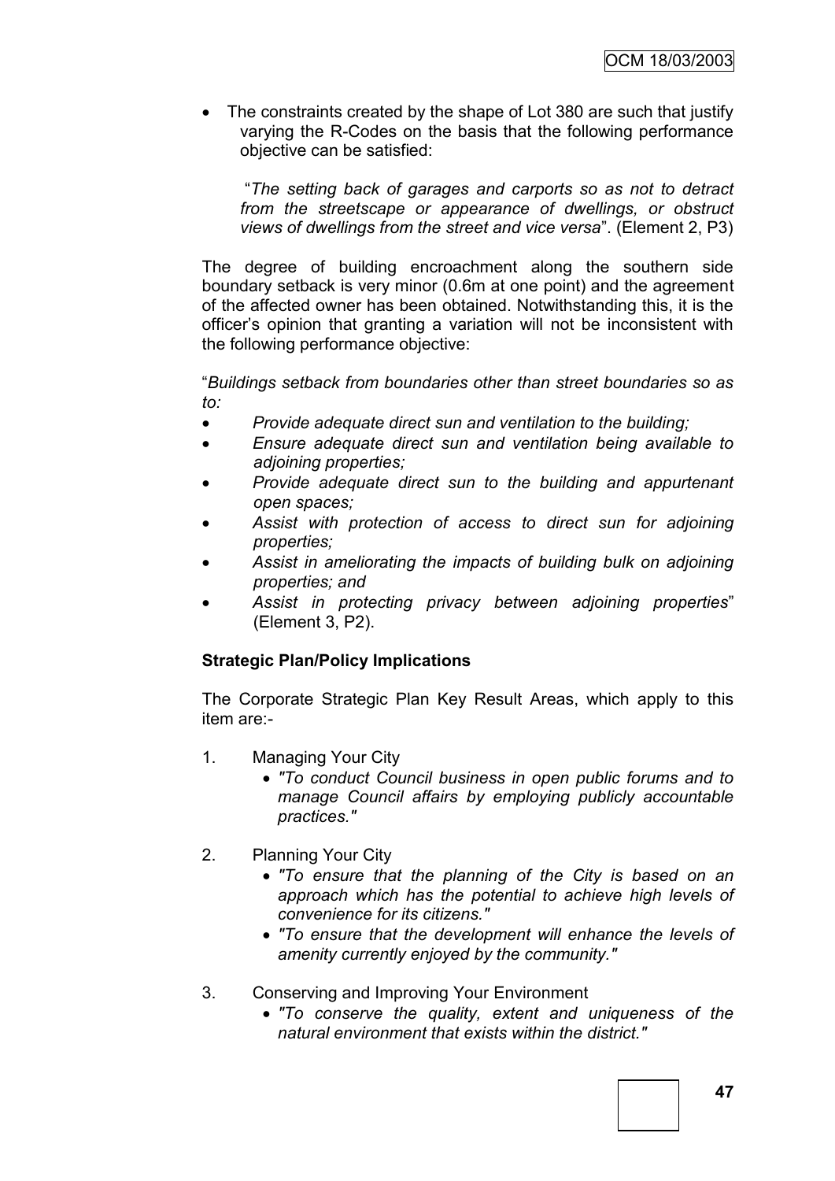- The constraints created by the shape of Lot 380 are such that justify varying the R-Codes on the basis that the following performance objective can be satisfied:

  "*The setting back of garages and carports so as not to detract from the streetscape or appearance of dwellings, or obstruct views of dwellings from the street and vice versa*". (Element 2, P3)

The degree of building encroachment along the southern side boundary setback is very minor (0.6m at one point) and the agreement of the affected owner has been obtained. Notwithstanding this, it is the officer's opinion that granting a variation will not be inconsistent with the following performance objective:

"*Buildings setback from boundaries other than street boundaries so as to:*

- *Provide adequate direct sun and ventilation to the building;*
- *Ensure adequate direct sun and ventilation being available to adjoining properties;*
- *Provide adequate direct sun to the building and appurtenant open spaces;*
- *Assist with protection of access to direct sun for adjoining properties;*
- *Assist in ameliorating the impacts of building bulk on adjoining properties; and*
- *Assist in protecting privacy between adjoining properties*" (Element 3, P2).

**Strategic Plan/Policy Implications**

The Corporate Strategic Plan Key Result Areas, which apply to this item are:-

1. Managing Your City
   - *"To conduct Council business in open public forums and to manage Council affairs by employing publicly accountable practices."*

2. Planning Your City
   - *"To ensure that the planning of the City is based on an approach which has the potential to achieve high levels of convenience for its citizens."*
   - *"To ensure that the development will enhance the levels of amenity currently enjoyed by the community."*

3. Conserving and Improving Your Environment
   - *"To conserve the quality, extent and uniqueness of the natural environment that exists within the district."*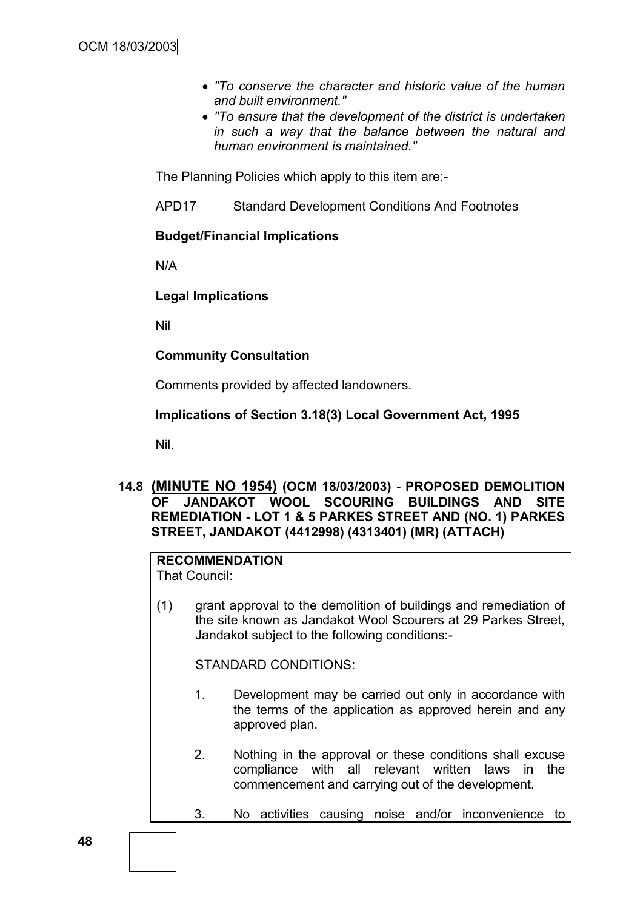- *"To conserve the character and historic value of the human and built environment."*
- *"To ensure that the development of the district is undertaken in such a way that the balance between the natural and human environment is maintained."*

The Planning Policies which apply to this item are:-

APD17 Standard Development Conditions And Footnotes

**Budget/Financial Implications**

N/A

**Legal Implications**

Nil

**Community Consultation**

Comments provided by affected landowners.

**Implications of Section 3.18(3) Local Government Act, 1995**

Nil.

### 14.8 (MINUTE NO 1954) (OCM 18/03/2003) - PROPOSED DEMOLITION OF JANDAKOT WOOL SCOURING BUILDINGS AND SITE REMEDIATION - LOT 1 & 5 PARKES STREET AND (NO. 1) PARKES STREET, JANDAKOT (4412998) (4313401) (MR) (ATTACH)

**RECOMMENDATION**

That Council:

(1) grant approval to the demolition of buildings and remediation of the site known as Jandakot Wool Scourers at 29 Parkes Street, Jandakot subject to the following conditions:-

STANDARD CONDITIONS:

1. Development may be carried out only in accordance with the terms of the application as approved herein and any approved plan.

2. Nothing in the approval or these conditions shall excuse compliance with all relevant written laws in the commencement and carrying out of the development.

3. No activities causing noise and/or inconvenience to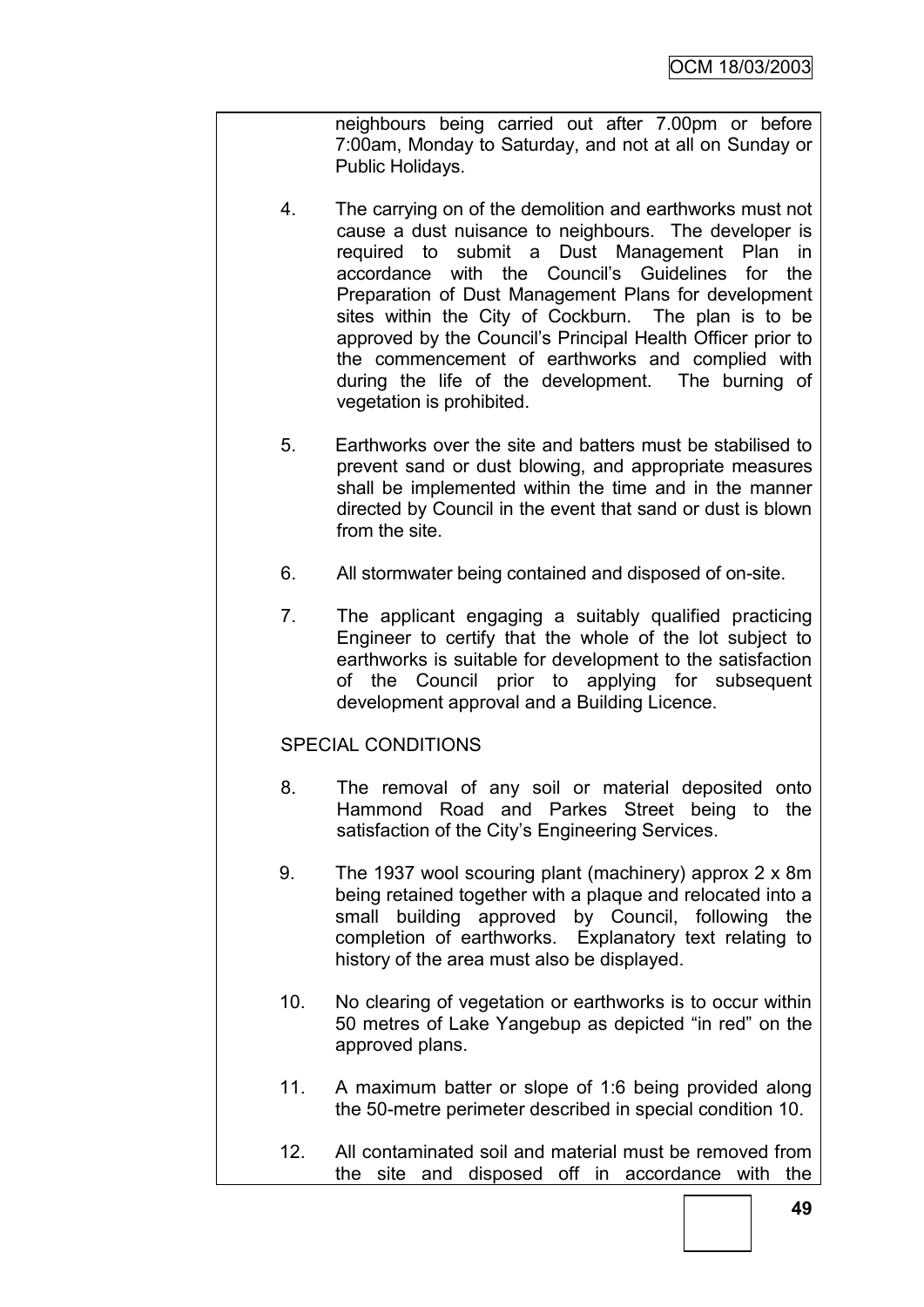neighbours being carried out after 7.00pm or before 7:00am, Monday to Saturday, and not at all on Sunday or Public Holidays.

4. The carrying on of the demolition and earthworks must not cause a dust nuisance to neighbours. The developer is required to submit a Dust Management Plan in accordance with the Council's Guidelines for the Preparation of Dust Management Plans for development sites within the City of Cockburn. The plan is to be approved by the Council's Principal Health Officer prior to the commencement of earthworks and complied with during the life of the development. The burning of vegetation is prohibited.

5. Earthworks over the site and batters must be stabilised to prevent sand or dust blowing, and appropriate measures shall be implemented within the time and in the manner directed by Council in the event that sand or dust is blown from the site.

6. All stormwater being contained and disposed of on-site.

7. The applicant engaging a suitably qualified practicing Engineer to certify that the whole of the lot subject to earthworks is suitable for development to the satisfaction of the Council prior to applying for subsequent development approval and a Building Licence.

SPECIAL CONDITIONS

8. The removal of any soil or material deposited onto Hammond Road and Parkes Street being to the satisfaction of the City's Engineering Services.

9. The 1937 wool scouring plant (machinery) approx 2 x 8m being retained together with a plaque and relocated into a small building approved by Council, following the completion of earthworks. Explanatory text relating to history of the area must also be displayed.

10. No clearing of vegetation or earthworks is to occur within 50 metres of Lake Yangebup as depicted "in red" on the approved plans.

11. A maximum batter or slope of 1:6 being provided along the 50-metre perimeter described in special condition 10.

12. All contaminated soil and material must be removed from the site and disposed off in accordance with the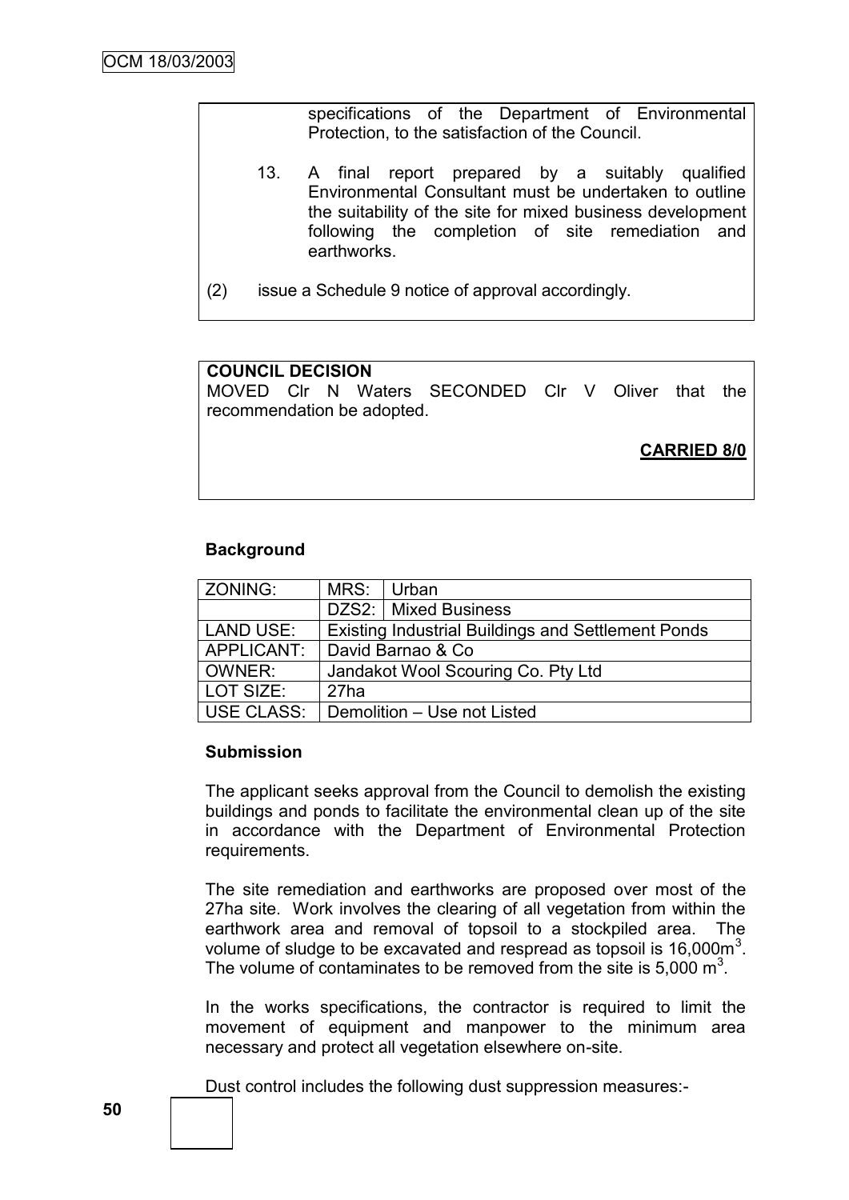specifications of the Department of Environmental Protection, to the satisfaction of the Council.

13. A final report prepared by a suitably qualified Environmental Consultant must be undertaken to outline the suitability of the site for mixed business development following the completion of site remediation and earthworks.

(2) issue a Schedule 9 notice of approval accordingly.

**COUNCIL DECISION**

MOVED Clr N Waters SECONDED Clr V Oliver that the recommendation be adopted.

**CARRIED 8/0**

**Background**

| ZONING: | MRS: | Urban |
|---|---|---|
| | DZS2: | Mixed Business |
| LAND USE: | Existing Industrial Buildings and Settlement Ponds | |
| APPLICANT: | David Barnao & Co | |
| OWNER: | Jandakot Wool Scouring Co. Pty Ltd | |
| LOT SIZE: | 27ha | |
| USE CLASS: | Demolition – Use not Listed | |

**Submission**

The applicant seeks approval from the Council to demolish the existing buildings and ponds to facilitate the environmental clean up of the site in accordance with the Department of Environmental Protection requirements.

The site remediation and earthworks are proposed over most of the 27ha site. Work involves the clearing of all vegetation from within the earthwork area and removal of topsoil to a stockpiled area. The volume of sludge to be excavated and respread as topsoil is 16,000m$^3$. The volume of contaminates to be removed from the site is 5,000 m$^3$.

In the works specifications, the contractor is required to limit the movement of equipment and manpower to the minimum area necessary and protect all vegetation elsewhere on-site.

Dust control includes the following dust suppression measures:-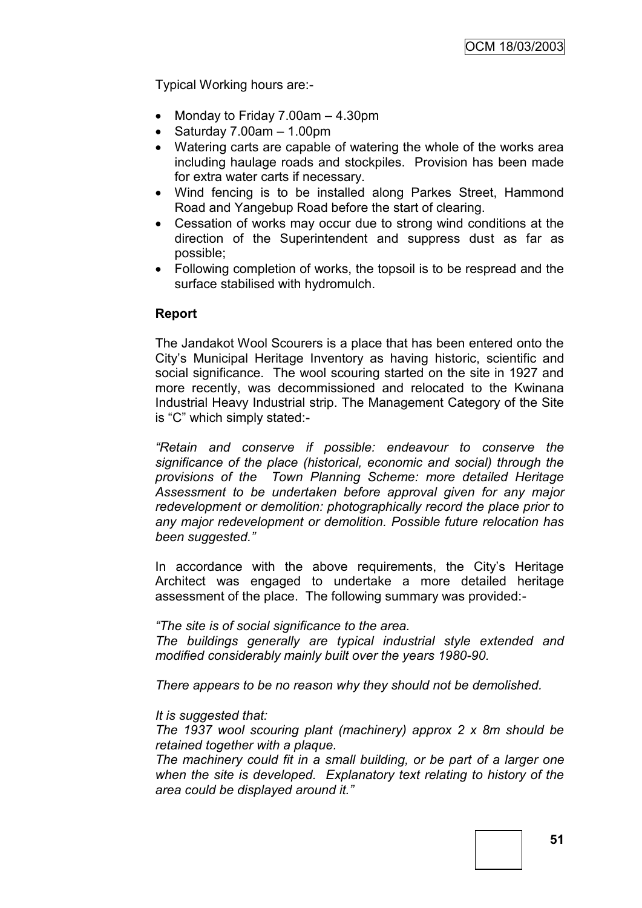Typical Working hours are:-

- Monday to Friday 7.00am – 4.30pm
- Saturday 7.00am – 1.00pm
- Watering carts are capable of watering the whole of the works area including haulage roads and stockpiles. Provision has been made for extra water carts if necessary.
- Wind fencing is to be installed along Parkes Street, Hammond Road and Yangebup Road before the start of clearing.
- Cessation of works may occur due to strong wind conditions at the direction of the Superintendent and suppress dust as far as possible;
- Following completion of works, the topsoil is to be respread and the surface stabilised with hydromulch.

**Report**

The Jandakot Wool Scourers is a place that has been entered onto the City's Municipal Heritage Inventory as having historic, scientific and social significance. The wool scouring started on the site in 1927 and more recently, was decommissioned and relocated to the Kwinana Industrial Heavy Industrial strip. The Management Category of the Site is "C" which simply stated:-

*"Retain and conserve if possible: endeavour to conserve the significance of the place (historical, economic and social) through the provisions of the Town Planning Scheme: more detailed Heritage Assessment to be undertaken before approval given for any major redevelopment or demolition: photographically record the place prior to any major redevelopment or demolition. Possible future relocation has been suggested."*

In accordance with the above requirements, the City's Heritage Architect was engaged to undertake a more detailed heritage assessment of the place. The following summary was provided:-

*"The site is of social significance to the area.*
*The buildings generally are typical industrial style extended and modified considerably mainly built over the years 1980-90.*

*There appears to be no reason why they should not be demolished.*

*It is suggested that:*
*The 1937 wool scouring plant (machinery) approx 2 x 8m should be retained together with a plaque.*
*The machinery could fit in a small building, or be part of a larger one when the site is developed. Explanatory text relating to history of the area could be displayed around it."*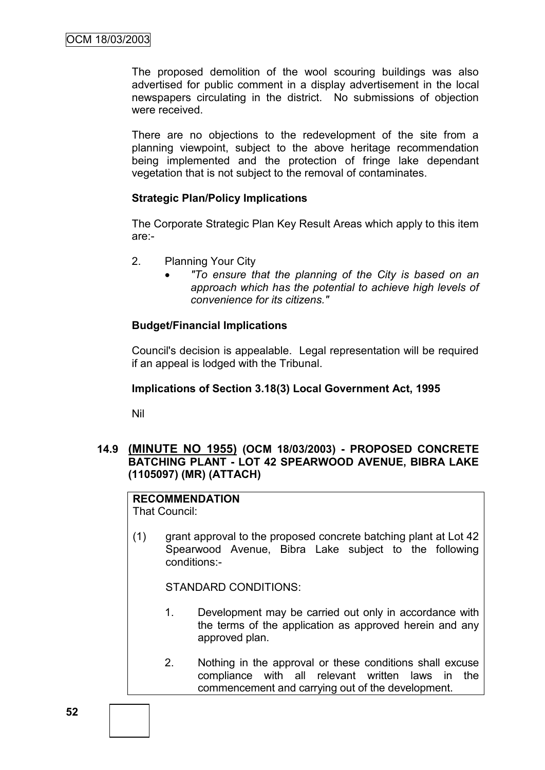The proposed demolition of the wool scouring buildings was also advertised for public comment in a display advertisement in the local newspapers circulating in the district. No submissions of objection were received.

There are no objections to the redevelopment of the site from a planning viewpoint, subject to the above heritage recommendation being implemented and the protection of fringe lake dependant vegetation that is not subject to the removal of contaminates.

**Strategic Plan/Policy Implications**

The Corporate Strategic Plan Key Result Areas which apply to this item are:-

2. Planning Your City
   - *"To ensure that the planning of the City is based on an approach which has the potential to achieve high levels of convenience for its citizens."*

**Budget/Financial Implications**

Council's decision is appealable. Legal representation will be required if an appeal is lodged with the Tribunal.

**Implications of Section 3.18(3) Local Government Act, 1995**

Nil

### 14.9 (MINUTE NO 1955) (OCM 18/03/2003) - PROPOSED CONCRETE BATCHING PLANT - LOT 42 SPEARWOOD AVENUE, BIBRA LAKE (1105097) (MR) (ATTACH)

**RECOMMENDATION**

That Council:

(1) grant approval to the proposed concrete batching plant at Lot 42 Spearwood Avenue, Bibra Lake subject to the following conditions:-

STANDARD CONDITIONS:

1. Development may be carried out only in accordance with the terms of the application as approved herein and any approved plan.

2. Nothing in the approval or these conditions shall excuse compliance with all relevant written laws in the commencement and carrying out of the development.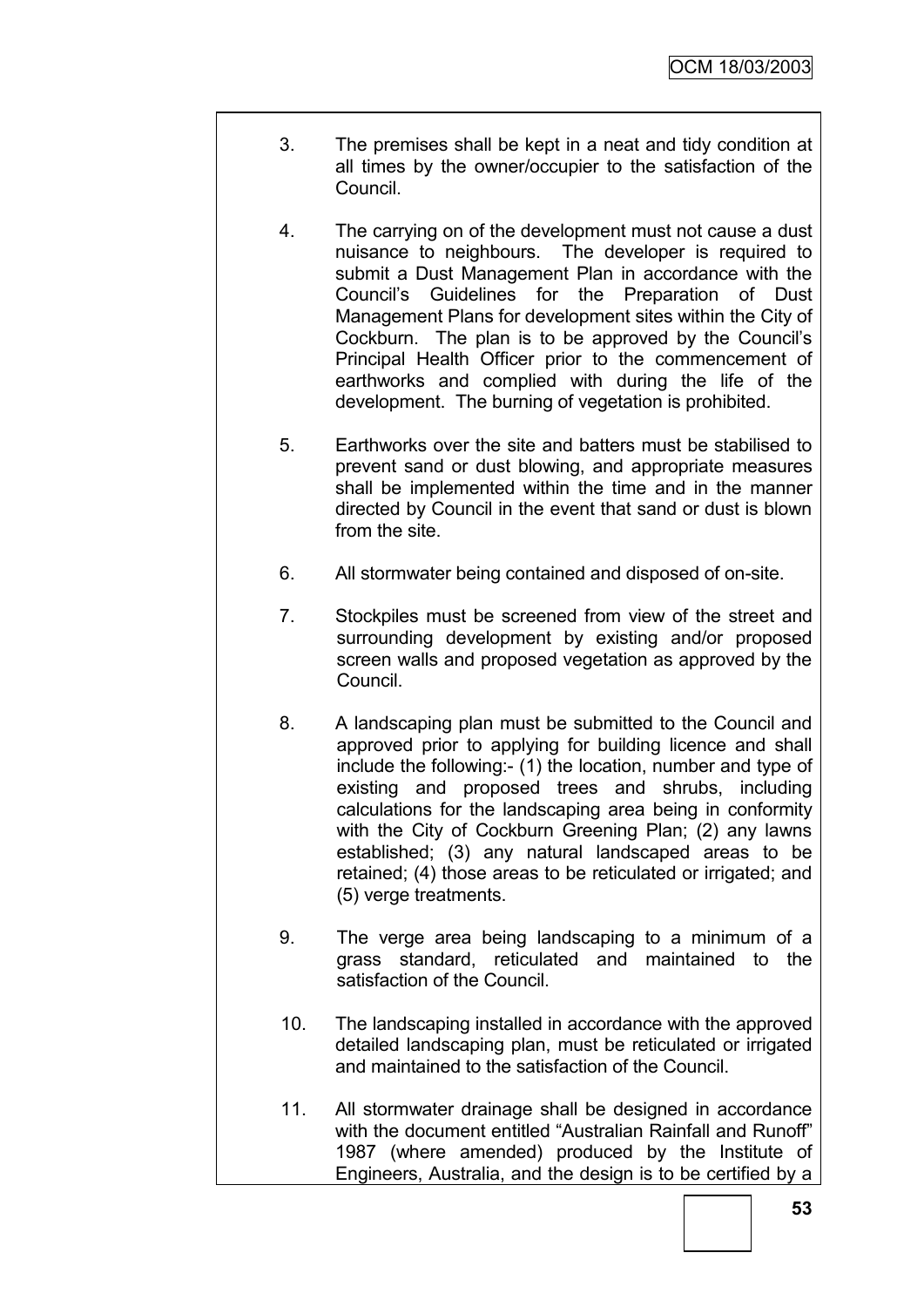3. The premises shall be kept in a neat and tidy condition at all times by the owner/occupier to the satisfaction of the Council.

4. The carrying on of the development must not cause a dust nuisance to neighbours. The developer is required to submit a Dust Management Plan in accordance with the Council's Guidelines for the Preparation of Dust Management Plans for development sites within the City of Cockburn. The plan is to be approved by the Council's Principal Health Officer prior to the commencement of earthworks and complied with during the life of the development. The burning of vegetation is prohibited.

5. Earthworks over the site and batters must be stabilised to prevent sand or dust blowing, and appropriate measures shall be implemented within the time and in the manner directed by Council in the event that sand or dust is blown from the site.

6. All stormwater being contained and disposed of on-site.

7. Stockpiles must be screened from view of the street and surrounding development by existing and/or proposed screen walls and proposed vegetation as approved by the Council.

8. A landscaping plan must be submitted to the Council and approved prior to applying for building licence and shall include the following:- (1) the location, number and type of existing and proposed trees and shrubs, including calculations for the landscaping area being in conformity with the City of Cockburn Greening Plan; (2) any lawns established; (3) any natural landscaped areas to be retained; (4) those areas to be reticulated or irrigated; and (5) verge treatments.

9. The verge area being landscaping to a minimum of a grass standard, reticulated and maintained to the satisfaction of the Council.

10. The landscaping installed in accordance with the approved detailed landscaping plan, must be reticulated or irrigated and maintained to the satisfaction of the Council.

11. All stormwater drainage shall be designed in accordance with the document entitled "Australian Rainfall and Runoff" 1987 (where amended) produced by the Institute of Engineers, Australia, and the design is to be certified by a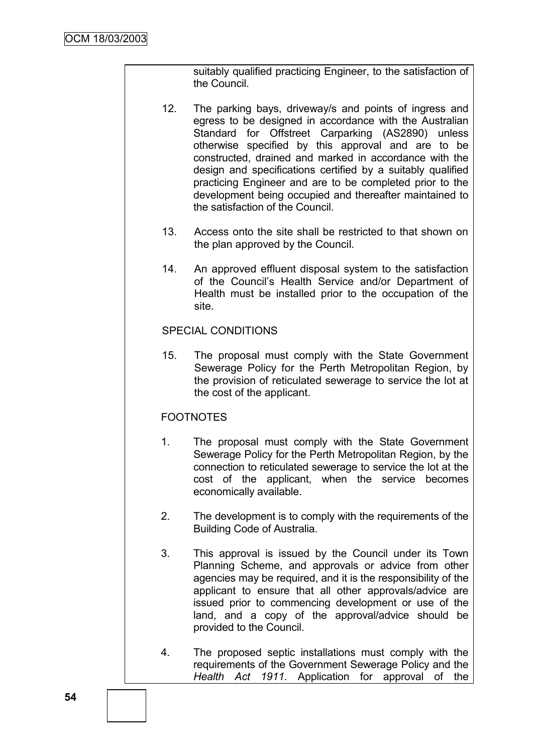suitably qualified practicing Engineer, to the satisfaction of the Council.

12. The parking bays, driveway/s and points of ingress and egress to be designed in accordance with the Australian Standard for Offstreet Carparking (AS2890) unless otherwise specified by this approval and are to be constructed, drained and marked in accordance with the design and specifications certified by a suitably qualified practicing Engineer and are to be completed prior to the development being occupied and thereafter maintained to the satisfaction of the Council.

13. Access onto the site shall be restricted to that shown on the plan approved by the Council.

14. An approved effluent disposal system to the satisfaction of the Council's Health Service and/or Department of Health must be installed prior to the occupation of the site.

SPECIAL CONDITIONS

15. The proposal must comply with the State Government Sewerage Policy for the Perth Metropolitan Region, by the provision of reticulated sewerage to service the lot at the cost of the applicant.

FOOTNOTES

1. The proposal must comply with the State Government Sewerage Policy for the Perth Metropolitan Region, by the connection to reticulated sewerage to service the lot at the cost of the applicant, when the service becomes economically available.

2. The development is to comply with the requirements of the Building Code of Australia.

3. This approval is issued by the Council under its Town Planning Scheme, and approvals or advice from other agencies may be required, and it is the responsibility of the applicant to ensure that all other approvals/advice are issued prior to commencing development or use of the land, and a copy of the approval/advice should be provided to the Council.

4. The proposed septic installations must comply with the requirements of the Government Sewerage Policy and the *Health Act 1911.* Application for approval of the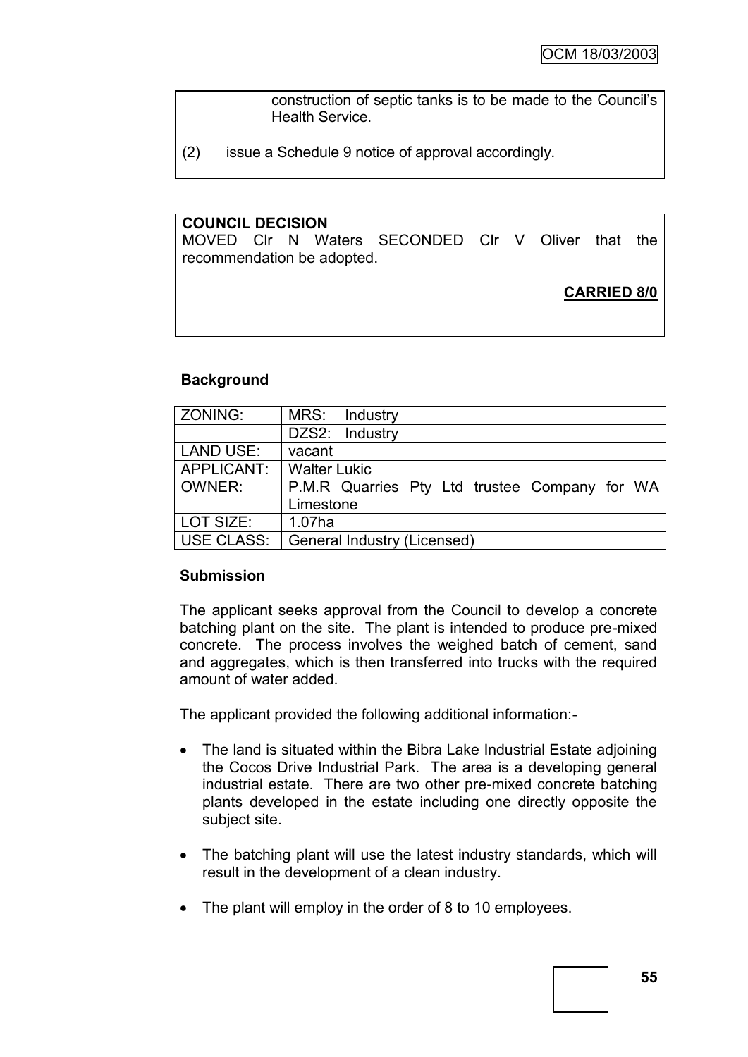construction of septic tanks is to be made to the Council's Health Service.

(2) issue a Schedule 9 notice of approval accordingly.

**COUNCIL DECISION**
MOVED Clr N Waters SECONDED Clr V Oliver that the recommendation be adopted.

**CARRIED 8/0**

**Background**

| ZONING: | MRS: | Industry |
|---|---|---|
| | DZS2: | Industry |
| LAND USE: | vacant | |
| APPLICANT: | Walter Lukic | |
| OWNER: | P.M.R Quarries Pty Ltd trustee Company for WA Limestone | |
| LOT SIZE: | 1.07ha | |
| USE CLASS: | General Industry (Licensed) | |

**Submission**

The applicant seeks approval from the Council to develop a concrete batching plant on the site. The plant is intended to produce pre-mixed concrete. The process involves the weighed batch of cement, sand and aggregates, which is then transferred into trucks with the required amount of water added.

The applicant provided the following additional information:-

- The land is situated within the Bibra Lake Industrial Estate adjoining the Cocos Drive Industrial Park. The area is a developing general industrial estate. There are two other pre-mixed concrete batching plants developed in the estate including one directly opposite the subject site.

- The batching plant will use the latest industry standards, which will result in the development of a clean industry.

- The plant will employ in the order of 8 to 10 employees.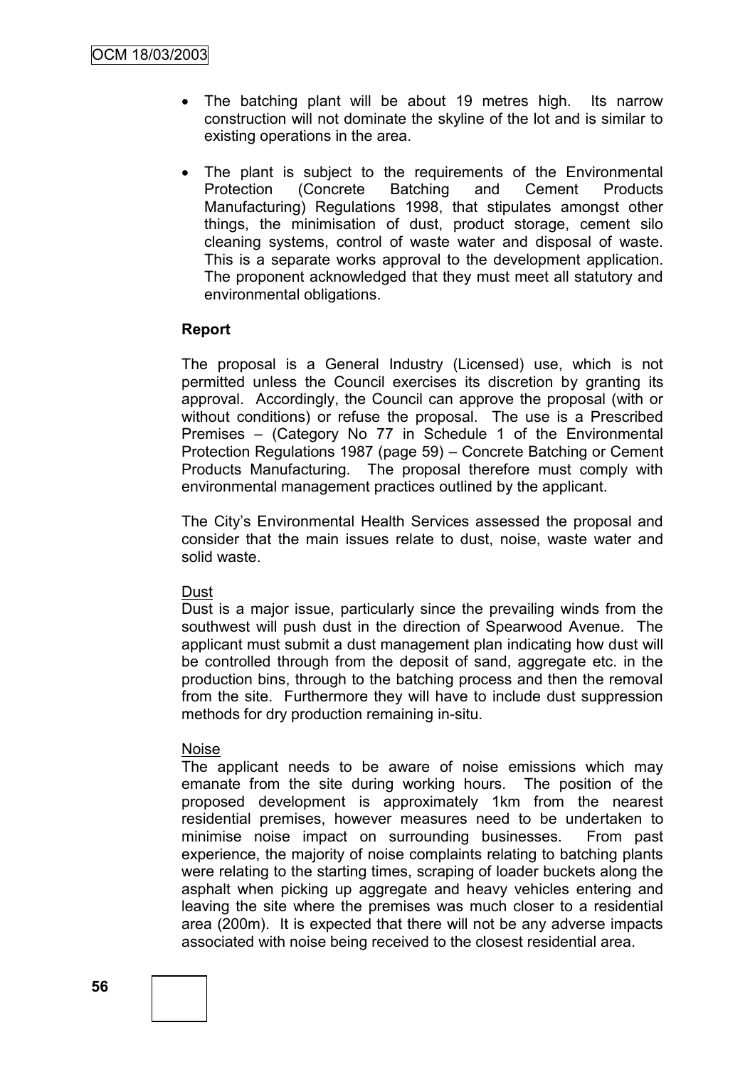- The batching plant will be about 19 metres high. Its narrow construction will not dominate the skyline of the lot and is similar to existing operations in the area.

- The plant is subject to the requirements of the Environmental Protection (Concrete Batching and Cement Products Manufacturing) Regulations 1998, that stipulates amongst other things, the minimisation of dust, product storage, cement silo cleaning systems, control of waste water and disposal of waste. This is a separate works approval to the development application. The proponent acknowledged that they must meet all statutory and environmental obligations.

**Report**

The proposal is a General Industry (Licensed) use, which is not permitted unless the Council exercises its discretion by granting its approval. Accordingly, the Council can approve the proposal (with or without conditions) or refuse the proposal. The use is a Prescribed Premises – (Category No 77 in Schedule 1 of the Environmental Protection Regulations 1987 (page 59) – Concrete Batching or Cement Products Manufacturing. The proposal therefore must comply with environmental management practices outlined by the applicant.

The City's Environmental Health Services assessed the proposal and consider that the main issues relate to dust, noise, waste water and solid waste.

Dust

Dust is a major issue, particularly since the prevailing winds from the southwest will push dust in the direction of Spearwood Avenue. The applicant must submit a dust management plan indicating how dust will be controlled through from the deposit of sand, aggregate etc. in the production bins, through to the batching process and then the removal from the site. Furthermore they will have to include dust suppression methods for dry production remaining in-situ.

Noise

The applicant needs to be aware of noise emissions which may emanate from the site during working hours. The position of the proposed development is approximately 1km from the nearest residential premises, however measures need to be undertaken to minimise noise impact on surrounding businesses. From past experience, the majority of noise complaints relating to batching plants were relating to the starting times, scraping of loader buckets along the asphalt when picking up aggregate and heavy vehicles entering and leaving the site where the premises was much closer to a residential area (200m). It is expected that there will not be any adverse impacts associated with noise being received to the closest residential area.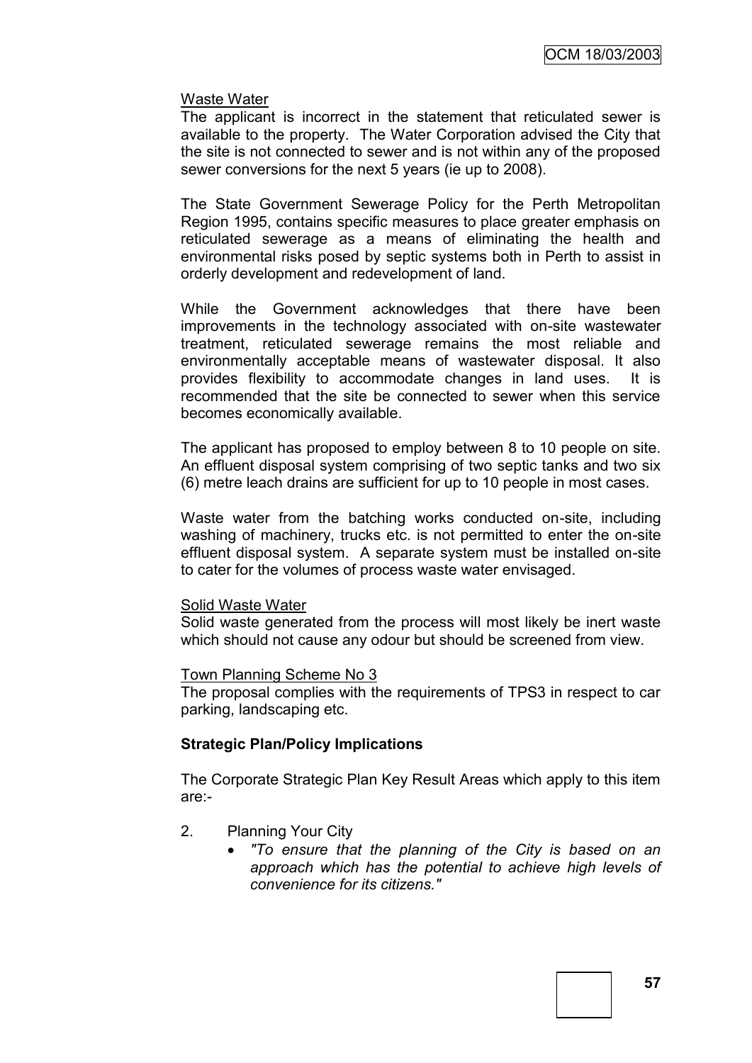Waste Water

The applicant is incorrect in the statement that reticulated sewer is available to the property. The Water Corporation advised the City that the site is not connected to sewer and is not within any of the proposed sewer conversions for the next 5 years (ie up to 2008).

The State Government Sewerage Policy for the Perth Metropolitan Region 1995, contains specific measures to place greater emphasis on reticulated sewerage as a means of eliminating the health and environmental risks posed by septic systems both in Perth to assist in orderly development and redevelopment of land.

While the Government acknowledges that there have been improvements in the technology associated with on-site wastewater treatment, reticulated sewerage remains the most reliable and environmentally acceptable means of wastewater disposal. It also provides flexibility to accommodate changes in land uses. It is recommended that the site be connected to sewer when this service becomes economically available.

The applicant has proposed to employ between 8 to 10 people on site. An effluent disposal system comprising of two septic tanks and two six (6) metre leach drains are sufficient for up to 10 people in most cases.

Waste water from the batching works conducted on-site, including washing of machinery, trucks etc. is not permitted to enter the on-site effluent disposal system. A separate system must be installed on-site to cater for the volumes of process waste water envisaged.

Solid Waste Water

Solid waste generated from the process will most likely be inert waste which should not cause any odour but should be screened from view.

Town Planning Scheme No 3

The proposal complies with the requirements of TPS3 in respect to car parking, landscaping etc.

**Strategic Plan/Policy Implications**

The Corporate Strategic Plan Key Result Areas which apply to this item are:-

2. Planning Your City
    - *"To ensure that the planning of the City is based on an approach which has the potential to achieve high levels of convenience for its citizens."*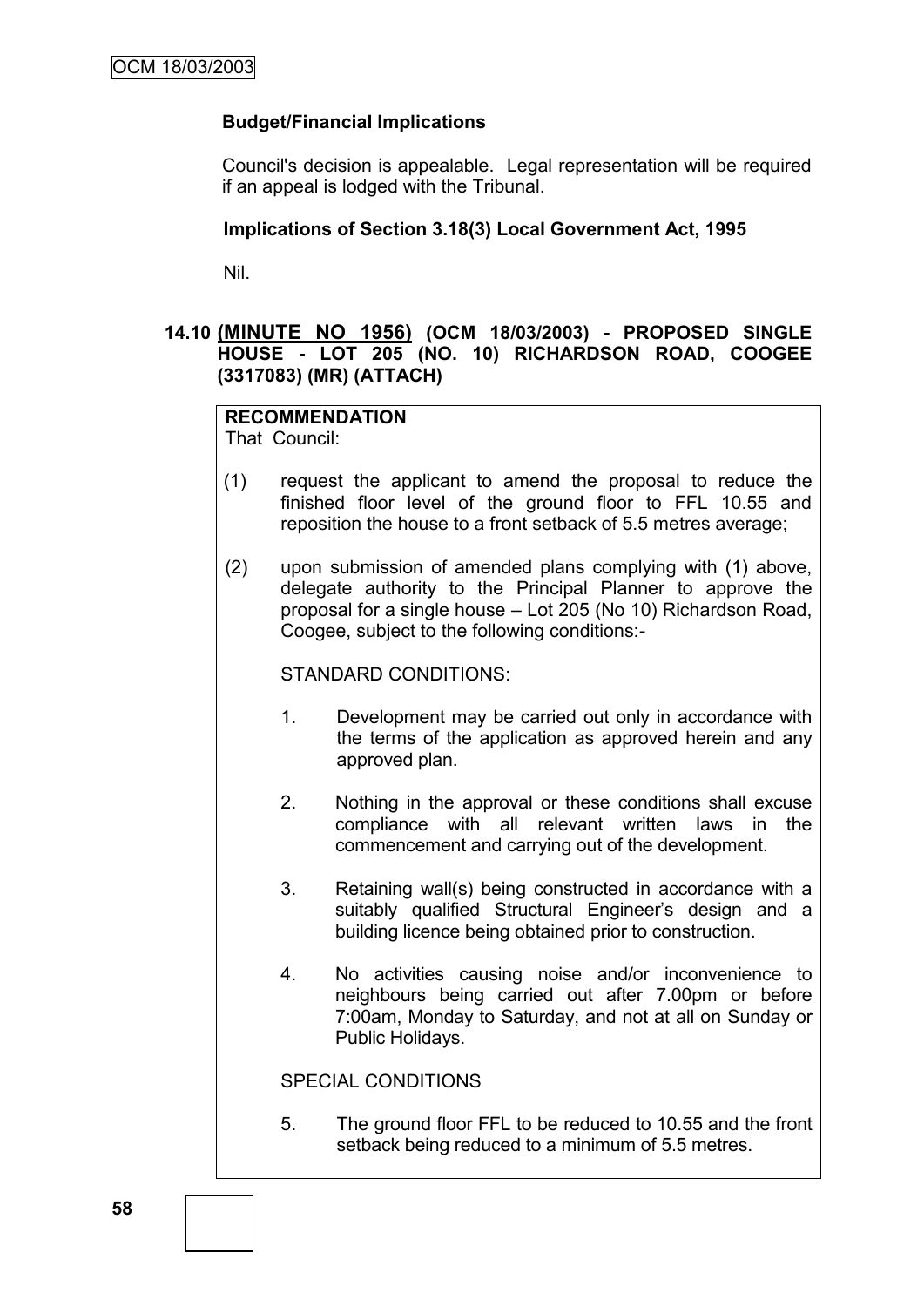**Budget/Financial Implications**

Council's decision is appealable. Legal representation will be required if an appeal is lodged with the Tribunal.

**Implications of Section 3.18(3) Local Government Act, 1995**

Nil.

### 14.10 (MINUTE NO 1956) (OCM 18/03/2003) - PROPOSED SINGLE HOUSE - LOT 205 (NO. 10) RICHARDSON ROAD, COOGEE (3317083) (MR) (ATTACH)

**RECOMMENDATION**
That Council:

(1) request the applicant to amend the proposal to reduce the finished floor level of the ground floor to FFL 10.55 and reposition the house to a front setback of 5.5 metres average;

(2) upon submission of amended plans complying with (1) above, delegate authority to the Principal Planner to approve the proposal for a single house – Lot 205 (No 10) Richardson Road, Coogee, subject to the following conditions:-

STANDARD CONDITIONS:

1. Development may be carried out only in accordance with the terms of the application as approved herein and any approved plan.

2. Nothing in the approval or these conditions shall excuse compliance with all relevant written laws in the commencement and carrying out of the development.

3. Retaining wall(s) being constructed in accordance with a suitably qualified Structural Engineer's design and a building licence being obtained prior to construction.

4. No activities causing noise and/or inconvenience to neighbours being carried out after 7.00pm or before 7:00am, Monday to Saturday, and not at all on Sunday or Public Holidays.

SPECIAL CONDITIONS

5. The ground floor FFL to be reduced to 10.55 and the front setback being reduced to a minimum of 5.5 metres.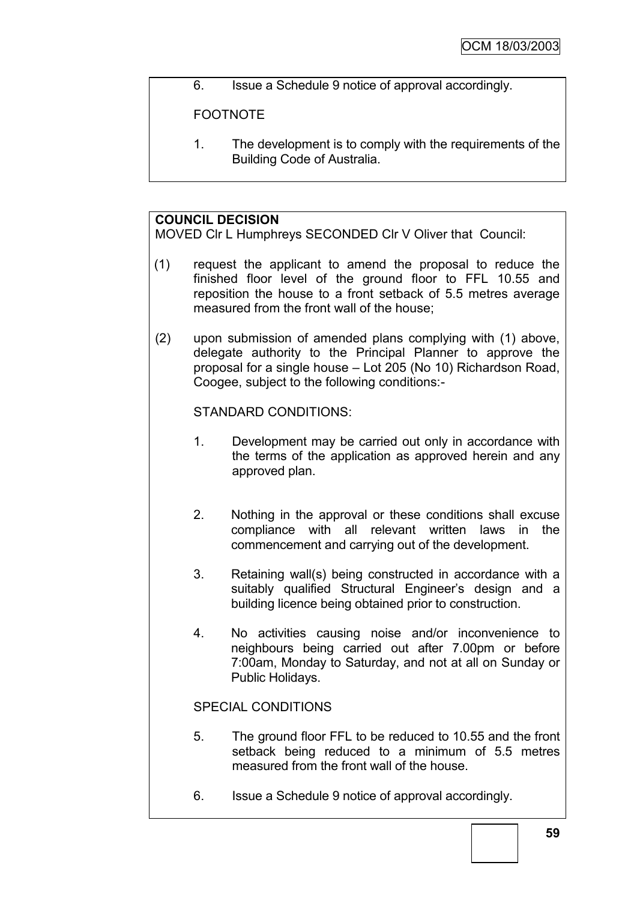6. Issue a Schedule 9 notice of approval accordingly.

FOOTNOTE

1. The development is to comply with the requirements of the Building Code of Australia.

**COUNCIL DECISION**

MOVED Clr L Humphreys SECONDED Clr V Oliver that Council:

(1) request the applicant to amend the proposal to reduce the finished floor level of the ground floor to FFL 10.55 and reposition the house to a front setback of 5.5 metres average measured from the front wall of the house;

(2) upon submission of amended plans complying with (1) above, delegate authority to the Principal Planner to approve the proposal for a single house – Lot 205 (No 10) Richardson Road, Coogee, subject to the following conditions:-

STANDARD CONDITIONS:

1. Development may be carried out only in accordance with the terms of the application as approved herein and any approved plan.

2. Nothing in the approval or these conditions shall excuse compliance with all relevant written laws in the commencement and carrying out of the development.

3. Retaining wall(s) being constructed in accordance with a suitably qualified Structural Engineer's design and a building licence being obtained prior to construction.

4. No activities causing noise and/or inconvenience to neighbours being carried out after 7.00pm or before 7:00am, Monday to Saturday, and not at all on Sunday or Public Holidays.

SPECIAL CONDITIONS

5. The ground floor FFL to be reduced to 10.55 and the front setback being reduced to a minimum of 5.5 metres measured from the front wall of the house.

6. Issue a Schedule 9 notice of approval accordingly.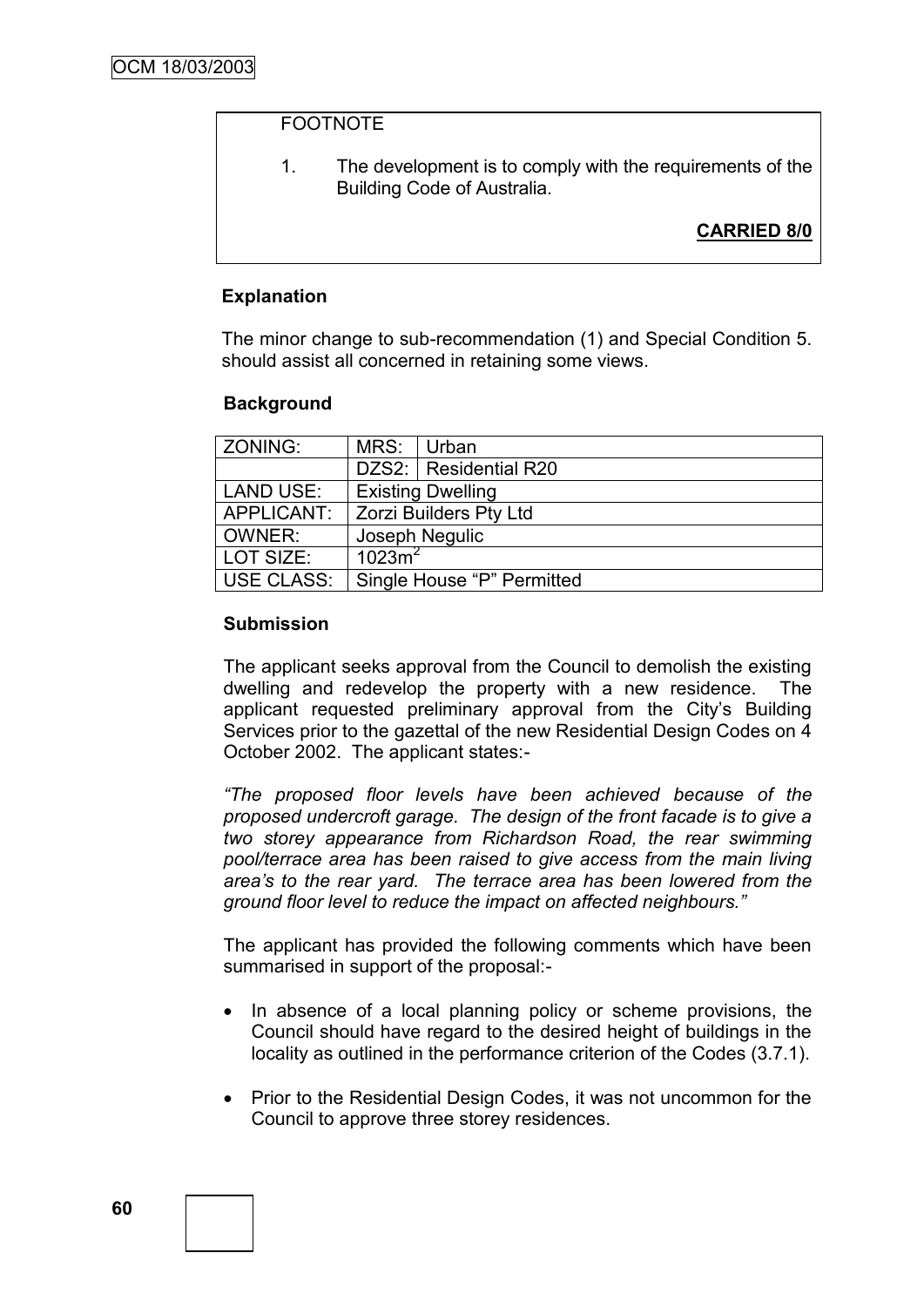FOOTNOTE

1. The development is to comply with the requirements of the Building Code of Australia.

**CARRIED 8/0**

**Explanation**

The minor change to sub-recommendation (1) and Special Condition 5. should assist all concerned in retaining some views.

**Background**

| ZONING: | MRS: | Urban |
|---|---|---|
| | DZS2: | Residential R20 |
| LAND USE: | Existing Dwelling | |
| APPLICANT: | Zorzi Builders Pty Ltd | |
| OWNER: | Joseph Negulic | |
| LOT SIZE: | $1023m^2$ | |
| USE CLASS: | Single House "P" Permitted | |

**Submission**

The applicant seeks approval from the Council to demolish the existing dwelling and redevelop the property with a new residence. The applicant requested preliminary approval from the City's Building Services prior to the gazettal of the new Residential Design Codes on 4 October 2002. The applicant states:-

*"The proposed floor levels have been achieved because of the proposed undercroft garage. The design of the front facade is to give a two storey appearance from Richardson Road, the rear swimming pool/terrace area has been raised to give access from the main living area's to the rear yard. The terrace area has been lowered from the ground floor level to reduce the impact on affected neighbours."*

The applicant has provided the following comments which have been summarised in support of the proposal:-

- In absence of a local planning policy or scheme provisions, the Council should have regard to the desired height of buildings in the locality as outlined in the performance criterion of the Codes (3.7.1).
- Prior to the Residential Design Codes, it was not uncommon for the Council to approve three storey residences.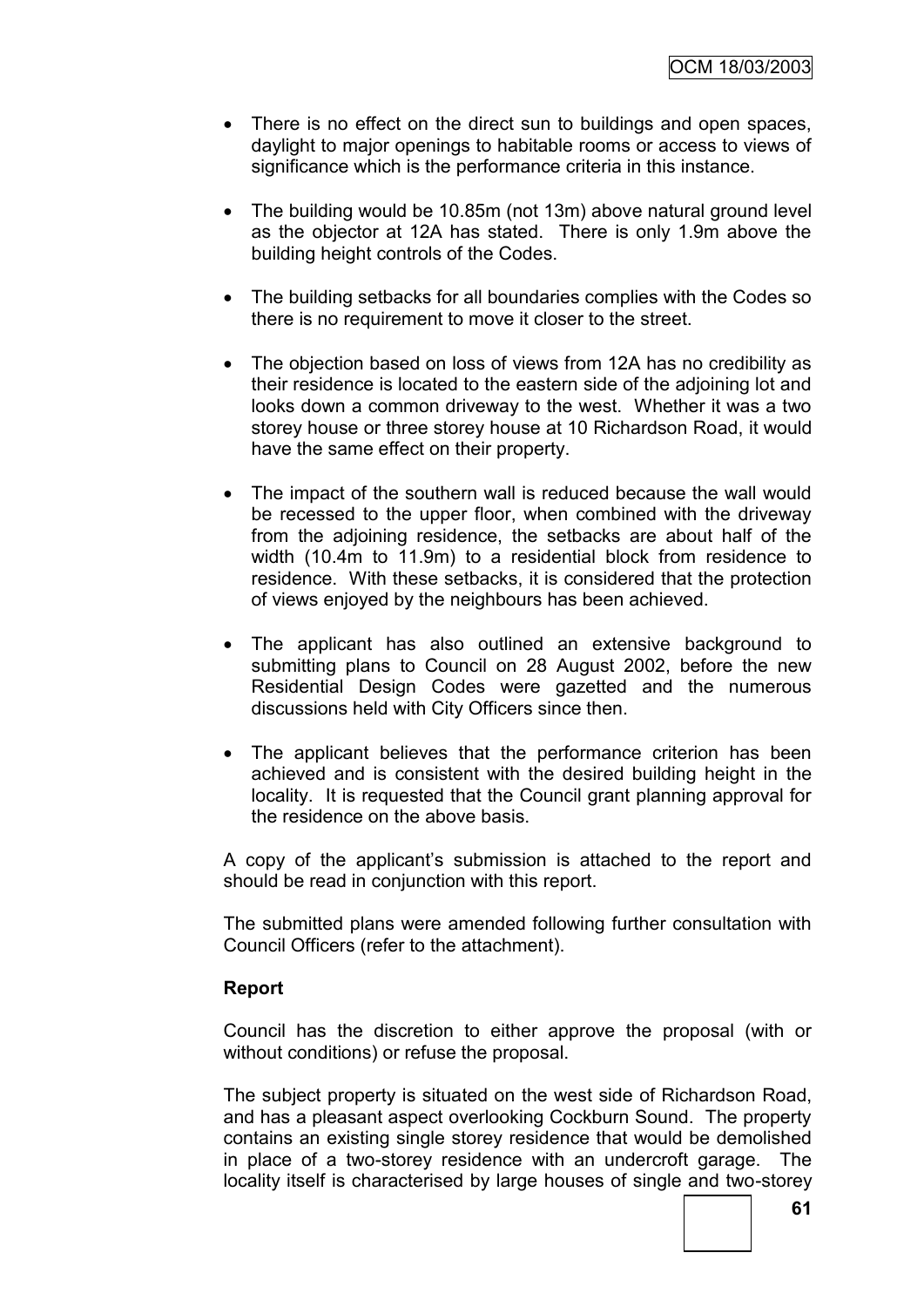- There is no effect on the direct sun to buildings and open spaces, daylight to major openings to habitable rooms or access to views of significance which is the performance criteria in this instance.

- The building would be 10.85m (not 13m) above natural ground level as the objector at 12A has stated. There is only 1.9m above the building height controls of the Codes.

- The building setbacks for all boundaries complies with the Codes so there is no requirement to move it closer to the street.

- The objection based on loss of views from 12A has no credibility as their residence is located to the eastern side of the adjoining lot and looks down a common driveway to the west. Whether it was a two storey house or three storey house at 10 Richardson Road, it would have the same effect on their property.

- The impact of the southern wall is reduced because the wall would be recessed to the upper floor, when combined with the driveway from the adjoining residence, the setbacks are about half of the width (10.4m to 11.9m) to a residential block from residence to residence. With these setbacks, it is considered that the protection of views enjoyed by the neighbours has been achieved.

- The applicant has also outlined an extensive background to submitting plans to Council on 28 August 2002, before the new Residential Design Codes were gazetted and the numerous discussions held with City Officers since then.

- The applicant believes that the performance criterion has been achieved and is consistent with the desired building height in the locality. It is requested that the Council grant planning approval for the residence on the above basis.

A copy of the applicant's submission is attached to the report and should be read in conjunction with this report.

The submitted plans were amended following further consultation with Council Officers (refer to the attachment).

**Report**

Council has the discretion to either approve the proposal (with or without conditions) or refuse the proposal.

The subject property is situated on the west side of Richardson Road, and has a pleasant aspect overlooking Cockburn Sound. The property contains an existing single storey residence that would be demolished in place of a two-storey residence with an undercroft garage. The locality itself is characterised by large houses of single and two-storey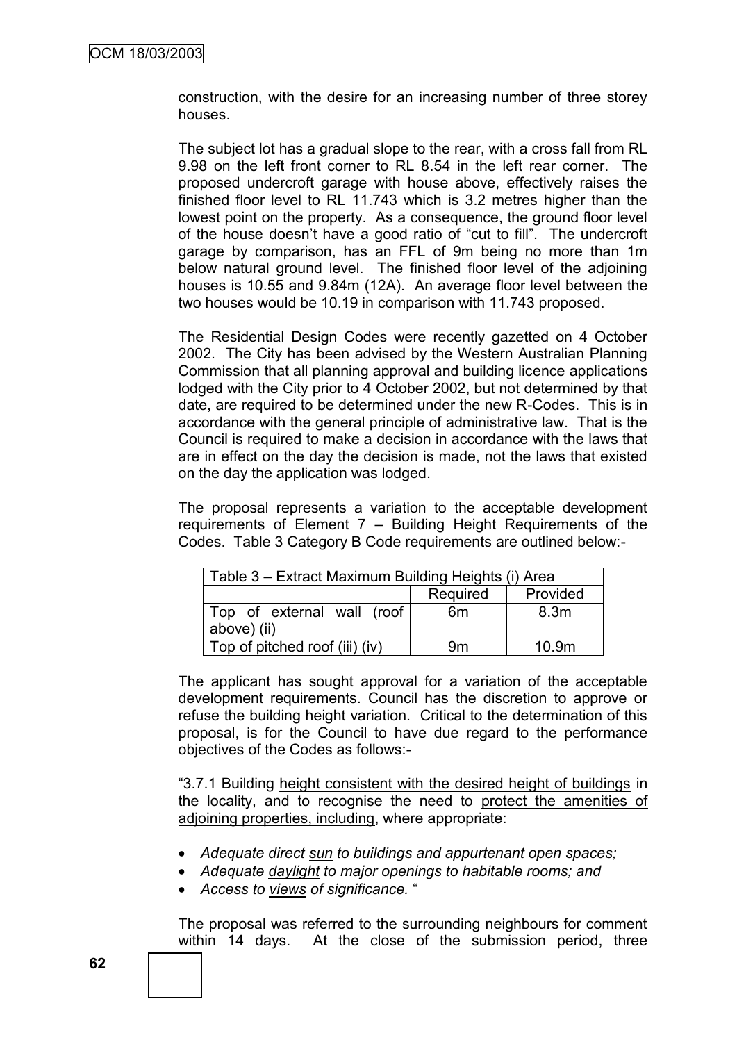construction, with the desire for an increasing number of three storey houses.

The subject lot has a gradual slope to the rear, with a cross fall from RL 9.98 on the left front corner to RL 8.54 in the left rear corner. The proposed undercroft garage with house above, effectively raises the finished floor level to RL 11.743 which is 3.2 metres higher than the lowest point on the property. As a consequence, the ground floor level of the house doesn't have a good ratio of "cut to fill". The undercroft garage by comparison, has an FFL of 9m being no more than 1m below natural ground level. The finished floor level of the adjoining houses is 10.55 and 9.84m (12A). An average floor level between the two houses would be 10.19 in comparison with 11.743 proposed.

The Residential Design Codes were recently gazetted on 4 October 2002. The City has been advised by the Western Australian Planning Commission that all planning approval and building licence applications lodged with the City prior to 4 October 2002, but not determined by that date, are required to be determined under the new R-Codes. This is in accordance with the general principle of administrative law. That is the Council is required to make a decision in accordance with the laws that are in effect on the day the decision is made, not the laws that existed on the day the application was lodged.

The proposal represents a variation to the acceptable development requirements of Element 7 – Building Height Requirements of the Codes. Table 3 Category B Code requirements are outlined below:-

| Table 3 – Extract Maximum Building Heights (i) Area | | |
|---|---|---|
| | Required | Provided |
| Top of external wall (roof above) (ii) | 6m | 8.3m |
| Top of pitched roof (iii) (iv) | 9m | 10.9m |

The applicant has sought approval for a variation of the acceptable development requirements. Council has the discretion to approve or refuse the building height variation. Critical to the determination of this proposal, is for the Council to have due regard to the performance objectives of the Codes as follows:-

"3.7.1 Building <u>height consistent with the desired height of buildings</u> in the locality, and to recognise the need to <u>protect the amenities of adjoining properties, including</u>, where appropriate:

- *Adequate direct <u>sun</u> to buildings and appurtenant open spaces;*
- *Adequate <u>daylight</u> to major openings to habitable rooms; and*
- *Access to <u>views</u> of significance.* "

The proposal was referred to the surrounding neighbours for comment within 14 days. At the close of the submission period, three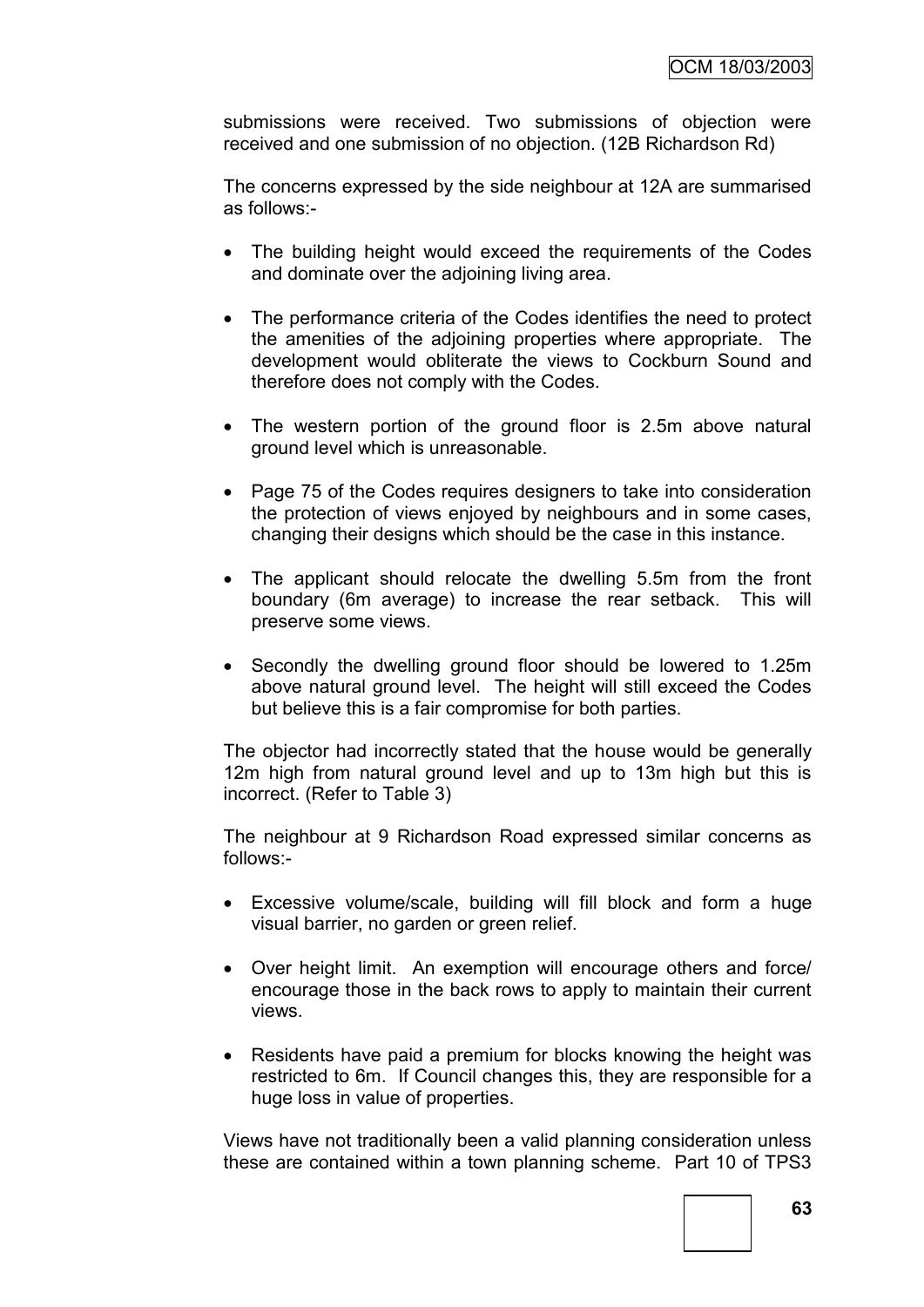submissions were received. Two submissions of objection were received and one submission of no objection. (12B Richardson Rd)

The concerns expressed by the side neighbour at 12A are summarised as follows:-

- The building height would exceed the requirements of the Codes and dominate over the adjoining living area.
- The performance criteria of the Codes identifies the need to protect the amenities of the adjoining properties where appropriate. The development would obliterate the views to Cockburn Sound and therefore does not comply with the Codes.
- The western portion of the ground floor is 2.5m above natural ground level which is unreasonable.
- Page 75 of the Codes requires designers to take into consideration the protection of views enjoyed by neighbours and in some cases, changing their designs which should be the case in this instance.
- The applicant should relocate the dwelling 5.5m from the front boundary (6m average) to increase the rear setback. This will preserve some views.
- Secondly the dwelling ground floor should be lowered to 1.25m above natural ground level. The height will still exceed the Codes but believe this is a fair compromise for both parties.

The objector had incorrectly stated that the house would be generally 12m high from natural ground level and up to 13m high but this is incorrect. (Refer to Table 3)

The neighbour at 9 Richardson Road expressed similar concerns as follows:-

- Excessive volume/scale, building will fill block and form a huge visual barrier, no garden or green relief.
- Over height limit. An exemption will encourage others and force/ encourage those in the back rows to apply to maintain their current views.
- Residents have paid a premium for blocks knowing the height was restricted to 6m. If Council changes this, they are responsible for a huge loss in value of properties.

Views have not traditionally been a valid planning consideration unless these are contained within a town planning scheme. Part 10 of TPS3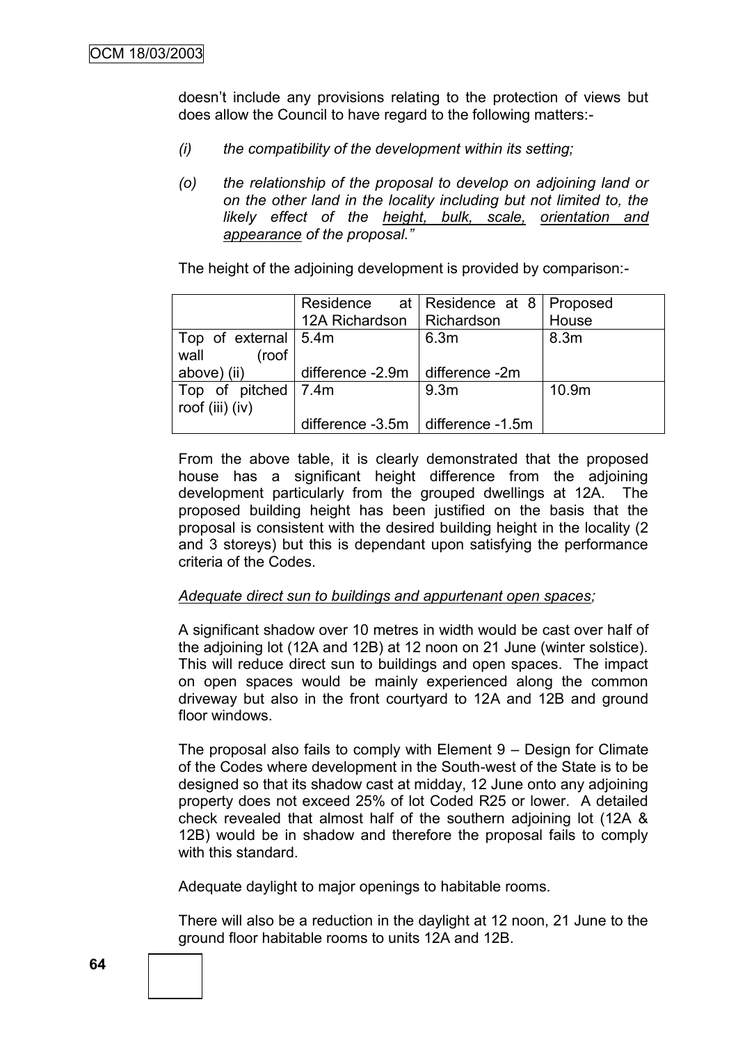doesn't include any provisions relating to the protection of views but does allow the Council to have regard to the following matters:-

*(i) the compatibility of the development within its setting;*

*(o) the relationship of the proposal to develop on adjoining land or on the other land in the locality including but not limited to, the likely effect of the height, bulk, scale, orientation and appearance of the proposal."*

The height of the adjoining development is provided by comparison:-

| | Residence at 12A Richardson | Residence at 8 Richardson | Proposed House |
|---|---|---|---|
| Top of external wall (roof above) (ii) | 5.4m<br>difference -2.9m | 6.3m<br>difference -2m | 8.3m |
| Top of pitched roof (iii) (iv) | 7.4m<br>difference -3.5m | 9.3m<br>difference -1.5m | 10.9m |

From the above table, it is clearly demonstrated that the proposed house has a significant height difference from the adjoining development particularly from the grouped dwellings at 12A. The proposed building height has been justified on the basis that the proposal is consistent with the desired building height in the locality (2 and 3 storeys) but this is dependant upon satisfying the performance criteria of the Codes.

*Adequate direct sun to buildings and appurtenant open spaces;*

A significant shadow over 10 metres in width would be cast over half of the adjoining lot (12A and 12B) at 12 noon on 21 June (winter solstice). This will reduce direct sun to buildings and open spaces. The impact on open spaces would be mainly experienced along the common driveway but also in the front courtyard to 12A and 12B and ground floor windows.

The proposal also fails to comply with Element 9 – Design for Climate of the Codes where development in the South-west of the State is to be designed so that its shadow cast at midday, 12 June onto any adjoining property does not exceed 25% of lot Coded R25 or lower. A detailed check revealed that almost half of the southern adjoining lot (12A & 12B) would be in shadow and therefore the proposal fails to comply with this standard.

Adequate daylight to major openings to habitable rooms.

There will also be a reduction in the daylight at 12 noon, 21 June to the ground floor habitable rooms to units 12A and 12B.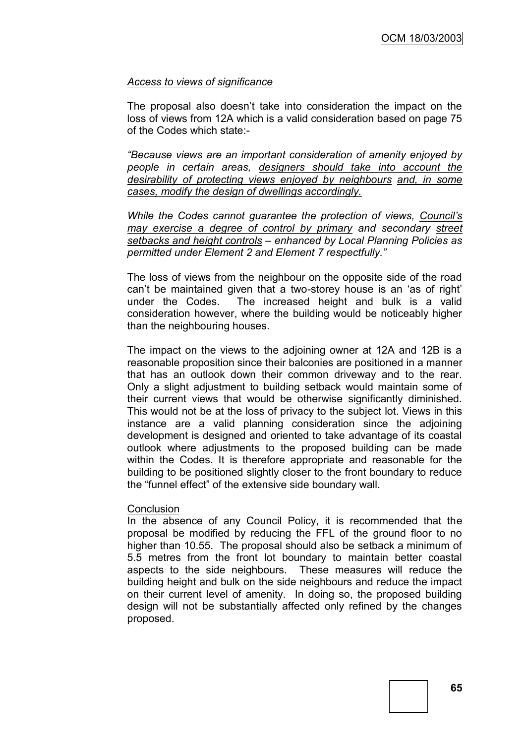*Access to views of significance*

The proposal also doesn't take into consideration the impact on the loss of views from 12A which is a valid consideration based on page 75 of the Codes which state:-

*"Because views are an important consideration of amenity enjoyed by people in certain areas, designers should take into account the desirability of protecting views enjoyed by neighbours and, in some cases, modify the design of dwellings accordingly.*

*While the Codes cannot guarantee the protection of views, Council's may exercise a degree of control by primary and secondary street setbacks and height controls – enhanced by Local Planning Policies as permitted under Element 2 and Element 7 respectfully."*

The loss of views from the neighbour on the opposite side of the road can't be maintained given that a two-storey house is an 'as of right' under the Codes. The increased height and bulk is a valid consideration however, where the building would be noticeably higher than the neighbouring houses.

The impact on the views to the adjoining owner at 12A and 12B is a reasonable proposition since their balconies are positioned in a manner that has an outlook down their common driveway and to the rear. Only a slight adjustment to building setback would maintain some of their current views that would be otherwise significantly diminished. This would not be at the loss of privacy to the subject lot. Views in this instance are a valid planning consideration since the adjoining development is designed and oriented to take advantage of its coastal outlook where adjustments to the proposed building can be made within the Codes. It is therefore appropriate and reasonable for the building to be positioned slightly closer to the front boundary to reduce the "funnel effect" of the extensive side boundary wall.

Conclusion

In the absence of any Council Policy, it is recommended that the proposal be modified by reducing the FFL of the ground floor to no higher than 10.55. The proposal should also be setback a minimum of 5.5 metres from the front lot boundary to maintain better coastal aspects to the side neighbours. These measures will reduce the building height and bulk on the side neighbours and reduce the impact on their current level of amenity. In doing so, the proposed building design will not be substantially affected only refined by the changes proposed.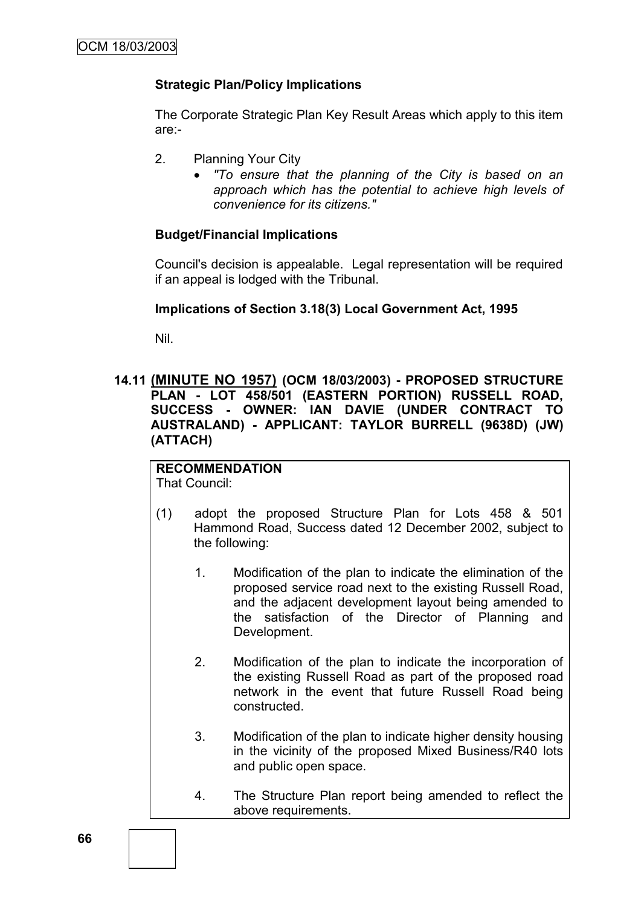**Strategic Plan/Policy Implications**

The Corporate Strategic Plan Key Result Areas which apply to this item are:-

2. Planning Your City
   - *"To ensure that the planning of the City is based on an approach which has the potential to achieve high levels of convenience for its citizens."*

**Budget/Financial Implications**

Council's decision is appealable. Legal representation will be required if an appeal is lodged with the Tribunal.

**Implications of Section 3.18(3) Local Government Act, 1995**

Nil.

**14.11 (MINUTE NO 1957) (OCM 18/03/2003) - PROPOSED STRUCTURE PLAN - LOT 458/501 (EASTERN PORTION) RUSSELL ROAD, SUCCESS - OWNER: IAN DAVIE (UNDER CONTRACT TO AUSTRALAND) - APPLICANT: TAYLOR BURRELL (9638D) (JW) (ATTACH)**

**RECOMMENDATION**
That Council:

(1) adopt the proposed Structure Plan for Lots 458 & 501 Hammond Road, Success dated 12 December 2002, subject to the following:

   1. Modification of the plan to indicate the elimination of the proposed service road next to the existing Russell Road, and the adjacent development layout being amended to the satisfaction of the Director of Planning and Development.

   2. Modification of the plan to indicate the incorporation of the existing Russell Road as part of the proposed road network in the event that future Russell Road being constructed.

   3. Modification of the plan to indicate higher density housing in the vicinity of the proposed Mixed Business/R40 lots and public open space.

   4. The Structure Plan report being amended to reflect the above requirements.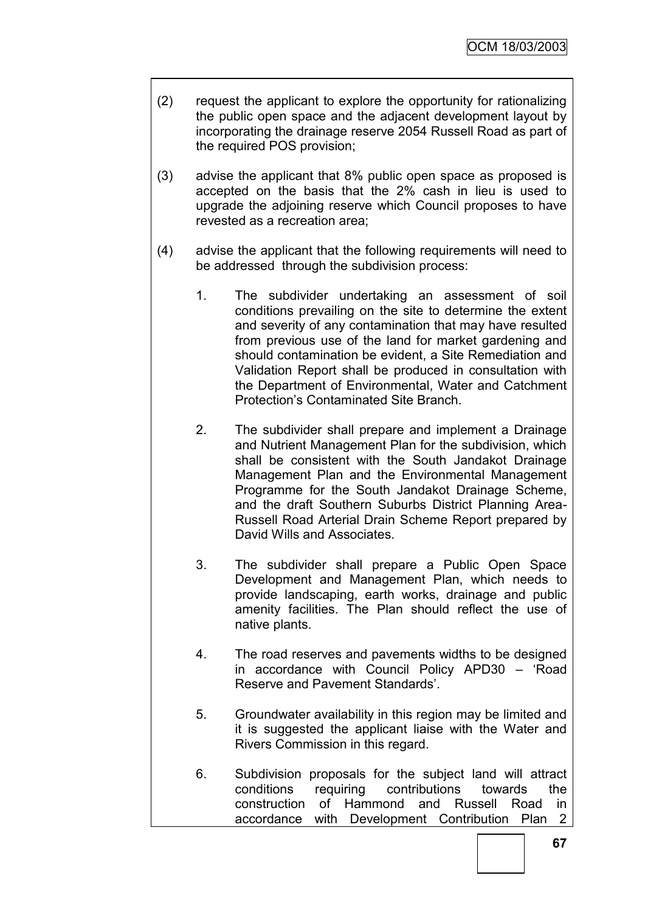(2) request the applicant to explore the opportunity for rationalizing the public open space and the adjacent development layout by incorporating the drainage reserve 2054 Russell Road as part of the required POS provision;

(3) advise the applicant that 8% public open space as proposed is accepted on the basis that the 2% cash in lieu is used to upgrade the adjoining reserve which Council proposes to have revested as a recreation area;

(4) advise the applicant that the following requirements will need to be addressed through the subdivision process:

   1. The subdivider undertaking an assessment of soil conditions prevailing on the site to determine the extent and severity of any contamination that may have resulted from previous use of the land for market gardening and should contamination be evident, a Site Remediation and Validation Report shall be produced in consultation with the Department of Environmental, Water and Catchment Protection's Contaminated Site Branch.

   2. The subdivider shall prepare and implement a Drainage and Nutrient Management Plan for the subdivision, which shall be consistent with the South Jandakot Drainage Management Plan and the Environmental Management Programme for the South Jandakot Drainage Scheme, and the draft Southern Suburbs District Planning Area- Russell Road Arterial Drain Scheme Report prepared by David Wills and Associates.

   3. The subdivider shall prepare a Public Open Space Development and Management Plan, which needs to provide landscaping, earth works, drainage and public amenity facilities. The Plan should reflect the use of native plants.

   4. The road reserves and pavements widths to be designed in accordance with Council Policy APD30 – 'Road Reserve and Pavement Standards'.

   5. Groundwater availability in this region may be limited and it is suggested the applicant liaise with the Water and Rivers Commission in this regard.

   6. Subdivision proposals for the subject land will attract conditions requiring contributions towards the construction of Hammond and Russell Road in accordance with Development Contribution Plan 2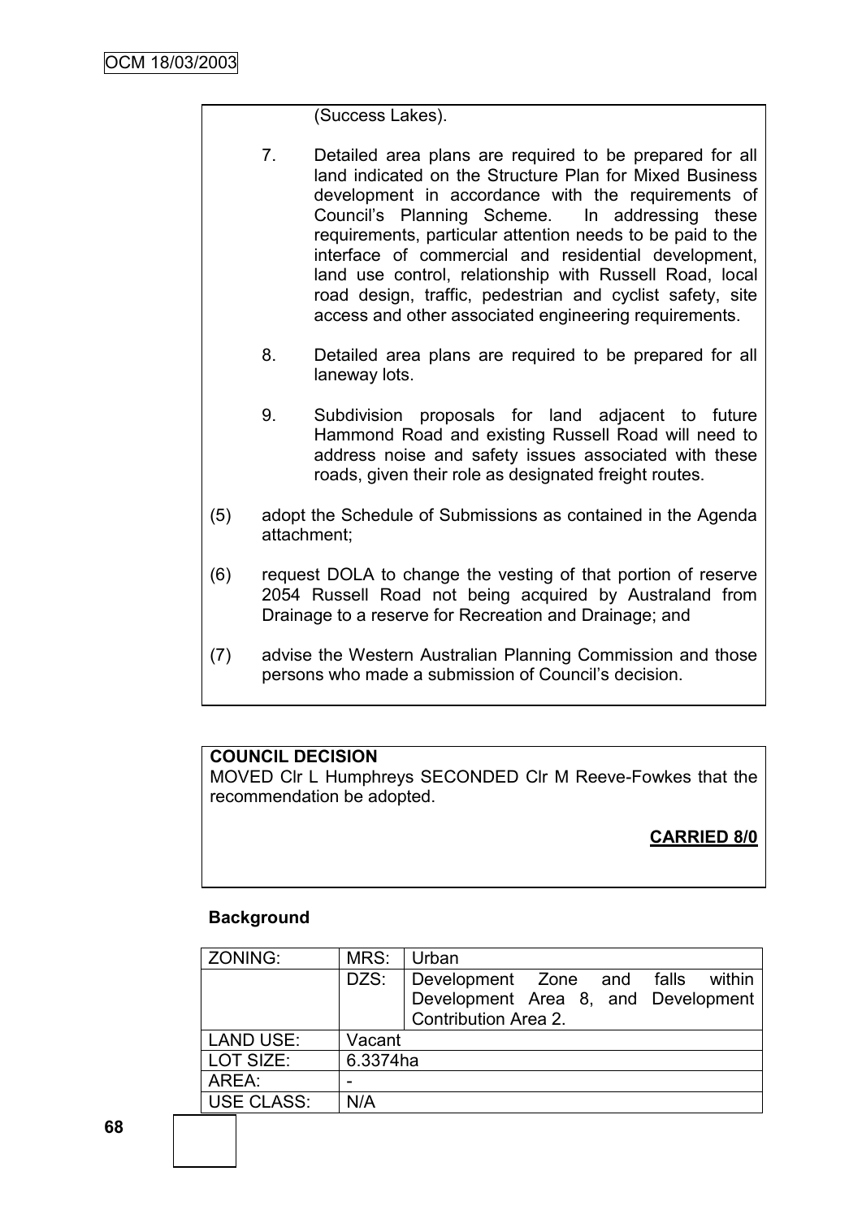(Success Lakes).

7. Detailed area plans are required to be prepared for all land indicated on the Structure Plan for Mixed Business development in accordance with the requirements of Council's Planning Scheme. In addressing these requirements, particular attention needs to be paid to the interface of commercial and residential development, land use control, relationship with Russell Road, local road design, traffic, pedestrian and cyclist safety, site access and other associated engineering requirements.

8. Detailed area plans are required to be prepared for all laneway lots.

9. Subdivision proposals for land adjacent to future Hammond Road and existing Russell Road will need to address noise and safety issues associated with these roads, given their role as designated freight routes.

(5) adopt the Schedule of Submissions as contained in the Agenda attachment;

(6) request DOLA to change the vesting of that portion of reserve 2054 Russell Road not being acquired by Australand from Drainage to a reserve for Recreation and Drainage; and

(7) advise the Western Australian Planning Commission and those persons who made a submission of Council's decision.

**COUNCIL DECISION**

MOVED Clr L Humphreys SECONDED Clr M Reeve-Fowkes that the recommendation be adopted.

**CARRIED 8/0**

**Background**

| ZONING: | MRS: | Urban |
|---|---|---|
| | DZS: | Development Zone and falls within Development Area 8, and Development Contribution Area 2. |
| LAND USE: | Vacant | |
| LOT SIZE: | 6.3374ha | |
| AREA: | - | |
| USE CLASS: | N/A | |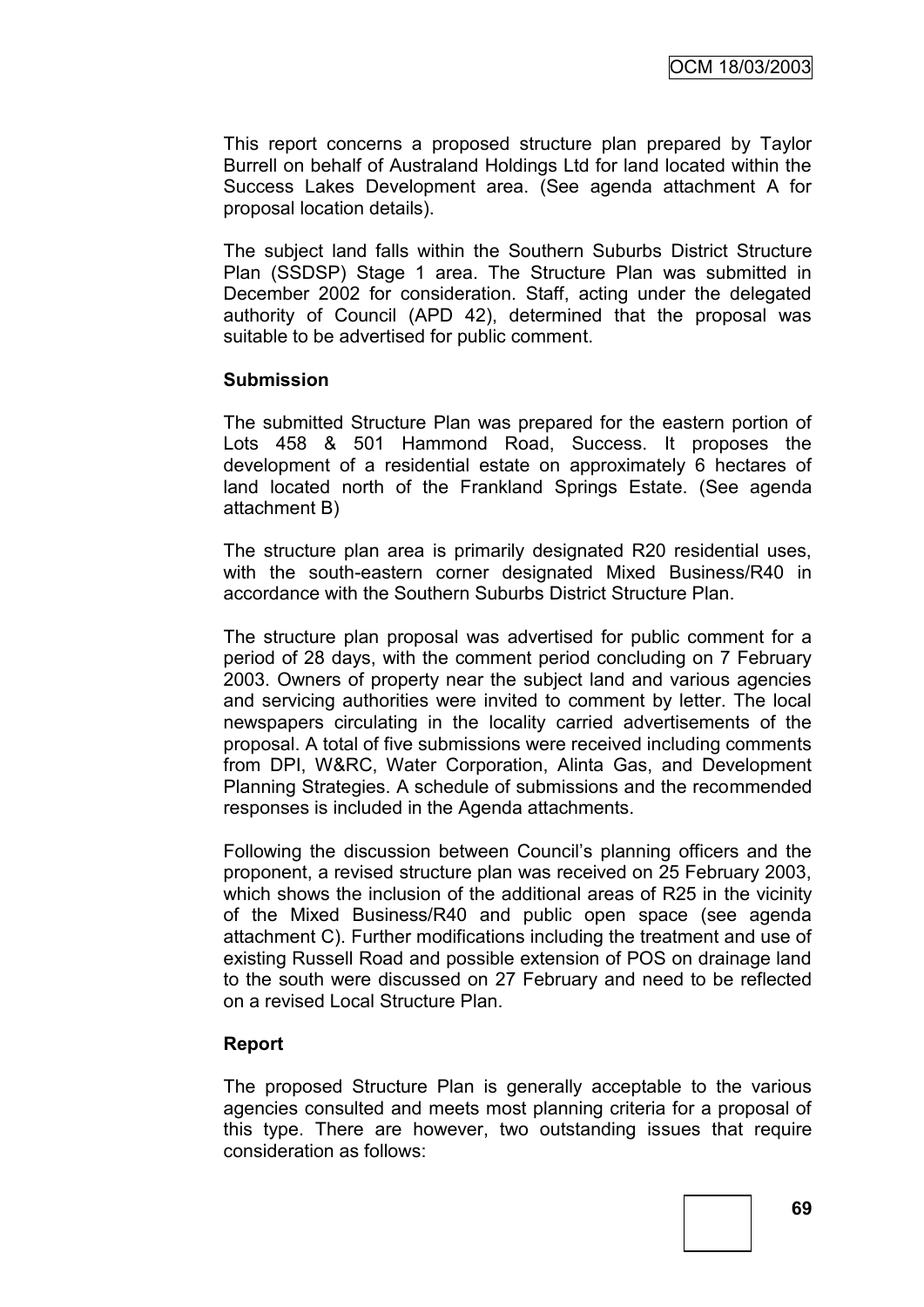This report concerns a proposed structure plan prepared by Taylor Burrell on behalf of Australand Holdings Ltd for land located within the Success Lakes Development area. (See agenda attachment A for proposal location details).

The subject land falls within the Southern Suburbs District Structure Plan (SSDSP) Stage 1 area. The Structure Plan was submitted in December 2002 for consideration. Staff, acting under the delegated authority of Council (APD 42), determined that the proposal was suitable to be advertised for public comment.

**Submission**

The submitted Structure Plan was prepared for the eastern portion of Lots 458 & 501 Hammond Road, Success. It proposes the development of a residential estate on approximately 6 hectares of land located north of the Frankland Springs Estate. (See agenda attachment B)

The structure plan area is primarily designated R20 residential uses, with the south-eastern corner designated Mixed Business/R40 in accordance with the Southern Suburbs District Structure Plan.

The structure plan proposal was advertised for public comment for a period of 28 days, with the comment period concluding on 7 February 2003. Owners of property near the subject land and various agencies and servicing authorities were invited to comment by letter. The local newspapers circulating in the locality carried advertisements of the proposal. A total of five submissions were received including comments from DPI, W&RC, Water Corporation, Alinta Gas, and Development Planning Strategies. A schedule of submissions and the recommended responses is included in the Agenda attachments.

Following the discussion between Council's planning officers and the proponent, a revised structure plan was received on 25 February 2003, which shows the inclusion of the additional areas of R25 in the vicinity of the Mixed Business/R40 and public open space (see agenda attachment C). Further modifications including the treatment and use of existing Russell Road and possible extension of POS on drainage land to the south were discussed on 27 February and need to be reflected on a revised Local Structure Plan.

**Report**

The proposed Structure Plan is generally acceptable to the various agencies consulted and meets most planning criteria for a proposal of this type. There are however, two outstanding issues that require consideration as follows: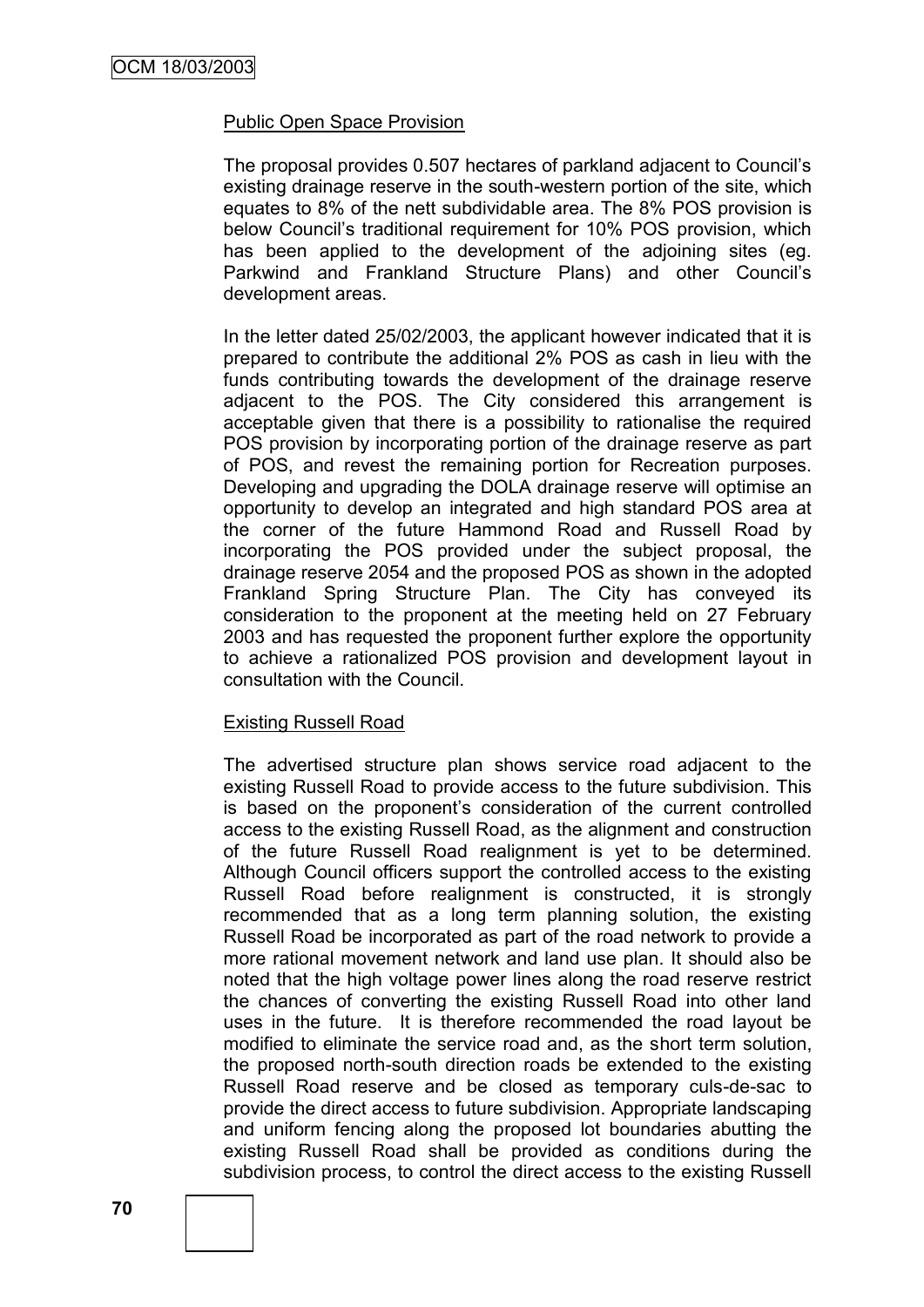Public Open Space Provision

The proposal provides 0.507 hectares of parkland adjacent to Council's existing drainage reserve in the south-western portion of the site, which equates to 8% of the nett subdividable area. The 8% POS provision is below Council's traditional requirement for 10% POS provision, which has been applied to the development of the adjoining sites (eg. Parkwind and Frankland Structure Plans) and other Council's development areas.

In the letter dated 25/02/2003, the applicant however indicated that it is prepared to contribute the additional 2% POS as cash in lieu with the funds contributing towards the development of the drainage reserve adjacent to the POS. The City considered this arrangement is acceptable given that there is a possibility to rationalise the required POS provision by incorporating portion of the drainage reserve as part of POS, and revest the remaining portion for Recreation purposes. Developing and upgrading the DOLA drainage reserve will optimise an opportunity to develop an integrated and high standard POS area at the corner of the future Hammond Road and Russell Road by incorporating the POS provided under the subject proposal, the drainage reserve 2054 and the proposed POS as shown in the adopted Frankland Spring Structure Plan. The City has conveyed its consideration to the proponent at the meeting held on 27 February 2003 and has requested the proponent further explore the opportunity to achieve a rationalized POS provision and development layout in consultation with the Council.

Existing Russell Road

The advertised structure plan shows service road adjacent to the existing Russell Road to provide access to the future subdivision. This is based on the proponent's consideration of the current controlled access to the existing Russell Road, as the alignment and construction of the future Russell Road realignment is yet to be determined. Although Council officers support the controlled access to the existing Russell Road before realignment is constructed, it is strongly recommended that as a long term planning solution, the existing Russell Road be incorporated as part of the road network to provide a more rational movement network and land use plan. It should also be noted that the high voltage power lines along the road reserve restrict the chances of converting the existing Russell Road into other land uses in the future. It is therefore recommended the road layout be modified to eliminate the service road and, as the short term solution, the proposed north-south direction roads be extended to the existing Russell Road reserve and be closed as temporary culs-de-sac to provide the direct access to future subdivision. Appropriate landscaping and uniform fencing along the proposed lot boundaries abutting the existing Russell Road shall be provided as conditions during the subdivision process, to control the direct access to the existing Russell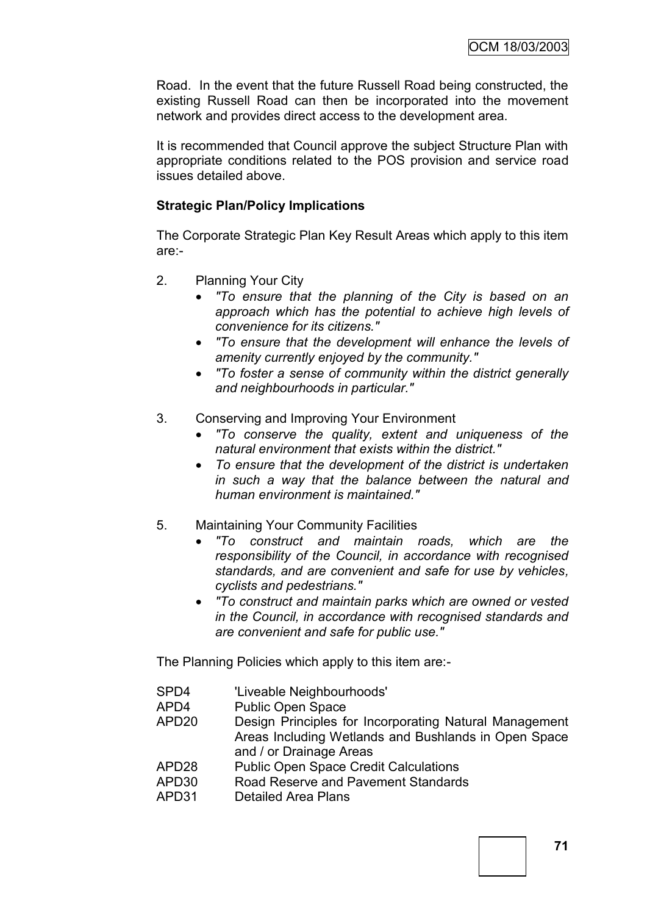Road. In the event that the future Russell Road being constructed, the existing Russell Road can then be incorporated into the movement network and provides direct access to the development area.

It is recommended that Council approve the subject Structure Plan with appropriate conditions related to the POS provision and service road issues detailed above.

**Strategic Plan/Policy Implications**

The Corporate Strategic Plan Key Result Areas which apply to this item are:-

2. Planning Your City
   - *"To ensure that the planning of the City is based on an approach which has the potential to achieve high levels of convenience for its citizens."*
   - *"To ensure that the development will enhance the levels of amenity currently enjoyed by the community."*
   - *"To foster a sense of community within the district generally and neighbourhoods in particular."*

3. Conserving and Improving Your Environment
   - *"To conserve the quality, extent and uniqueness of the natural environment that exists within the district."*
   - *To ensure that the development of the district is undertaken in such a way that the balance between the natural and human environment is maintained."*

5. Maintaining Your Community Facilities
   - *"To construct and maintain roads, which are the responsibility of the Council, in accordance with recognised standards, and are convenient and safe for use by vehicles, cyclists and pedestrians."*
   - *"To construct and maintain parks which are owned or vested in the Council, in accordance with recognised standards and are convenient and safe for public use."*

The Planning Policies which apply to this item are:-

| | |
|---|---|
| SPD4 | 'Liveable Neighbourhoods' |
| APD4 | Public Open Space |
| APD20 | Design Principles for Incorporating Natural Management Areas Including Wetlands and Bushlands in Open Space and / or Drainage Areas |
| APD28 | Public Open Space Credit Calculations |
| APD30 | Road Reserve and Pavement Standards |
| APD31 | Detailed Area Plans |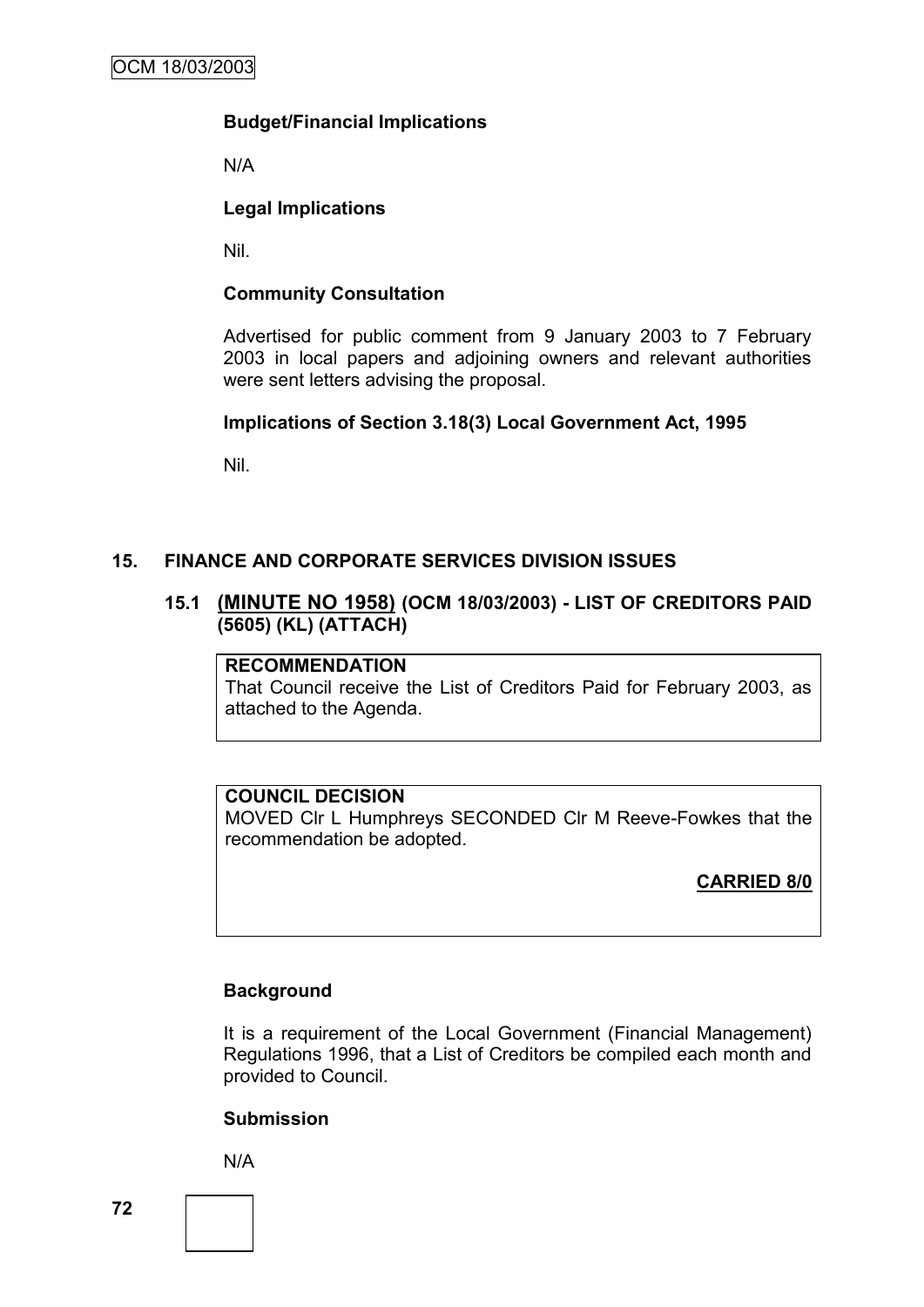**Budget/Financial Implications**

N/A

**Legal Implications**

Nil.

**Community Consultation**

Advertised for public comment from 9 January 2003 to 7 February 2003 in local papers and adjoining owners and relevant authorities were sent letters advising the proposal.

**Implications of Section 3.18(3) Local Government Act, 1995**

Nil.

## 15. FINANCE AND CORPORATE SERVICES DIVISION ISSUES

### 15.1 (MINUTE NO 1958) (OCM 18/03/2003) - LIST OF CREDITORS PAID (5605) (KL) (ATTACH)

**RECOMMENDATION**
That Council receive the List of Creditors Paid for February 2003, as attached to the Agenda.

**COUNCIL DECISION**
MOVED Clr L Humphreys SECONDED Clr M Reeve-Fowkes that the recommendation be adopted.

**CARRIED 8/0**

**Background**

It is a requirement of the Local Government (Financial Management) Regulations 1996, that a List of Creditors be compiled each month and provided to Council.

**Submission**

N/A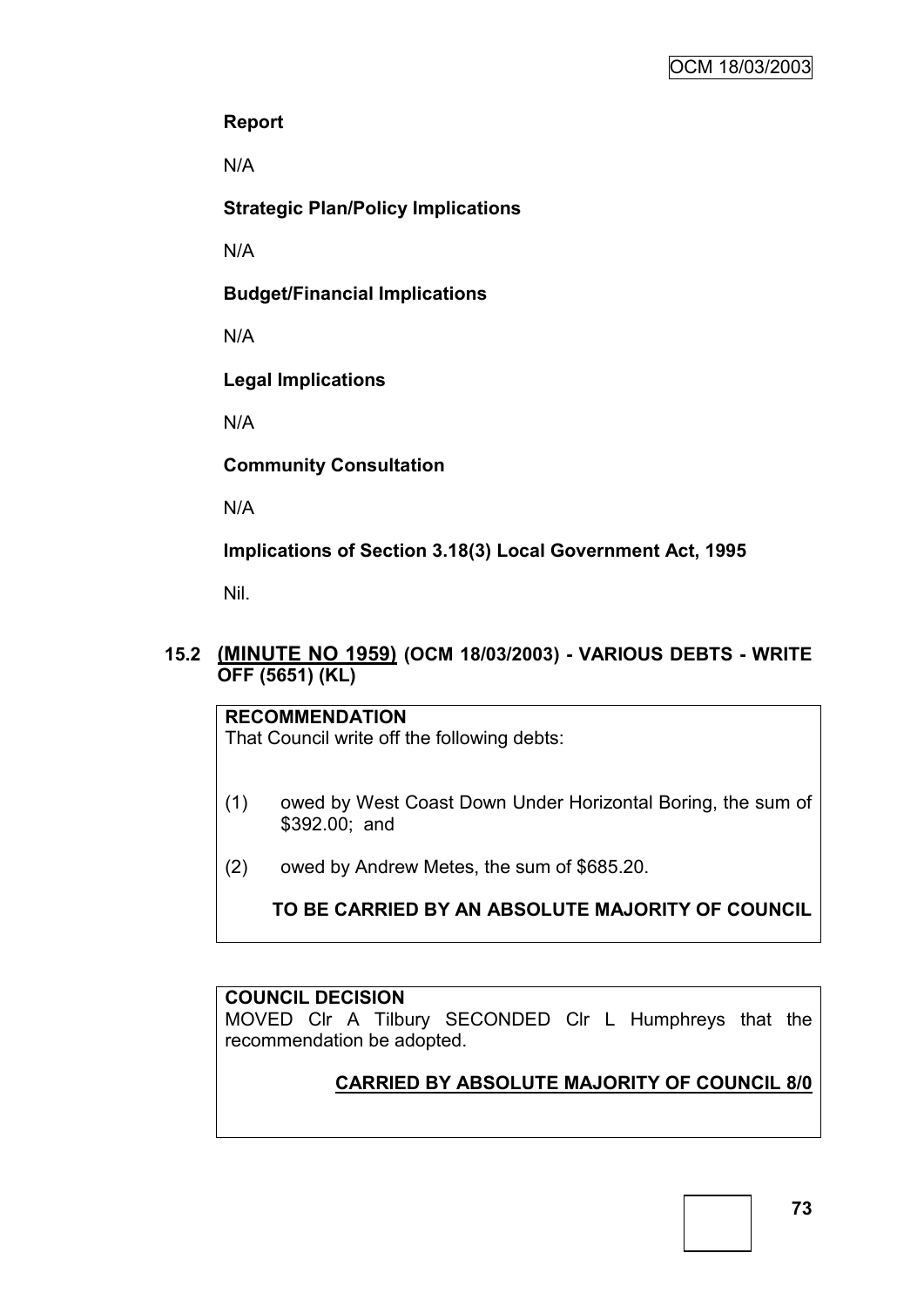**Report**

N/A

**Strategic Plan/Policy Implications**

N/A

**Budget/Financial Implications**

N/A

**Legal Implications**

N/A

**Community Consultation**

N/A

**Implications of Section 3.18(3) Local Government Act, 1995**

Nil.

## 15.2 (MINUTE NO 1959) (OCM 18/03/2003) - VARIOUS DEBTS - WRITE OFF (5651) (KL)

**RECOMMENDATION**
That Council write off the following debts:

(1) owed by West Coast Down Under Horizontal Boring, the sum of $392.00; and

(2) owed by Andrew Metes, the sum of $685.20.

**TO BE CARRIED BY AN ABSOLUTE MAJORITY OF COUNCIL**

**COUNCIL DECISION**
MOVED Clr A Tilbury SECONDED Clr L Humphreys that the recommendation be adopted.

**CARRIED BY ABSOLUTE MAJORITY OF COUNCIL 8/0**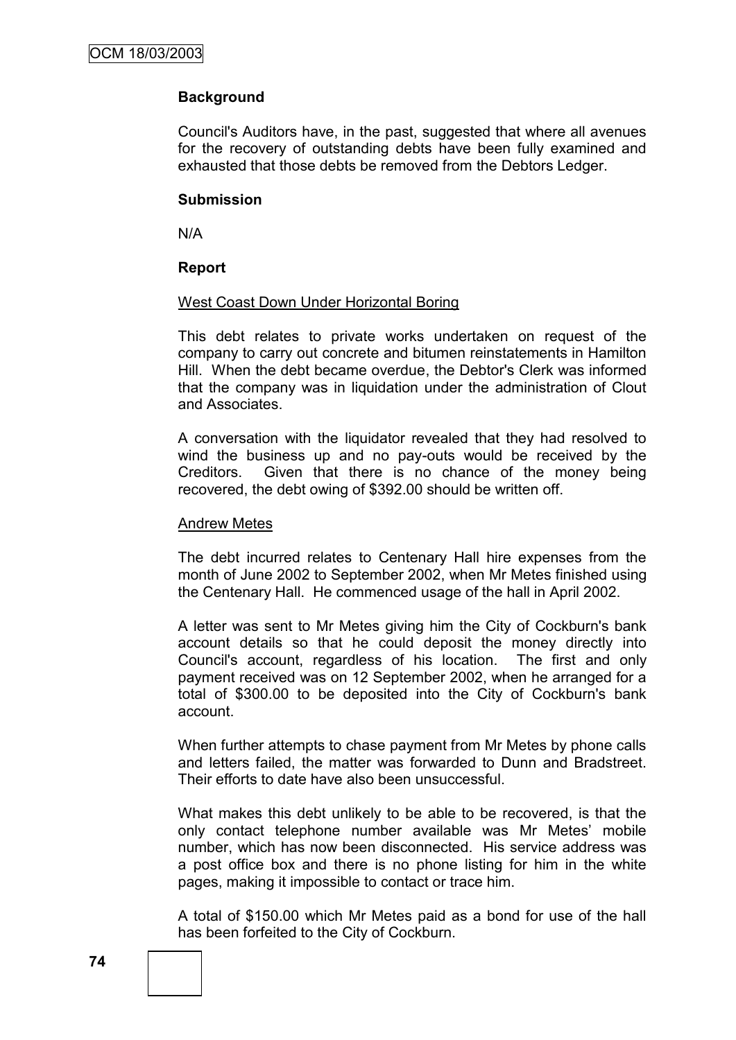**Background**

Council's Auditors have, in the past, suggested that where all avenues for the recovery of outstanding debts have been fully examined and exhausted that those debts be removed from the Debtors Ledger.

**Submission**

N/A

**Report**

West Coast Down Under Horizontal Boring

This debt relates to private works undertaken on request of the company to carry out concrete and bitumen reinstatements in Hamilton Hill. When the debt became overdue, the Debtor's Clerk was informed that the company was in liquidation under the administration of Clout and Associates.

A conversation with the liquidator revealed that they had resolved to wind the business up and no pay-outs would be received by the Creditors. Given that there is no chance of the money being recovered, the debt owing of $392.00 should be written off.

Andrew Metes

The debt incurred relates to Centenary Hall hire expenses from the month of June 2002 to September 2002, when Mr Metes finished using the Centenary Hall. He commenced usage of the hall in April 2002.

A letter was sent to Mr Metes giving him the City of Cockburn's bank account details so that he could deposit the money directly into Council's account, regardless of his location. The first and only payment received was on 12 September 2002, when he arranged for a total of $300.00 to be deposited into the City of Cockburn's bank account.

When further attempts to chase payment from Mr Metes by phone calls and letters failed, the matter was forwarded to Dunn and Bradstreet. Their efforts to date have also been unsuccessful.

What makes this debt unlikely to be able to be recovered, is that the only contact telephone number available was Mr Metes' mobile number, which has now been disconnected. His service address was a post office box and there is no phone listing for him in the white pages, making it impossible to contact or trace him.

A total of $150.00 which Mr Metes paid as a bond for use of the hall has been forfeited to the City of Cockburn.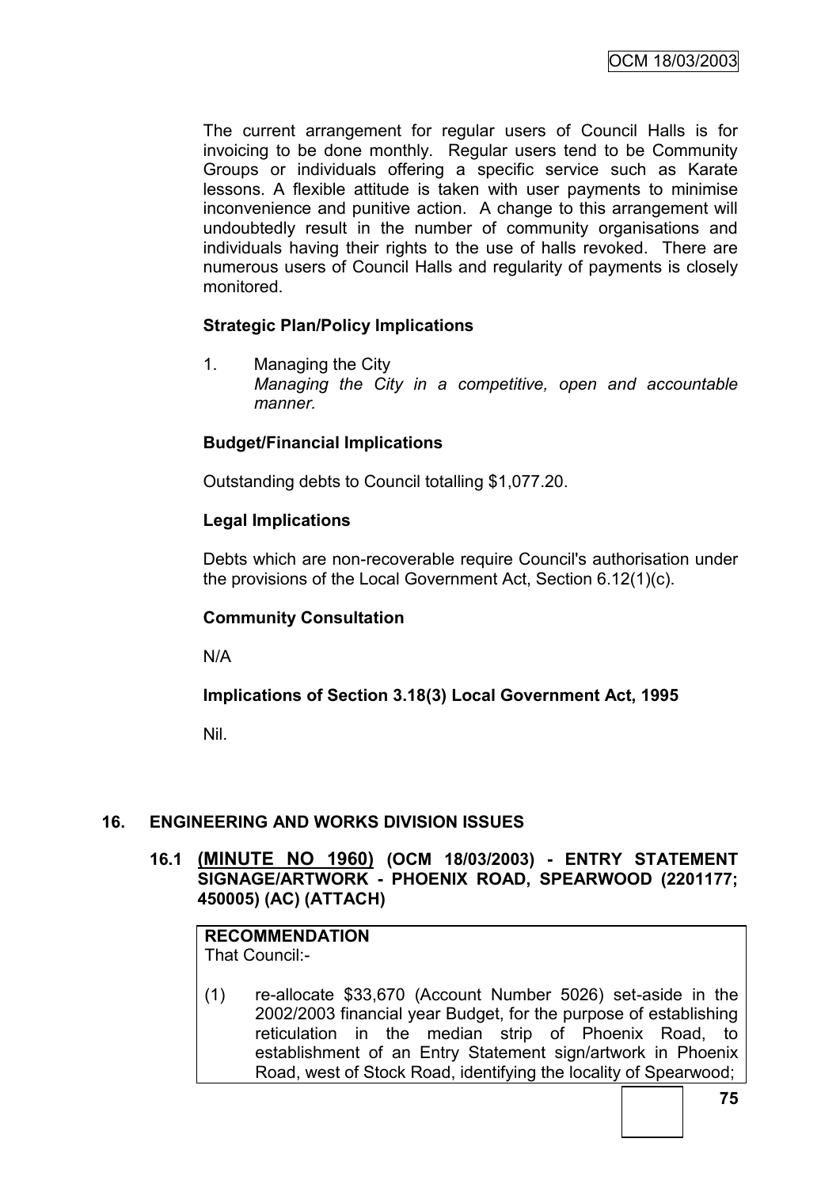The current arrangement for regular users of Council Halls is for invoicing to be done monthly. Regular users tend to be Community Groups or individuals offering a specific service such as Karate lessons. A flexible attitude is taken with user payments to minimise inconvenience and punitive action. A change to this arrangement will undoubtedly result in the number of community organisations and individuals having their rights to the use of halls revoked. There are numerous users of Council Halls and regularity of payments is closely monitored.

**Strategic Plan/Policy Implications**

1. Managing the City
   *Managing the City in a competitive, open and accountable manner.*

**Budget/Financial Implications**

Outstanding debts to Council totalling $1,077.20.

**Legal Implications**

Debts which are non-recoverable require Council's authorisation under the provisions of the Local Government Act, Section 6.12(1)(c).

**Community Consultation**

N/A

**Implications of Section 3.18(3) Local Government Act, 1995**

Nil.

## 16. ENGINEERING AND WORKS DIVISION ISSUES

### 16.1 (MINUTE NO 1960) (OCM 18/03/2003) - ENTRY STATEMENT SIGNAGE/ARTWORK - PHOENIX ROAD, SPEARWOOD (2201177; 450005) (AC) (ATTACH)

**RECOMMENDATION**
That Council:-

(1) re-allocate $33,670 (Account Number 5026) set-aside in the 2002/2003 financial year Budget, for the purpose of establishing reticulation in the median strip of Phoenix Road, to establishment of an Entry Statement sign/artwork in Phoenix Road, west of Stock Road, identifying the locality of Spearwood;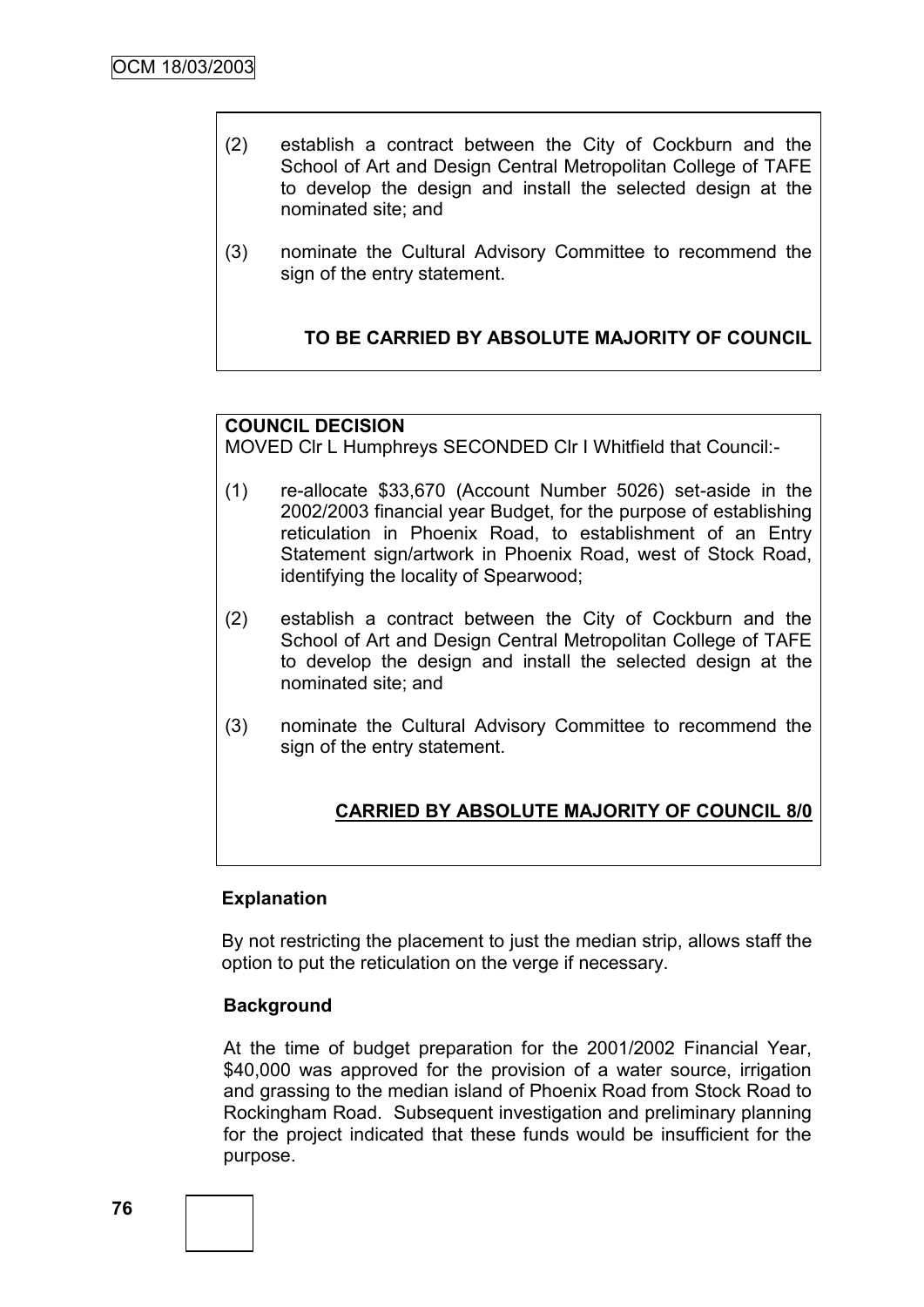(2) establish a contract between the City of Cockburn and the School of Art and Design Central Metropolitan College of TAFE to develop the design and install the selected design at the nominated site; and

(3) nominate the Cultural Advisory Committee to recommend the sign of the entry statement.

**TO BE CARRIED BY ABSOLUTE MAJORITY OF COUNCIL**

**COUNCIL DECISION**

MOVED Clr L Humphreys SECONDED Clr I Whitfield that Council:-

(1) re-allocate $33,670 (Account Number 5026) set-aside in the 2002/2003 financial year Budget, for the purpose of establishing reticulation in Phoenix Road, to establishment of an Entry Statement sign/artwork in Phoenix Road, west of Stock Road, identifying the locality of Spearwood;

(2) establish a contract between the City of Cockburn and the School of Art and Design Central Metropolitan College of TAFE to develop the design and install the selected design at the nominated site; and

(3) nominate the Cultural Advisory Committee to recommend the sign of the entry statement.

**CARRIED BY ABSOLUTE MAJORITY OF COUNCIL 8/0**

**Explanation**

By not restricting the placement to just the median strip, allows staff the option to put the reticulation on the verge if necessary.

**Background**

At the time of budget preparation for the 2001/2002 Financial Year, $40,000 was approved for the provision of a water source, irrigation and grassing to the median island of Phoenix Road from Stock Road to Rockingham Road. Subsequent investigation and preliminary planning for the project indicated that these funds would be insufficient for the purpose.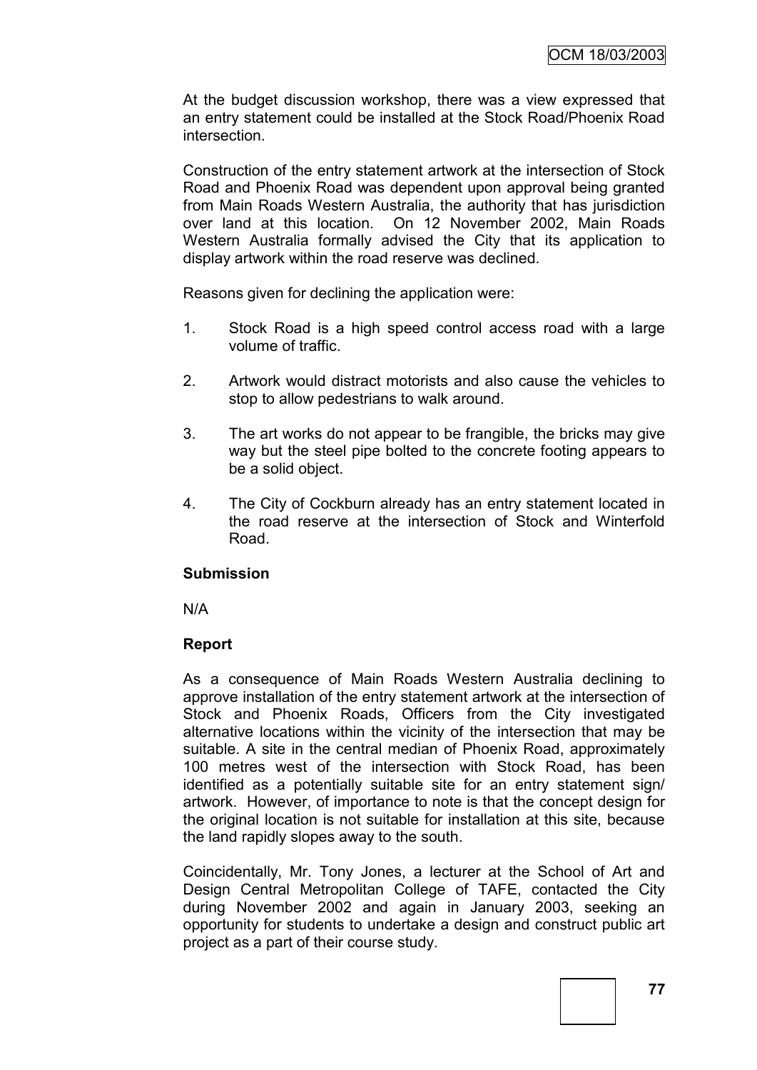At the budget discussion workshop, there was a view expressed that an entry statement could be installed at the Stock Road/Phoenix Road intersection.

Construction of the entry statement artwork at the intersection of Stock Road and Phoenix Road was dependent upon approval being granted from Main Roads Western Australia, the authority that has jurisdiction over land at this location. On 12 November 2002, Main Roads Western Australia formally advised the City that its application to display artwork within the road reserve was declined.

Reasons given for declining the application were:

1. Stock Road is a high speed control access road with a large volume of traffic.

2. Artwork would distract motorists and also cause the vehicles to stop to allow pedestrians to walk around.

3. The art works do not appear to be frangible, the bricks may give way but the steel pipe bolted to the concrete footing appears to be a solid object.

4. The City of Cockburn already has an entry statement located in the road reserve at the intersection of Stock and Winterfold Road.

**Submission**

N/A

**Report**

As a consequence of Main Roads Western Australia declining to approve installation of the entry statement artwork at the intersection of Stock and Phoenix Roads, Officers from the City investigated alternative locations within the vicinity of the intersection that may be suitable. A site in the central median of Phoenix Road, approximately 100 metres west of the intersection with Stock Road, has been identified as a potentially suitable site for an entry statement sign/ artwork. However, of importance to note is that the concept design for the original location is not suitable for installation at this site, because the land rapidly slopes away to the south.

Coincidentally, Mr. Tony Jones, a lecturer at the School of Art and Design Central Metropolitan College of TAFE, contacted the City during November 2002 and again in January 2003, seeking an opportunity for students to undertake a design and construct public art project as a part of their course study.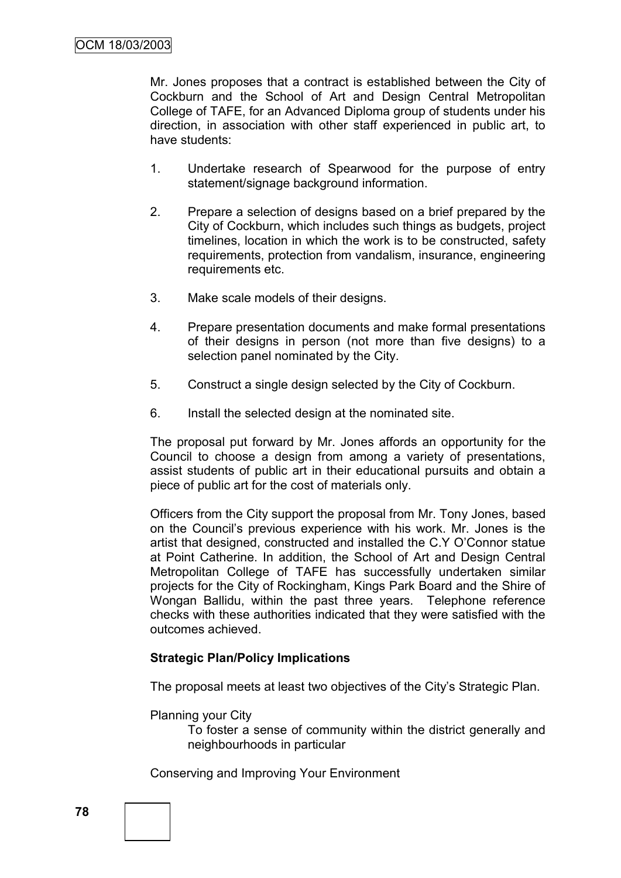Mr. Jones proposes that a contract is established between the City of Cockburn and the School of Art and Design Central Metropolitan College of TAFE, for an Advanced Diploma group of students under his direction, in association with other staff experienced in public art, to have students:

1. Undertake research of Spearwood for the purpose of entry statement/signage background information.

2. Prepare a selection of designs based on a brief prepared by the City of Cockburn, which includes such things as budgets, project timelines, location in which the work is to be constructed, safety requirements, protection from vandalism, insurance, engineering requirements etc.

3. Make scale models of their designs.

4. Prepare presentation documents and make formal presentations of their designs in person (not more than five designs) to a selection panel nominated by the City.

5. Construct a single design selected by the City of Cockburn.

6. Install the selected design at the nominated site.

The proposal put forward by Mr. Jones affords an opportunity for the Council to choose a design from among a variety of presentations, assist students of public art in their educational pursuits and obtain a piece of public art for the cost of materials only.

Officers from the City support the proposal from Mr. Tony Jones, based on the Council's previous experience with his work. Mr. Jones is the artist that designed, constructed and installed the C.Y O'Connor statue at Point Catherine. In addition, the School of Art and Design Central Metropolitan College of TAFE has successfully undertaken similar projects for the City of Rockingham, Kings Park Board and the Shire of Wongan Ballidu, within the past three years. Telephone reference checks with these authorities indicated that they were satisfied with the outcomes achieved.

**Strategic Plan/Policy Implications**

The proposal meets at least two objectives of the City's Strategic Plan.

Planning your City

To foster a sense of community within the district generally and neighbourhoods in particular

Conserving and Improving Your Environment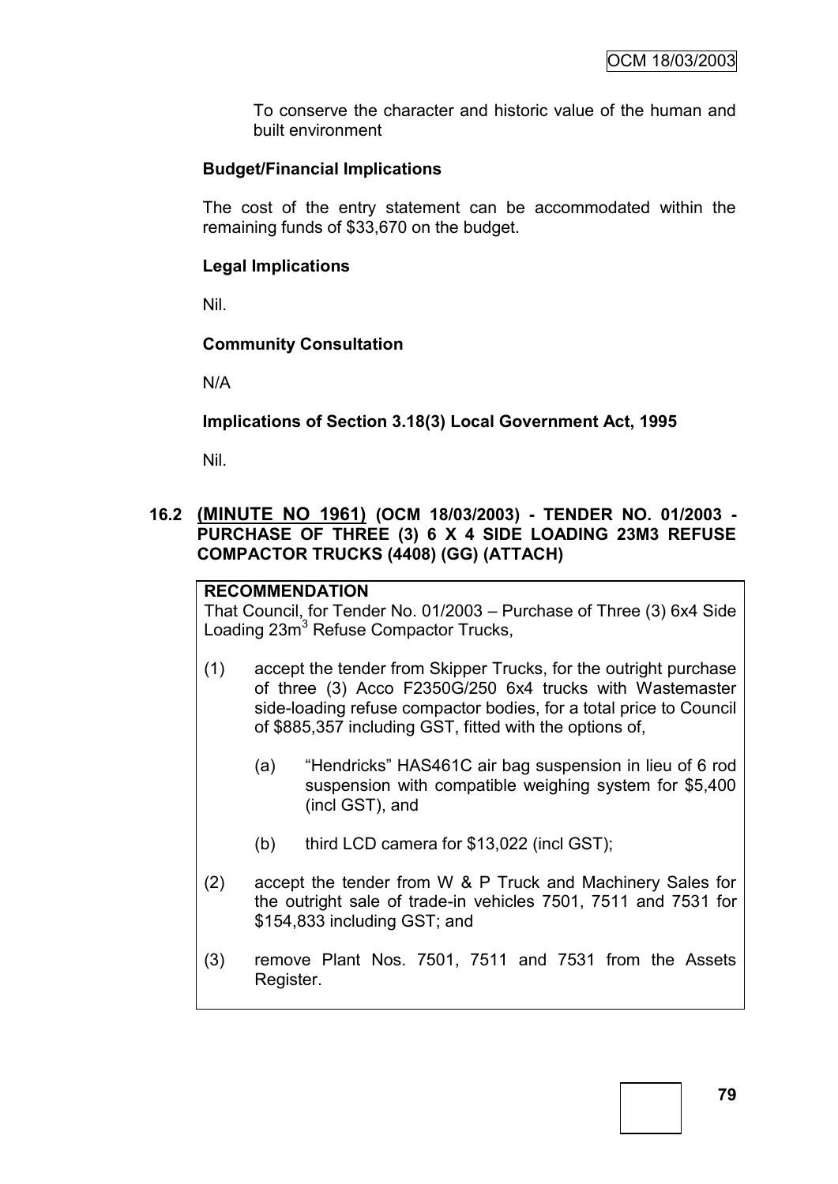To conserve the character and historic value of the human and built environment

**Budget/Financial Implications**

The cost of the entry statement can be accommodated within the remaining funds of $33,670 on the budget.

**Legal Implications**

Nil.

**Community Consultation**

N/A

**Implications of Section 3.18(3) Local Government Act, 1995**

Nil.

### 16.2 (MINUTE NO 1961) (OCM 18/03/2003) - TENDER NO. 01/2003 - PURCHASE OF THREE (3) 6 X 4 SIDE LOADING 23M3 REFUSE COMPACTOR TRUCKS (4408) (GG) (ATTACH)

**RECOMMENDATION**

That Council, for Tender No. 01/2003 – Purchase of Three (3) 6x4 Side Loading 23m$^3$ Refuse Compactor Trucks,

(1) accept the tender from Skipper Trucks, for the outright purchase of three (3) Acco F2350G/250 6x4 trucks with Wastemaster side-loading refuse compactor bodies, for a total price to Council of $885,357 including GST, fitted with the options of,

   (a) "Hendricks" HAS461C air bag suspension in lieu of 6 rod suspension with compatible weighing system for $5,400 (incl GST), and

   (b) third LCD camera for $13,022 (incl GST);

(2) accept the tender from W & P Truck and Machinery Sales for the outright sale of trade-in vehicles 7501, 7511 and 7531 for $154,833 including GST; and

(3) remove Plant Nos. 7501, 7511 and 7531 from the Assets Register.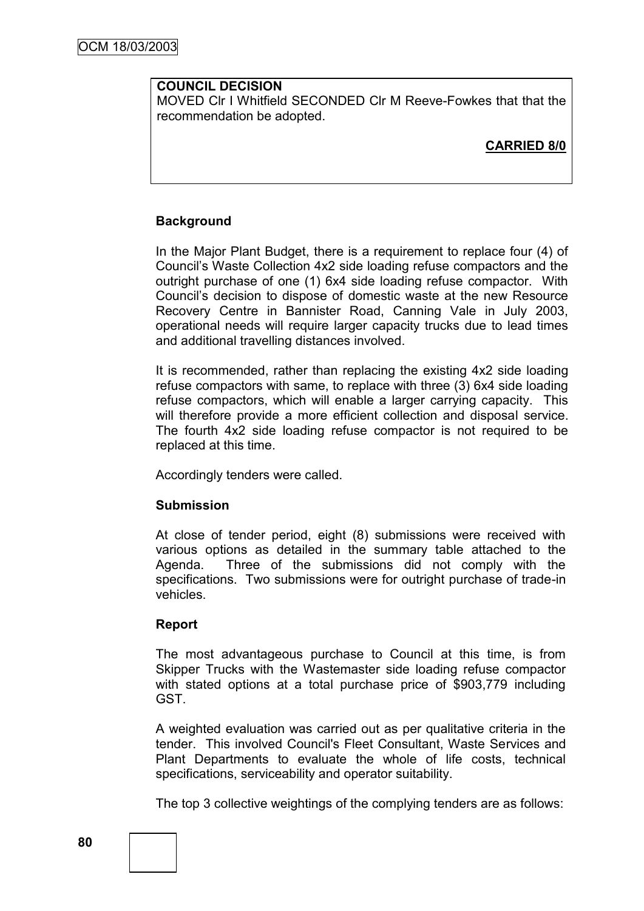**COUNCIL DECISION**

MOVED Clr I Whitfield SECONDED Clr M Reeve-Fowkes that that the recommendation be adopted.

**CARRIED 8/0**

### Background

In the Major Plant Budget, there is a requirement to replace four (4) of Council's Waste Collection 4x2 side loading refuse compactors and the outright purchase of one (1) 6x4 side loading refuse compactor. With Council's decision to dispose of domestic waste at the new Resource Recovery Centre in Bannister Road, Canning Vale in July 2003, operational needs will require larger capacity trucks due to lead times and additional travelling distances involved.

It is recommended, rather than replacing the existing 4x2 side loading refuse compactors with same, to replace with three (3) 6x4 side loading refuse compactors, which will enable a larger carrying capacity. This will therefore provide a more efficient collection and disposal service. The fourth 4x2 side loading refuse compactor is not required to be replaced at this time.

Accordingly tenders were called.

### Submission

At close of tender period, eight (8) submissions were received with various options as detailed in the summary table attached to the Agenda. Three of the submissions did not comply with the specifications. Two submissions were for outright purchase of trade-in vehicles.

### Report

The most advantageous purchase to Council at this time, is from Skipper Trucks with the Wastemaster side loading refuse compactor with stated options at a total purchase price of $903,779 including GST.

A weighted evaluation was carried out as per qualitative criteria in the tender. This involved Council's Fleet Consultant, Waste Services and Plant Departments to evaluate the whole of life costs, technical specifications, serviceability and operator suitability.

The top 3 collective weightings of the complying tenders are as follows: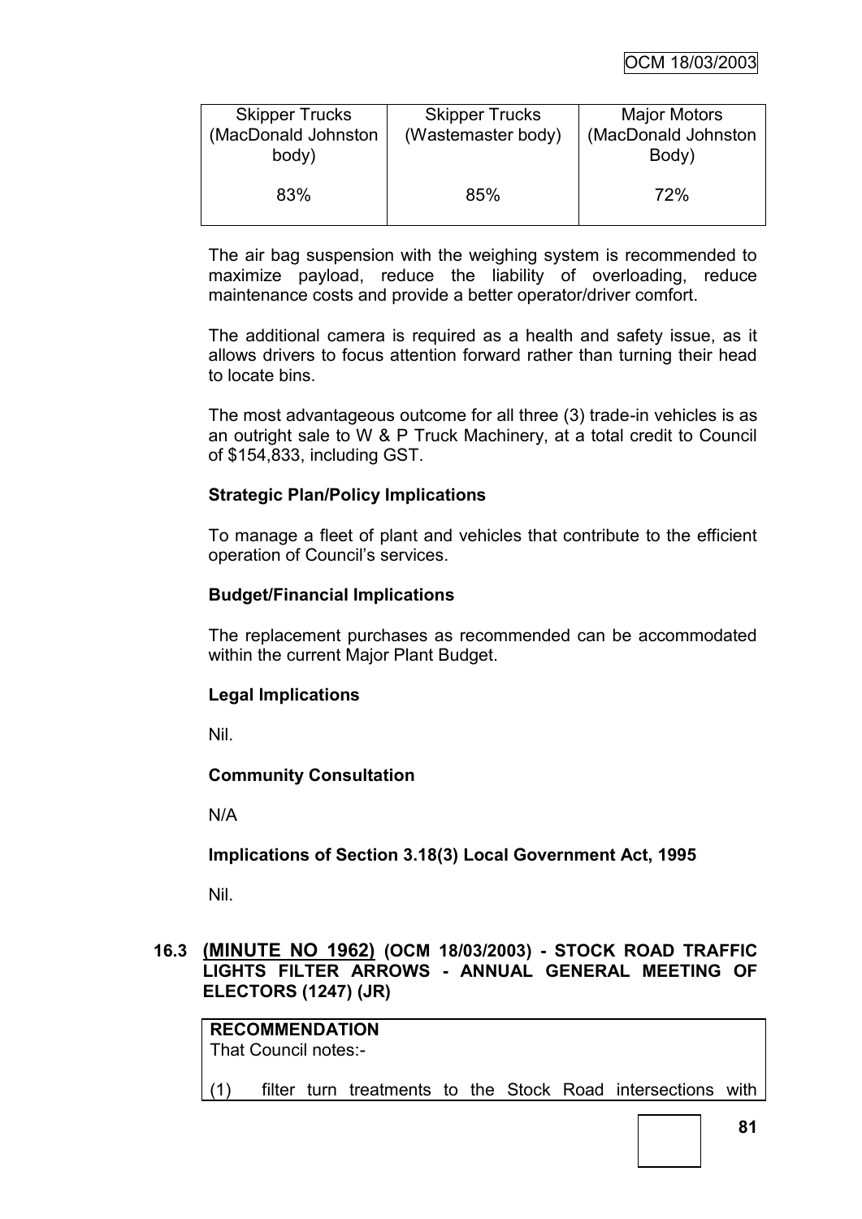| Skipper Trucks (MacDonald Johnston body) | Skipper Trucks (Wastemaster body) | Major Motors (MacDonald Johnston Body) |
|---|---|---|
| 83% | 85% | 72% |

The air bag suspension with the weighing system is recommended to maximize payload, reduce the liability of overloading, reduce maintenance costs and provide a better operator/driver comfort.

The additional camera is required as a health and safety issue, as it allows drivers to focus attention forward rather than turning their head to locate bins.

The most advantageous outcome for all three (3) trade-in vehicles is as an outright sale to W & P Truck Machinery, at a total credit to Council of $154,833, including GST.

**Strategic Plan/Policy Implications**

To manage a fleet of plant and vehicles that contribute to the efficient operation of Council's services.

**Budget/Financial Implications**

The replacement purchases as recommended can be accommodated within the current Major Plant Budget.

**Legal Implications**

Nil.

**Community Consultation**

N/A

**Implications of Section 3.18(3) Local Government Act, 1995**

Nil.

## 16.3 (MINUTE NO 1962) (OCM 18/03/2003) - STOCK ROAD TRAFFIC LIGHTS FILTER ARROWS - ANNUAL GENERAL MEETING OF ELECTORS (1247) (JR)

**RECOMMENDATION**
That Council notes:-

(1) filter turn treatments to the Stock Road intersections with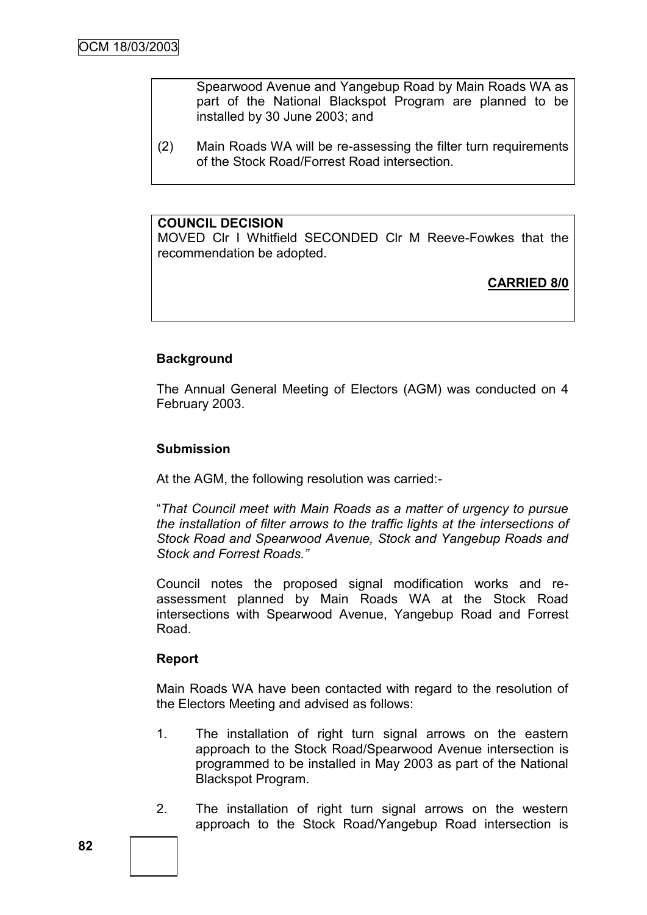Spearwood Avenue and Yangebup Road by Main Roads WA as part of the National Blackspot Program are planned to be installed by 30 June 2003; and

(2) Main Roads WA will be re-assessing the filter turn requirements of the Stock Road/Forrest Road intersection.

**COUNCIL DECISION**

MOVED Clr I Whitfield SECONDED Clr M Reeve-Fowkes that the recommendation be adopted.

**CARRIED 8/0**

### Background

The Annual General Meeting of Electors (AGM) was conducted on 4 February 2003.

### Submission

At the AGM, the following resolution was carried:-

"*That Council meet with Main Roads as a matter of urgency to pursue the installation of filter arrows to the traffic lights at the intersections of Stock Road and Spearwood Avenue, Stock and Yangebup Roads and Stock and Forrest Roads.*"

Council notes the proposed signal modification works and re-assessment planned by Main Roads WA at the Stock Road intersections with Spearwood Avenue, Yangebup Road and Forrest Road.

### Report

Main Roads WA have been contacted with regard to the resolution of the Electors Meeting and advised as follows:

1. The installation of right turn signal arrows on the eastern approach to the Stock Road/Spearwood Avenue intersection is programmed to be installed in May 2003 as part of the National Blackspot Program.

2. The installation of right turn signal arrows on the western approach to the Stock Road/Yangebup Road intersection is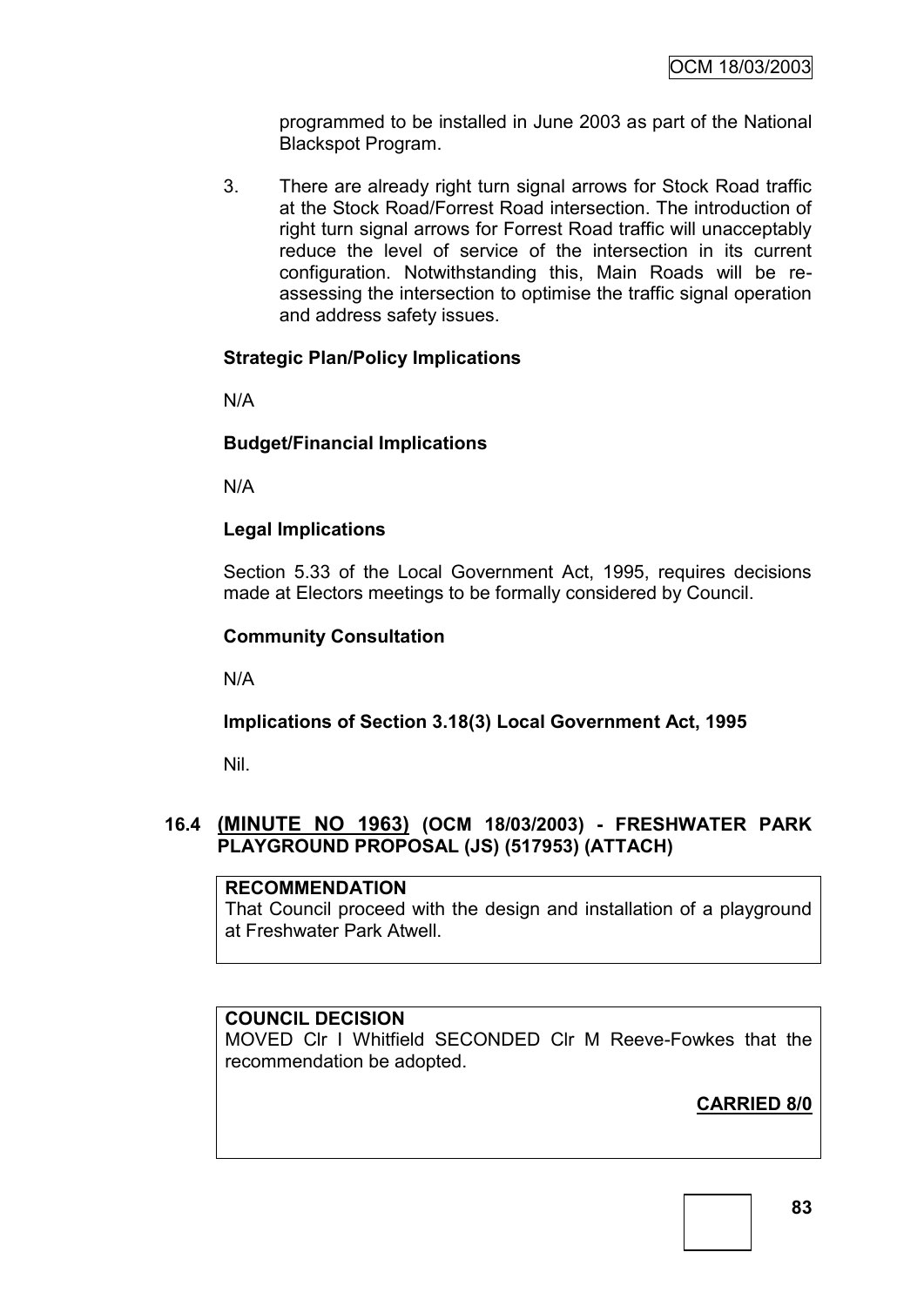programmed to be installed in June 2003 as part of the National Blackspot Program.

3. There are already right turn signal arrows for Stock Road traffic at the Stock Road/Forrest Road intersection. The introduction of right turn signal arrows for Forrest Road traffic will unacceptably reduce the level of service of the intersection in its current configuration. Notwithstanding this, Main Roads will be re-assessing the intersection to optimise the traffic signal operation and address safety issues.

**Strategic Plan/Policy Implications**

N/A

**Budget/Financial Implications**

N/A

**Legal Implications**

Section 5.33 of the Local Government Act, 1995, requires decisions made at Electors meetings to be formally considered by Council.

**Community Consultation**

N/A

**Implications of Section 3.18(3) Local Government Act, 1995**

Nil.

### 16.4 (MINUTE NO 1963) (OCM 18/03/2003) - FRESHWATER PARK PLAYGROUND PROPOSAL (JS) (517953) (ATTACH)

**RECOMMENDATION**

That Council proceed with the design and installation of a playground at Freshwater Park Atwell.

**COUNCIL DECISION**

MOVED Clr I Whitfield SECONDED Clr M Reeve-Fowkes that the recommendation be adopted.

**CARRIED 8/0**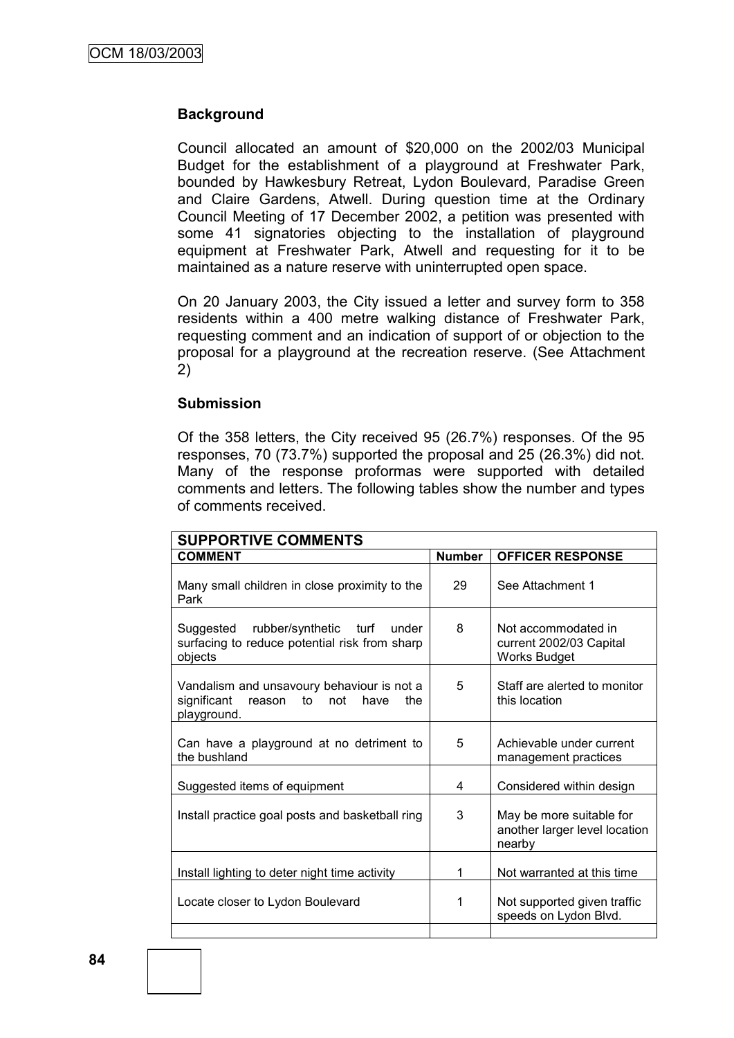### Background

Council allocated an amount of $20,000 on the 2002/03 Municipal Budget for the establishment of a playground at Freshwater Park, bounded by Hawkesbury Retreat, Lydon Boulevard, Paradise Green and Claire Gardens, Atwell. During question time at the Ordinary Council Meeting of 17 December 2002, a petition was presented with some 41 signatories objecting to the installation of playground equipment at Freshwater Park, Atwell and requesting for it to be maintained as a nature reserve with uninterrupted open space.

On 20 January 2003, the City issued a letter and survey form to 358 residents within a 400 metre walking distance of Freshwater Park, requesting comment and an indication of support of or objection to the proposal for a playground at the recreation reserve. (See Attachment 2)

### Submission

Of the 358 letters, the City received 95 (26.7%) responses. Of the 95 responses, 70 (73.7%) supported the proposal and 25 (26.3%) did not. Many of the response proformas were supported with detailed comments and letters. The following tables show the number and types of comments received.

| **SUPPORTIVE COMMENTS** | | |
|---|---|---|
| **COMMENT** | **Number** | **OFFICER RESPONSE** |
| Many small children in close proximity to the Park | 29 | See Attachment 1 |
| Suggested rubber/synthetic turf under surfacing to reduce potential risk from sharp objects | 8 | Not accommodated in current 2002/03 Capital Works Budget |
| Vandalism and unsavoury behaviour is not a significant reason to not have the playground. | 5 | Staff are alerted to monitor this location |
| Can have a playground at no detriment to the bushland | 5 | Achievable under current management practices |
| Suggested items of equipment | 4 | Considered within design |
| Install practice goal posts and basketball ring | 3 | May be more suitable for another larger level location nearby |
| Install lighting to deter night time activity | 1 | Not warranted at this time |
| Locate closer to Lydon Boulevard | 1 | Not supported given traffic speeds on Lydon Blvd. |
| | | |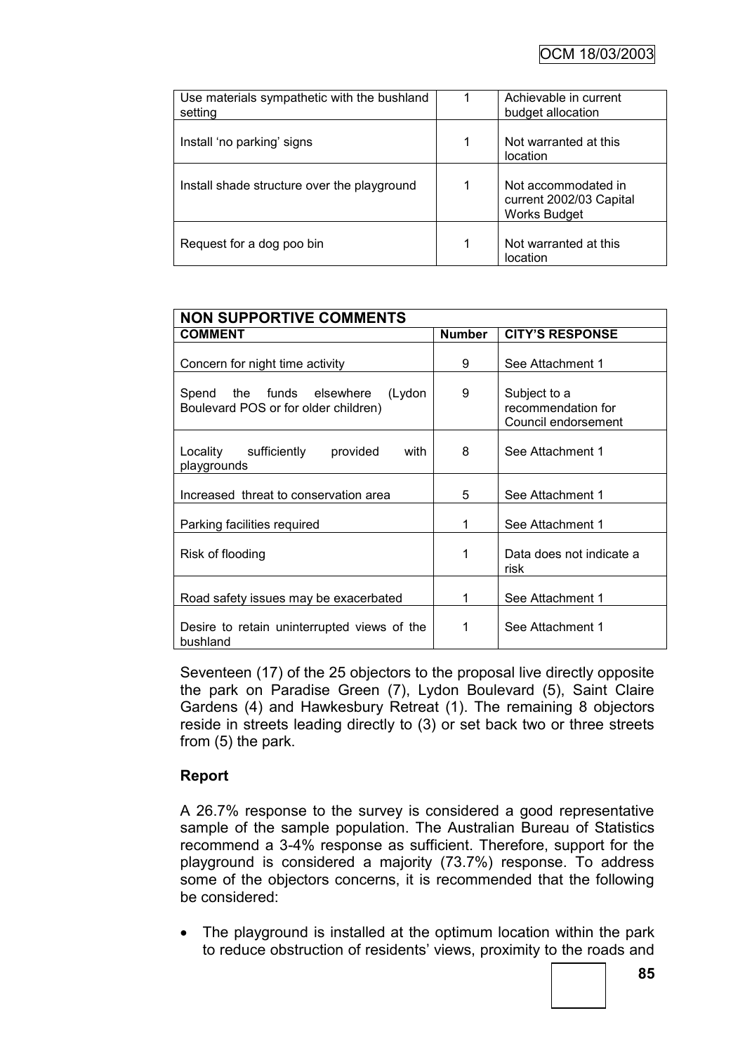| | | |
|---|---|---|
| Use materials sympathetic with the bushland setting | 1 | Achievable in current budget allocation |
| Install 'no parking' signs | 1 | Not warranted at this location |
| Install shade structure over the playground | 1 | Not accommodated in current 2002/03 Capital Works Budget |
| Request for a dog poo bin | 1 | Not warranted at this location |

| **NON SUPPORTIVE COMMENTS** | | |
|---|---|---|
| **COMMENT** | **Number** | **CITY'S RESPONSE** |
| Concern for night time activity | 9 | See Attachment 1 |
| Spend the funds elsewhere (Lydon Boulevard POS or for older children) | 9 | Subject to a recommendation for Council endorsement |
| Locality sufficiently provided with playgrounds | 8 | See Attachment 1 |
| Increased threat to conservation area | 5 | See Attachment 1 |
| Parking facilities required | 1 | See Attachment 1 |
| Risk of flooding | 1 | Data does not indicate a risk |
| Road safety issues may be exacerbated | 1 | See Attachment 1 |
| Desire to retain uninterrupted views of the bushland | 1 | See Attachment 1 |

Seventeen (17) of the 25 objectors to the proposal live directly opposite the park on Paradise Green (7), Lydon Boulevard (5), Saint Claire Gardens (4) and Hawkesbury Retreat (1). The remaining 8 objectors reside in streets leading directly to (3) or set back two or three streets from (5) the park.

**Report**

A 26.7% response to the survey is considered a good representative sample of the sample population. The Australian Bureau of Statistics recommend a 3-4% response as sufficient. Therefore, support for the playground is considered a majority (73.7%) response. To address some of the objectors concerns, it is recommended that the following be considered:

- The playground is installed at the optimum location within the park to reduce obstruction of residents' views, proximity to the roads and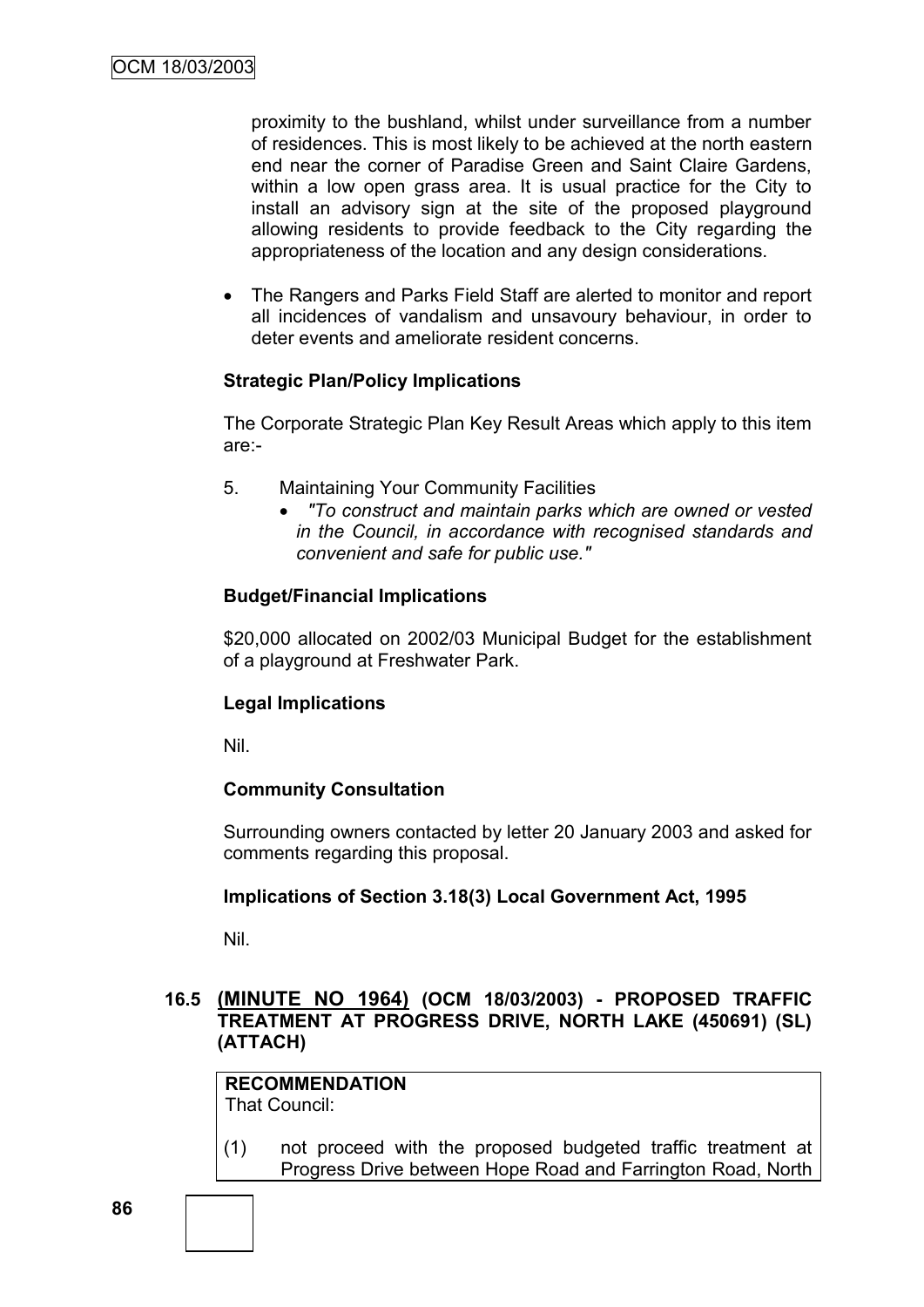proximity to the bushland, whilst under surveillance from a number of residences. This is most likely to be achieved at the north eastern end near the corner of Paradise Green and Saint Claire Gardens, within a low open grass area. It is usual practice for the City to install an advisory sign at the site of the proposed playground allowing residents to provide feedback to the City regarding the appropriateness of the location and any design considerations.

- The Rangers and Parks Field Staff are alerted to monitor and report all incidences of vandalism and unsavoury behaviour, in order to deter events and ameliorate resident concerns.

**Strategic Plan/Policy Implications**

The Corporate Strategic Plan Key Result Areas which apply to this item are:-

5. Maintaining Your Community Facilities
   - *"To construct and maintain parks which are owned or vested in the Council, in accordance with recognised standards and convenient and safe for public use."*

**Budget/Financial Implications**

$20,000 allocated on 2002/03 Municipal Budget for the establishment of a playground at Freshwater Park.

**Legal Implications**

Nil.

**Community Consultation**

Surrounding owners contacted by letter 20 January 2003 and asked for comments regarding this proposal.

**Implications of Section 3.18(3) Local Government Act, 1995**

Nil.

### 16.5 (MINUTE NO 1964) (OCM 18/03/2003) - PROPOSED TRAFFIC TREATMENT AT PROGRESS DRIVE, NORTH LAKE (450691) (SL) (ATTACH)

**RECOMMENDATION**
That Council:

(1) not proceed with the proposed budgeted traffic treatment at Progress Drive between Hope Road and Farrington Road, North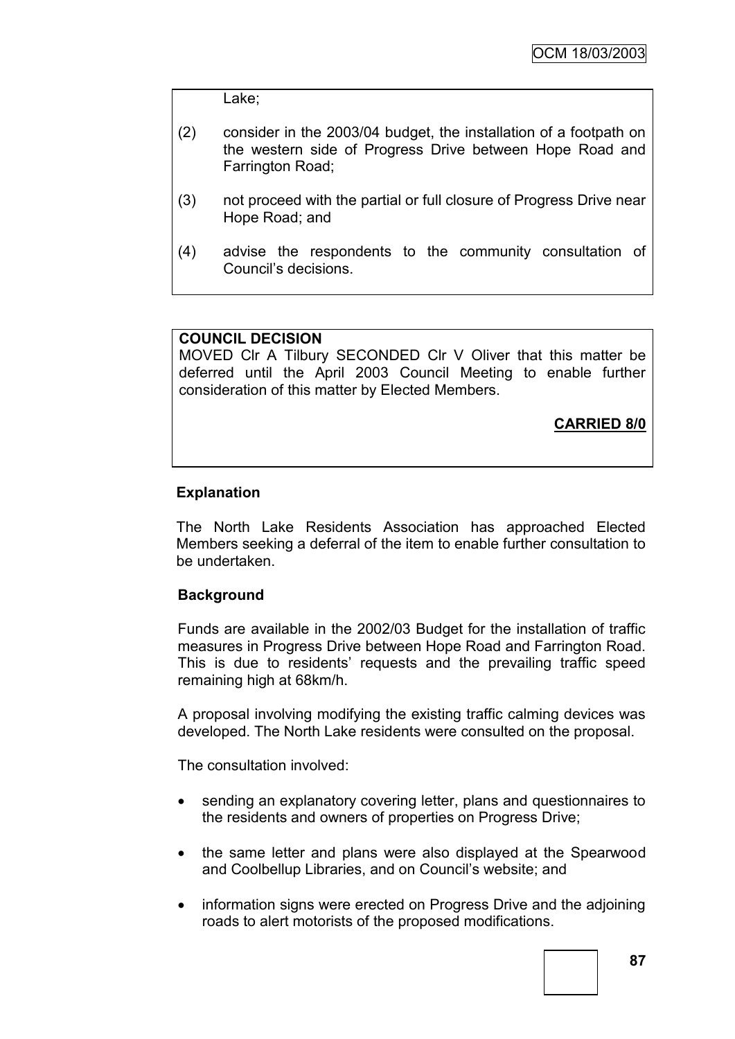Lake;

(2) consider in the 2003/04 budget, the installation of a footpath on the western side of Progress Drive between Hope Road and Farrington Road;

(3) not proceed with the partial or full closure of Progress Drive near Hope Road; and

(4) advise the respondents to the community consultation of Council's decisions.

**COUNCIL DECISION**

MOVED Clr A Tilbury SECONDED Clr V Oliver that this matter be deferred until the April 2003 Council Meeting to enable further consideration of this matter by Elected Members.

**CARRIED 8/0**

**Explanation**

The North Lake Residents Association has approached Elected Members seeking a deferral of the item to enable further consultation to be undertaken.

**Background**

Funds are available in the 2002/03 Budget for the installation of traffic measures in Progress Drive between Hope Road and Farrington Road. This is due to residents' requests and the prevailing traffic speed remaining high at 68km/h.

A proposal involving modifying the existing traffic calming devices was developed. The North Lake residents were consulted on the proposal.

The consultation involved:

- sending an explanatory covering letter, plans and questionnaires to the residents and owners of properties on Progress Drive;
- the same letter and plans were also displayed at the Spearwood and Coolbellup Libraries, and on Council's website; and
- information signs were erected on Progress Drive and the adjoining roads to alert motorists of the proposed modifications.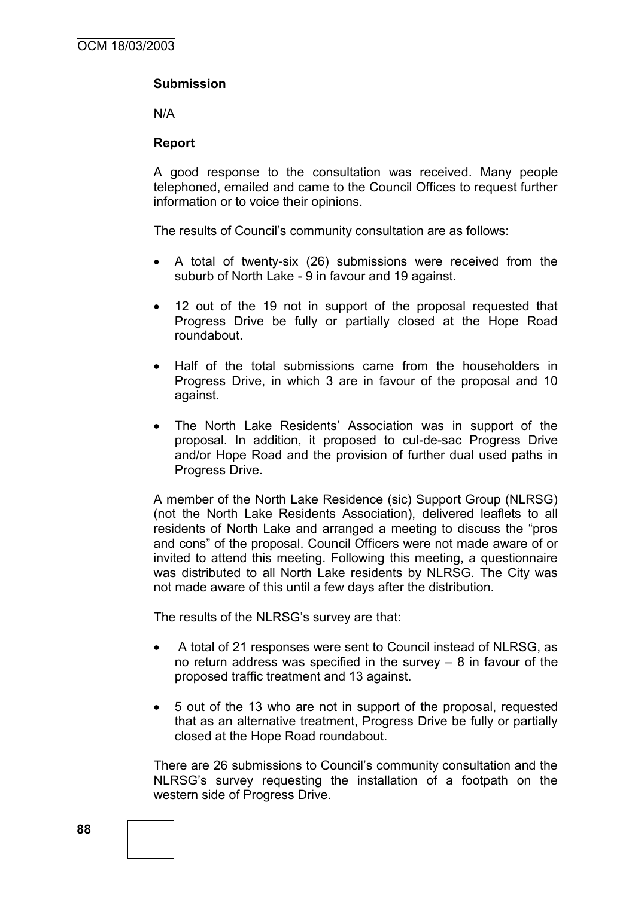### Submission

N/A

### Report

A good response to the consultation was received. Many people telephoned, emailed and came to the Council Offices to request further information or to voice their opinions.

The results of Council's community consultation are as follows:

- A total of twenty-six (26) submissions were received from the suburb of North Lake - 9 in favour and 19 against.
- 12 out of the 19 not in support of the proposal requested that Progress Drive be fully or partially closed at the Hope Road roundabout.
- Half of the total submissions came from the householders in Progress Drive, in which 3 are in favour of the proposal and 10 against.
- The North Lake Residents' Association was in support of the proposal. In addition, it proposed to cul-de-sac Progress Drive and/or Hope Road and the provision of further dual used paths in Progress Drive.

A member of the North Lake Residence (sic) Support Group (NLRSG) (not the North Lake Residents Association), delivered leaflets to all residents of North Lake and arranged a meeting to discuss the "pros and cons" of the proposal. Council Officers were not made aware of or invited to attend this meeting. Following this meeting, a questionnaire was distributed to all North Lake residents by NLRSG. The City was not made aware of this until a few days after the distribution.

The results of the NLRSG's survey are that:

- A total of 21 responses were sent to Council instead of NLRSG, as no return address was specified in the survey – 8 in favour of the proposed traffic treatment and 13 against.
- 5 out of the 13 who are not in support of the proposal, requested that as an alternative treatment, Progress Drive be fully or partially closed at the Hope Road roundabout.

There are 26 submissions to Council's community consultation and the NLRSG's survey requesting the installation of a footpath on the western side of Progress Drive.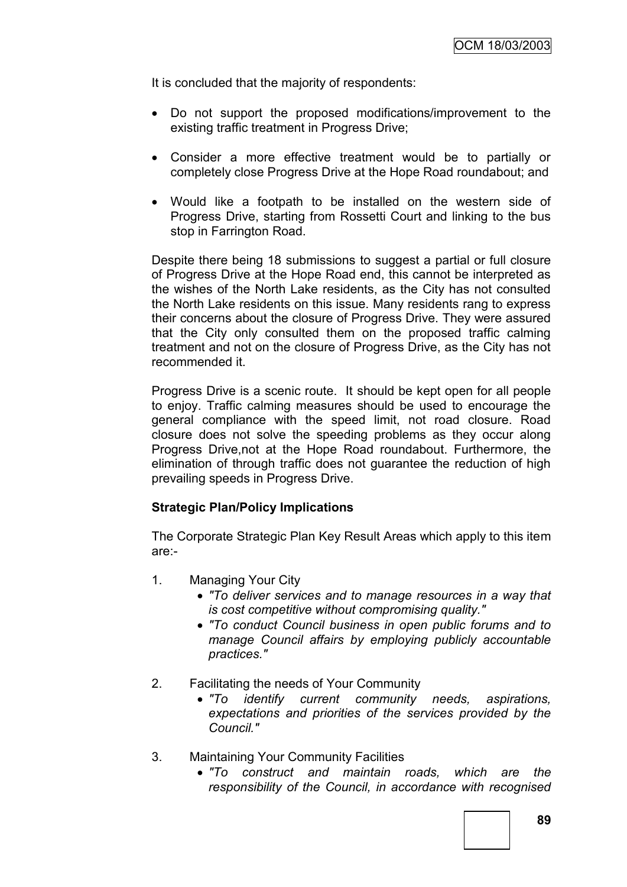It is concluded that the majority of respondents:

- Do not support the proposed modifications/improvement to the existing traffic treatment in Progress Drive;
- Consider a more effective treatment would be to partially or completely close Progress Drive at the Hope Road roundabout; and
- Would like a footpath to be installed on the western side of Progress Drive, starting from Rossetti Court and linking to the bus stop in Farrington Road.

Despite there being 18 submissions to suggest a partial or full closure of Progress Drive at the Hope Road end, this cannot be interpreted as the wishes of the North Lake residents, as the City has not consulted the North Lake residents on this issue. Many residents rang to express their concerns about the closure of Progress Drive. They were assured that the City only consulted them on the proposed traffic calming treatment and not on the closure of Progress Drive, as the City has not recommended it.

Progress Drive is a scenic route. It should be kept open for all people to enjoy. Traffic calming measures should be used to encourage the general compliance with the speed limit, not road closure. Road closure does not solve the speeding problems as they occur along Progress Drive,not at the Hope Road roundabout. Furthermore, the elimination of through traffic does not guarantee the reduction of high prevailing speeds in Progress Drive.

**Strategic Plan/Policy Implications**

The Corporate Strategic Plan Key Result Areas which apply to this item are:-

1. Managing Your City
   - *"To deliver services and to manage resources in a way that is cost competitive without compromising quality."*
   - *"To conduct Council business in open public forums and to manage Council affairs by employing publicly accountable practices."*

2. Facilitating the needs of Your Community
   - *"To identify current community needs, aspirations, expectations and priorities of the services provided by the Council."*

3. Maintaining Your Community Facilities
   - *"To construct and maintain roads, which are the responsibility of the Council, in accordance with recognised*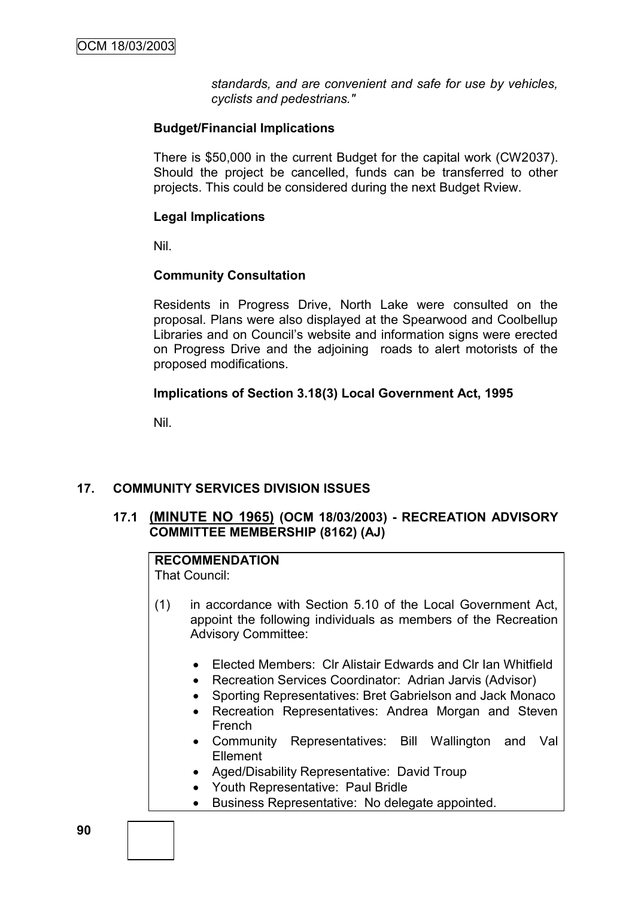*standards, and are convenient and safe for use by vehicles, cyclists and pedestrians."*

**Budget/Financial Implications**

There is $50,000 in the current Budget for the capital work (CW2037). Should the project be cancelled, funds can be transferred to other projects. This could be considered during the next Budget Rview.

**Legal Implications**

Nil.

**Community Consultation**

Residents in Progress Drive, North Lake were consulted on the proposal. Plans were also displayed at the Spearwood and Coolbellup Libraries and on Council's website and information signs were erected on Progress Drive and the adjoining roads to alert motorists of the proposed modifications.

**Implications of Section 3.18(3) Local Government Act, 1995**

Nil.

## 17. COMMUNITY SERVICES DIVISION ISSUES

### 17.1 (MINUTE NO 1965) (OCM 18/03/2003) - RECREATION ADVISORY COMMITTEE MEMBERSHIP (8162) (AJ)

**RECOMMENDATION**
That Council:

(1) in accordance with Section 5.10 of the Local Government Act, appoint the following individuals as members of the Recreation Advisory Committee:

- Elected Members: Clr Alistair Edwards and Clr Ian Whitfield
- Recreation Services Coordinator: Adrian Jarvis (Advisor)
- Sporting Representatives: Bret Gabrielson and Jack Monaco
- Recreation Representatives: Andrea Morgan and Steven French
- Community Representatives: Bill Wallington and Val Ellement
- Aged/Disability Representative: David Troup
- Youth Representative: Paul Bridle
- Business Representative: No delegate appointed.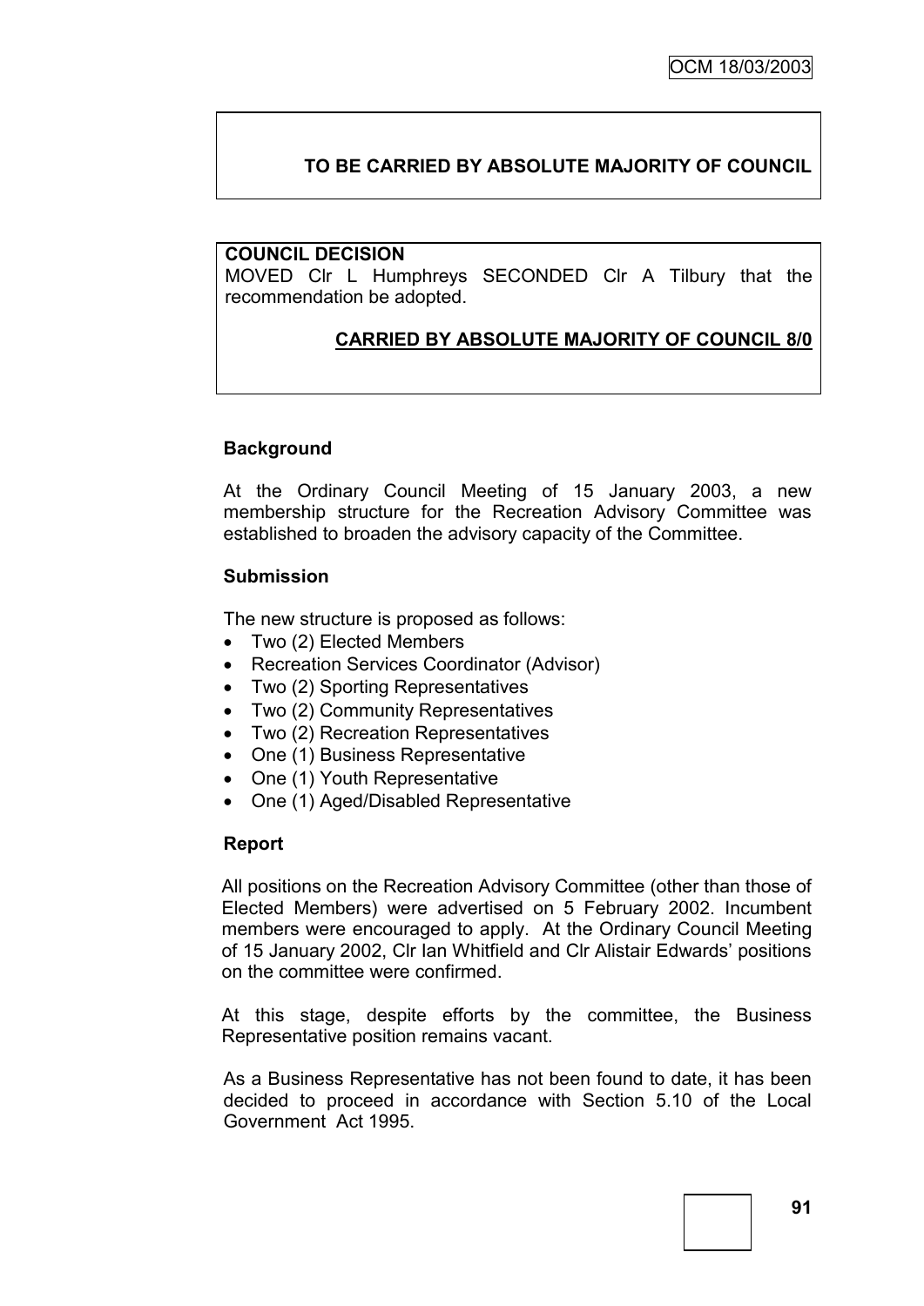**TO BE CARRIED BY ABSOLUTE MAJORITY OF COUNCIL**

**COUNCIL DECISION**

MOVED Clr L Humphreys SECONDED Clr A Tilbury that the recommendation be adopted.

**CARRIED BY ABSOLUTE MAJORITY OF COUNCIL 8/0**

### Background

At the Ordinary Council Meeting of 15 January 2003, a new membership structure for the Recreation Advisory Committee was established to broaden the advisory capacity of the Committee.

### Submission

The new structure is proposed as follows:

- Two (2) Elected Members
- Recreation Services Coordinator (Advisor)
- Two (2) Sporting Representatives
- Two (2) Community Representatives
- Two (2) Recreation Representatives
- One (1) Business Representative
- One (1) Youth Representative
- One (1) Aged/Disabled Representative

### Report

All positions on the Recreation Advisory Committee (other than those of Elected Members) were advertised on 5 February 2002. Incumbent members were encouraged to apply. At the Ordinary Council Meeting of 15 January 2002, Clr Ian Whitfield and Clr Alistair Edwards' positions on the committee were confirmed.

At this stage, despite efforts by the committee, the Business Representative position remains vacant.

As a Business Representative has not been found to date, it has been decided to proceed in accordance with Section 5.10 of the Local Government Act 1995.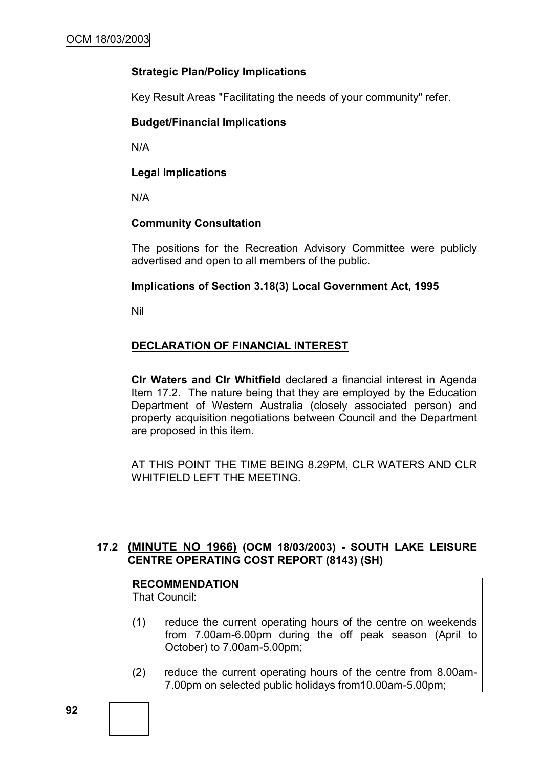**Strategic Plan/Policy Implications**

Key Result Areas "Facilitating the needs of your community" refer.

**Budget/Financial Implications**

N/A

**Legal Implications**

N/A

**Community Consultation**

The positions for the Recreation Advisory Committee were publicly advertised and open to all members of the public.

**Implications of Section 3.18(3) Local Government Act, 1995**

Nil

**DECLARATION OF FINANCIAL INTEREST**

**Clr Waters and Clr Whitfield** declared a financial interest in Agenda Item 17.2. The nature being that they are employed by the Education Department of Western Australia (closely associated person) and property acquisition negotiations between Council and the Department are proposed in this item.

AT THIS POINT THE TIME BEING 8.29PM, CLR WATERS AND CLR WHITFIELD LEFT THE MEETING.

### 17.2 (MINUTE NO 1966) (OCM 18/03/2003) - SOUTH LAKE LEISURE CENTRE OPERATING COST REPORT (8143) (SH)

**RECOMMENDATION**

That Council:

(1) reduce the current operating hours of the centre on weekends from 7.00am-6.00pm during the off peak season (April to October) to 7.00am-5.00pm;

(2) reduce the current operating hours of the centre from 8.00am-7.00pm on selected public holidays from10.00am-5.00pm;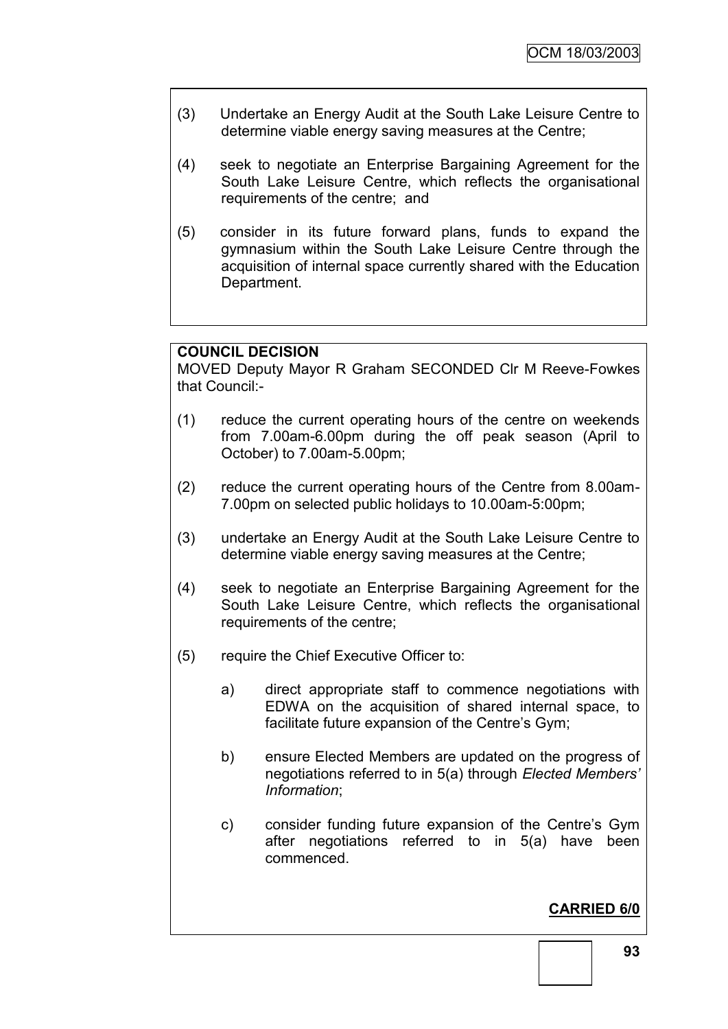(3) Undertake an Energy Audit at the South Lake Leisure Centre to determine viable energy saving measures at the Centre;

(4) seek to negotiate an Enterprise Bargaining Agreement for the South Lake Leisure Centre, which reflects the organisational requirements of the centre; and

(5) consider in its future forward plans, funds to expand the gymnasium within the South Lake Leisure Centre through the acquisition of internal space currently shared with the Education Department.

**COUNCIL DECISION**

MOVED Deputy Mayor R Graham SECONDED Clr M Reeve-Fowkes that Council:-

(1) reduce the current operating hours of the centre on weekends from 7.00am-6.00pm during the off peak season (April to October) to 7.00am-5.00pm;

(2) reduce the current operating hours of the Centre from 8.00am-7.00pm on selected public holidays to 10.00am-5:00pm;

(3) undertake an Energy Audit at the South Lake Leisure Centre to determine viable energy saving measures at the Centre;

(4) seek to negotiate an Enterprise Bargaining Agreement for the South Lake Leisure Centre, which reflects the organisational requirements of the centre;

(5) require the Chief Executive Officer to:

   a) direct appropriate staff to commence negotiations with EDWA on the acquisition of shared internal space, to facilitate future expansion of the Centre's Gym;

   b) ensure Elected Members are updated on the progress of negotiations referred to in 5(a) through *Elected Members' Information*;

   c) consider funding future expansion of the Centre's Gym after negotiations referred to in 5(a) have been commenced.

**CARRIED 6/0**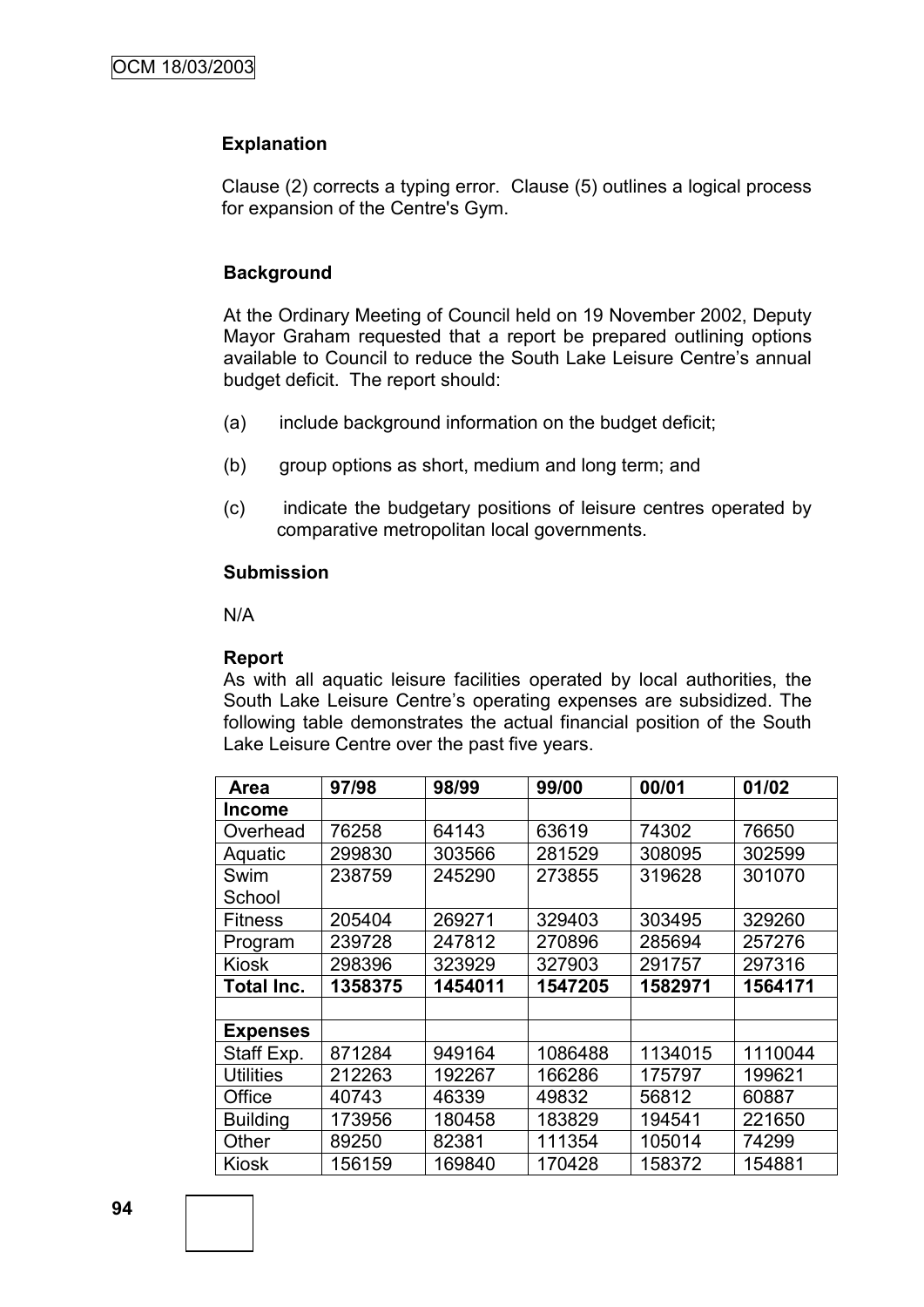**Explanation**

Clause (2) corrects a typing error. Clause (5) outlines a logical process for expansion of the Centre's Gym.

**Background**

At the Ordinary Meeting of Council held on 19 November 2002, Deputy Mayor Graham requested that a report be prepared outlining options available to Council to reduce the South Lake Leisure Centre's annual budget deficit. The report should:

(a) include background information on the budget deficit;

(b) group options as short, medium and long term; and

(c) indicate the budgetary positions of leisure centres operated by comparative metropolitan local governments.

**Submission**

N/A

**Report**

As with all aquatic leisure facilities operated by local authorities, the South Lake Leisure Centre's operating expenses are subsidized. The following table demonstrates the actual financial position of the South Lake Leisure Centre over the past five years.

| Area | 97/98 | 98/99 | 99/00 | 00/01 | 01/02 |
|---|---|---|---|---|---|
| **Income** | | | | | |
| Overhead | 76258 | 64143 | 63619 | 74302 | 76650 |
| Aquatic | 299830 | 303566 | 281529 | 308095 | 302599 |
| Swim School | 238759 | 245290 | 273855 | 319628 | 301070 |
| Fitness | 205404 | 269271 | 329403 | 303495 | 329260 |
| Program | 239728 | 247812 | 270896 | 285694 | 257276 |
| Kiosk | 298396 | 323929 | 327903 | 291757 | 297316 |
| **Total Inc.** | **1358375** | **1454011** | **1547205** | **1582971** | **1564171** |
| | | | | | |
| **Expenses** | | | | | |
| Staff Exp. | 871284 | 949164 | 1086488 | 1134015 | 1110044 |
| Utilities | 212263 | 192267 | 166286 | 175797 | 199621 |
| Office | 40743 | 46339 | 49832 | 56812 | 60887 |
| Building | 173956 | 180458 | 183829 | 194541 | 221650 |
| Other | 89250 | 82381 | 111354 | 105014 | 74299 |
| Kiosk | 156159 | 169840 | 170428 | 158372 | 154881 |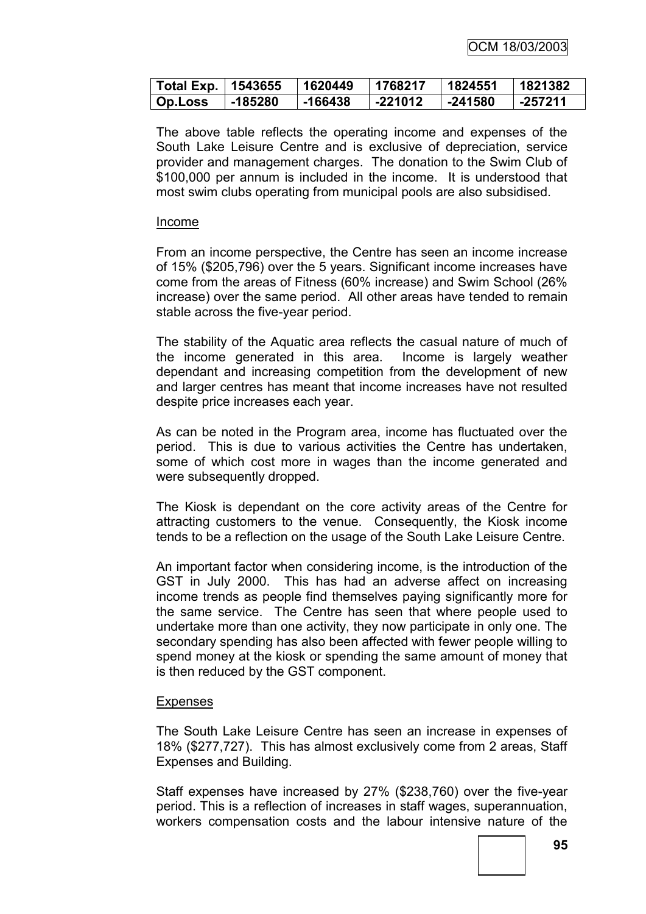| Total Exp. | 1543655 | 1620449 | 1768217 | 1824551 | 1821382 |
|---|---|---|---|---|---|
| Op.Loss | -185280 | -166438 | -221012 | -241580 | -257211 |

The above table reflects the operating income and expenses of the South Lake Leisure Centre and is exclusive of depreciation, service provider and management charges. The donation to the Swim Club of $100,000 per annum is included in the income. It is understood that most swim clubs operating from municipal pools are also subsidised.

Income

From an income perspective, the Centre has seen an income increase of 15% ($205,796) over the 5 years. Significant income increases have come from the areas of Fitness (60% increase) and Swim School (26% increase) over the same period. All other areas have tended to remain stable across the five-year period.

The stability of the Aquatic area reflects the casual nature of much of the income generated in this area. Income is largely weather dependant and increasing competition from the development of new and larger centres has meant that income increases have not resulted despite price increases each year.

As can be noted in the Program area, income has fluctuated over the period. This is due to various activities the Centre has undertaken, some of which cost more in wages than the income generated and were subsequently dropped.

The Kiosk is dependant on the core activity areas of the Centre for attracting customers to the venue. Consequently, the Kiosk income tends to be a reflection on the usage of the South Lake Leisure Centre.

An important factor when considering income, is the introduction of the GST in July 2000. This has had an adverse affect on increasing income trends as people find themselves paying significantly more for the same service. The Centre has seen that where people used to undertake more than one activity, they now participate in only one. The secondary spending has also been affected with fewer people willing to spend money at the kiosk or spending the same amount of money that is then reduced by the GST component.

Expenses

The South Lake Leisure Centre has seen an increase in expenses of 18% ($277,727). This has almost exclusively come from 2 areas, Staff Expenses and Building.

Staff expenses have increased by 27% ($238,760) over the five-year period. This is a reflection of increases in staff wages, superannuation, workers compensation costs and the labour intensive nature of the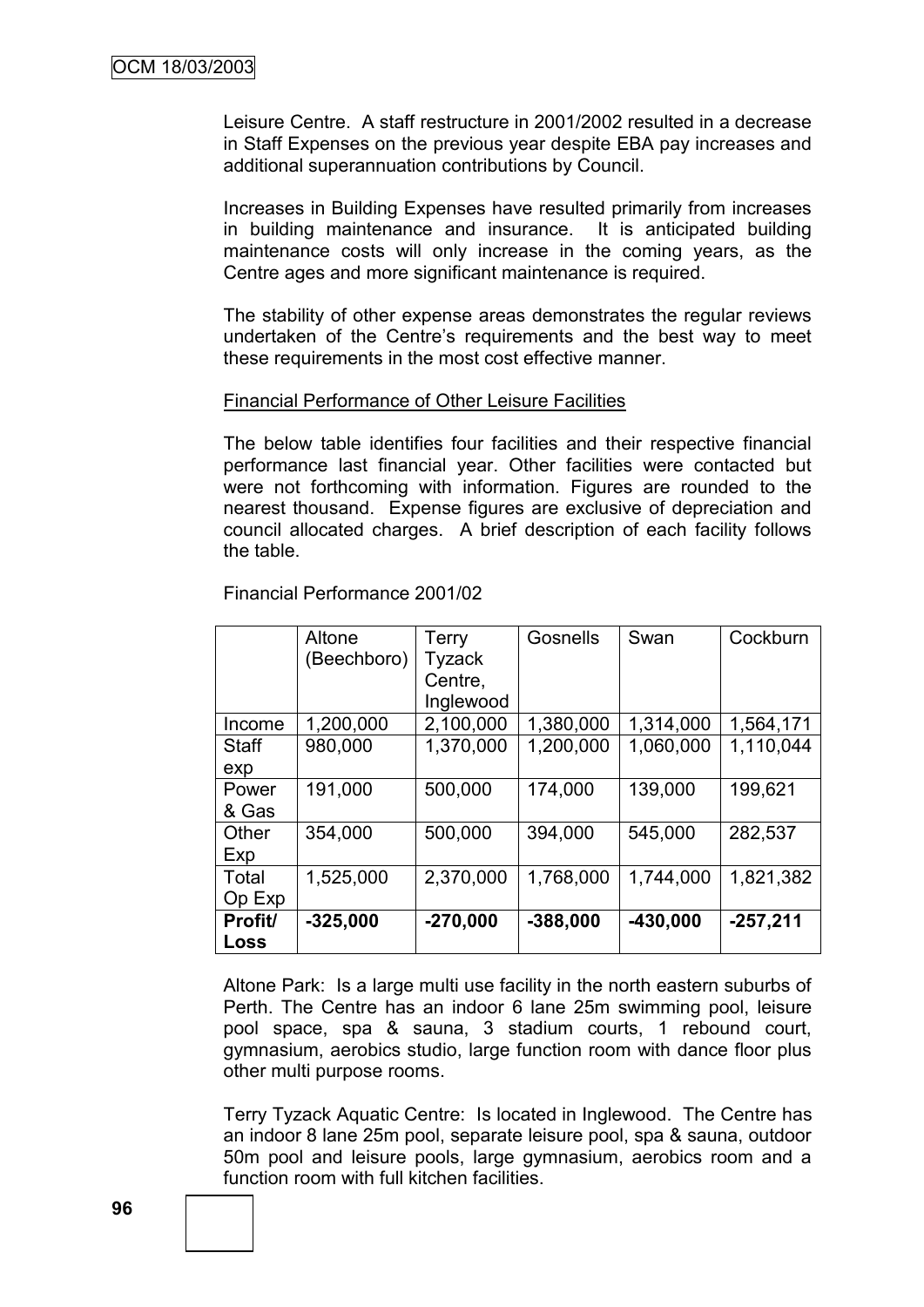Leisure Centre. A staff restructure in 2001/2002 resulted in a decrease in Staff Expenses on the previous year despite EBA pay increases and additional superannuation contributions by Council.

Increases in Building Expenses have resulted primarily from increases in building maintenance and insurance. It is anticipated building maintenance costs will only increase in the coming years, as the Centre ages and more significant maintenance is required.

The stability of other expense areas demonstrates the regular reviews undertaken of the Centre's requirements and the best way to meet these requirements in the most cost effective manner.

Financial Performance of Other Leisure Facilities

The below table identifies four facilities and their respective financial performance last financial year. Other facilities were contacted but were not forthcoming with information. Figures are rounded to the nearest thousand. Expense figures are exclusive of depreciation and council allocated charges. A brief description of each facility follows the table.

Financial Performance 2001/02

| | Altone (Beechboro) | Terry Tyzack Centre, Inglewood | Gosnells | Swan | Cockburn |
|---|---|---|---|---|---|
| Income | 1,200,000 | 2,100,000 | 1,380,000 | 1,314,000 | 1,564,171 |
| Staff exp | 980,000 | 1,370,000 | 1,200,000 | 1,060,000 | 1,110,044 |
| Power & Gas | 191,000 | 500,000 | 174,000 | 139,000 | 199,621 |
| Other Exp | 354,000 | 500,000 | 394,000 | 545,000 | 282,537 |
| Total Op Exp | 1,525,000 | 2,370,000 | 1,768,000 | 1,744,000 | 1,821,382 |
| **Profit/ Loss** | **-325,000** | **-270,000** | **-388,000** | **-430,000** | **-257,211** |

Altone Park: Is a large multi use facility in the north eastern suburbs of Perth. The Centre has an indoor 6 lane 25m swimming pool, leisure pool space, spa & sauna, 3 stadium courts, 1 rebound court, gymnasium, aerobics studio, large function room with dance floor plus other multi purpose rooms.

Terry Tyzack Aquatic Centre: Is located in Inglewood. The Centre has an indoor 8 lane 25m pool, separate leisure pool, spa & sauna, outdoor 50m pool and leisure pools, large gymnasium, aerobics room and a function room with full kitchen facilities.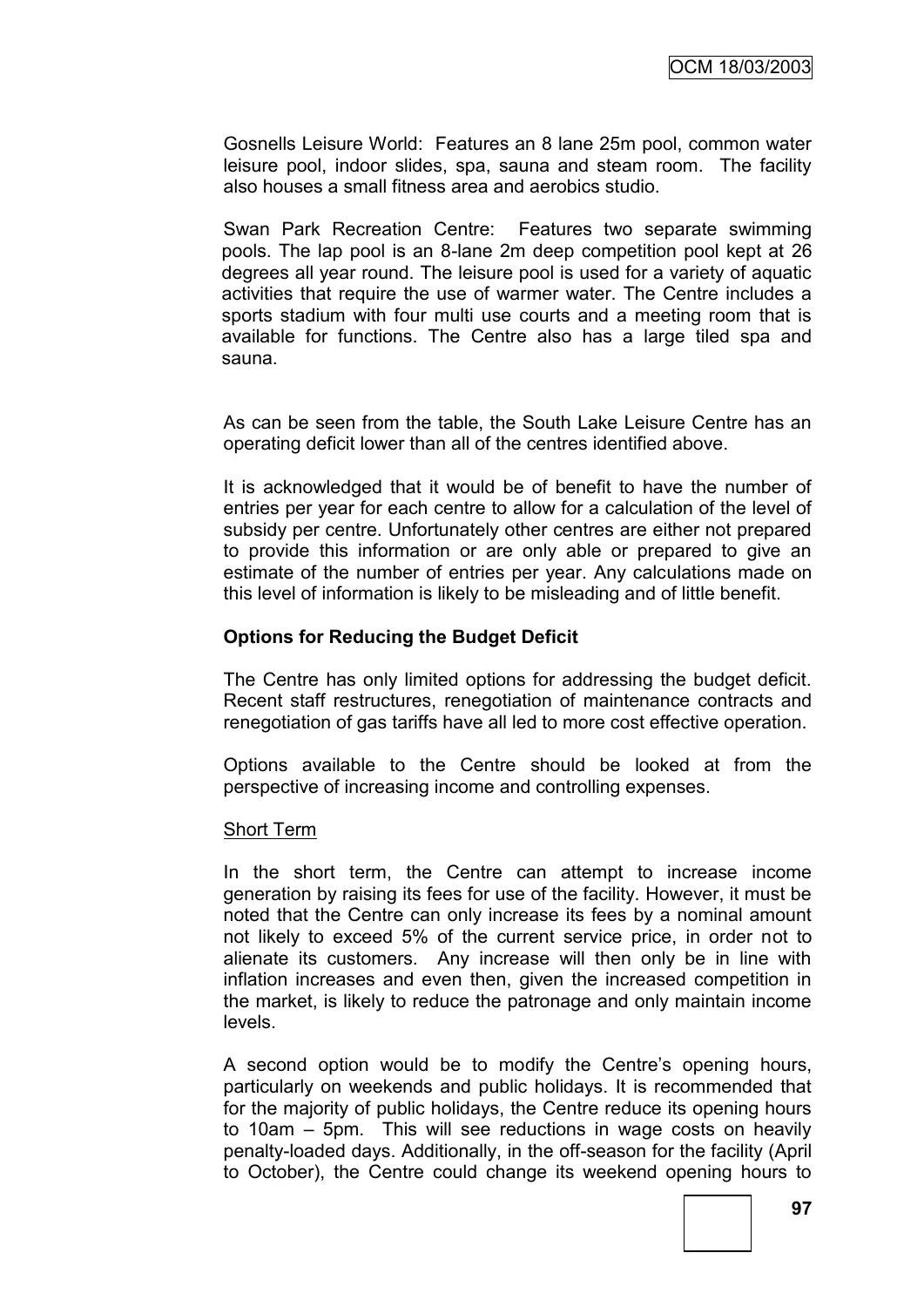Gosnells Leisure World: Features an 8 lane 25m pool, common water leisure pool, indoor slides, spa, sauna and steam room. The facility also houses a small fitness area and aerobics studio.

Swan Park Recreation Centre: Features two separate swimming pools. The lap pool is an 8-lane 2m deep competition pool kept at 26 degrees all year round. The leisure pool is used for a variety of aquatic activities that require the use of warmer water. The Centre includes a sports stadium with four multi use courts and a meeting room that is available for functions. The Centre also has a large tiled spa and sauna.

As can be seen from the table, the South Lake Leisure Centre has an operating deficit lower than all of the centres identified above.

It is acknowledged that it would be of benefit to have the number of entries per year for each centre to allow for a calculation of the level of subsidy per centre. Unfortunately other centres are either not prepared to provide this information or are only able or prepared to give an estimate of the number of entries per year. Any calculations made on this level of information is likely to be misleading and of little benefit.

**Options for Reducing the Budget Deficit**

The Centre has only limited options for addressing the budget deficit. Recent staff restructures, renegotiation of maintenance contracts and renegotiation of gas tariffs have all led to more cost effective operation.

Options available to the Centre should be looked at from the perspective of increasing income and controlling expenses.

Short Term

In the short term, the Centre can attempt to increase income generation by raising its fees for use of the facility. However, it must be noted that the Centre can only increase its fees by a nominal amount not likely to exceed 5% of the current service price, in order not to alienate its customers. Any increase will then only be in line with inflation increases and even then, given the increased competition in the market, is likely to reduce the patronage and only maintain income levels.

A second option would be to modify the Centre's opening hours, particularly on weekends and public holidays. It is recommended that for the majority of public holidays, the Centre reduce its opening hours to 10am – 5pm. This will see reductions in wage costs on heavily penalty-loaded days. Additionally, in the off-season for the facility (April to October), the Centre could change its weekend opening hours to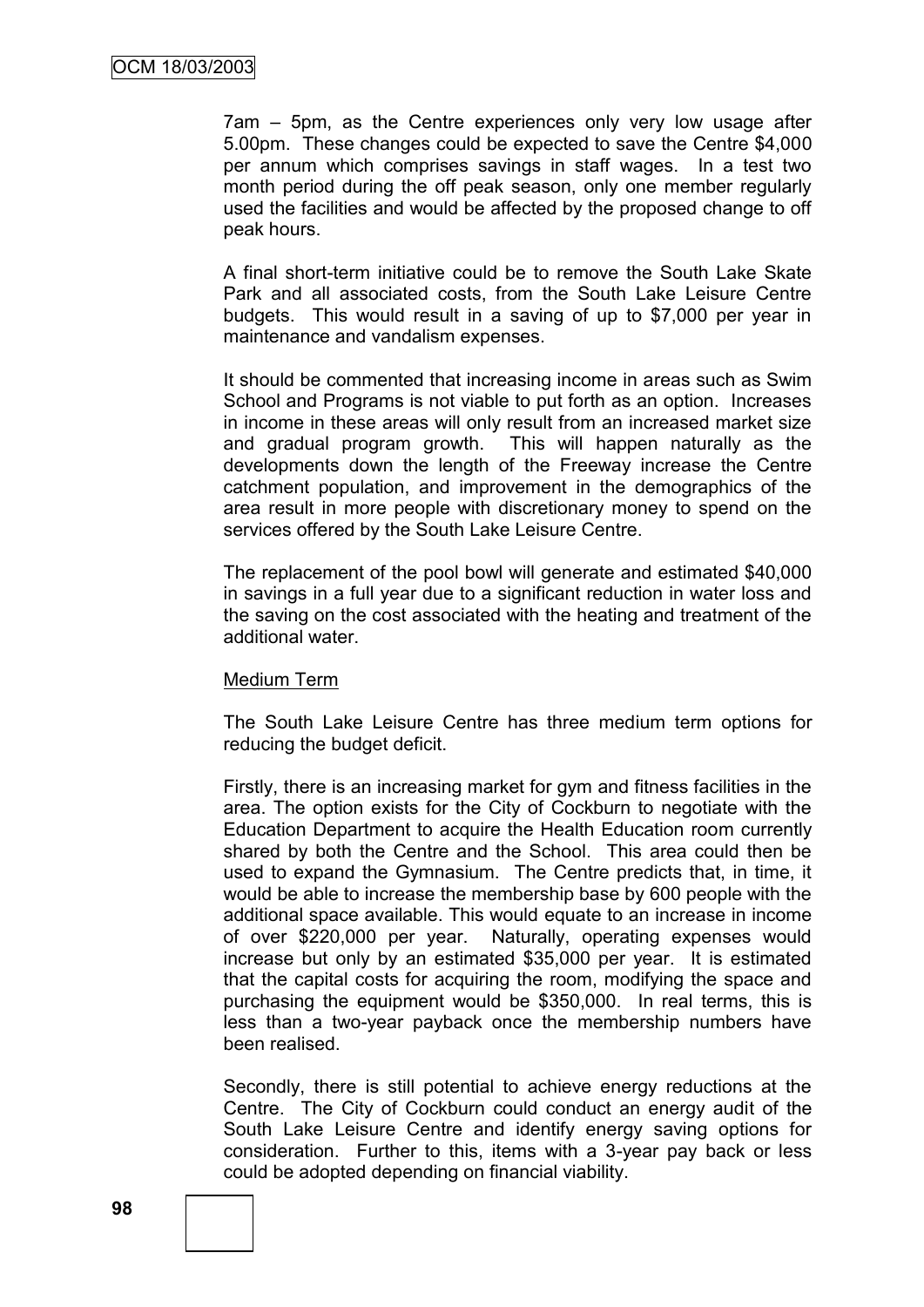7am – 5pm, as the Centre experiences only very low usage after 5.00pm. These changes could be expected to save the Centre $4,000 per annum which comprises savings in staff wages. In a test two month period during the off peak season, only one member regularly used the facilities and would be affected by the proposed change to off peak hours.

A final short-term initiative could be to remove the South Lake Skate Park and all associated costs, from the South Lake Leisure Centre budgets. This would result in a saving of up to $7,000 per year in maintenance and vandalism expenses.

It should be commented that increasing income in areas such as Swim School and Programs is not viable to put forth as an option. Increases in income in these areas will only result from an increased market size and gradual program growth. This will happen naturally as the developments down the length of the Freeway increase the Centre catchment population, and improvement in the demographics of the area result in more people with discretionary money to spend on the services offered by the South Lake Leisure Centre.

The replacement of the pool bowl will generate and estimated $40,000 in savings in a full year due to a significant reduction in water loss and the saving on the cost associated with the heating and treatment of the additional water.

Medium Term

The South Lake Leisure Centre has three medium term options for reducing the budget deficit.

Firstly, there is an increasing market for gym and fitness facilities in the area. The option exists for the City of Cockburn to negotiate with the Education Department to acquire the Health Education room currently shared by both the Centre and the School. This area could then be used to expand the Gymnasium. The Centre predicts that, in time, it would be able to increase the membership base by 600 people with the additional space available. This would equate to an increase in income of over $220,000 per year. Naturally, operating expenses would increase but only by an estimated $35,000 per year. It is estimated that the capital costs for acquiring the room, modifying the space and purchasing the equipment would be $350,000. In real terms, this is less than a two-year payback once the membership numbers have been realised.

Secondly, there is still potential to achieve energy reductions at the Centre. The City of Cockburn could conduct an energy audit of the South Lake Leisure Centre and identify energy saving options for consideration. Further to this, items with a 3-year pay back or less could be adopted depending on financial viability.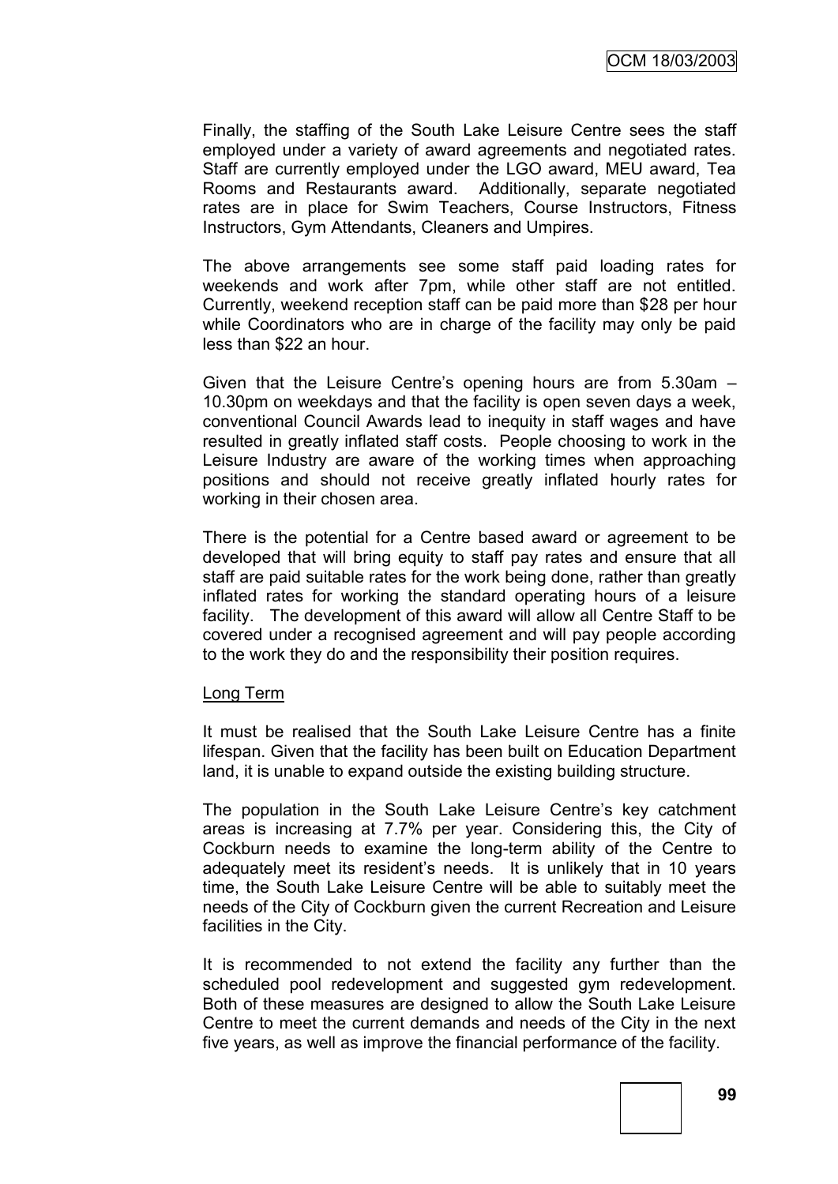Finally, the staffing of the South Lake Leisure Centre sees the staff employed under a variety of award agreements and negotiated rates. Staff are currently employed under the LGO award, MEU award, Tea Rooms and Restaurants award. Additionally, separate negotiated rates are in place for Swim Teachers, Course Instructors, Fitness Instructors, Gym Attendants, Cleaners and Umpires.

The above arrangements see some staff paid loading rates for weekends and work after 7pm, while other staff are not entitled. Currently, weekend reception staff can be paid more than $28 per hour while Coordinators who are in charge of the facility may only be paid less than $22 an hour.

Given that the Leisure Centre's opening hours are from 5.30am – 10.30pm on weekdays and that the facility is open seven days a week, conventional Council Awards lead to inequity in staff wages and have resulted in greatly inflated staff costs. People choosing to work in the Leisure Industry are aware of the working times when approaching positions and should not receive greatly inflated hourly rates for working in their chosen area.

There is the potential for a Centre based award or agreement to be developed that will bring equity to staff pay rates and ensure that all staff are paid suitable rates for the work being done, rather than greatly inflated rates for working the standard operating hours of a leisure facility. The development of this award will allow all Centre Staff to be covered under a recognised agreement and will pay people according to the work they do and the responsibility their position requires.

Long Term

It must be realised that the South Lake Leisure Centre has a finite lifespan. Given that the facility has been built on Education Department land, it is unable to expand outside the existing building structure.

The population in the South Lake Leisure Centre's key catchment areas is increasing at 7.7% per year. Considering this, the City of Cockburn needs to examine the long-term ability of the Centre to adequately meet its resident's needs. It is unlikely that in 10 years time, the South Lake Leisure Centre will be able to suitably meet the needs of the City of Cockburn given the current Recreation and Leisure facilities in the City.

It is recommended to not extend the facility any further than the scheduled pool redevelopment and suggested gym redevelopment. Both of these measures are designed to allow the South Lake Leisure Centre to meet the current demands and needs of the City in the next five years, as well as improve the financial performance of the facility.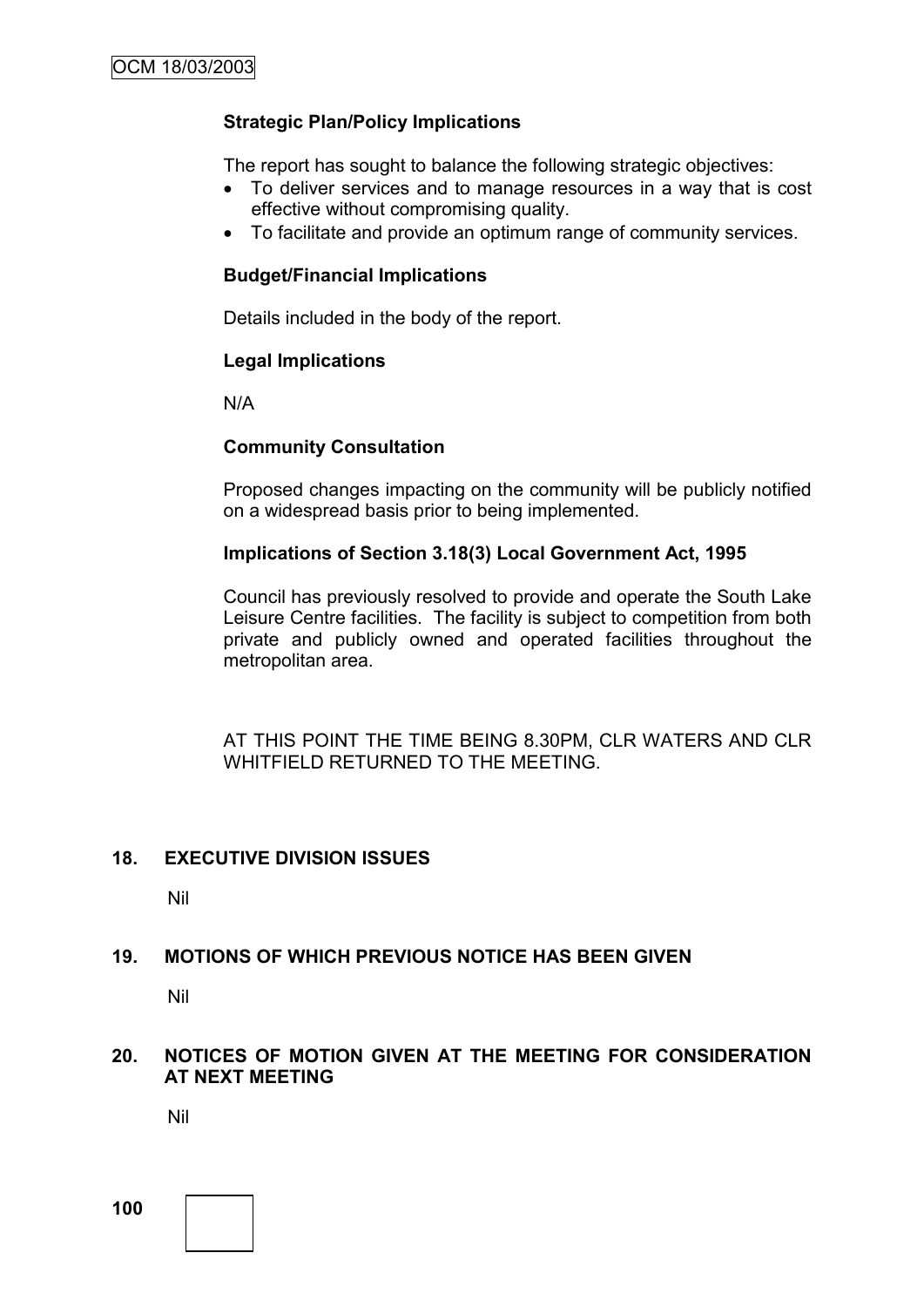**Strategic Plan/Policy Implications**

The report has sought to balance the following strategic objectives:

- To deliver services and to manage resources in a way that is cost effective without compromising quality.
- To facilitate and provide an optimum range of community services.

**Budget/Financial Implications**

Details included in the body of the report.

**Legal Implications**

N/A

**Community Consultation**

Proposed changes impacting on the community will be publicly notified on a widespread basis prior to being implemented.

**Implications of Section 3.18(3) Local Government Act, 1995**

Council has previously resolved to provide and operate the South Lake Leisure Centre facilities. The facility is subject to competition from both private and publicly owned and operated facilities throughout the metropolitan area.

AT THIS POINT THE TIME BEING 8.30PM, CLR WATERS AND CLR WHITFIELD RETURNED TO THE MEETING.

## 18. EXECUTIVE DIVISION ISSUES

Nil

## 19. MOTIONS OF WHICH PREVIOUS NOTICE HAS BEEN GIVEN

Nil

## 20. NOTICES OF MOTION GIVEN AT THE MEETING FOR CONSIDERATION AT NEXT MEETING

Nil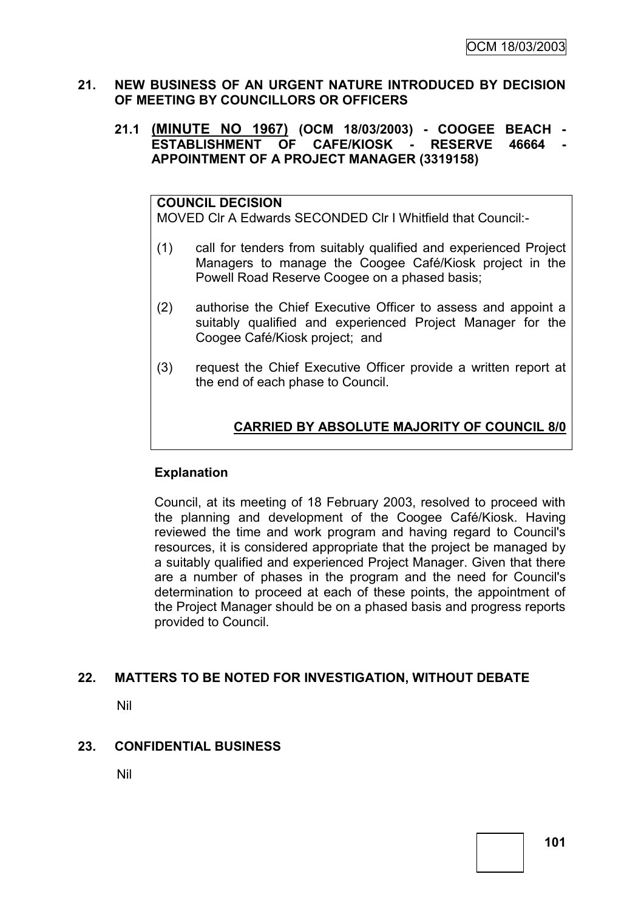## 21. NEW BUSINESS OF AN URGENT NATURE INTRODUCED BY DECISION OF MEETING BY COUNCILLORS OR OFFICERS

### 21.1 (MINUTE NO 1967) (OCM 18/03/2003) - COOGEE BEACH - ESTABLISHMENT OF CAFE/KIOSK - RESERVE 46664 - APPOINTMENT OF A PROJECT MANAGER (3319158)

**COUNCIL DECISION**

MOVED Clr A Edwards SECONDED Clr I Whitfield that Council:-

(1) call for tenders from suitably qualified and experienced Project Managers to manage the Coogee Café/Kiosk project in the Powell Road Reserve Coogee on a phased basis;

(2) authorise the Chief Executive Officer to assess and appoint a suitably qualified and experienced Project Manager for the Coogee Café/Kiosk project; and

(3) request the Chief Executive Officer provide a written report at the end of each phase to Council.

**CARRIED BY ABSOLUTE MAJORITY OF COUNCIL 8/0**

**Explanation**

Council, at its meeting of 18 February 2003, resolved to proceed with the planning and development of the Coogee Café/Kiosk. Having reviewed the time and work program and having regard to Council's resources, it is considered appropriate that the project be managed by a suitably qualified and experienced Project Manager. Given that there are a number of phases in the program and the need for Council's determination to proceed at each of these points, the appointment of the Project Manager should be on a phased basis and progress reports provided to Council.

## 22. MATTERS TO BE NOTED FOR INVESTIGATION, WITHOUT DEBATE

Nil

## 23. CONFIDENTIAL BUSINESS

Nil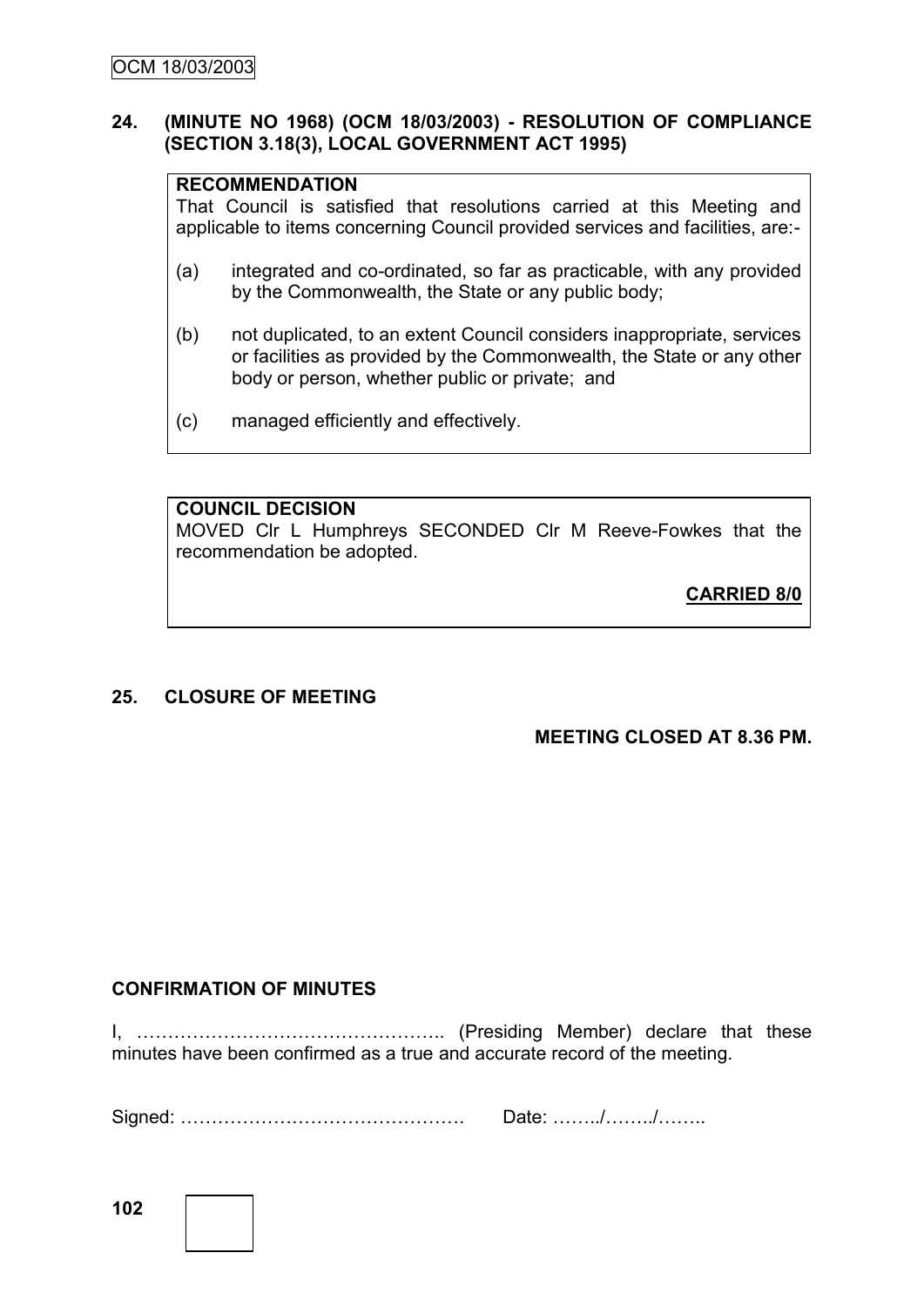## 24. (MINUTE NO 1968) (OCM 18/03/2003) - RESOLUTION OF COMPLIANCE (SECTION 3.18(3), LOCAL GOVERNMENT ACT 1995)

**RECOMMENDATION**

That Council is satisfied that resolutions carried at this Meeting and applicable to items concerning Council provided services and facilities, are:-

(a) integrated and co-ordinated, so far as practicable, with any provided by the Commonwealth, the State or any public body;

(b) not duplicated, to an extent Council considers inappropriate, services or facilities as provided by the Commonwealth, the State or any other body or person, whether public or private; and

(c) managed efficiently and effectively.

**COUNCIL DECISION**

MOVED Clr L Humphreys SECONDED Clr M Reeve-Fowkes that the recommendation be adopted.

**CARRIED 8/0**

## 25. CLOSURE OF MEETING

**MEETING CLOSED AT 8.36 PM.**

**CONFIRMATION OF MINUTES**

I, ………………………………………….. (Presiding Member) declare that these minutes have been confirmed as a true and accurate record of the meeting.

Signed: ………………………………………. Date: ……../……../……..